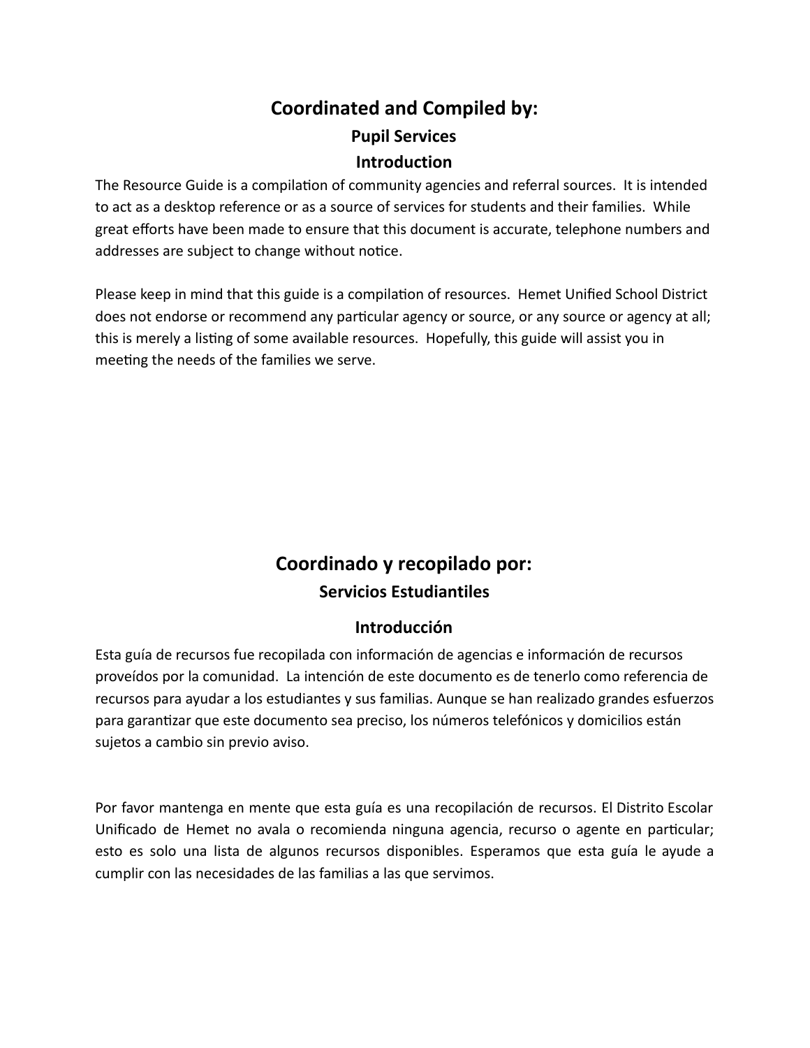## Coordinated and Compiled by:

### Pupil Services

### Introduction

The Resource Guide is a compilation of community agencies and referral sources. It is intended to act as a desktop reference or as a source of services for students and their families. While great efforts have been made to ensure that this document is accurate, telephone numbers and addresses are subject to change without notice.

Please keep in mind that this guide is a compilation of resources. Hemet Unified School District does not endorse or recommend any particular agency or source, or any source or agency at all; this is merely a listing of some available resources. Hopefully, this guide will assist you in meeting the needs of the families we serve.

## Coordinado y recopilado por:

### Servicios Estudiantiles

### Introducción

Esta guía de recursos fue recopilada con información de agencias e información de recursos proveídos por la comunidad. La intención de este documento es de tenerlo como referencia de recursos para ayudar a los estudiantes y sus familias. Aunque se han realizado grandes esfuerzos para garantizar que este documento sea preciso, los números telefónicos y domicilios están sujetos a cambio sin previo aviso.

Por favor mantenga en mente que esta guía es una recopilación de recursos. El Distrito Escolar Unificado de Hemet no avala o recomienda ninguna agencia, recurso o agente en particular; esto es solo una lista de algunos recursos disponibles. Esperamos que esta guía le ayude a cumplir con las necesidades de las familias a las que servimos.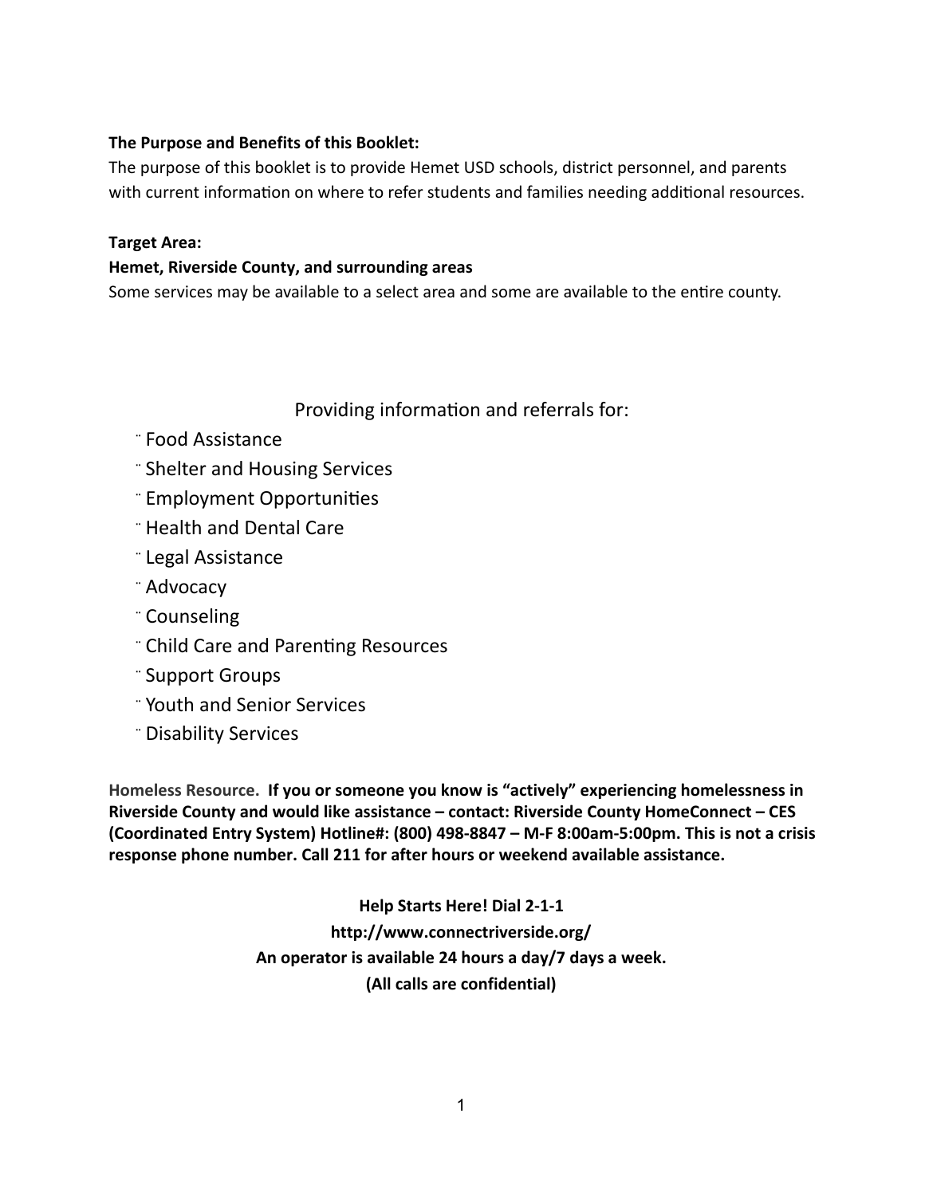**The Purpose and Benefits of this Booklet:**

The purpose of this booklet is to provide Hemet USD schools, district personnel, and parents with current information on where to refer students and families needing additional resources.

**Target Area:**

**Hemet, Riverside County, and surrounding areas**

Some services may be available to a select area and some are available to the entire county.

Providing information and referrals for:

- Food Assistance
- Shelter and Housing Services
- Employment Opportunities
- Health and Dental Care
- Legal Assistance
- Advocacy
- Counseling
- Child Care and Parenting Resources
- Support Groups
- Youth and Senior Services
- Disability Services

**Homeless Resource. If you or someone you know is "actively" experiencing homelessness in Riverside County and would like assistance – contact: Riverside County HomeConnect – CES (Coordinated Entry System) Hotline#: (800) 498-8847 – M-F 8:00am-5:00pm. This is not a crisis response phone number. Call 211 for after hours or weekend available assistance.**

**Help Starts Here! Dial 2-1-1**

**http://www.connectriverside.org/**

**An operator is available 24 hours a day/7 days a week.**

**(All calls are confidential)**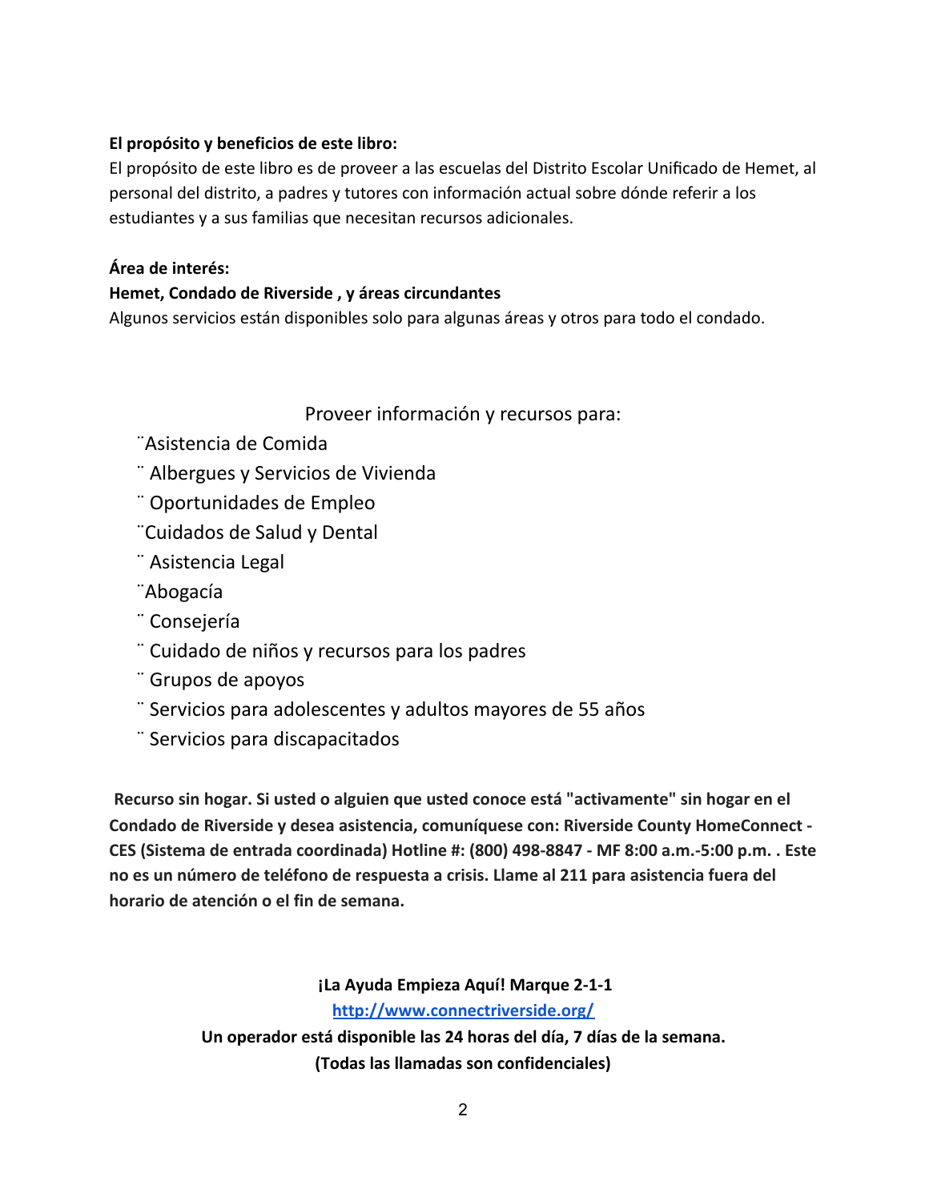**El propósito y beneficios de este libro:**

El propósito de este libro es de proveer a las escuelas del Distrito Escolar Unificado de Hemet, al personal del distrito, a padres y tutores con información actual sobre dónde referir a los estudiantes y a sus familias que necesitan recursos adicionales.

**Área de interés:**

**Hemet, Condado de Riverside , y áreas circundantes**

Algunos servicios están disponibles solo para algunas áreas y otros para todo el condado.

Proveer información y recursos para:

- Asistencia de Comida
- Albergues y Servicios de Vivienda
- Oportunidades de Empleo
- Cuidados de Salud y Dental
- Asistencia Legal
- Abogacía
- Consejería
- Cuidado de niños y recursos para los padres
- Grupos de apoyos
- Servicios para adolescentes y adultos mayores de 55 años
- Servicios para discapacitados

**Recurso sin hogar. Si usted o alguien que usted conoce está "activamente" sin hogar en el Condado de Riverside y desea asistencia, comuníquese con: Riverside County HomeConnect - CES (Sistema de entrada coordinada) Hotline #: (800) 498-8847 - MF 8:00 a.m.-5:00 p.m. . Este no es un número de teléfono de respuesta a crisis. Llame al 211 para asistencia fuera del horario de atención o el fin de semana.**

**¡La Ayuda Empieza Aquí! Marque 2-1-1**

**http://www.connectriverside.org/**

**Un operador está disponible las 24 horas del día, 7 días de la semana.**

**(Todas las llamadas son confidenciales)**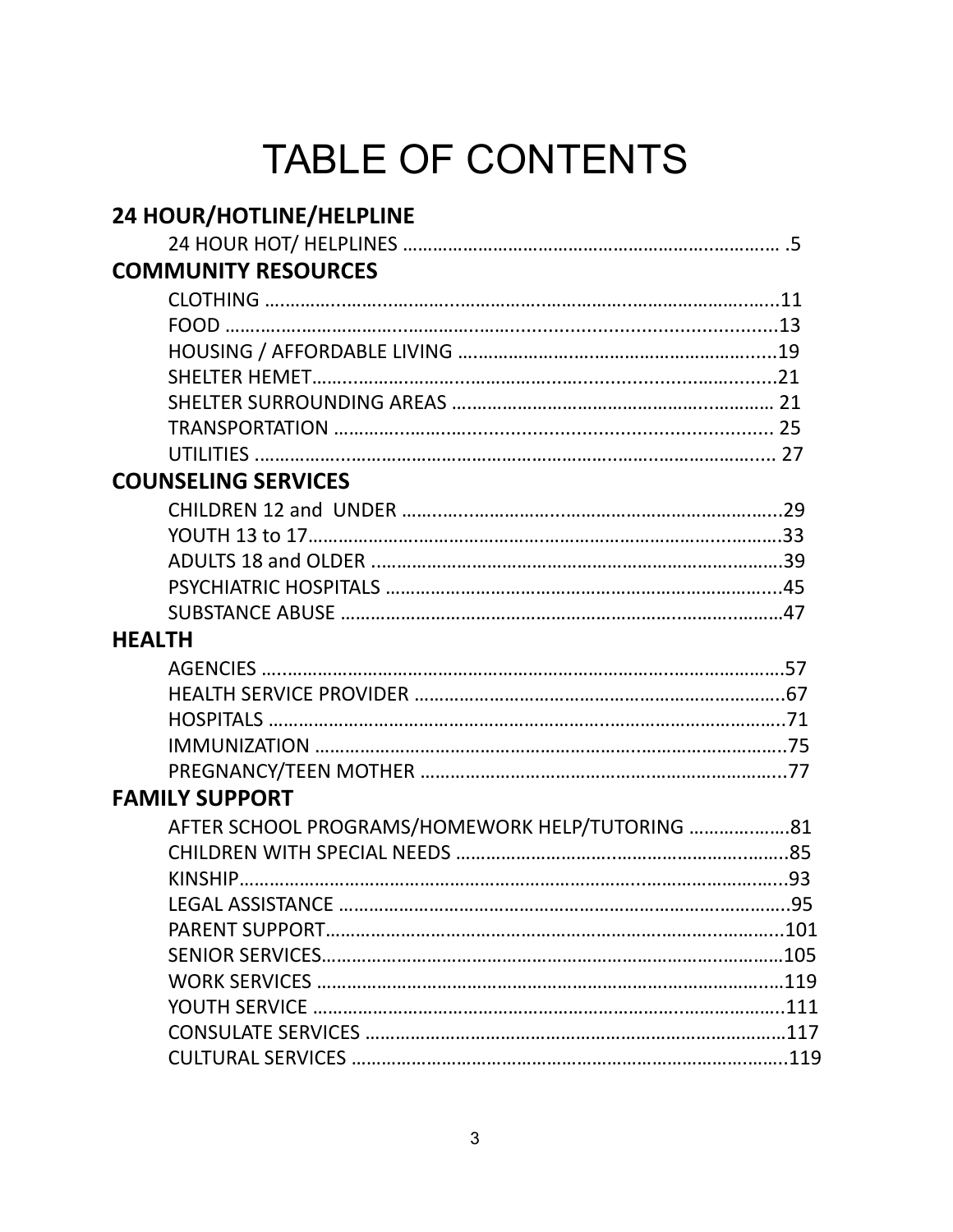# TABLE OF CONTENTS

## 24 HOUR/HOTLINE/HELPLINE

- 24 HOUR HOT/ HELPLINES .......... .5

## COMMUNITY RESOURCES

- CLOTHING ..........11
- FOOD ..........13
- HOUSING / AFFORDABLE LIVING ..........19
- SHELTER HEMET..........21
- SHELTER SURROUNDING AREAS .......... 21
- TRANSPORTATION .......... 25
- UTILITIES .......... 27

## COUNSELING SERVICES

- CHILDREN 12 and UNDER ..........29
- YOUTH 13 to 17..........33
- ADULTS 18 and OLDER ..........39
- PSYCHIATRIC HOSPITALS ..........45
- SUBSTANCE ABUSE ..........47

## HEALTH

- AGENCIES ..........57
- HEALTH SERVICE PROVIDER ..........67
- HOSPITALS ..........71
- IMMUNIZATION ..........75
- PREGNANCY/TEEN MOTHER ..........77

## FAMILY SUPPORT

- AFTER SCHOOL PROGRAMS/HOMEWORK HELP/TUTORING ..........81
- CHILDREN WITH SPECIAL NEEDS ..........85
- KINSHIP..........93
- LEGAL ASSISTANCE ..........95
- PARENT SUPPORT..........101
- SENIOR SERVICES..........105
- WORK SERVICES ..........119
- YOUTH SERVICE ..........111
- CONSULATE SERVICES ..........117
- CULTURAL SERVICES ..........119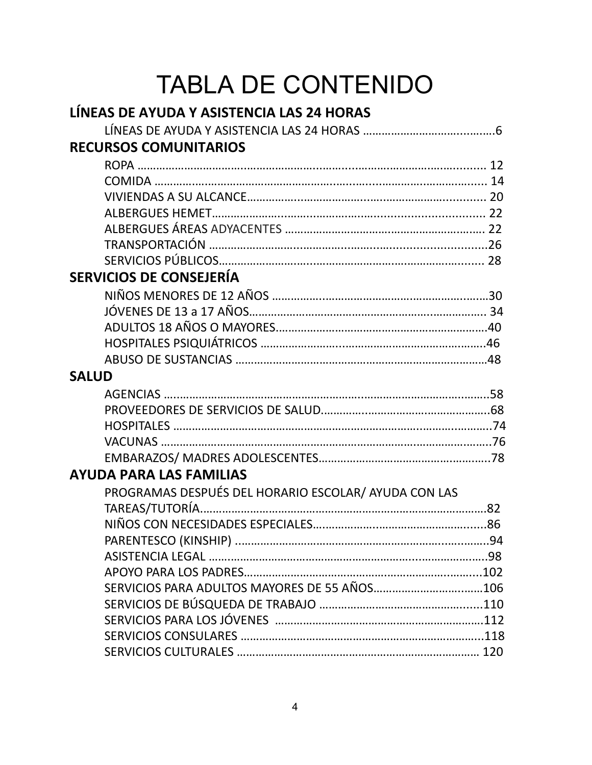# TABLA DE CONTENIDO

## LÍNEAS DE AYUDA Y ASISTENCIA LAS 24 HORAS

- LÍNEAS DE AYUDA Y ASISTENCIA LAS 24 HORAS ....................................6

## RECURSOS COMUNITARIOS

- ROPA .................................................................................................... 12
- COMIDA ................................................................................................ 14
- VIVIENDAS A SU ALCANCE.................................................................... 20
- ALBERGUES HEMET.............................................................................. 22
- ALBERGUES ÁREAS ADYACENTES ......................................................... 22
- TRANSPORTACIÓN .................................................................................26
- SERVICIOS PÚBLICOS............................................................................. 28

## SERVICIOS DE CONSEJERÍA

- NIÑOS MENORES DE 12 AÑOS ...............................................................30
- JÓVENES DE 13 a 17 AÑOS..................................................................... 34
- ADULTOS 18 AÑOS O MAYORES.............................................................40
- HOSPITALES PSIQUIÁTRICOS .................................................................46
- ABUSO DE SUSTANCIAS ........................................................................48

## SALUD

- AGENCIAS ...............................................................................................58
- PROVEEDORES DE SERVICIOS DE SALUD.................................................68
- HOSPITALES .............................................................................................74
- VACUNAS .................................................................................................76
- EMBARAZOS/ MADRES ADOLESCENTES..................................................78

## AYUDA PARA LAS FAMILIAS

- PROGRAMAS DESPUÉS DEL HORARIO ESCOLAR/ AYUDA CON LAS TAREAS/TUTORÍA.....................................................................................82
- NIÑOS CON NECESIDADES ESPECIALES....................................................86
- PARENTESCO (KINSHIP) ...........................................................................94
- ASISTENCIA LEGAL ...................................................................................98
- APOYO PARA LOS PADRES........................................................................102
- SERVICIOS PARA ADULTOS MAYORES DE 55 AÑOS.................................106
- SERVICIOS DE BÚSQUEDA DE TRABAJO ..................................................110
- SERVICIOS PARA LOS JÓVENES ...............................................................112
- SERVICIOS CONSULARES .........................................................................118
- SERVICIOS CULTURALES .......................................................................... 120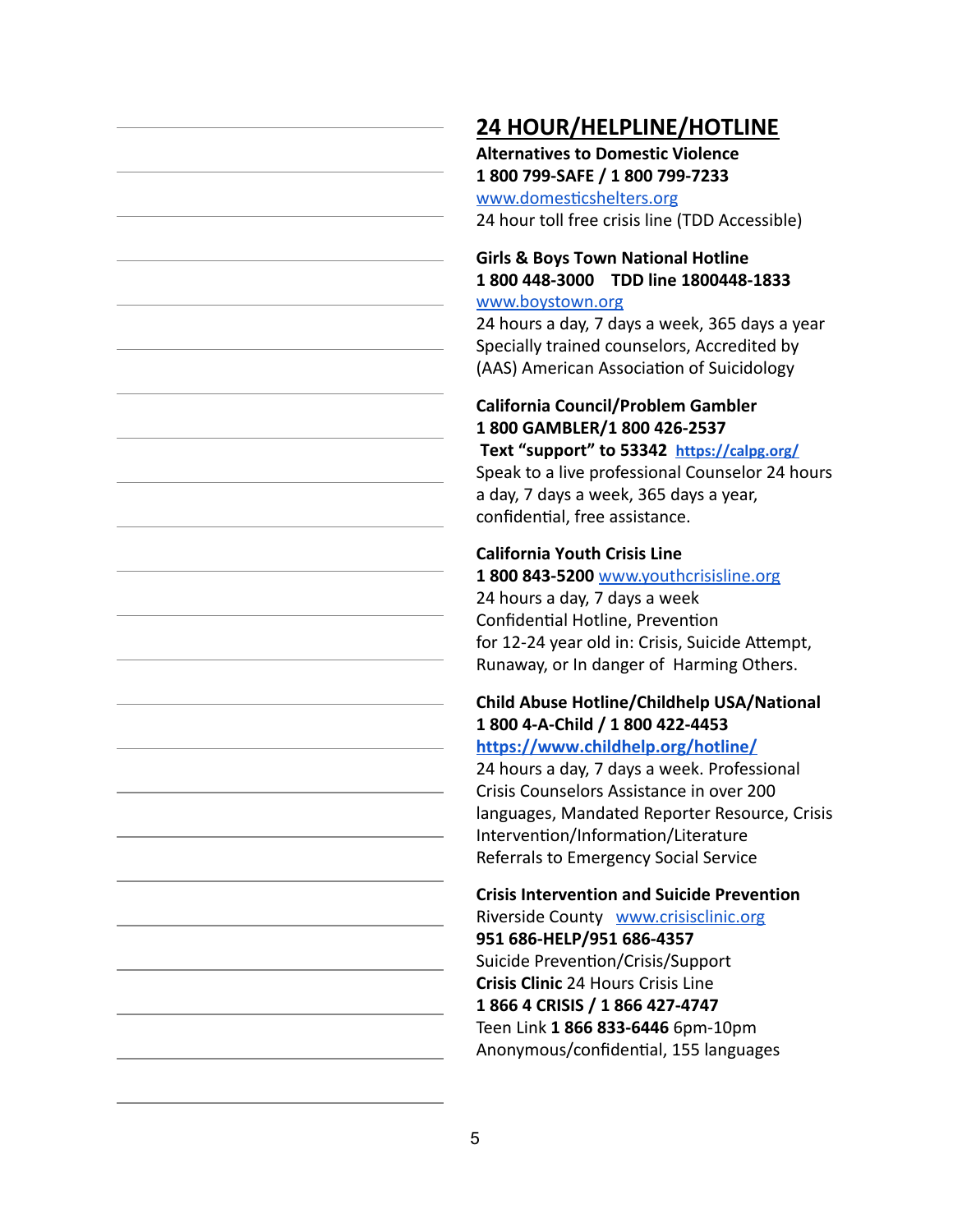## 24 HOUR/HELPLINE/HOTLINE

**Alternatives to Domestic Violence**
**1 800 799-SAFE / 1 800 799-7233**
www.domesticshelters.org
24 hour toll free crisis line (TDD Accessible)

**Girls & Boys Town National Hotline**
**1 800 448-3000   TDD line 1800448-1833**
www.boystown.org
24 hours a day, 7 days a week, 365 days a year
Specially trained counselors, Accredited by (AAS) American Association of Suicidology

**California Council/Problem Gambler**
**1 800 GAMBLER/1 800 426-2537**
**Text "support" to 53342** **https://calpg.org/**
Speak to a live professional Counselor 24 hours a day, 7 days a week, 365 days a year, confidential, free assistance.

**California Youth Crisis Line**
**1 800 843-5200** www.youthcrisisline.org
24 hours a day, 7 days a week
Confidential Hotline, Prevention
for 12-24 year old in: Crisis, Suicide Attempt, Runaway, or In danger of Harming Others.

**Child Abuse Hotline/Childhelp USA/National**
**1 800 4-A-Child / 1 800 422-4453**
**https://www.childhelp.org/hotline/**
24 hours a day, 7 days a week. Professional Crisis Counselors Assistance in over 200 languages, Mandated Reporter Resource, Crisis Intervention/Information/Literature
Referrals to Emergency Social Service

**Crisis Intervention and Suicide Prevention**
Riverside County www.crisisclinic.org
**951 686-HELP/951 686-4357**
Suicide Prevention/Crisis/Support
**Crisis Clinic** 24 Hours Crisis Line
**1 866 4 CRISIS / 1 866 427-4747**
Teen Link **1 866 833-6446** 6pm-10pm
Anonymous/confidential, 155 languages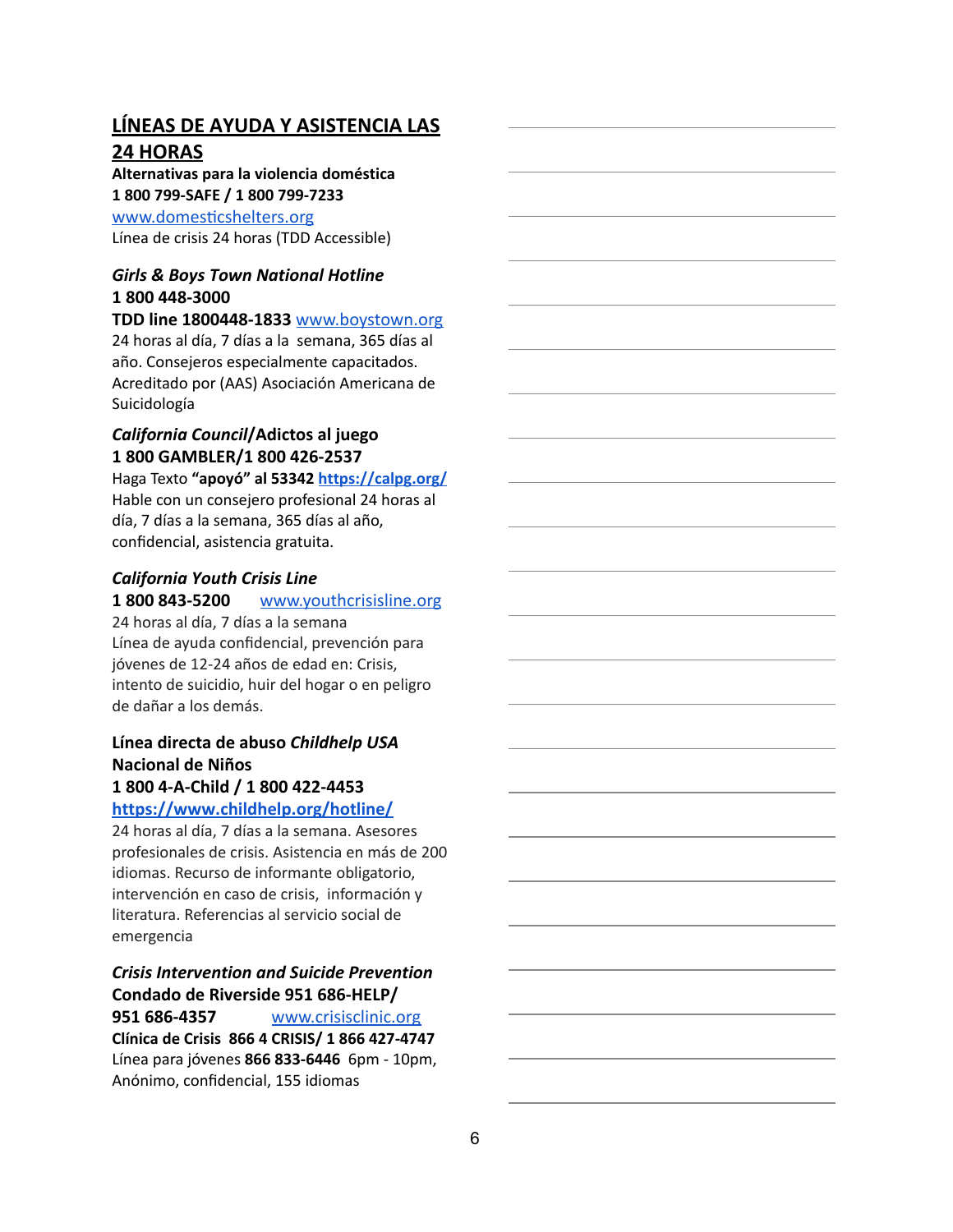## LÍNEAS DE AYUDA Y ASISTENCIA LAS 24 HORAS

**Alternativas para la violencia doméstica**
**1 800 799-SAFE / 1 800 799-7233**
www.domesticshelters.org
Línea de crisis 24 horas (TDD Accessible)

***Girls & Boys Town National Hotline***
**1 800 448-3000**
**TDD line 1800448-1833** www.boystown.org
24 horas al día, 7 días a la semana, 365 días al año. Consejeros especialmente capacitados. Acreditado por (AAS) Asociación Americana de Suicidología

***California Council*/Adictos al juego**
**1 800 GAMBLER/1 800 426-2537**
Haga Texto **"apoyó" al 53342** **https://calpg.org/**
Hable con un consejero profesional 24 horas al día, 7 días a la semana, 365 días al año, confidencial, asistencia gratuita.

***California Youth Crisis Line***
**1 800 843-5200** www.youthcrisisline.org
24 horas al día, 7 días a la semana
Línea de ayuda confidencial, prevención para jóvenes de 12-24 años de edad en: Crisis, intento de suicidio, huir del hogar o en peligro de dañar a los demás.

**Línea directa de abuso *Childhelp USA* Nacional de Niños**
**1 800 4-A-Child / 1 800 422-4453**
**https://www.childhelp.org/hotline/**
24 horas al día, 7 días a la semana. Asesores profesionales de crisis. Asistencia en más de 200 idiomas. Recurso de informante obligatorio, intervención en caso de crisis, información y literatura. Referencias al servicio social de emergencia

***Crisis Intervention and Suicide Prevention***
**Condado de Riverside 951 686-HELP/ 951 686-4357** www.crisisclinic.org
**Clínica de Crisis 866 4 CRISIS/ 1 866 427-4747**
Línea para jóvenes **866 833-6446** 6pm - 10pm, Anónimo, confidencial, 155 idiomas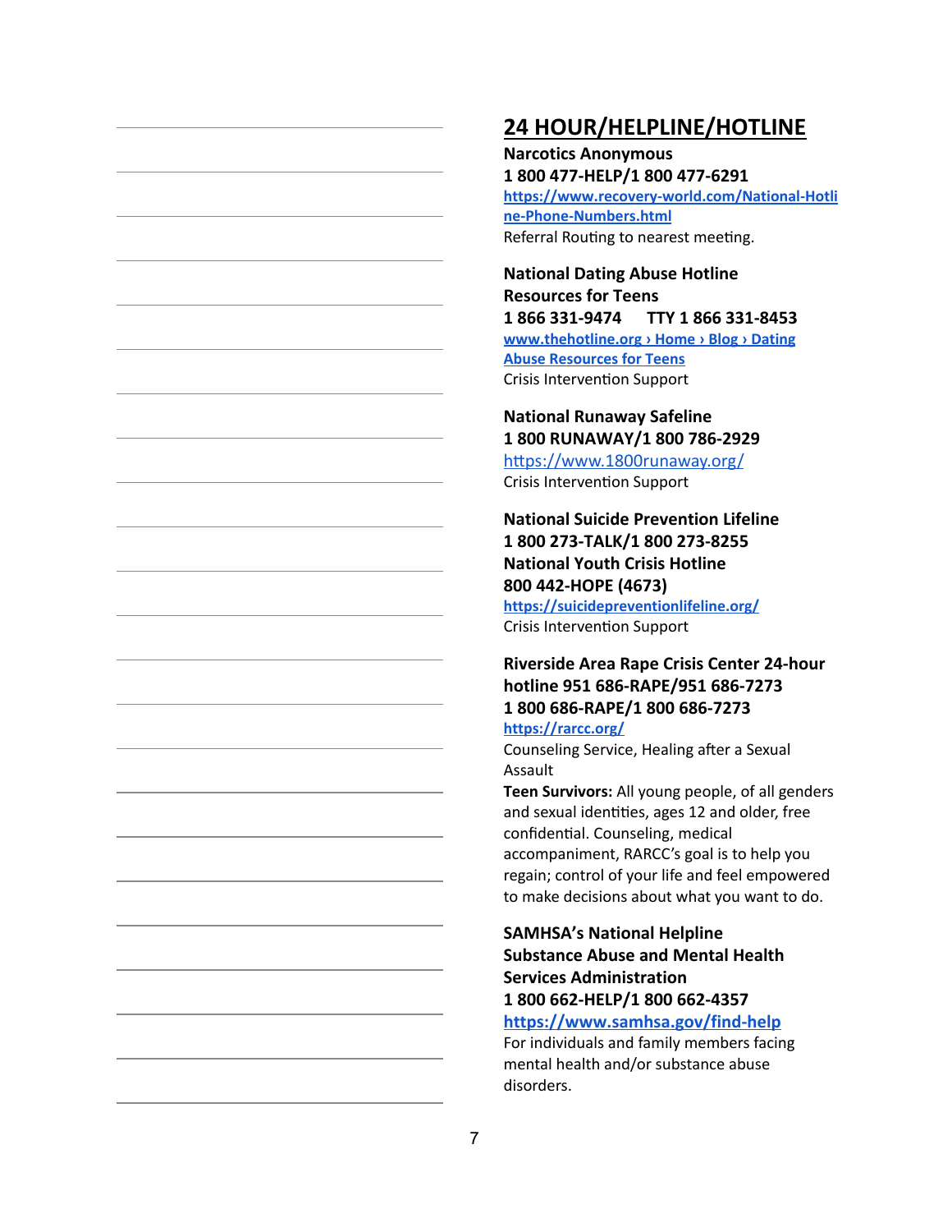## 24 HOUR/HELPLINE/HOTLINE

**Narcotics Anonymous**
**1 800 477-HELP/1 800 477-6291**
[https://www.recovery-world.com/National-Hotline-Phone-Numbers.html](https://www.recovery-world.com/National-Hotline-Phone-Numbers.html)
Referral Routing to nearest meeting.

**National Dating Abuse Hotline**
**Resources for Teens**
**1 866 331-9474 TTY 1 866 331-8453**
www.thehotline.org › Home › Blog › Dating Abuse Resources for Teens
Crisis Intervention Support

**National Runaway Safeline**
**1 800 RUNAWAY/1 800 786-2929**
[https://www.1800runaway.org/](https://www.1800runaway.org/)
Crisis Intervention Support

**National Suicide Prevention Lifeline**
**1 800 273-TALK/1 800 273-8255**
**National Youth Crisis Hotline**
**800 442-HOPE (4673)**
[https://suicidepreventionlifeline.org/](https://suicidepreventionlifeline.org/)
Crisis Intervention Support

**Riverside Area Rape Crisis Center 24-hour hotline 951 686-RAPE/951 686-7273**
**1 800 686-RAPE/1 800 686-7273**
[https://rarcc.org/](https://rarcc.org/)
Counseling Service, Healing after a Sexual Assault
**Teen Survivors:** All young people, of all genders and sexual identities, ages 12 and older, free confidential. Counseling, medical accompaniment, RARCC's goal is to help you regain; control of your life and feel empowered to make decisions about what you want to do.

**SAMHSA's National Helpline**
**Substance Abuse and Mental Health Services Administration**
**1 800 662-HELP/1 800 662-4357**
[https://www.samhsa.gov/find-help](https://www.samhsa.gov/find-help)
For individuals and family members facing mental health and/or substance abuse disorders.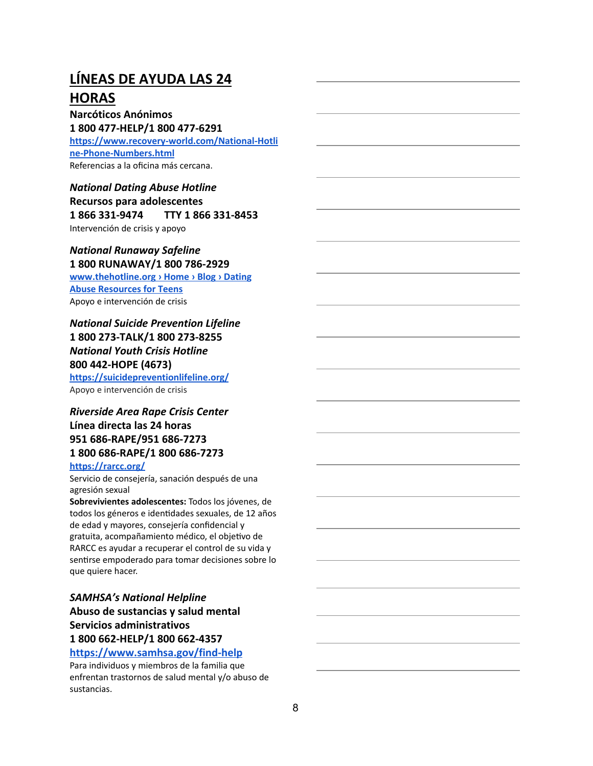## LÍNEAS DE AYUDA LAS 24 HORAS

**Narcóticos Anónimos**
**1 800 477-HELP/1 800 477-6291**
**https://www.recovery-world.com/National-Hotline-Phone-Numbers.html**
Referencias a la oficina más cercana.

***National Dating Abuse Hotline***
**Recursos para adolescentes**
**1 866 331-9474 TTY 1 866 331-8453**
Intervención de crisis y apoyo

***National Runaway Safeline***
**1 800 RUNAWAY/1 800 786-2929**
**www.thehotline.org › Home › Blog › Dating Abuse Resources for Teens**
Apoyo e intervención de crisis

***National Suicide Prevention Lifeline***
**1 800 273-TALK/1 800 273-8255**
***National Youth Crisis Hotline***
**800 442-HOPE (4673)**
**https://suicidepreventionlifeline.org/**
Apoyo e intervención de crisis

***Riverside Area Rape Crisis Center***
**Línea directa las 24 horas**
**951 686-RAPE/951 686-7273**
**1 800 686-RAPE/1 800 686-7273**
**https://rarcc.org/**
Servicio de consejería, sanación después de una agresión sexual
**Sobrevivientes adolescentes:** Todos los jóvenes, de todos los géneros e identidades sexuales, de 12 años de edad y mayores, consejería confidencial y gratuita, acompañamiento médico, el objetivo de RARCC es ayudar a recuperar el control de su vida y sentirse empoderado para tomar decisiones sobre lo que quiere hacer.

***SAMHSA's National Helpline***
**Abuso de sustancias y salud mental**
**Servicios administrativos**
**1 800 662-HELP/1 800 662-4357**
**https://www.samhsa.gov/find-help**
Para individuos y miembros de la familia que enfrentan trastornos de salud mental y/o abuso de sustancias.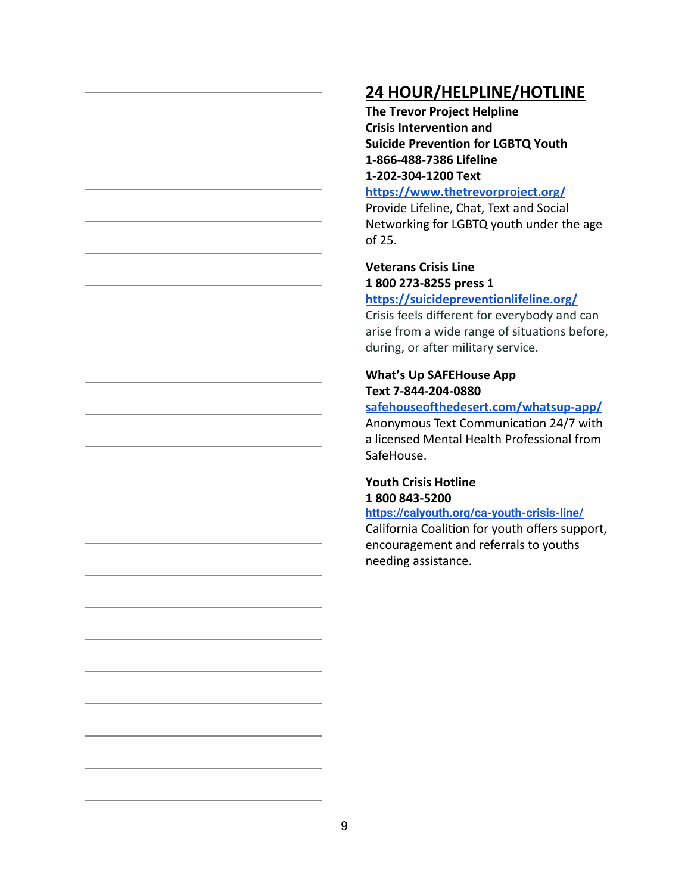## 24 HOUR/HELPLINE/HOTLINE

**The Trevor Project Helpline**
**Crisis Intervention and**
**Suicide Prevention for LGBTQ Youth**
**1-866-488-7386 Lifeline**
**1-202-304-1200 Text**
**https://www.thetrevorproject.org/**
Provide Lifeline, Chat, Text and Social Networking for LGBTQ youth under the age of 25.

**Veterans Crisis Line**
**1 800 273-8255 press 1**
**https://suicidepreventionlifeline.org/**
Crisis feels different for everybody and can arise from a wide range of situations before, during, or after military service.

**What's Up SAFEHouse App**
**Text 7-844-204-0880**
**safehouseofthedesert.com/whatsup-app/**
Anonymous Text Communication 24/7 with a licensed Mental Health Professional from SafeHouse.

**Youth Crisis Hotline**
**1 800 843-5200**
**https://calyouth.org/ca-youth-crisis-line/**
California Coalition for youth offers support, encouragement and referrals to youths needing assistance.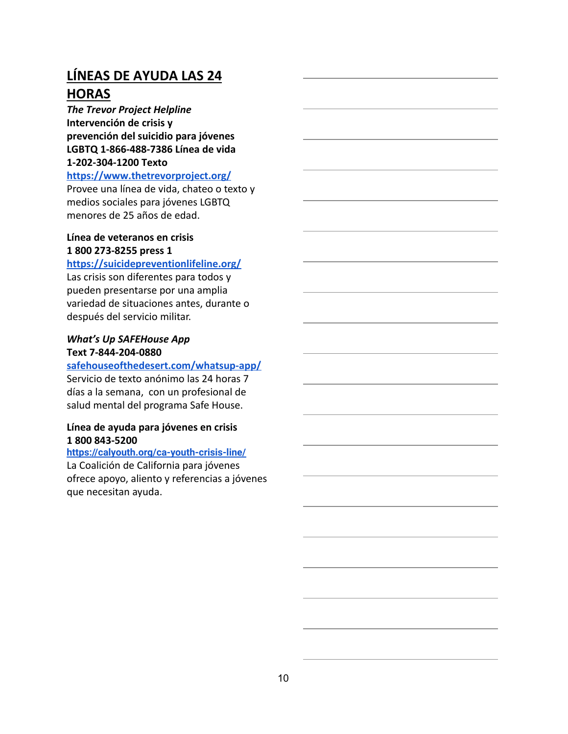## LÍNEAS DE AYUDA LAS 24 HORAS

***The Trevor Project Helpline***
**Intervención de crisis y prevención del suicidio para jóvenes LGBTQ 1-866-488-7386 Línea de vida 1-202-304-1200 Texto**
[https://www.thetrevorproject.org/](https://www.thetrevorproject.org/)
Provee una línea de vida, chateo o texto y medios sociales para jóvenes LGBTQ menores de 25 años de edad.

**Línea de veteranos en crisis**
**1 800 273-8255 press 1**
[https://suicidepreventionlifeline.org/](https://suicidepreventionlifeline.org/)
Las crisis son diferentes para todos y pueden presentarse por una amplia variedad de situaciones antes, durante o después del servicio militar.

***What's Up SAFEHouse App***
**Text 7-844-204-0880**
[safehouseofthedesert.com/whatsup-app/](safehouseofthedesert.com/whatsup-app/)
Servicio de texto anónimo las 24 horas 7 días a la semana, con un profesional de salud mental del programa Safe House.

**Línea de ayuda para jóvenes en crisis**
**1 800 843-5200**
[https://calyouth.org/ca-youth-crisis-line/](https://calyouth.org/ca-youth-crisis-line/)
La Coalición de California para jóvenes ofrece apoyo, aliento y referencias a jóvenes que necesitan ayuda.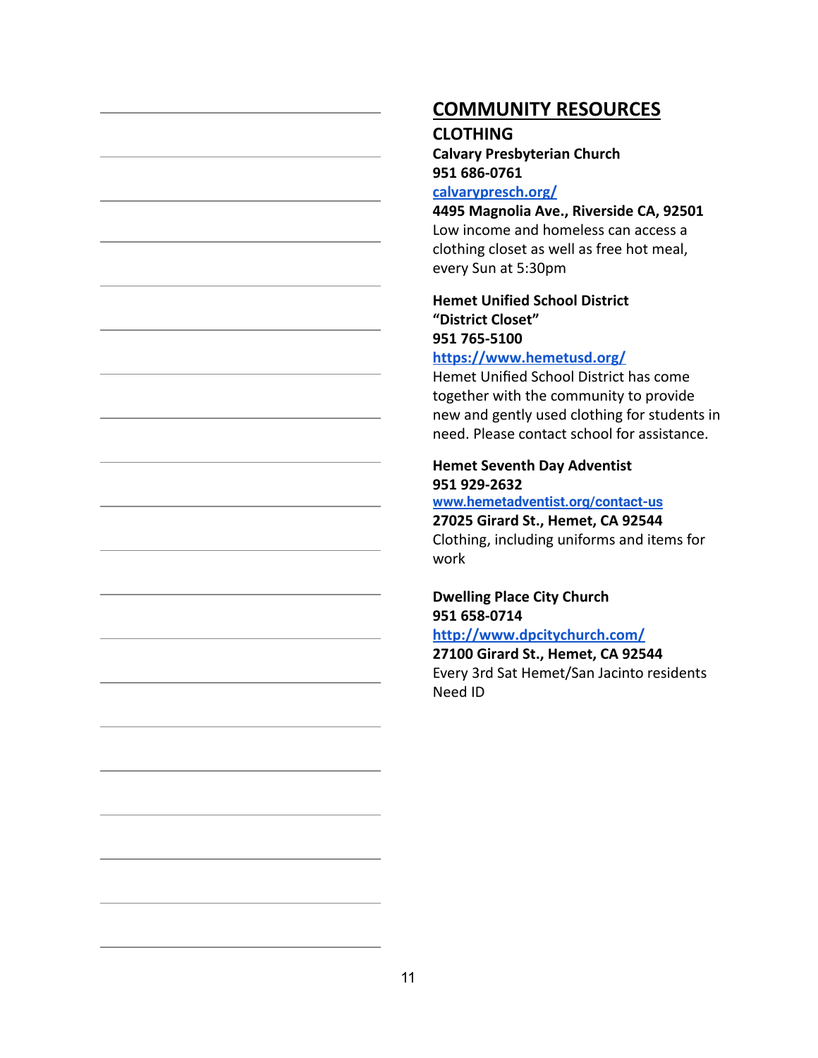# COMMUNITY RESOURCES

## CLOTHING

**Calvary Presbyterian Church**
**951 686-0761**
[calvarypresch.org/](calvarypresch.org/)
**4495 Magnolia Ave., Riverside CA, 92501**
Low income and homeless can access a clothing closet as well as free hot meal, every Sun at 5:30pm

**Hemet Unified School District "District Closet"**
**951 765-5100**
[https://www.hemetusd.org/](https://www.hemetusd.org/)
Hemet Unified School District has come together with the community to provide new and gently used clothing for students in need. Please contact school for assistance.

**Hemet Seventh Day Adventist**
**951 929-2632**
[www.hemetadventist.org/contact-us](www.hemetadventist.org/contact-us)
**27025 Girard St., Hemet, CA 92544**
Clothing, including uniforms and items for work

**Dwelling Place City Church**
**951 658-0714**
[http://www.dpcitychurch.com/](http://www.dpcitychurch.com/)
**27100 Girard St., Hemet, CA 92544**
Every 3rd Sat Hemet/San Jacinto residents
Need ID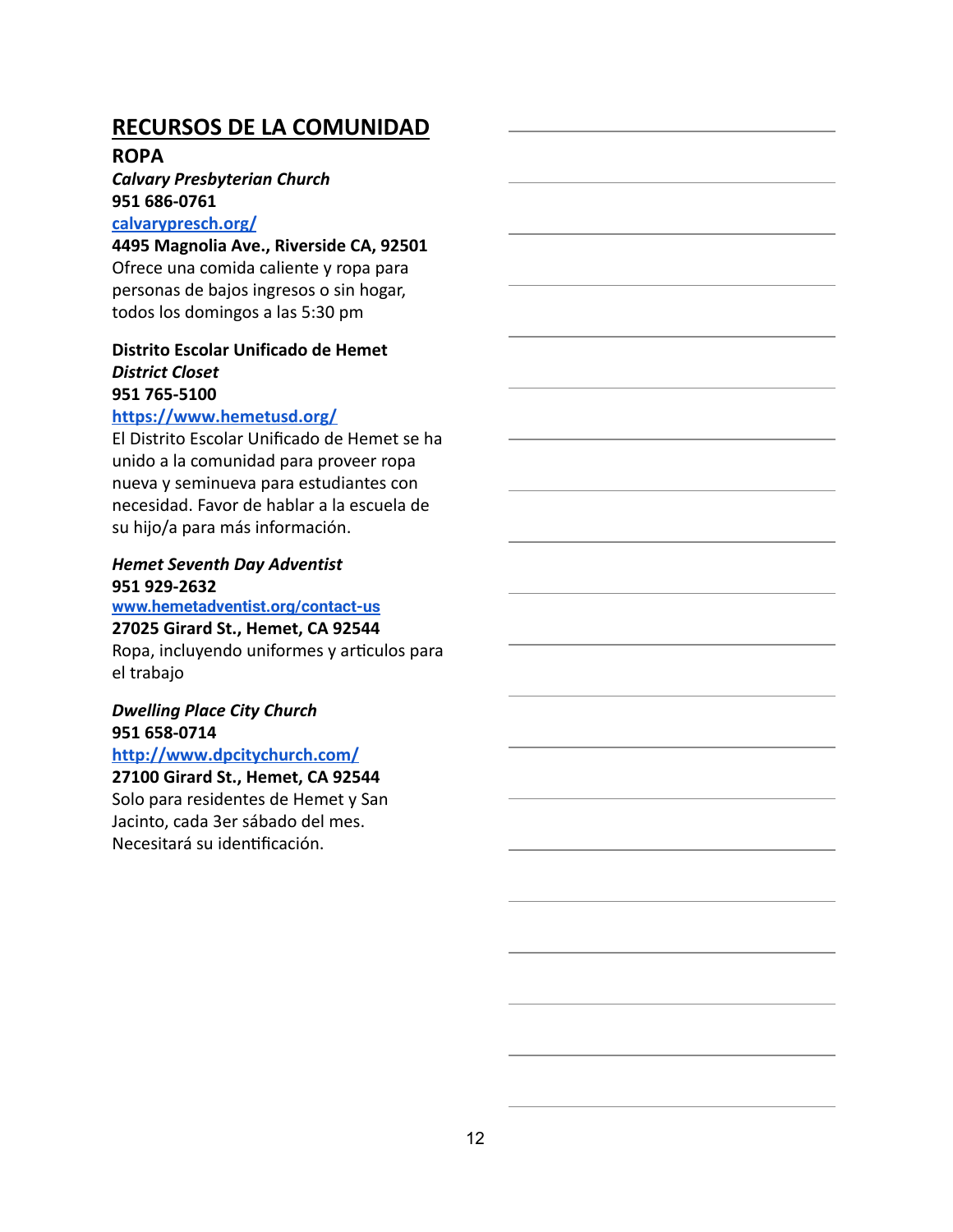# RECURSOS DE LA COMUNIDAD

## ROPA

***Calvary Presbyterian Church***
**951 686-0761**
**calvarypresch.org/**
**4495 Magnolia Ave., Riverside CA, 92501**
Ofrece una comida caliente y ropa para personas de bajos ingresos o sin hogar, todos los domingos a las 5:30 pm

**Distrito Escolar Unificado de Hemet**
***District Closet***
**951 765-5100**
**https://www.hemetusd.org/**
El Distrito Escolar Unificado de Hemet se ha unido a la comunidad para proveer ropa nueva y seminueva para estudiantes con necesidad. Favor de hablar a la escuela de su hijo/a para más información.

***Hemet Seventh Day Adventist***
**951 929-2632**
**www.hemetadventist.org/contact-us**
**27025 Girard St., Hemet, CA 92544**
Ropa, incluyendo uniformes y articulos para el trabajo

***Dwelling Place City Church***
**951 658-0714**
**http://www.dpcitychurch.com/**
**27100 Girard St., Hemet, CA 92544**
Solo para residentes de Hemet y San Jacinto, cada 3er sábado del mes. Necesitará su identificación.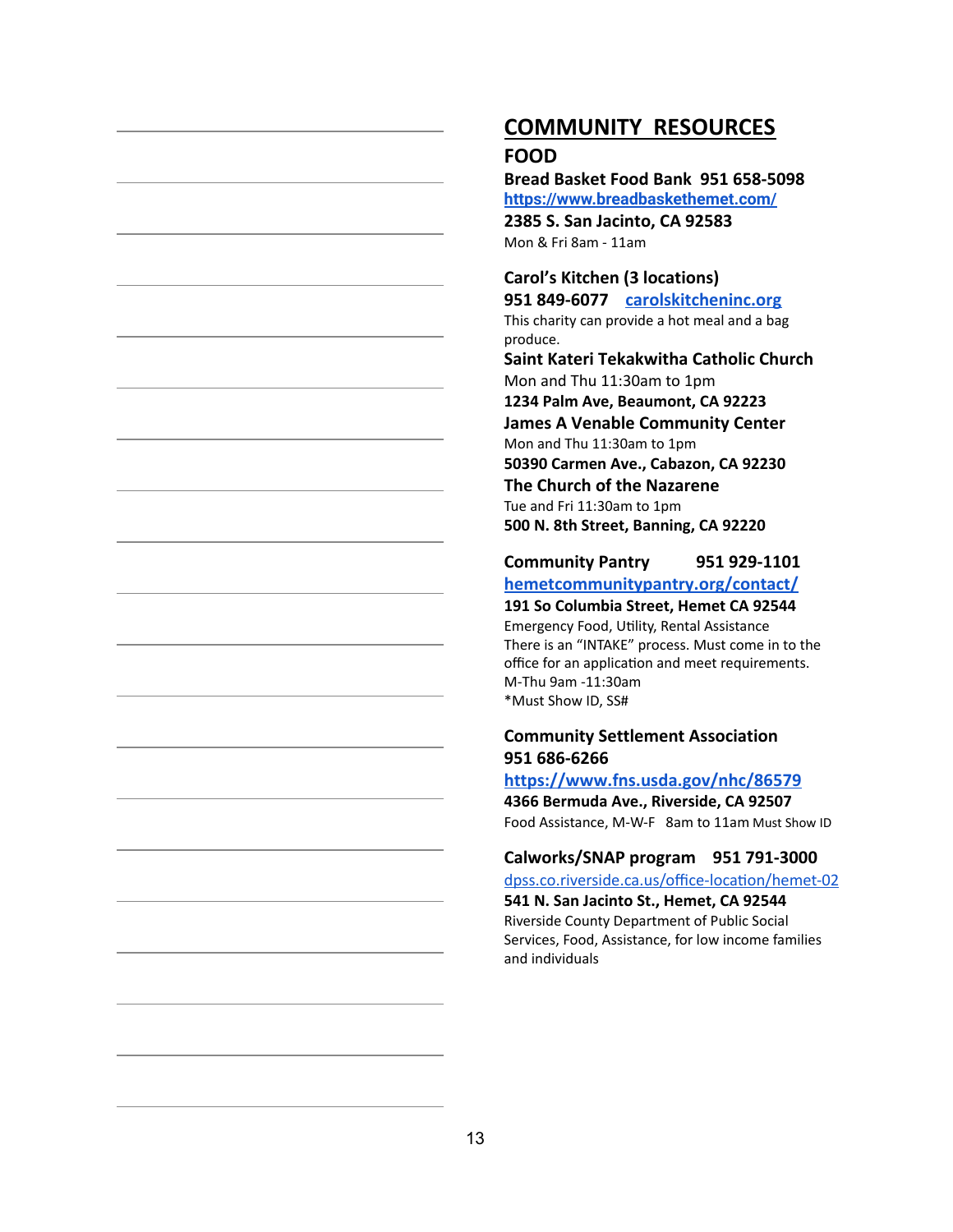# COMMUNITY RESOURCES

## FOOD

**Bread Basket Food Bank 951 658-5098**
**https://www.breadbaskethemet.com/**
**2385 S. San Jacinto, CA 92583**
Mon & Fri 8am - 11am

**Carol's Kitchen (3 locations)**
**951 849-6077 carolskitcheninc.org**
This charity can provide a hot meal and a bag produce.

**Saint Kateri Tekakwitha Catholic Church**
Mon and Thu 11:30am to 1pm
**1234 Palm Ave, Beaumont, CA 92223**

**James A Venable Community Center**
Mon and Thu 11:30am to 1pm
**50390 Carmen Ave., Cabazon, CA 92230**

**The Church of the Nazarene**
Tue and Fri 11:30am to 1pm
**500 N. 8th Street, Banning, CA 92220**

**Community Pantry 951 929-1101**
**hemetcommunitypantry.org/contact/**
**191 So Columbia Street, Hemet CA 92544**
Emergency Food, Utility, Rental Assistance
There is an "INTAKE" process. Must come in to the office for an application and meet requirements.
M-Thu 9am -11:30am
*Must Show ID, SS#

**Community Settlement Association**
**951 686-6266**
**https://www.fns.usda.gov/nhc/86579**
**4366 Bermuda Ave., Riverside, CA 92507**
Food Assistance, M-W-F 8am to 11am Must Show ID

**Calworks/SNAP program 951 791-3000**
dpss.co.riverside.ca.us/office-location/hemet-02
**541 N. San Jacinto St., Hemet, CA 92544**
Riverside County Department of Public Social Services, Food, Assistance, for low income families and individuals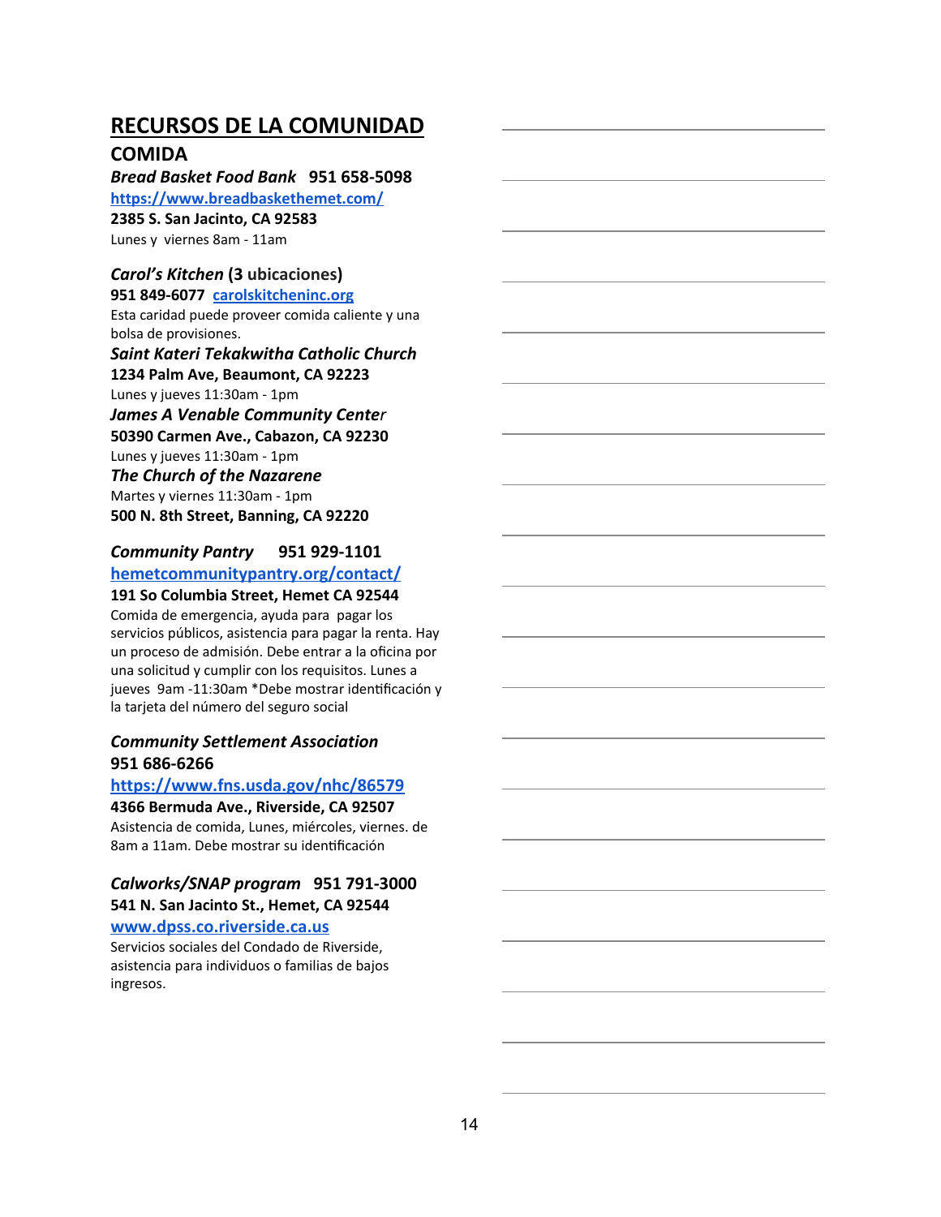# RECURSOS DE LA COMUNIDAD

## COMIDA

***Bread Basket Food Bank*** **951 658-5098**
[https://www.breadbaskethemet.com/](https://www.breadbaskethemet.com/)
**2385 S. San Jacinto, CA 92583**
Lunes y viernes 8am - 11am

***Carol's Kitchen*** **(3 ubicaciones)**
**951 849-6077** [carolskitcheninc.org](carolskitcheninc.org)
Esta caridad puede proveer comida caliente y una bolsa de provisiones.

***Saint Kateri Tekakwitha Catholic Church***
**1234 Palm Ave, Beaumont, CA 92223**
Lunes y jueves 11:30am - 1pm

***James A Venable Community Center***
**50390 Carmen Ave., Cabazon, CA 92230**
Lunes y jueves 11:30am - 1pm

***The Church of the Nazarene***
Martes y viernes 11:30am - 1pm
**500 N. 8th Street, Banning, CA 92220**

***Community Pantry*** **951 929-1101**
[hemetcommunitypantry.org/contact/](hemetcommunitypantry.org/contact/)
**191 So Columbia Street, Hemet CA 92544**
Comida de emergencia, ayuda para pagar los servicios públicos, asistencia para pagar la renta. Hay un proceso de admisión. Debe entrar a la oficina por una solicitud y cumplir con los requisitos. Lunes a jueves 9am -11:30am *Debe mostrar identificación y la tarjeta del número del seguro social

***Community Settlement Association***
**951 686-6266**
[https://www.fns.usda.gov/nhc/86579](https://www.fns.usda.gov/nhc/86579)
**4366 Bermuda Ave., Riverside, CA 92507**
Asistencia de comida, Lunes, miércoles, viernes. de 8am a 11am. Debe mostrar su identificación

***Calworks/SNAP program*** **951 791-3000**
**541 N. San Jacinto St., Hemet, CA 92544**
[www.dpss.co.riverside.ca.us](www.dpss.co.riverside.ca.us)
Servicios sociales del Condado de Riverside, asistencia para individuos o familias de bajos ingresos.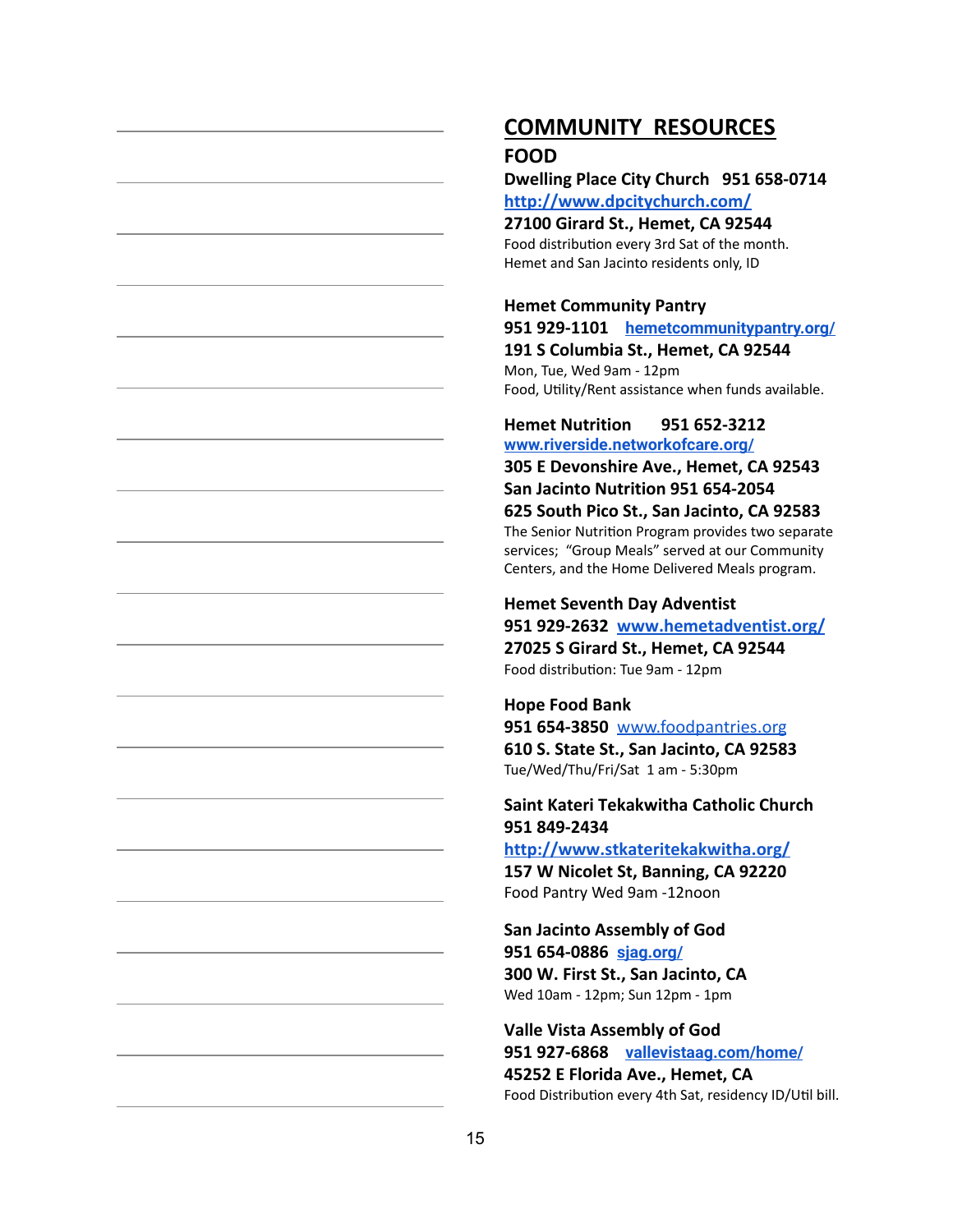# COMMUNITY RESOURCES

## FOOD

**Dwelling Place City Church 951 658-0714**
**http://www.dpcitychurch.com/**
**27100 Girard St., Hemet, CA 92544**
Food distribution every 3rd Sat of the month.
Hemet and San Jacinto residents only, ID

**Hemet Community Pantry**
**951 929-1101 hemetcommunitypantry.org/**
**191 S Columbia St., Hemet, CA 92544**
Mon, Tue, Wed 9am - 12pm
Food, Utility/Rent assistance when funds available.

**Hemet Nutrition 951 652-3212**
**www.riverside.networkofcare.org/**
**305 E Devonshire Ave., Hemet, CA 92543**
**San Jacinto Nutrition 951 654-2054**
**625 South Pico St., San Jacinto, CA 92583**
The Senior Nutrition Program provides two separate services; "Group Meals" served at our Community Centers, and the Home Delivered Meals program.

**Hemet Seventh Day Adventist**
**951 929-2632 www.hemetadventist.org/**
**27025 S Girard St., Hemet, CA 92544**
Food distribution: Tue 9am - 12pm

**Hope Food Bank**
**951 654-3850** www.foodpantries.org
**610 S. State St., San Jacinto, CA 92583**
Tue/Wed/Thu/Fri/Sat 1 am - 5:30pm

**Saint Kateri Tekakwitha Catholic Church**
**951 849-2434**
**http://www.stkateritekakwitha.org/**
**157 W Nicolet St, Banning, CA 92220**
Food Pantry Wed 9am -12noon

**San Jacinto Assembly of God**
**951 654-0886 sjag.org/**
**300 W. First St., San Jacinto, CA**
Wed 10am - 12pm; Sun 12pm - 1pm

**Valle Vista Assembly of God**
**951 927-6868 vallevistaag.com/home/**
**45252 E Florida Ave., Hemet, CA**
Food Distribution every 4th Sat, residency ID/Util bill.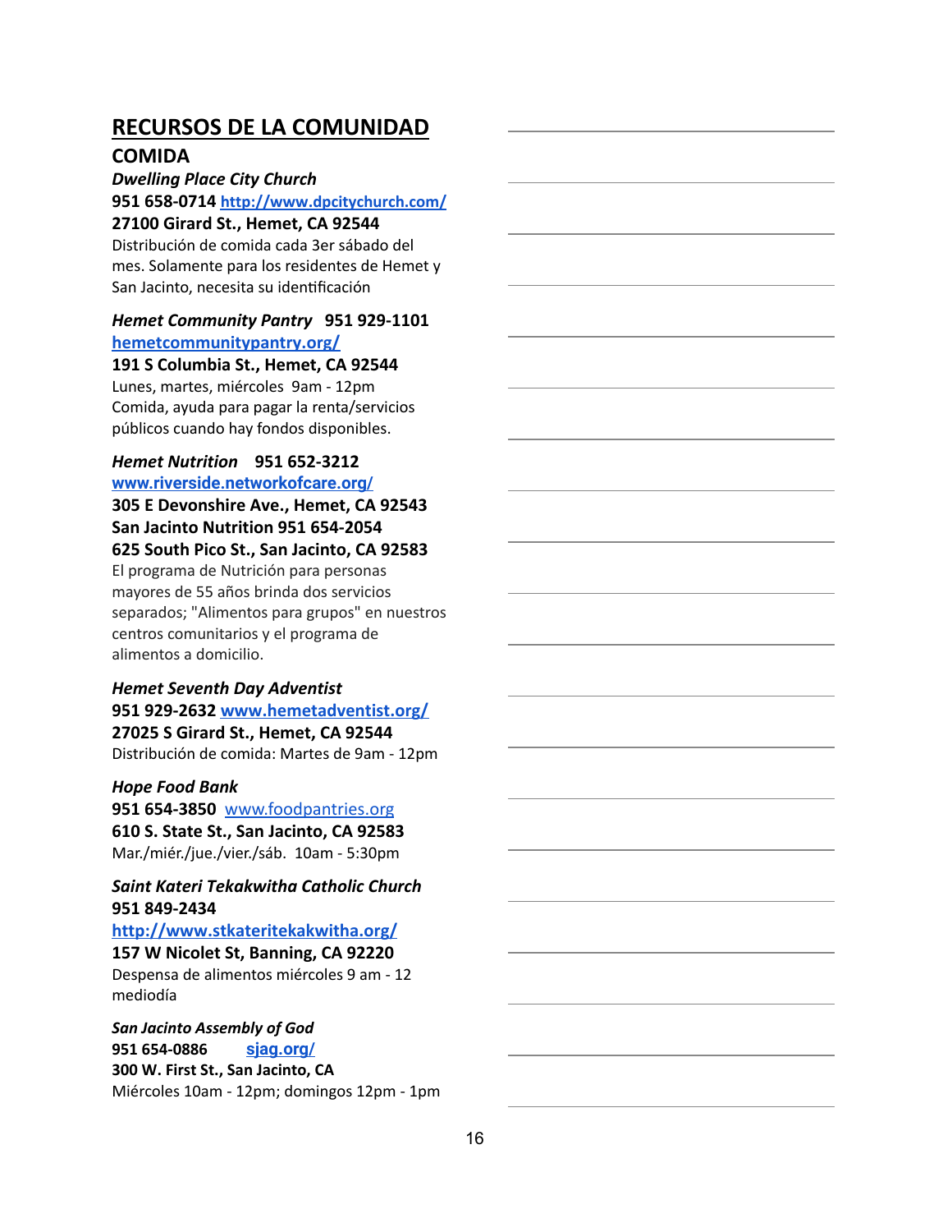# RECURSOS DE LA COMUNIDAD

## COMIDA

***Dwelling Place City Church***
**951 658-0714** [http://www.dpcitychurch.com/](http://www.dpcitychurch.com/)
**27100 Girard St., Hemet, CA 92544**
Distribución de comida cada 3er sábado del mes. Solamente para los residentes de Hemet y San Jacinto, necesita su identificación

***Hemet Community Pantry*** **951 929-1101**
[hemetcommunitypantry.org/](hemetcommunitypantry.org/)
**191 S Columbia St., Hemet, CA 92544**
Lunes, martes, miércoles 9am - 12pm
Comida, ayuda para pagar la renta/servicios públicos cuando hay fondos disponibles.

***Hemet Nutrition*** **951 652-3212**
[www.riverside.networkofcare.org/](www.riverside.networkofcare.org/)
**305 E Devonshire Ave., Hemet, CA 92543**
**San Jacinto Nutrition 951 654-2054**
**625 South Pico St., San Jacinto, CA 92583**
El programa de Nutrición para personas mayores de 55 años brinda dos servicios separados; "Alimentos para grupos" en nuestros centros comunitarios y el programa de alimentos a domicilio.

***Hemet Seventh Day Adventist***
**951 929-2632** [www.hemetadventist.org/](www.hemetadventist.org/)
**27025 S Girard St., Hemet, CA 92544**
Distribución de comida: Martes de 9am - 12pm

***Hope Food Bank***
**951 654-3850** [www.foodpantries.org](www.foodpantries.org)
**610 S. State St., San Jacinto, CA 92583**
Mar./miér./jue./vier./sáb. 10am - 5:30pm

***Saint Kateri Tekakwitha Catholic Church***
**951 849-2434**
[http://www.stkateritekakwitha.org/](http://www.stkateritekakwitha.org/)
**157 W Nicolet St, Banning, CA 92220**
Despensa de alimentos miércoles 9 am - 12 mediodía

***San Jacinto Assembly of God***
**951 654-0886** [sjag.org/](sjag.org/)
**300 W. First St., San Jacinto, CA**
Miércoles 10am - 12pm; domingos 12pm - 1pm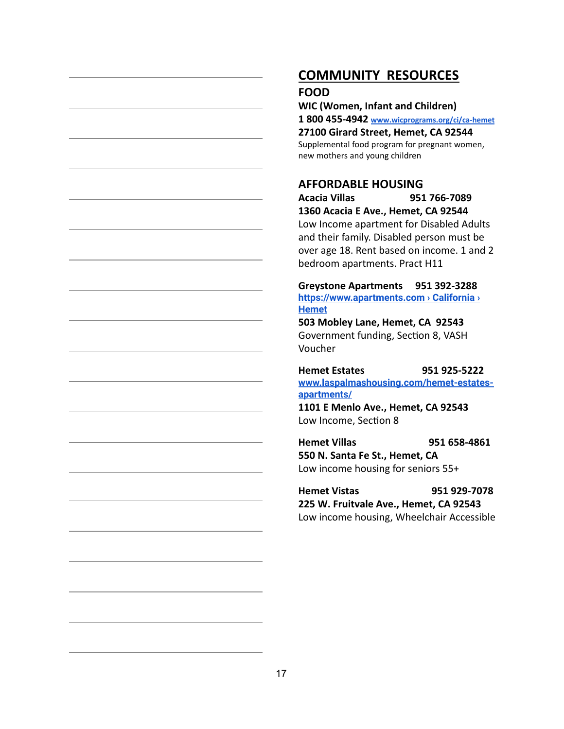# COMMUNITY RESOURCES

## FOOD

**WIC (Women, Infant and Children)**
**1 800 455-4942** [www.wicprograms.org/ci/ca-hemet](www.wicprograms.org/ci/ca-hemet)
**27100 Girard Street, Hemet, CA 92544**
Supplemental food program for pregnant women, new mothers and young children

## AFFORDABLE HOUSING

**Acacia Villas 951 766-7089**
**1360 Acacia E Ave., Hemet, CA 92544**
Low Income apartment for Disabled Adults and their family. Disabled person must be over age 18. Rent based on income. 1 and 2 bedroom apartments. Pract H11

**Greystone Apartments 951 392-3288**
[https://www.apartments.com › California › Hemet](https://www.apartments.com)
**503 Mobley Lane, Hemet, CA 92543**
Government funding, Section 8, VASH Voucher

**Hemet Estates 951 925-5222**
[www.laspalmashousing.com/hemet-estates-apartments/](www.laspalmashousing.com/hemet-estates-apartments/)
**1101 E Menlo Ave., Hemet, CA 92543**
Low Income, Section 8

**Hemet Villas 951 658-4861**
**550 N. Santa Fe St., Hemet, CA**
Low income housing for seniors 55+

**Hemet Vistas 951 929-7078**
**225 W. Fruitvale Ave., Hemet, CA 92543**
Low income housing, Wheelchair Accessible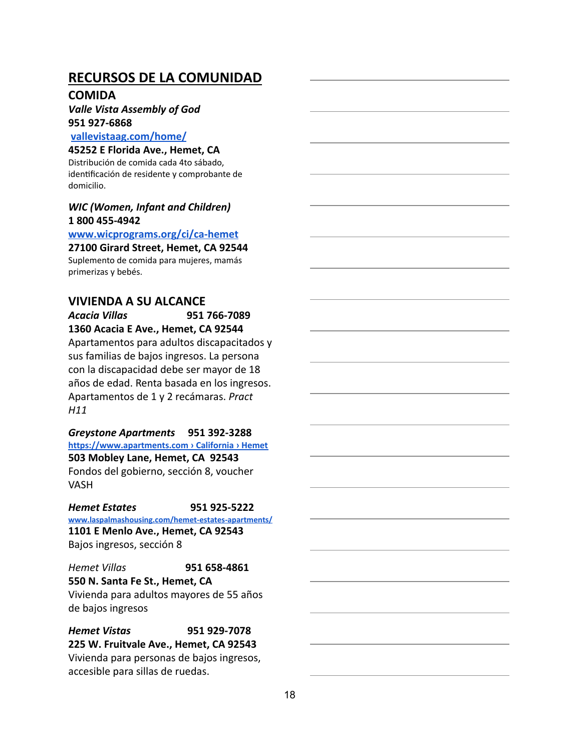## RECURSOS DE LA COMUNIDAD

### COMIDA

***Valle Vista Assembly of God***
**951 927-6868**
[vallevistaag.com/home/](vallevistaag.com/home/)
**45252 E Florida Ave., Hemet, CA**
Distribución de comida cada 4to sábado, identificación de residente y comprobante de domicilio.

***WIC (Women, Infant and Children)***
**1 800 455-4942**
[www.wicprograms.org/ci/ca-hemet](www.wicprograms.org/ci/ca-hemet)
**27100 Girard Street, Hemet, CA 92544**
Suplemento de comida para mujeres, mamás primerizas y bebés.

### VIVIENDA A SU ALCANCE

***Acacia Villas*** **951 766-7089**
**1360 Acacia E Ave., Hemet, CA 92544**
Apartamentos para adultos discapacitados y sus familias de bajos ingresos. La persona con la discapacidad debe ser mayor de 18 años de edad. Renta basada en los ingresos. Apartamentos de 1 y 2 recámaras. *Pract H11*

***Greystone Apartments*** **951 392-3288**
[https://www.apartments.com › California › Hemet](https://www.apartments.com)
**503 Mobley Lane, Hemet, CA 92543**
Fondos del gobierno, sección 8, voucher VASH

***Hemet Estates*** **951 925-5222**
[www.laspalmashousing.com/hemet-estates-apartments/](www.laspalmashousing.com/hemet-estates-apartments/)
**1101 E Menlo Ave., Hemet, CA 92543**
Bajos ingresos, sección 8

*Hemet Villas* **951 658-4861**
**550 N. Santa Fe St., Hemet, CA**
Vivienda para adultos mayores de 55 años de bajos ingresos

***Hemet Vistas*** **951 929-7078**
**225 W. Fruitvale Ave., Hemet, CA 92543**
Vivienda para personas de bajos ingresos, accesible para sillas de ruedas.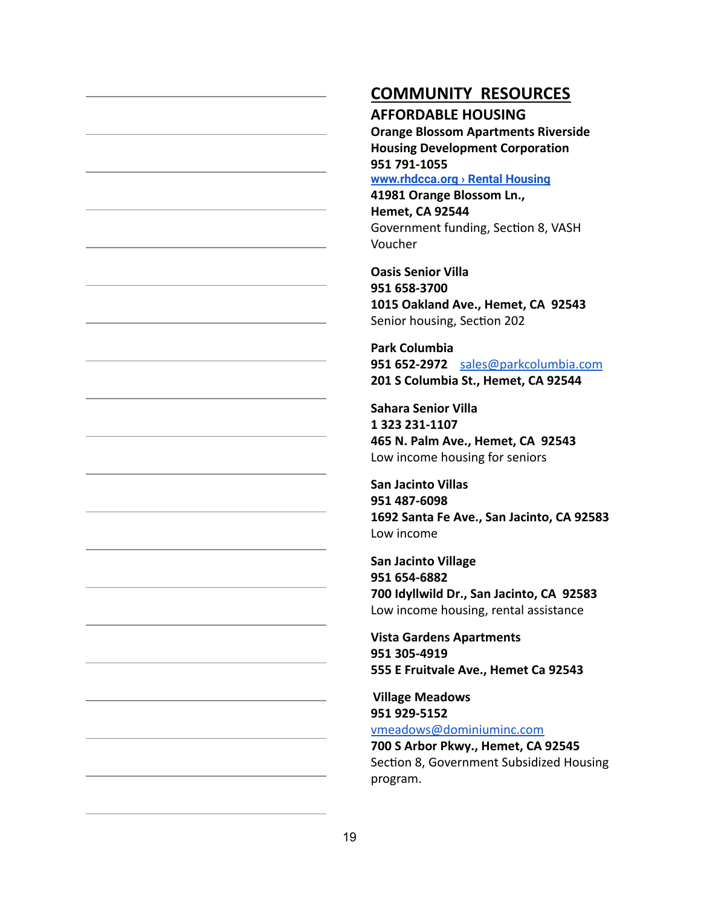# COMMUNITY RESOURCES

## AFFORDABLE HOUSING

**Orange Blossom Apartments Riverside Housing Development Corporation**
**951 791-1055**
**www.rhdcca.org › Rental Housing**
**41981 Orange Blossom Ln.,**
**Hemet, CA 92544**
Government funding, Section 8, VASH Voucher

**Oasis Senior Villa**
**951 658-3700**
**1015 Oakland Ave., Hemet, CA 92543**
Senior housing, Section 202

**Park Columbia**
**951 652-2972** sales@parkcolumbia.com
**201 S Columbia St., Hemet, CA 92544**

**Sahara Senior Villa**
**1 323 231-1107**
**465 N. Palm Ave., Hemet, CA 92543**
Low income housing for seniors

**San Jacinto Villas**
**951 487-6098**
**1692 Santa Fe Ave., San Jacinto, CA 92583**
Low income

**San Jacinto Village**
**951 654-6882**
**700 Idyllwild Dr., San Jacinto, CA 92583**
Low income housing, rental assistance

**Vista Gardens Apartments**
**951 305-4919**
**555 E Fruitvale Ave., Hemet Ca 92543**

**Village Meadows**
**951 929-5152**
vmeadows@dominiuminc.com
**700 S Arbor Pkwy., Hemet, CA 92545**
Section 8, Government Subsidized Housing program.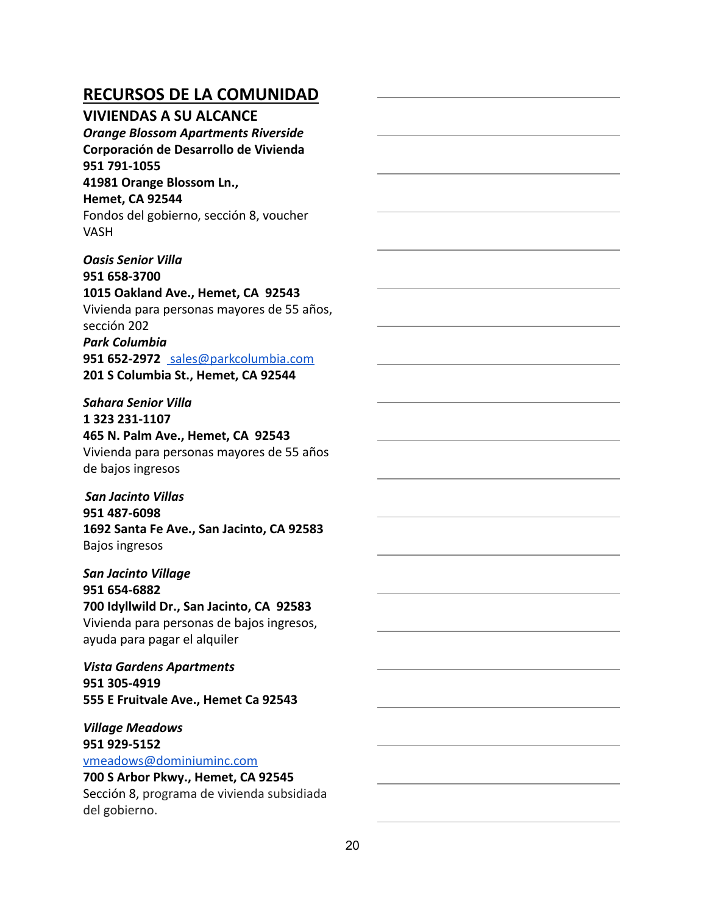## RECURSOS DE LA COMUNIDAD

### VIVIENDAS A SU ALCANCE

***Orange Blossom Apartments Riverside***
**Corporación de Desarrollo de Vivienda**
**951 791-1055**
**41981 Orange Blossom Ln.,**
**Hemet, CA 92544**
Fondos del gobierno, sección 8, voucher VASH

***Oasis Senior Villa***
**951 658-3700**
**1015 Oakland Ave., Hemet, CA 92543**
Vivienda para personas mayores de 55 años, sección 202

***Park Columbia***
**951 652-2972** sales@parkcolumbia.com
**201 S Columbia St., Hemet, CA 92544**

***Sahara Senior Villa***
**1 323 231-1107**
**465 N. Palm Ave., Hemet, CA 92543**
Vivienda para personas mayores de 55 años de bajos ingresos

***San Jacinto Villas***
**951 487-6098**
**1692 Santa Fe Ave., San Jacinto, CA 92583**
Bajos ingresos

***San Jacinto Village***
**951 654-6882**
**700 Idyllwild Dr., San Jacinto, CA 92583**
Vivienda para personas de bajos ingresos, ayuda para pagar el alquiler

***Vista Gardens Apartments***
**951 305-4919**
**555 E Fruitvale Ave., Hemet Ca 92543**

***Village Meadows***
**951 929-5152**
vmeadows@dominiuminc.com
**700 S Arbor Pkwy., Hemet, CA 92545**
Sección 8, programa de vivienda subsidiada del gobierno.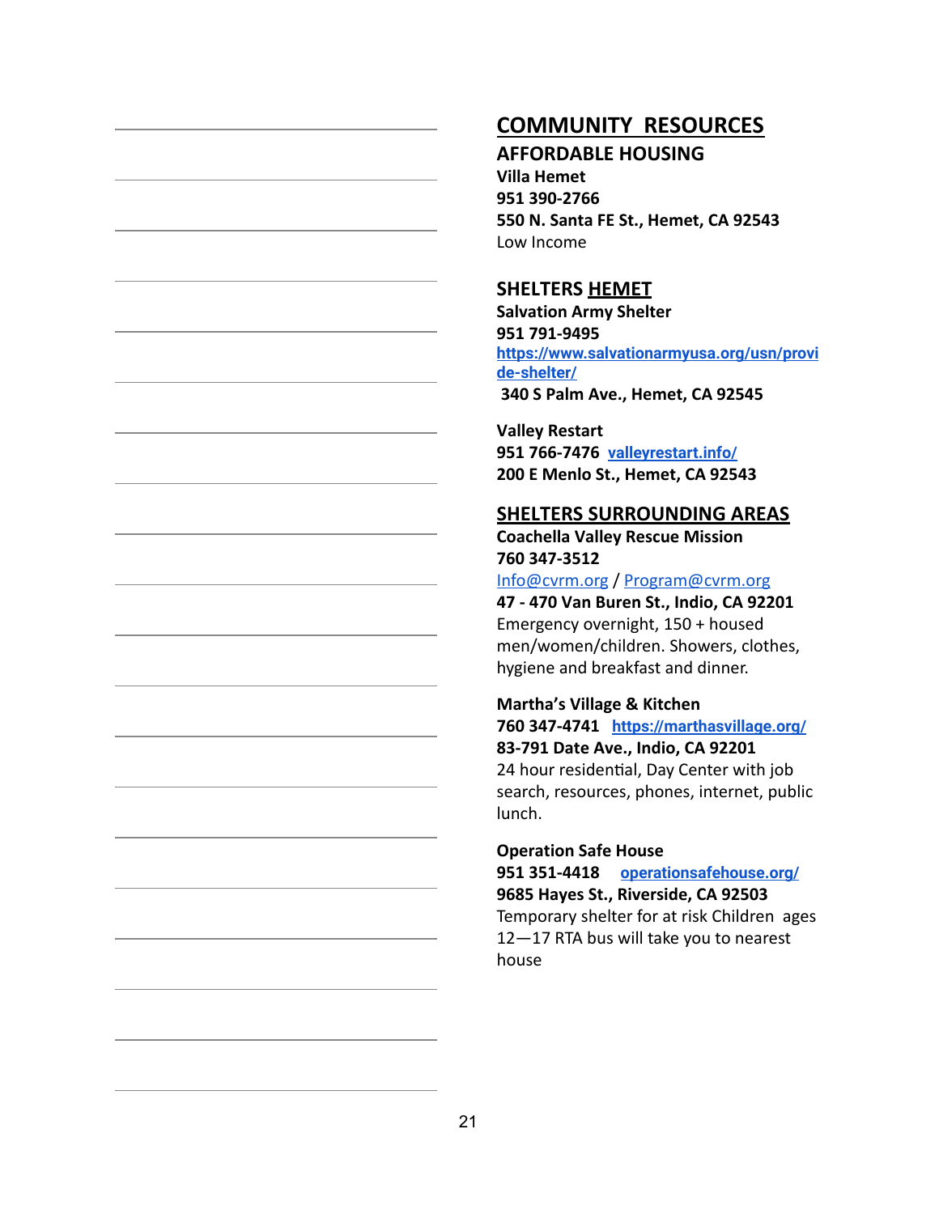## COMMUNITY RESOURCES

### AFFORDABLE HOUSING

**Villa Hemet**
**951 390-2766**
**550 N. Santa FE St., Hemet, CA 92543**
Low Income

### SHELTERS HEMET

**Salvation Army Shelter**
**951 791-9495**
**https://www.salvationarmyusa.org/usn/provide-shelter/**
**340 S Palm Ave., Hemet, CA 92545**

**Valley Restart**
**951 766-7476** **valleyrestart.info/**
**200 E Menlo St., Hemet, CA 92543**

### SHELTERS SURROUNDING AREAS

**Coachella Valley Rescue Mission**
**760 347-3512**
Info@cvrm.org / Program@cvrm.org
**47 - 470 Van Buren St., Indio, CA 92201**
Emergency overnight, 150 + housed men/women/children. Showers, clothes, hygiene and breakfast and dinner.

**Martha's Village & Kitchen**
**760 347-4741** **https://marthasvillage.org/**
**83-791 Date Ave., Indio, CA 92201**
24 hour residential, Day Center with job search, resources, phones, internet, public lunch.

**Operation Safe House**
**951 351-4418** **operationsafehouse.org/**
**9685 Hayes St., Riverside, CA 92503**
Temporary shelter for at risk Children ages 12—17 RTA bus will take you to nearest house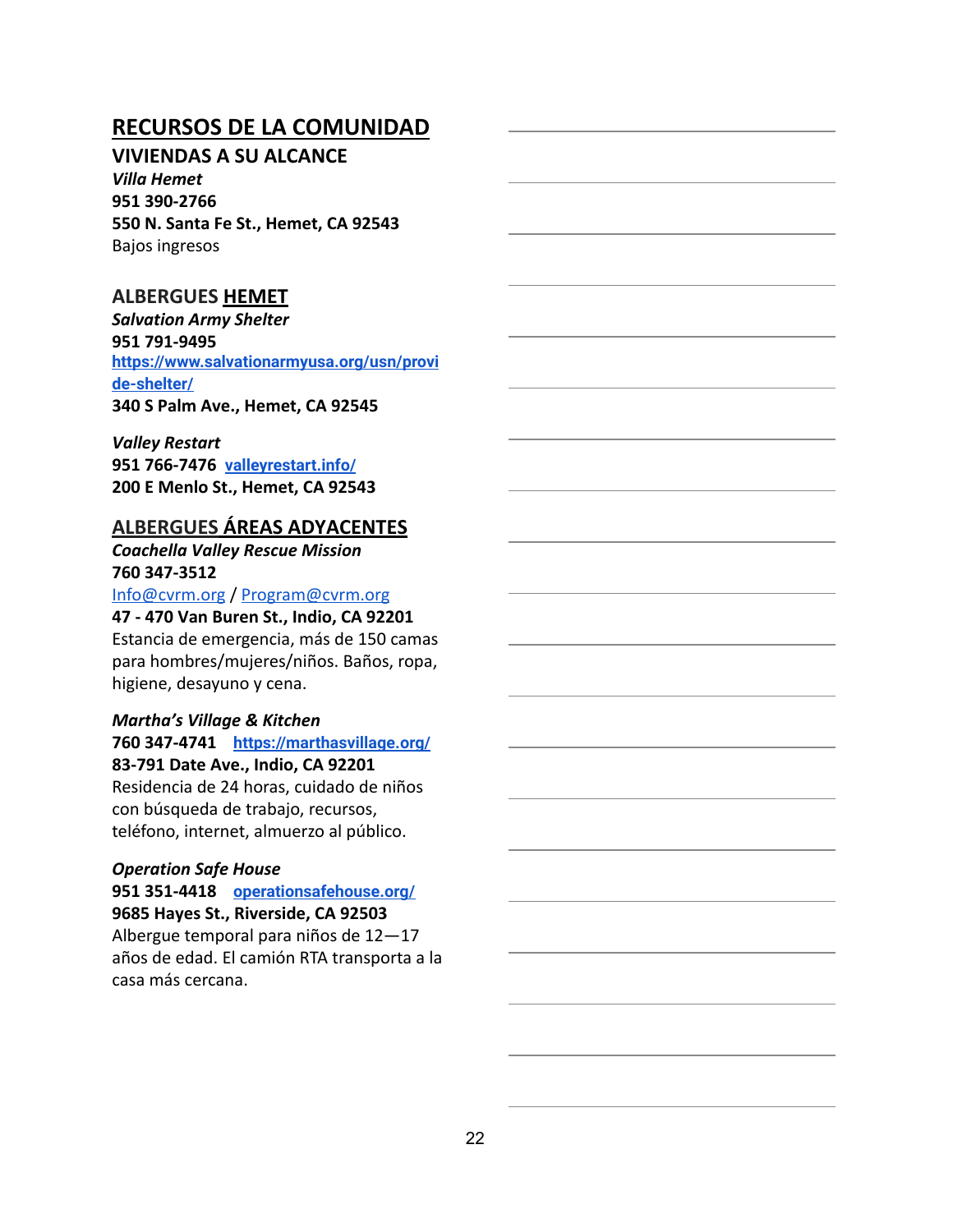# RECURSOS DE LA COMUNIDAD

## VIVIENDAS A SU ALCANCE

***Villa Hemet***
**951 390-2766**
**550 N. Santa Fe St., Hemet, CA 92543**
Bajos ingresos

## ALBERGUES HEMET

***Salvation Army Shelter***
**951 791-9495**
**https://www.salvationarmyusa.org/usn/provide-shelter/**
**340 S Palm Ave., Hemet, CA 92545**

***Valley Restart***
**951 766-7476** **valleyrestart.info/**
**200 E Menlo St., Hemet, CA 92543**

## ALBERGUES ÁREAS ADYACENTES

***Coachella Valley Rescue Mission***
**760 347-3512**
Info@cvrm.org / Program@cvrm.org
**47 - 470 Van Buren St., Indio, CA 92201**
Estancia de emergencia, más de 150 camas para hombres/mujeres/niños. Baños, ropa, higiene, desayuno y cena.

***Martha's Village & Kitchen***
**760 347-4741** **https://marthasvillage.org/**
**83-791 Date Ave., Indio, CA 92201**
Residencia de 24 horas, cuidado de niños con búsqueda de trabajo, recursos, teléfono, internet, almuerzo al público.

***Operation Safe House***
**951 351-4418** **operationsafehouse.org/**
**9685 Hayes St., Riverside, CA 92503**
Albergue temporal para niños de 12—17 años de edad. El camión RTA transporta a la casa más cercana.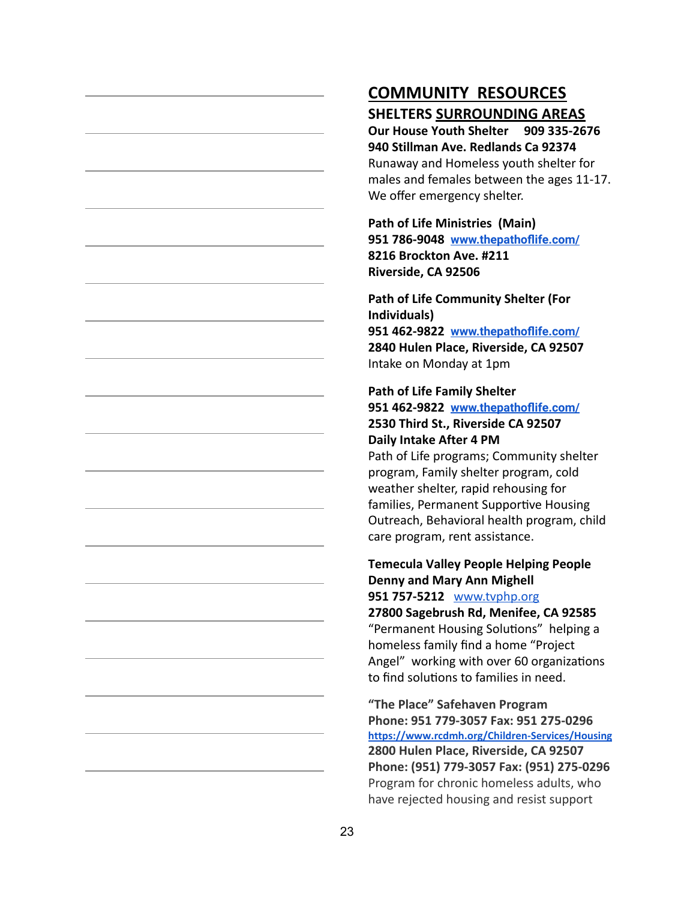## COMMUNITY RESOURCES

### SHELTERS SURROUNDING AREAS

**Our House Youth Shelter 909 335-2676**
**940 Stillman Ave. Redlands Ca 92374**
Runaway and Homeless youth shelter for males and females between the ages 11-17. We offer emergency shelter.

**Path of Life Ministries (Main)**
**951 786-9048 [www.thepathoflife.com/](http://www.thepathoflife.com/)**
**8216 Brockton Ave. #211**
**Riverside, CA 92506**

**Path of Life Community Shelter (For Individuals)**
**951 462-9822 [www.thepathoflife.com/](http://www.thepathoflife.com/)**
**2840 Hulen Place, Riverside, CA 92507**
Intake on Monday at 1pm

**Path of Life Family Shelter**
**951 462-9822 [www.thepathoflife.com/](http://www.thepathoflife.com/)**
**2530 Third St., Riverside CA 92507**
**Daily Intake After 4 PM**
Path of Life programs; Community shelter program, Family shelter program, cold weather shelter, rapid rehousing for families, Permanent Supportive Housing Outreach, Behavioral health program, child care program, rent assistance.

**Temecula Valley People Helping People**
**Denny and Mary Ann Mighell**
**951 757-5212** [www.tvphp.org](http://www.tvphp.org)
**27800 Sagebrush Rd, Menifee, CA 92585**
"Permanent Housing Solutions" helping a homeless family find a home "Project Angel" working with over 60 organizations to find solutions to families in need.

**"The Place" Safehaven Program**
**Phone: 951 779-3057 Fax: 951 275-0296**
**[https://www.rcdmh.org/Children-Services/Housing](https://www.rcdmh.org/Children-Services/Housing)**
**2800 Hulen Place, Riverside, CA 92507**
**Phone: (951) 779-3057 Fax: (951) 275-0296**
Program for chronic homeless adults, who have rejected housing and resist support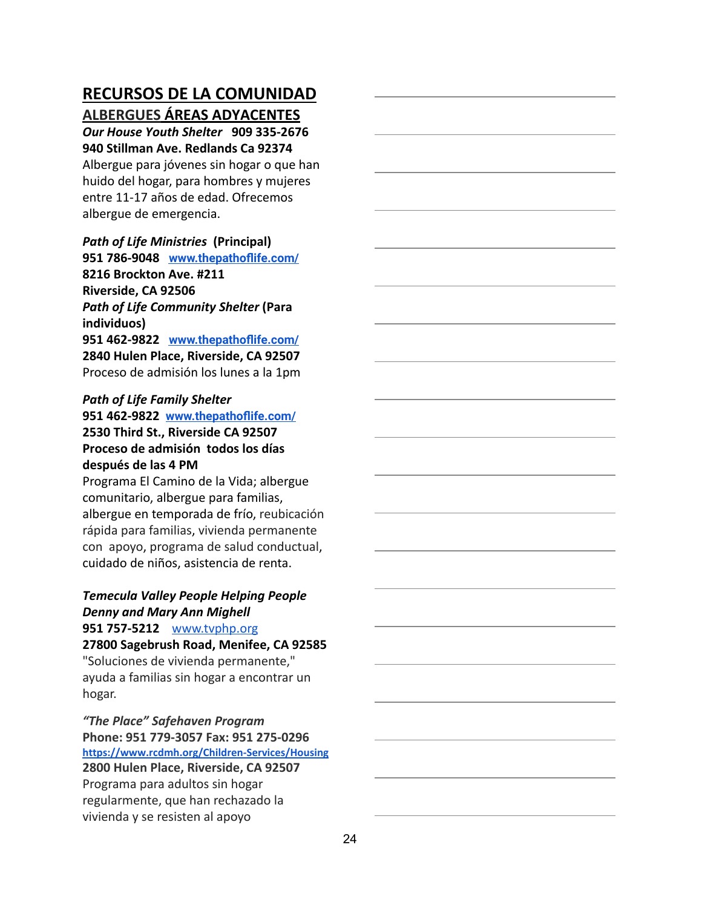# RECURSOS DE LA COMUNIDAD

## ALBERGUES ÁREAS ADYACENTES

***Our House Youth Shelter*** **909 335-2676**
**940 Stillman Ave. Redlands Ca 92374**
Albergue para jóvenes sin hogar o que han huido del hogar, para hombres y mujeres entre 11-17 años de edad. Ofrecemos albergue de emergencia.

***Path of Life Ministries*** **(Principal)**
**951 786-9048** **www.thepathoflife.com/**
**8216 Brockton Ave. #211**
**Riverside, CA 92506**
***Path of Life Community Shelter*** **(Para individuos)**
**951 462-9822** **www.thepathoflife.com/**
**2840 Hulen Place, Riverside, CA 92507**
Proceso de admisión los lunes a la 1pm

***Path of Life Family Shelter***
**951 462-9822** **www.thepathoflife.com/**
**2530 Third St., Riverside CA 92507**
**Proceso de admisión todos los días después de las 4 PM**
Programa El Camino de la Vida; albergue comunitario, albergue para familias, albergue en temporada de frío, reubicación rápida para familias, vivienda permanente con apoyo, programa de salud conductual, cuidado de niños, asistencia de renta.

***Temecula Valley People Helping People***
***Denny and Mary Ann Mighell***
**951 757-5212** www.tvphp.org
**27800 Sagebrush Road, Menifee, CA 92585**
"Soluciones de vivienda permanente," ayuda a familias sin hogar a encontrar un hogar.

***"The Place" Safehaven Program***
**Phone: 951 779-3057 Fax: 951 275-0296**
**https://www.rcdmh.org/Children-Services/Housing**
**2800 Hulen Place, Riverside, CA 92507**
Programa para adultos sin hogar regularmente, que han rechazado la vivienda y se resisten al apoyo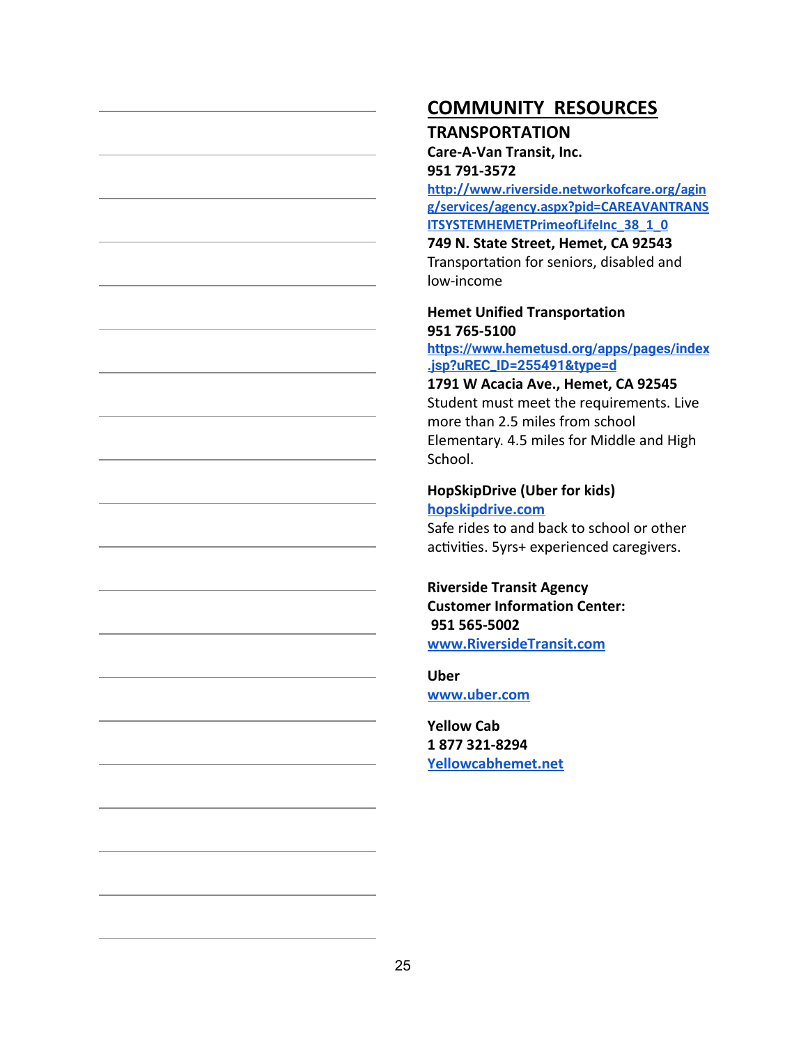## COMMUNITY RESOURCES

### TRANSPORTATION

**Care-A-Van Transit, Inc.**
**951 791-3572**
http://www.riverside.networkofcare.org/aging/services/agency.aspx?pid=CAREAVANTRANSITSYSTEMHEMETPrimeofLifeInc_38_1_0
**749 N. State Street, Hemet, CA 92543**
Transportation for seniors, disabled and low-income

**Hemet Unified Transportation**
**951 765-5100**
https://www.hemetusd.org/apps/pages/index.jsp?uREC_ID=255491&type=d
**1791 W Acacia Ave., Hemet, CA 92545**
Student must meet the requirements. Live more than 2.5 miles from school Elementary. 4.5 miles for Middle and High School.

**HopSkipDrive (Uber for kids)**
hopskipdrive.com
Safe rides to and back to school or other activities. 5yrs+ experienced caregivers.

**Riverside Transit Agency**
**Customer Information Center:**
**951 565-5002**
www.RiversideTransit.com

**Uber**
www.uber.com

**Yellow Cab**
**1 877 321-8294**
Yellowcabhemet.net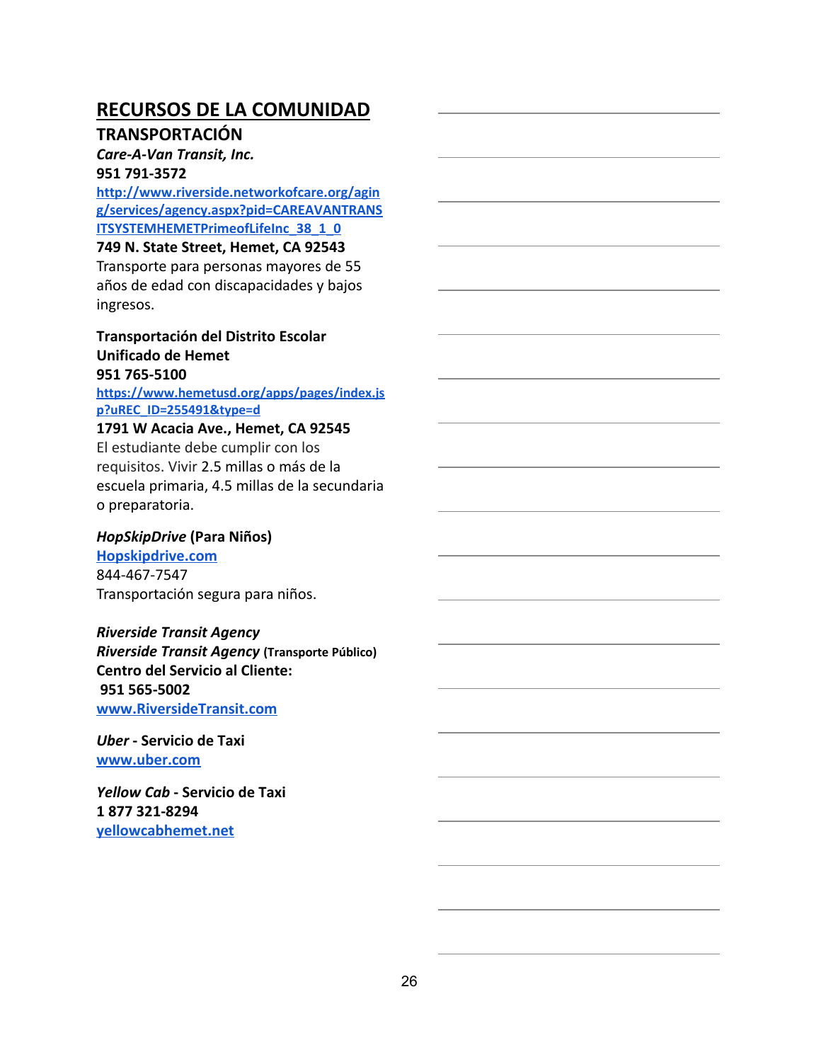## RECURSOS DE LA COMUNIDAD

### TRANSPORTACIÓN

***Care-A-Van Transit, Inc.***
**951 791-3572**
[http://www.riverside.networkofcare.org/aging/services/agency.aspx?pid=CAREAVANTRANSITSYSTEMHEMETPrimeofLifeInc_38_1_0](http://www.riverside.networkofcare.org/aging/services/agency.aspx?pid=CAREAVANTRANSITSYSTEMHEMETPrimeofLifeInc_38_1_0)
**749 N. State Street, Hemet, CA 92543**
Transporte para personas mayores de 55 años de edad con discapacidades y bajos ingresos.

**Transportación del Distrito Escolar Unificado de Hemet**
**951 765-5100**
[https://www.hemetusd.org/apps/pages/index.jsp?uREC_ID=255491&type=d](https://www.hemetusd.org/apps/pages/index.jsp?uREC_ID=255491&type=d)
**1791 W Acacia Ave., Hemet, CA 92545**
El estudiante debe cumplir con los requisitos. Vivir 2.5 millas o más de la escuela primaria, 4.5 millas de la secundaria o preparatoria.

***HopSkipDrive*** **(Para Niños)**
[Hopskipdrive.com](Hopskipdrive.com)
844-467-7547
Transportación segura para niños.

***Riverside Transit Agency***
***Riverside Transit Agency*** **(Transporte Público)**
**Centro del Servicio al Cliente:**
**951 565-5002**
[www.RiversideTransit.com](www.RiversideTransit.com)

***Uber*** **- Servicio de Taxi**
[www.uber.com](www.uber.com)

***Yellow Cab*** **- Servicio de Taxi**
**1 877 321-8294**
[yellowcabhemet.net](yellowcabhemet.net)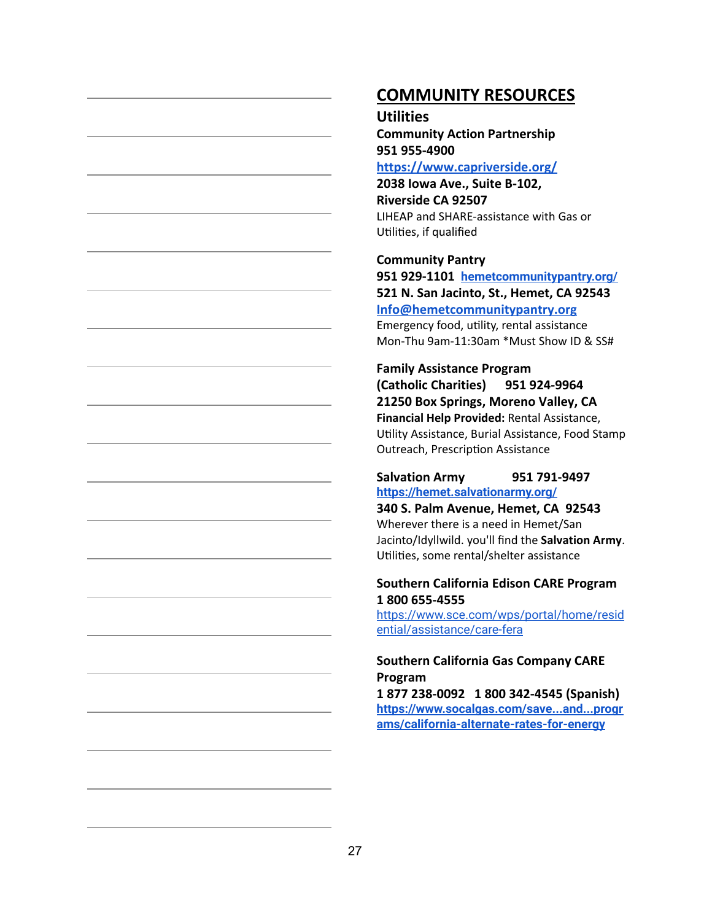# COMMUNITY RESOURCES

## Utilities

**Community Action Partnership**
**951 955-4900**
**https://www.capriverside.org/**
**2038 Iowa Ave., Suite B-102,**
**Riverside CA 92507**
LIHEAP and SHARE-assistance with Gas or Utilities, if qualified

**Community Pantry**
**951 929-1101** **hemetcommunitypantry.org/**
**521 N. San Jacinto, St., Hemet, CA 92543**
**Info@hemetcommunitypantry.org**
Emergency food, utility, rental assistance
Mon-Thu 9am-11:30am *Must Show ID & SS#

**Family Assistance Program**
**(Catholic Charities) 951 924-9964**
**21250 Box Springs, Moreno Valley, CA**
**Financial Help Provided:** Rental Assistance, Utility Assistance, Burial Assistance, Food Stamp Outreach, Prescription Assistance

**Salvation Army 951 791-9497**
**https://hemet.salvationarmy.org/**
**340 S. Palm Avenue, Hemet, CA 92543**
Wherever there is a need in Hemet/San Jacinto/Idyllwild. you'll find the **Salvation Army**. Utilities, some rental/shelter assistance

**Southern California Edison CARE Program**
**1 800 655-4555**
https://www.sce.com/wps/portal/home/residential/assistance/care-fera

**Southern California Gas Company CARE Program**
**1 877 238-0092 1 800 342-4545 (Spanish)**
**https://www.socalgas.com/save...and...programs/california-alternate-rates-for-energy**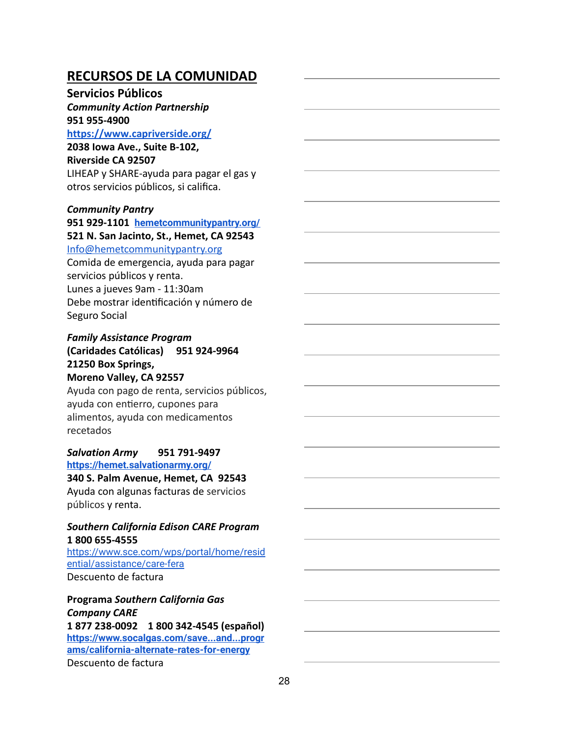# RECURSOS DE LA COMUNIDAD

## Servicios Públicos

***Community Action Partnership***
**951 955-4900**
**https://www.capriverside.org/**
**2038 Iowa Ave., Suite B-102,**
**Riverside CA 92507**
LIHEAP y SHARE-ayuda para pagar el gas y otros servicios públicos, si califica.

***Community Pantry***
**951 929-1101** **hemetcommunitypantry.org/**
**521 N. San Jacinto, St., Hemet, CA 92543**
Info@hemetcommunitypantry.org
Comida de emergencia, ayuda para pagar servicios públicos y renta.
Lunes a jueves 9am - 11:30am
Debe mostrar identificación y número de Seguro Social

***Family Assistance Program***
**(Caridades Católicas) 951 924-9964**
**21250 Box Springs,**
**Moreno Valley, CA 92557**
Ayuda con pago de renta, servicios públicos, ayuda con entierro, cupones para alimentos, ayuda con medicamentos recetados

***Salvation Army*** **951 791-9497**
**https://hemet.salvationarmy.org/**
**340 S. Palm Avenue, Hemet, CA 92543**
Ayuda con algunas facturas de servicios públicos y renta.

***Southern California Edison CARE Program***
**1 800 655-4555**
https://www.sce.com/wps/portal/home/residential/assistance/care-fera
Descuento de factura

**Programa *Southern California Gas Company CARE***
**1 877 238-0092 1 800 342-4545 (español)**
**https://www.socalgas.com/save...and...programs/california-alternate-rates-for-energy**
Descuento de factura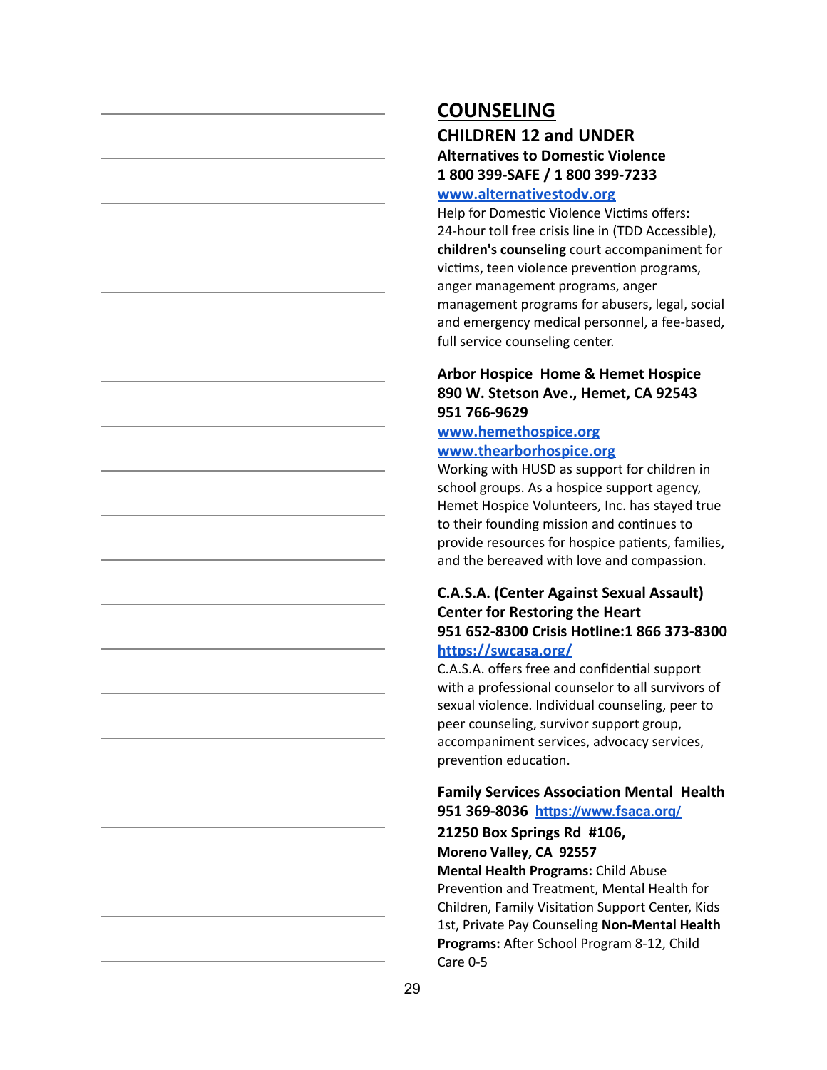# COUNSELING

## CHILDREN 12 and UNDER

**Alternatives to Domestic Violence**
**1 800 399-SAFE / 1 800 399-7233**
**www.alternativestodv.org**

Help for Domestic Violence Victims offers: 24-hour toll free crisis line in (TDD Accessible), **children's counseling** court accompaniment for victims, teen violence prevention programs, anger management programs, anger management programs for abusers, legal, social and emergency medical personnel, a fee-based, full service counseling center.

**Arbor Hospice Home & Hemet Hospice**
**890 W. Stetson Ave., Hemet, CA 92543**
**951 766-9629**
**www.hemethospice.org**
**www.thearborhospice.org**

Working with HUSD as support for children in school groups. As a hospice support agency, Hemet Hospice Volunteers, Inc. has stayed true to their founding mission and continues to provide resources for hospice patients, families, and the bereaved with love and compassion.

**C.A.S.A. (Center Against Sexual Assault)**
**Center for Restoring the Heart**
**951 652-8300 Crisis Hotline:1 866 373-8300**
**https://swcasa.org/**

C.A.S.A. offers free and confidential support with a professional counselor to all survivors of sexual violence. Individual counseling, peer to peer counseling, survivor support group, accompaniment services, advocacy services, prevention education.

**Family Services Association Mental Health**
**951 369-8036 https://www.fsaca.org/**
**21250 Box Springs Rd #106,**
**Moreno Valley, CA 92557**

**Mental Health Programs:** Child Abuse Prevention and Treatment, Mental Health for Children, Family Visitation Support Center, Kids 1st, Private Pay Counseling **Non-Mental Health Programs:** After School Program 8-12, Child Care 0-5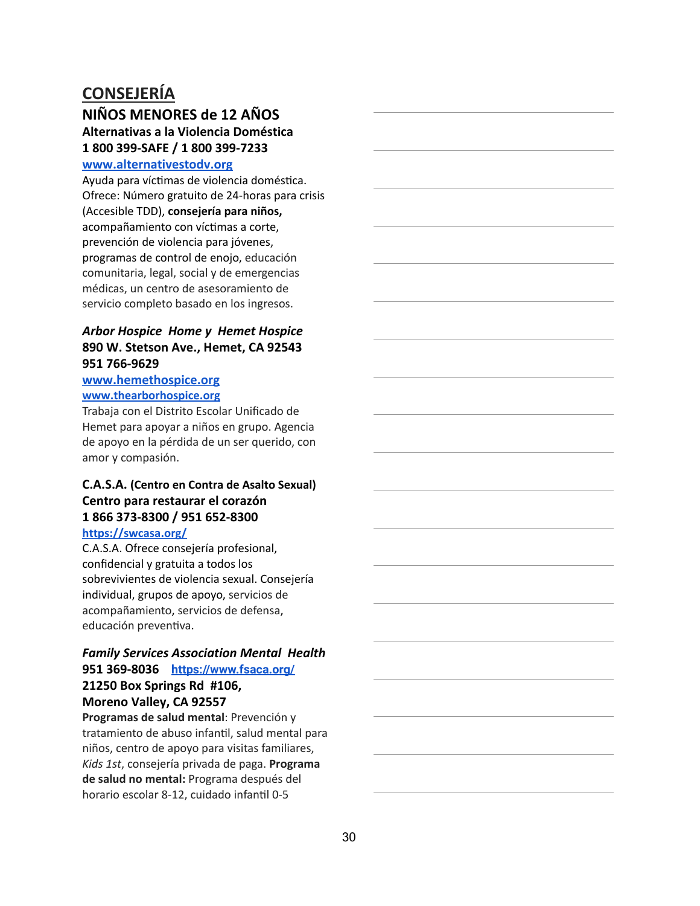# CONSEJERÍA

## NIÑOS MENORES de 12 AÑOS

### Alternativas a la Violencia Doméstica

**1 800 399-SAFE / 1 800 399-7233**

www.alternativestodv.org

Ayuda para víctimas de violencia doméstica. Ofrece: Número gratuito de 24-horas para crisis (Accesible TDD), **consejería para niños,** acompañamiento con víctimas a corte, prevención de violencia para jóvenes, programas de control de enojo, educación comunitaria, legal, social y de emergencias médicas, un centro de asesoramiento de servicio completo basado en los ingresos.

***Arbor Hospice Home y Hemet Hospice***

**890 W. Stetson Ave., Hemet, CA 92543**

**951 766-9629**

www.hemethospice.org

www.thearborhospice.org

Trabaja con el Distrito Escolar Unificado de Hemet para apoyar a niños en grupo. Agencia de apoyo en la pérdida de un ser querido, con amor y compasión.

**C.A.S.A. (Centro en Contra de Asalto Sexual)**

**Centro para restaurar el corazón**

**1 866 373-8300 / 951 652-8300**

https://swcasa.org/

C.A.S.A. Ofrece consejería profesional, confidencial y gratuita a todos los sobrevivientes de violencia sexual. Consejería individual, grupos de apoyo, servicios de acompañamiento, servicios de defensa, educación preventiva.

***Family Services Association Mental Health***

**951 369-8036** https://www.fsaca.org/

**21250 Box Springs Rd #106,**

**Moreno Valley, CA 92557**

**Programas de salud mental**: Prevención y tratamiento de abuso infantil, salud mental para niños, centro de apoyo para visitas familiares, *Kids 1st*, consejería privada de paga. **Programa de salud no mental:** Programa después del horario escolar 8-12, cuidado infantil 0-5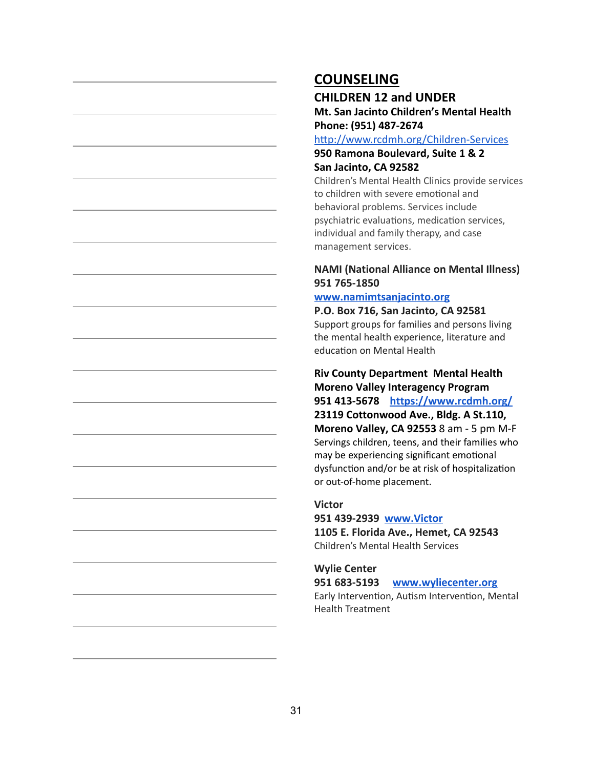# COUNSELING

## CHILDREN 12 and UNDER

**Mt. San Jacinto Children's Mental Health**
**Phone: (951) 487-2674**
http://www.rcdmh.org/Children-Services
**950 Ramona Boulevard, Suite 1 & 2**
**San Jacinto, CA 92582**
Children's Mental Health Clinics provide services to children with severe emotional and behavioral problems. Services include psychiatric evaluations, medication services, individual and family therapy, and case management services.

**NAMI (National Alliance on Mental Illness)**
**951 765-1850**
**www.namimtsanjacinto.org**
**P.O. Box 716, San Jacinto, CA 92581**
Support groups for families and persons living the mental health experience, literature and education on Mental Health

**Riv County Department Mental Health**
**Moreno Valley Interagency Program**
**951 413-5678** **https://www.rcdmh.org/**
**23119 Cottonwood Ave., Bldg. A St.110,**
**Moreno Valley, CA 92553** 8 am - 5 pm M-F
Servings children, teens, and their families who may be experiencing significant emotional dysfunction and/or be at risk of hospitalization or out-of-home placement.

**Victor**
**951 439-2939** **www.Victor**
**1105 E. Florida Ave., Hemet, CA 92543**
Children's Mental Health Services

**Wylie Center**
**951 683-5193** **www.wyliecenter.org**
Early Intervention, Autism Intervention, Mental Health Treatment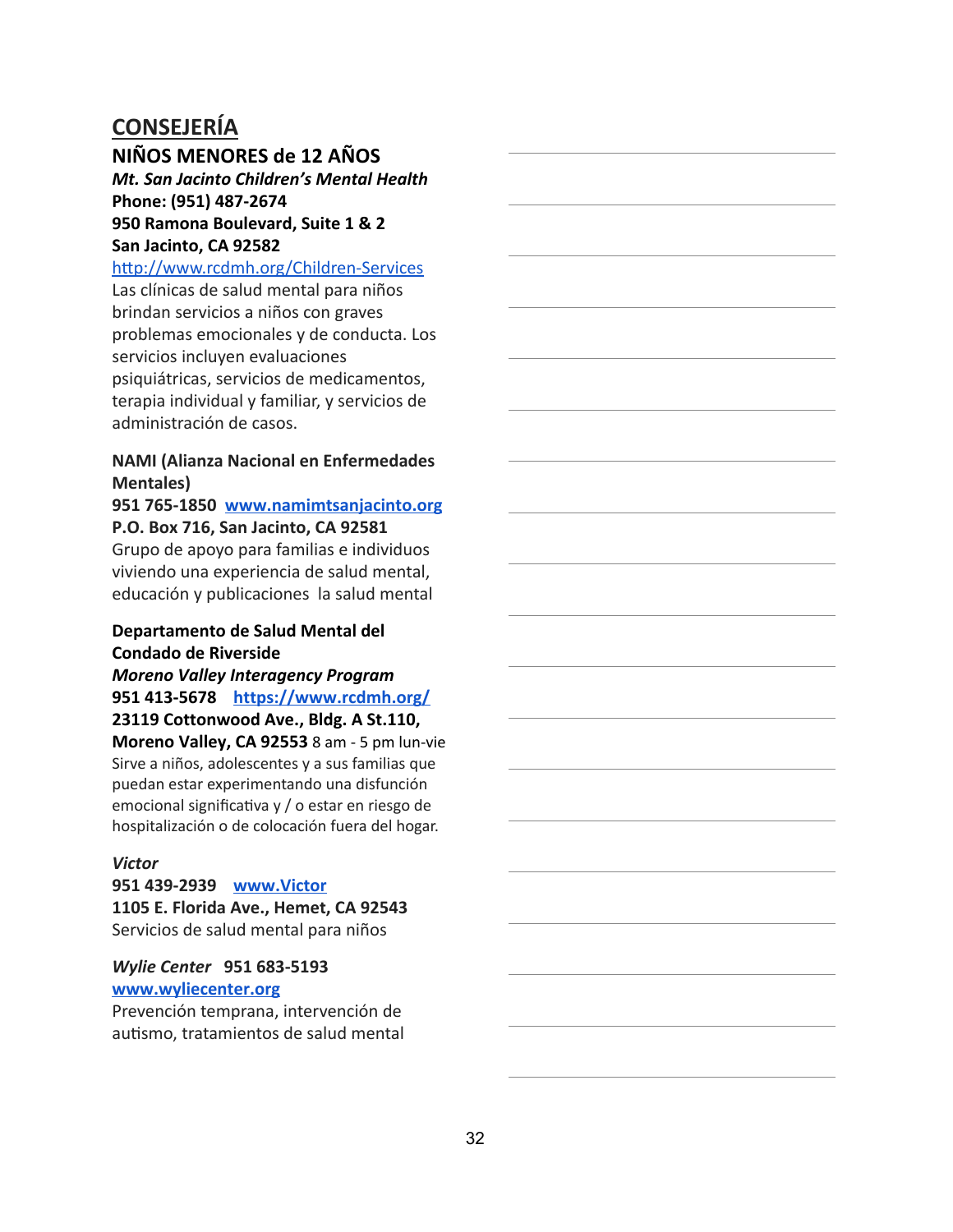## CONSEJERÍA

### NIÑOS MENORES de 12 AÑOS

***Mt. San Jacinto Children's Mental Health***
**Phone: (951) 487-2674**
**950 Ramona Boulevard, Suite 1 & 2**
**San Jacinto, CA 92582**
http://www.rcdmh.org/Children-Services
Las clínicas de salud mental para niños brindan servicios a niños con graves problemas emocionales y de conducta. Los servicios incluyen evaluaciones psiquiátricas, servicios de medicamentos, terapia individual y familiar, y servicios de administración de casos.

**NAMI (Alianza Nacional en Enfermedades Mentales)**
**951 765-1850** **www.namimtsanjacinto.org**
**P.O. Box 716, San Jacinto, CA 92581**
Grupo de apoyo para familias e individuos viviendo una experiencia de salud mental, educación y publicaciones la salud mental

**Departamento de Salud Mental del Condado de Riverside**
***Moreno Valley Interagency Program***
**951 413-5678** **https://www.rcdmh.org/**
**23119 Cottonwood Ave., Bldg. A St.110,**
**Moreno Valley, CA 92553** 8 am - 5 pm lun-vie
Sirve a niños, adolescentes y a sus familias que puedan estar experimentando una disfunción emocional significativa y / o estar en riesgo de hospitalización o de colocación fuera del hogar.

***Victor***
**951 439-2939** **www.Victor**
**1105 E. Florida Ave., Hemet, CA 92543**
Servicios de salud mental para niños

***Wylie Center*** **951 683-5193**
**www.wyliecenter.org**
Prevención temprana, intervención de autismo, tratamientos de salud mental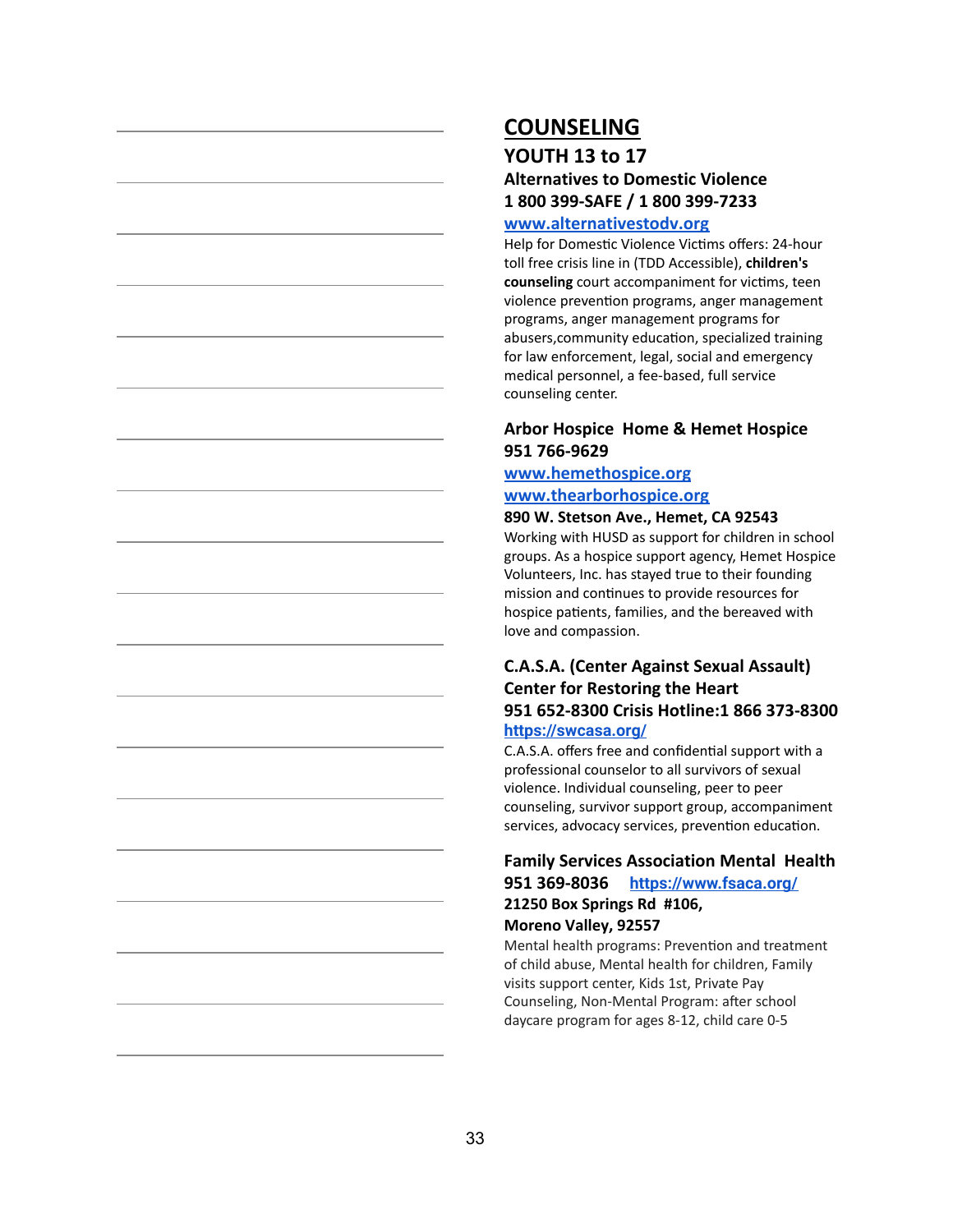# COUNSELING

## YOUTH 13 to 17

### Alternatives to Domestic Violence

**1 800 399-SAFE / 1 800 399-7233**

**www.alternativestodv.org**

Help for Domestic Violence Victims offers: 24-hour toll free crisis line in (TDD Accessible), **children's counseling** court accompaniment for victims, teen violence prevention programs, anger management programs, anger management programs for abusers,community education, specialized training for law enforcement, legal, social and emergency medical personnel, a fee-based, full service counseling center.

### Arbor Hospice Home & Hemet Hospice

**951 766-9629**

**www.hemethospice.org**

**www.thearborhospice.org**

**890 W. Stetson Ave., Hemet, CA 92543**

Working with HUSD as support for children in school groups. As a hospice support agency, Hemet Hospice Volunteers, Inc. has stayed true to their founding mission and continues to provide resources for hospice patients, families, and the bereaved with love and compassion.

### C.A.S.A. (Center Against Sexual Assault) Center for Restoring the Heart

**951 652-8300 Crisis Hotline:1 866 373-8300**

**https://swcasa.org/**

C.A.S.A. offers free and confidential support with a professional counselor to all survivors of sexual violence. Individual counseling, peer to peer counseling, survivor support group, accompaniment services, advocacy services, prevention education.

### Family Services Association Mental Health

**951 369-8036** **https://www.fsaca.org/**

**21250 Box Springs Rd #106,**
**Moreno Valley, 92557**

Mental health programs: Prevention and treatment of child abuse, Mental health for children, Family visits support center, Kids 1st, Private Pay Counseling, Non-Mental Program: after school daycare program for ages 8-12, child care 0-5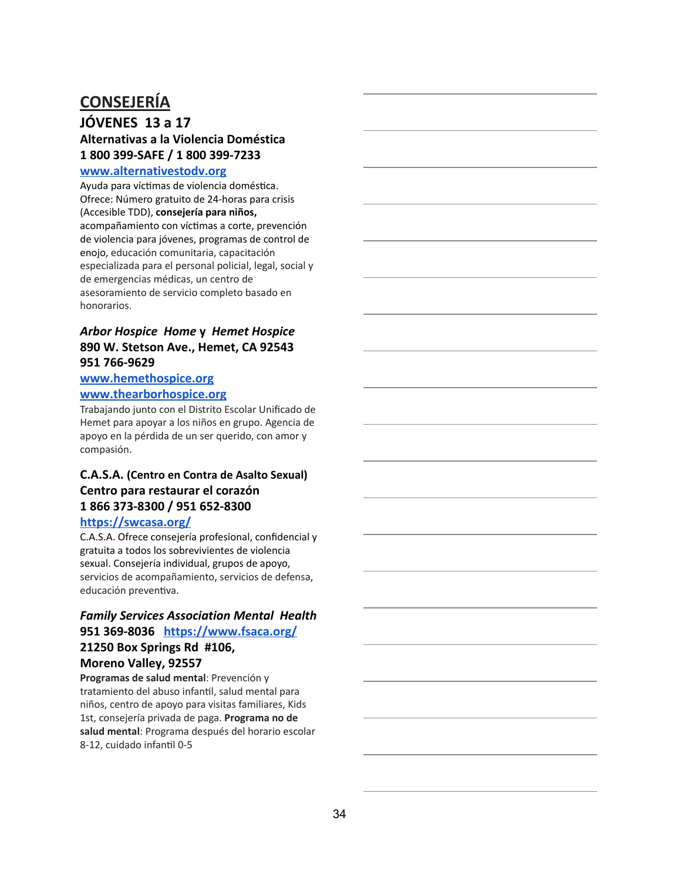# CONSEJERÍA

## JÓVENES 13 a 17

**Alternativas a la Violencia Doméstica**
**1 800 399-SAFE / 1 800 399-7233**
**www.alternativestodv.org**

Ayuda para víctimas de violencia doméstica. Ofrece: Número gratuito de 24-horas para crisis (Accesible TDD), **consejería para niños,** acompañamiento con víctimas a corte, prevención de violencia para jóvenes, programas de control de enojo, educación comunitaria, capacitación especializada para el personal policial, legal, social y de emergencias médicas, un centro de asesoramiento de servicio completo basado en honorarios.

***Arbor Hospice Home* y *Hemet Hospice***
**890 W. Stetson Ave., Hemet, CA 92543**
**951 766-9629**
**www.hemethospice.org**
**www.thearborhospice.org**

Trabajando junto con el Distrito Escolar Unificado de Hemet para apoyar a los niños en grupo. Agencia de apoyo en la pérdida de un ser querido, con amor y compasión.

**C.A.S.A. (Centro en Contra de Asalto Sexual)**
**Centro para restaurar el corazón**
**1 866 373-8300 / 951 652-8300**
**https://swcasa.org/**

C.A.S.A. Ofrece consejería profesional, confidencial y gratuita a todos los sobrevivientes de violencia sexual. Consejería individual, grupos de apoyo, servicios de acompañamiento, servicios de defensa, educación preventiva.

***Family Services Association Mental Health***
**951 369-8036 https://www.fsaca.org/**
**21250 Box Springs Rd #106,**
**Moreno Valley, 92557**

**Programas de salud mental**: Prevención y tratamiento del abuso infantil, salud mental para niños, centro de apoyo para visitas familiares, Kids 1st, consejería privada de paga. **Programa no de salud mental**: Programa después del horario escolar 8-12, cuidado infantil 0-5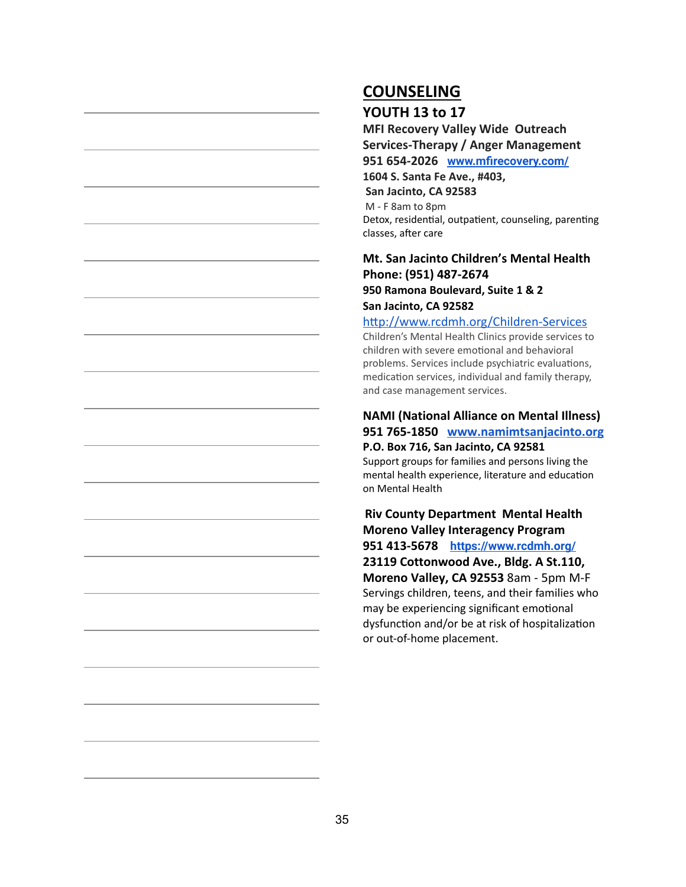# COUNSELING

## YOUTH 13 to 17

**MFI Recovery Valley Wide Outreach Services-Therapy / Anger Management**
**951 654-2026** [www.mfirecovery.com/](http://www.mfirecovery.com/)
**1604 S. Santa Fe Ave., #403,**
**San Jacinto, CA 92583**
M - F 8am to 8pm
Detox, residential, outpatient, counseling, parenting classes, after care

**Mt. San Jacinto Children's Mental Health**
**Phone: (951) 487-2674**
**950 Ramona Boulevard, Suite 1 & 2**
**San Jacinto, CA 92582**
[http://www.rcdmh.org/Children-Services](http://www.rcdmh.org/Children-Services)
Children's Mental Health Clinics provide services to children with severe emotional and behavioral problems. Services include psychiatric evaluations, medication services, individual and family therapy, and case management services.

**NAMI (National Alliance on Mental Illness)**
**951 765-1850** [www.namimtsanjacinto.org](http://www.namimtsanjacinto.org)
**P.O. Box 716, San Jacinto, CA 92581**
Support groups for families and persons living the mental health experience, literature and education on Mental Health

**Riv County Department Mental Health Moreno Valley Interagency Program**
**951 413-5678** [https://www.rcdmh.org/](https://www.rcdmh.org/)
**23119 Cottonwood Ave., Bldg. A St.110,**
**Moreno Valley, CA 92553** 8am - 5pm M-F
Servings children, teens, and their families who may be experiencing significant emotional dysfunction and/or be at risk of hospitalization or out-of-home placement.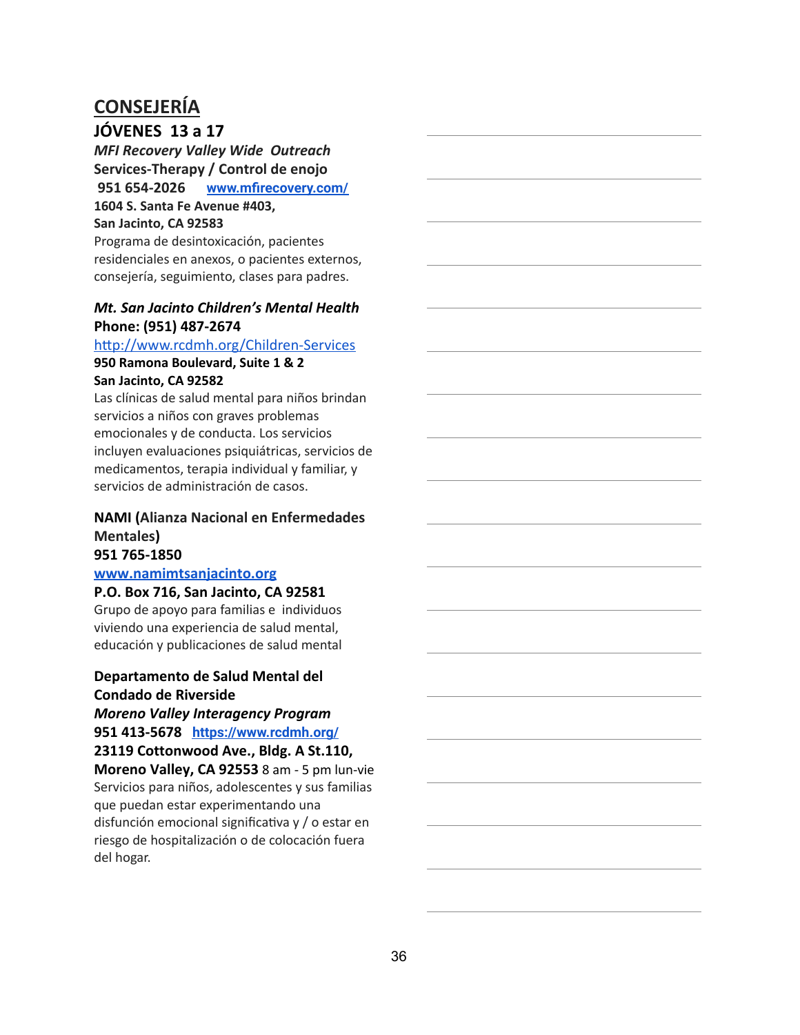# CONSEJERÍA

## JÓVENES 13 a 17

***MFI Recovery Valley Wide Outreach***
**Services-Therapy / Control de enojo**
**951 654-2026** [www.mfirecovery.com/](http://www.mfirecovery.com/)
**1604 S. Santa Fe Avenue #403,**
**San Jacinto, CA 92583**
Programa de desintoxicación, pacientes residenciales en anexos, o pacientes externos, consejería, seguimiento, clases para padres.

***Mt. San Jacinto Children's Mental Health***
**Phone: (951) 487-2674**
[http://www.rcdmh.org/Children-Services](http://www.rcdmh.org/Children-Services)
**950 Ramona Boulevard, Suite 1 & 2**
**San Jacinto, CA 92582**
Las clínicas de salud mental para niños brindan servicios a niños con graves problemas emocionales y de conducta. Los servicios incluyen evaluaciones psiquiátricas, servicios de medicamentos, terapia individual y familiar, y servicios de administración de casos.

**NAMI (Alianza Nacional en Enfermedades Mentales)**
**951 765-1850**
[www.namimtsanjacinto.org](http://www.namimtsanjacinto.org)
**P.O. Box 716, San Jacinto, CA 92581**
Grupo de apoyo para familias e individuos viviendo una experiencia de salud mental, educación y publicaciones de salud mental

**Departamento de Salud Mental del Condado de Riverside**
***Moreno Valley Interagency Program***
**951 413-5678** [https://www.rcdmh.org/](https://www.rcdmh.org/)
**23119 Cottonwood Ave., Bldg. A St.110,**
**Moreno Valley, CA 92553** 8 am - 5 pm lun-vie
Servicios para niños, adolescentes y sus familias que puedan estar experimentando una disfunción emocional significativa y / o estar en riesgo de hospitalización o de colocación fuera del hogar.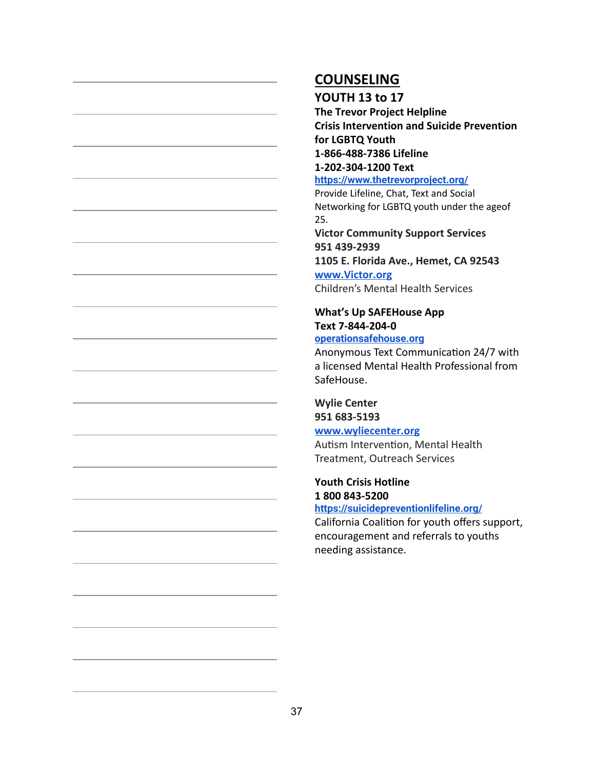## COUNSELING

### YOUTH 13 to 17

**The Trevor Project Helpline**
**Crisis Intervention and Suicide Prevention for LGBTQ Youth**
**1-866-488-7386 Lifeline**
**1-202-304-1200 Text**
https://www.thetrevorproject.org/
Provide Lifeline, Chat, Text and Social Networking for LGBTQ youth under the ageof 25.

**Victor Community Support Services**
**951 439-2939**
**1105 E. Florida Ave., Hemet, CA 92543**
www.Victor.org
Children's Mental Health Services

**What's Up SAFEHouse App**
**Text 7-844-204-0**
operationsafehouse.org
Anonymous Text Communication 24/7 with a licensed Mental Health Professional from SafeHouse.

**Wylie Center**
**951 683-5193**
www.wyliecenter.org
Autism Intervention, Mental Health Treatment, Outreach Services

**Youth Crisis Hotline**
**1 800 843-5200**
https://suicidepreventionlifeline.org/
California Coalition for youth offers support, encouragement and referrals to youths needing assistance.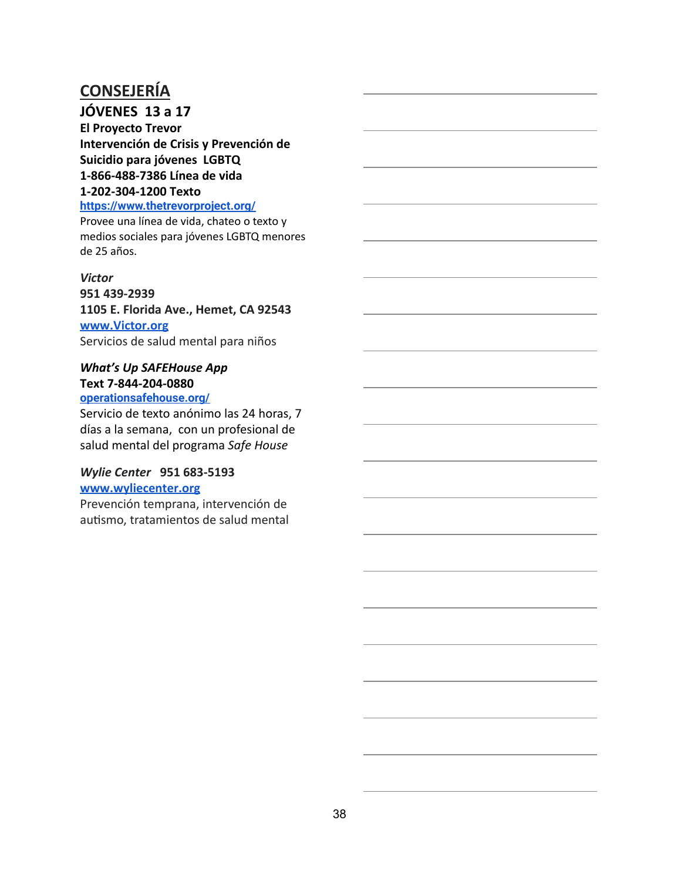## CONSEJERÍA

### JÓVENES 13 a 17

**El Proyecto Trevor**
**Intervención de Crisis y Prevención de Suicidio para jóvenes LGBTQ**
**1-866-488-7386 Línea de vida**
**1-202-304-1200 Texto**
https://www.thetrevorproject.org/
Provee una línea de vida, chateo o texto y medios sociales para jóvenes LGBTQ menores de 25 años.

***Victor***
**951 439-2939**
**1105 E. Florida Ave., Hemet, CA 92543**
www.Victor.org
Servicios de salud mental para niños

***What's Up SAFEHouse App***
**Text 7-844-204-0880**
operationsafehouse.org/
Servicio de texto anónimo las 24 horas, 7 días a la semana, con un profesional de salud mental del programa *Safe House*

***Wylie Center*** **951 683-5193**
www.wyliecenter.org
Prevención temprana, intervención de autismo, tratamientos de salud mental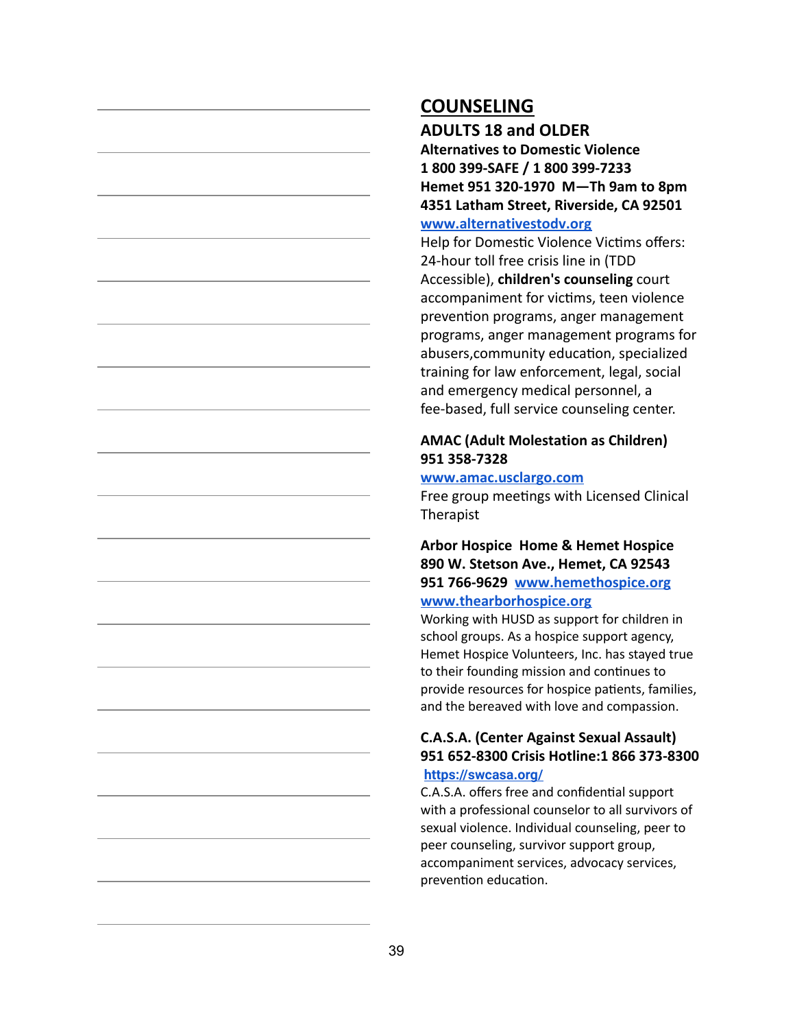# COUNSELING

## ADULTS 18 and OLDER

**Alternatives to Domestic Violence**
**1 800 399-SAFE / 1 800 399-7233**
**Hemet 951 320-1970 M—Th 9am to 8pm**
**4351 Latham Street, Riverside, CA 92501**
**www.alternativestodv.org**

Help for Domestic Violence Victims offers: 24-hour toll free crisis line in (TDD Accessible), **children's counseling** court accompaniment for victims, teen violence prevention programs, anger management programs, anger management programs for abusers,community education, specialized training for law enforcement, legal, social and emergency medical personnel, a fee-based, full service counseling center.

**AMAC (Adult Molestation as Children)**
**951 358-7328**
**www.amac.usclargo.com**

Free group meetings with Licensed Clinical Therapist

**Arbor Hospice Home & Hemet Hospice**
**890 W. Stetson Ave., Hemet, CA 92543**
**951 766-9629 www.hemethospice.org**
**www.thearborhospice.org**

Working with HUSD as support for children in school groups. As a hospice support agency, Hemet Hospice Volunteers, Inc. has stayed true to their founding mission and continues to provide resources for hospice patients, families, and the bereaved with love and compassion.

**C.A.S.A. (Center Against Sexual Assault)**
**951 652-8300 Crisis Hotline:1 866 373-8300**
**https://swcasa.org/**

C.A.S.A. offers free and confidential support with a professional counselor to all survivors of sexual violence. Individual counseling, peer to peer counseling, survivor support group, accompaniment services, advocacy services, prevention education.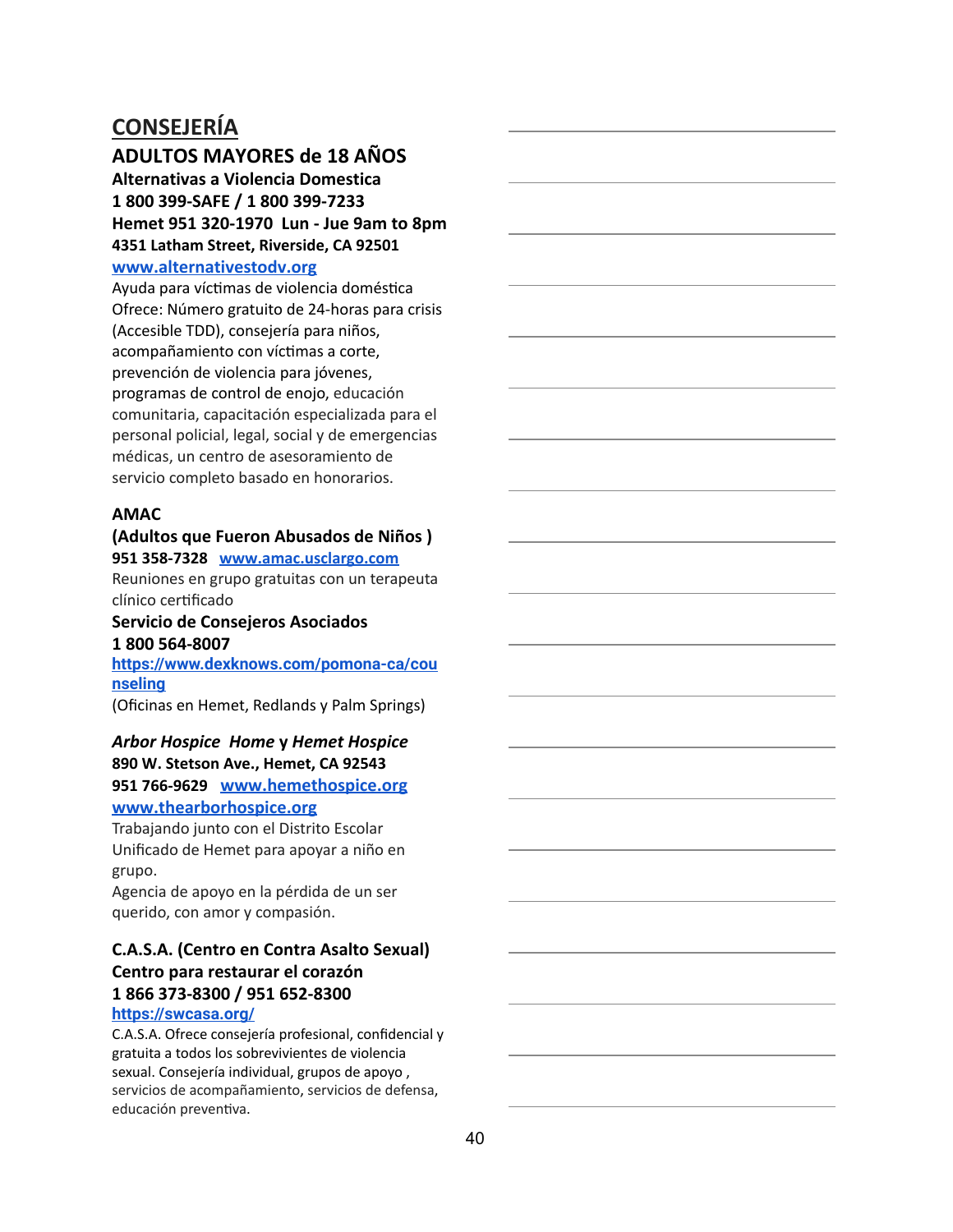## CONSEJERÍA

### ADULTOS MAYORES de 18 AÑOS

**Alternativas a Violencia Domestica**
**1 800 399-SAFE / 1 800 399-7233**
**Hemet 951 320-1970 Lun - Jue 9am to 8pm**
**4351 Latham Street, Riverside, CA 92501**
**www.alternativestodv.org**

Ayuda para víctimas de violencia doméstica
Ofrece: Número gratuito de 24-horas para crisis (Accesible TDD), consejería para niños, acompañamiento con víctimas a corte, prevención de violencia para jóvenes, programas de control de enojo, educación comunitaria, capacitación especializada para el personal policial, legal, social y de emergencias médicas, un centro de asesoramiento de servicio completo basado en honorarios.

**AMAC**
**(Adultos que Fueron Abusados de Niños )**
**951 358-7328** **www.amac.usclargo.com**

Reuniones en grupo gratuitas con un terapeuta clínico certificado

**Servicio de Consejeros Asociados**
**1 800 564-8007**
**https://www.dexknows.com/pomona-ca/counseling**

(Oficinas en Hemet, Redlands y Palm Springs)

***Arbor Hospice Home*** **y** ***Hemet Hospice***
**890 W. Stetson Ave., Hemet, CA 92543**
**951 766-9629** **www.hemethospice.org**
**www.thearborhospice.org**

Trabajando junto con el Distrito Escolar Unificado de Hemet para apoyar a niño en grupo.
Agencia de apoyo en la pérdida de un ser querido, con amor y compasión.

**C.A.S.A. (Centro en Contra Asalto Sexual)**
**Centro para restaurar el corazón**
**1 866 373-8300 / 951 652-8300**
**https://swcasa.org/**

C.A.S.A. Ofrece consejería profesional, confidencial y gratuita a todos los sobrevivientes de violencia sexual. Consejería individual, grupos de apoyo , servicios de acompañamiento, servicios de defensa, educación preventiva.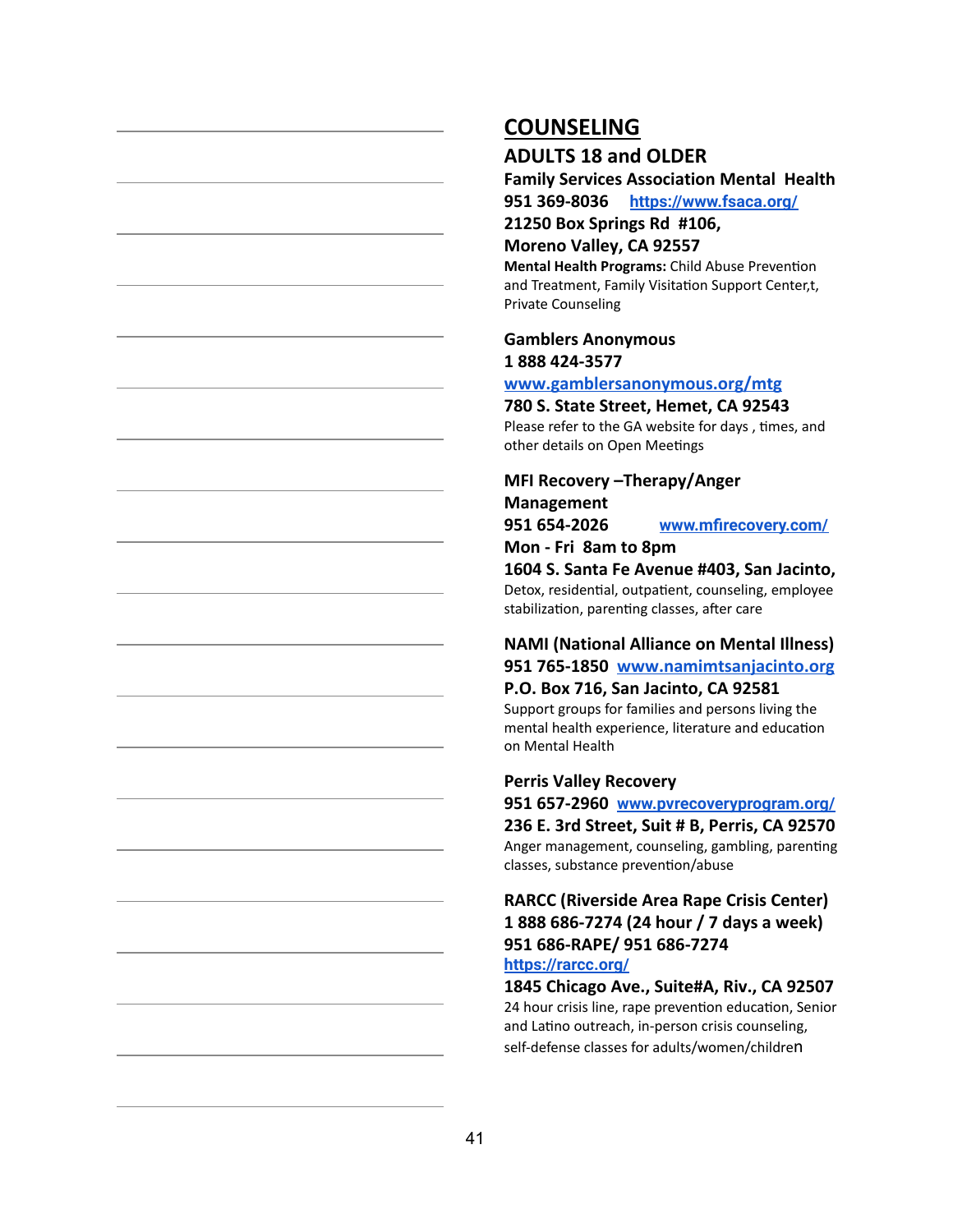# COUNSELING

## ADULTS 18 and OLDER

**Family Services Association Mental Health**
**951 369-8036** [https://www.fsaca.org/](https://www.fsaca.org/)
**21250 Box Springs Rd #106,**
**Moreno Valley, CA 92557**
**Mental Health Programs:** Child Abuse Prevention and Treatment, Family Visitation Support Center,t, Private Counseling

**Gamblers Anonymous**
**1 888 424-3577**
[www.gamblersanonymous.org/mtg](www.gamblersanonymous.org/mtg)
**780 S. State Street, Hemet, CA 92543**
Please refer to the GA website for days , times, and other details on Open Meetings

**MFI Recovery –Therapy/Anger Management**
**951 654-2026** [www.mfirecovery.com/](www.mfirecovery.com/)
**Mon - Fri 8am to 8pm**
**1604 S. Santa Fe Avenue #403, San Jacinto,**
Detox, residential, outpatient, counseling, employee stabilization, parenting classes, after care

**NAMI (National Alliance on Mental Illness)**
**951 765-1850** [www.namimtsanjacinto.org](www.namimtsanjacinto.org)
**P.O. Box 716, San Jacinto, CA 92581**
Support groups for families and persons living the mental health experience, literature and education on Mental Health

**Perris Valley Recovery**
**951 657-2960** [www.pvrecoveryprogram.org/](www.pvrecoveryprogram.org/)
**236 E. 3rd Street, Suit # B, Perris, CA 92570**
Anger management, counseling, gambling, parenting classes, substance prevention/abuse

**RARCC (Riverside Area Rape Crisis Center)**
**1 888 686-7274 (24 hour / 7 days a week)**
**951 686-RAPE/ 951 686-7274**
[https://rarcc.org/](https://rarcc.org/)
**1845 Chicago Ave., Suite#A, Riv., CA 92507**
24 hour crisis line, rape prevention education, Senior and Latino outreach, in-person crisis counseling, self-defense classes for adults/women/children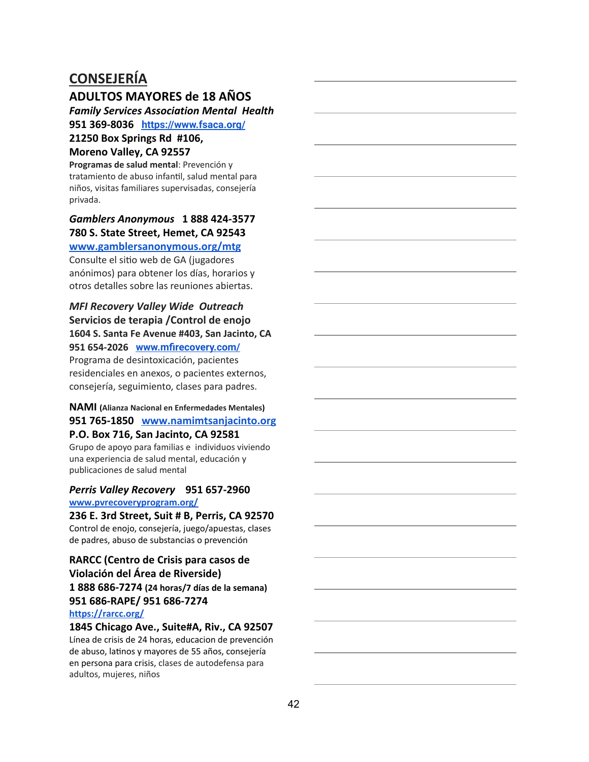# CONSEJERÍA

## ADULTOS MAYORES de 18 AÑOS

***Family Services Association Mental Health***
**951 369-8036** **https://www.fsaca.org/**
**21250 Box Springs Rd #106,**
**Moreno Valley, CA 92557**
**Programas de salud mental**: Prevención y tratamiento de abuso infantil, salud mental para niños, visitas familiares supervisadas, consejería privada.

***Gamblers Anonymous*** **1 888 424-3577**
**780 S. State Street, Hemet, CA 92543**
**www.gamblersanonymous.org/mtg**
Consulte el sitio web de GA (jugadores anónimos) para obtener los días, horarios y otros detalles sobre las reuniones abiertas.

***MFI Recovery Valley Wide Outreach***
**Servicios de terapia /Control de enojo**
**1604 S. Santa Fe Avenue #403, San Jacinto, CA**
**951 654-2026** **www.mfirecovery.com/**
Programa de desintoxicación, pacientes residenciales en anexos, o pacientes externos, consejería, seguimiento, clases para padres.

**NAMI** **(Alianza Nacional en Enfermedades Mentales)**
**951 765-1850** **www.namimtsanjacinto.org**
**P.O. Box 716, San Jacinto, CA 92581**
Grupo de apoyo para familias e individuos viviendo una experiencia de salud mental, educación y publicaciones de salud mental

***Perris Valley Recovery*** **951 657-2960**
**www.pvrecoveryprogram.org/**
**236 E. 3rd Street, Suit # B, Perris, CA 92570**
Control de enojo, consejería, juego/apuestas, clases de padres, abuso de substancias o prevención

**RARCC (Centro de Crisis para casos de Violación del Área de Riverside)**
**1 888 686-7274** **(24 horas/7 días de la semana)**
**951 686-RAPE/ 951 686-7274**
**https://rarcc.org/**
**1845 Chicago Ave., Suite#A, Riv., CA 92507**
Línea de crisis de 24 horas, educacion de prevención de abuso, latinos y mayores de 55 años, consejería en persona para crisis, clases de autodefensa para adultos, mujeres, niños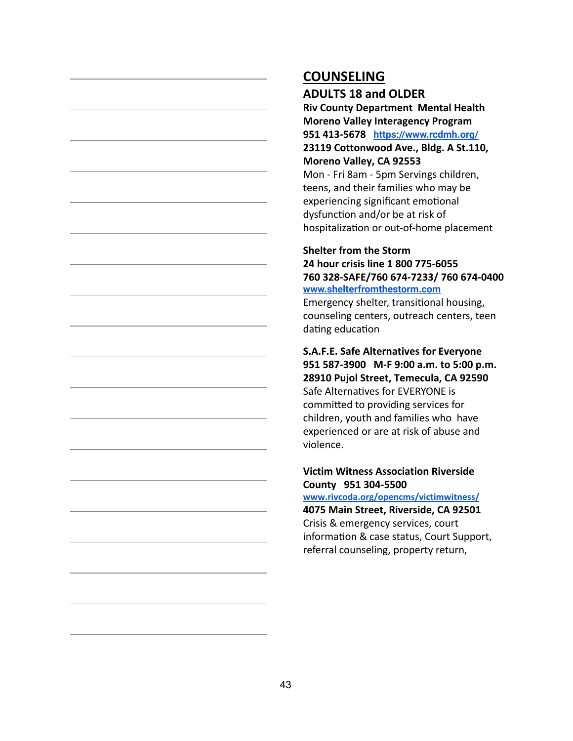## COUNSELING

### ADULTS 18 and OLDER

**Riv County Department Mental Health**
**Moreno Valley Interagency Program**
**951 413-5678** [https://www.rcdmh.org/](https://www.rcdmh.org/)
**23119 Cottonwood Ave., Bldg. A St.110,**
**Moreno Valley, CA 92553**
Mon - Fri 8am - 5pm Servings children, teens, and their families who may be experiencing significant emotional dysfunction and/or be at risk of hospitalization or out-of-home placement

**Shelter from the Storm**
**24 hour crisis line 1 800 775-6055**
**760 328-SAFE/760 674-7233/ 760 674-0400**
[www.shelterfromthestorm.com](www.shelterfromthestorm.com)
Emergency shelter, transitional housing, counseling centers, outreach centers, teen dating education

**S.A.F.E. Safe Alternatives for Everyone**
**951 587-3900 M-F 9:00 a.m. to 5:00 p.m.**
**28910 Pujol Street, Temecula, CA 92590**
Safe Alternatives for EVERYONE is committed to providing services for children, youth and families who have experienced or are at risk of abuse and violence.

**Victim Witness Association Riverside County 951 304-5500**
[www.rivcoda.org/opencms/victimwitness/](www.rivcoda.org/opencms/victimwitness/)
**4075 Main Street, Riverside, CA 92501**
Crisis & emergency services, court information & case status, Court Support, referral counseling, property return,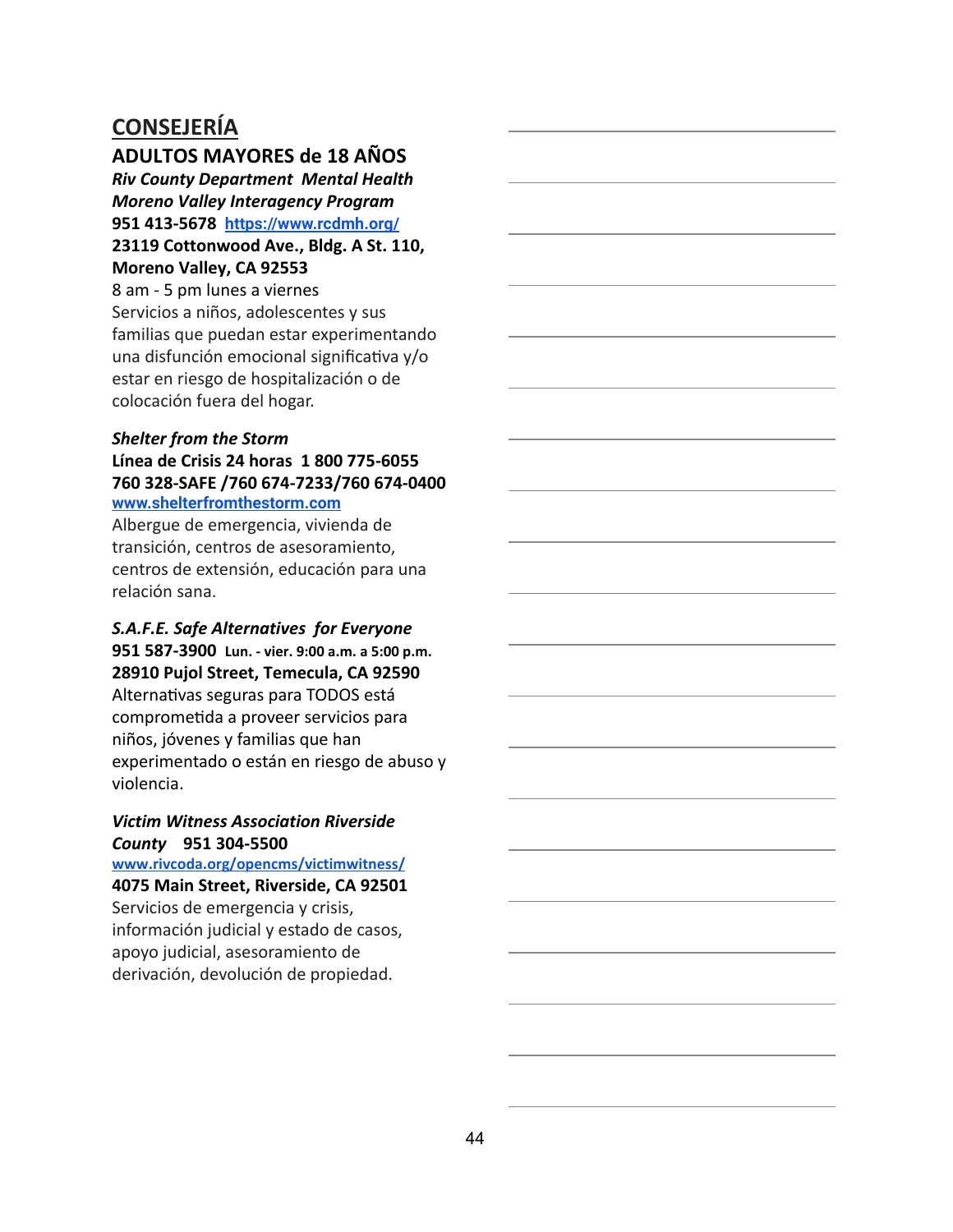## CONSEJERÍA

### ADULTOS MAYORES de 18 AÑOS

***Riv County Department Mental Health***
***Moreno Valley Interagency Program***
**951 413-5678** https://www.rcdmh.org/
**23119 Cottonwood Ave., Bldg. A St. 110, Moreno Valley, CA 92553**
8 am - 5 pm lunes a viernes
Servicios a niños, adolescentes y sus familias que puedan estar experimentando una disfunción emocional significativa y/o estar en riesgo de hospitalización o de colocación fuera del hogar.

***Shelter from the Storm***
**Línea de Crisis 24 horas 1 800 775-6055**
**760 328-SAFE /760 674-7233/760 674-0400**
www.shelterfromthestorm.com
Albergue de emergencia, vivienda de transición, centros de asesoramiento, centros de extensión, educación para una relación sana.

***S.A.F.E. Safe Alternatives for Everyone***
**951 587-3900 Lun. - vier. 9:00 a.m. a 5:00 p.m.**
**28910 Pujol Street, Temecula, CA 92590**
Alternativas seguras para TODOS está comprometida a proveer servicios para niños, jóvenes y familias que han experimentado o están en riesgo de abuso y violencia.

***Victim Witness Association Riverside County*** **951 304-5500**
www.rivcoda.org/opencms/victimwitness/
**4075 Main Street, Riverside, CA 92501**
Servicios de emergencia y crisis, información judicial y estado de casos, apoyo judicial, asesoramiento de derivación, devolución de propiedad.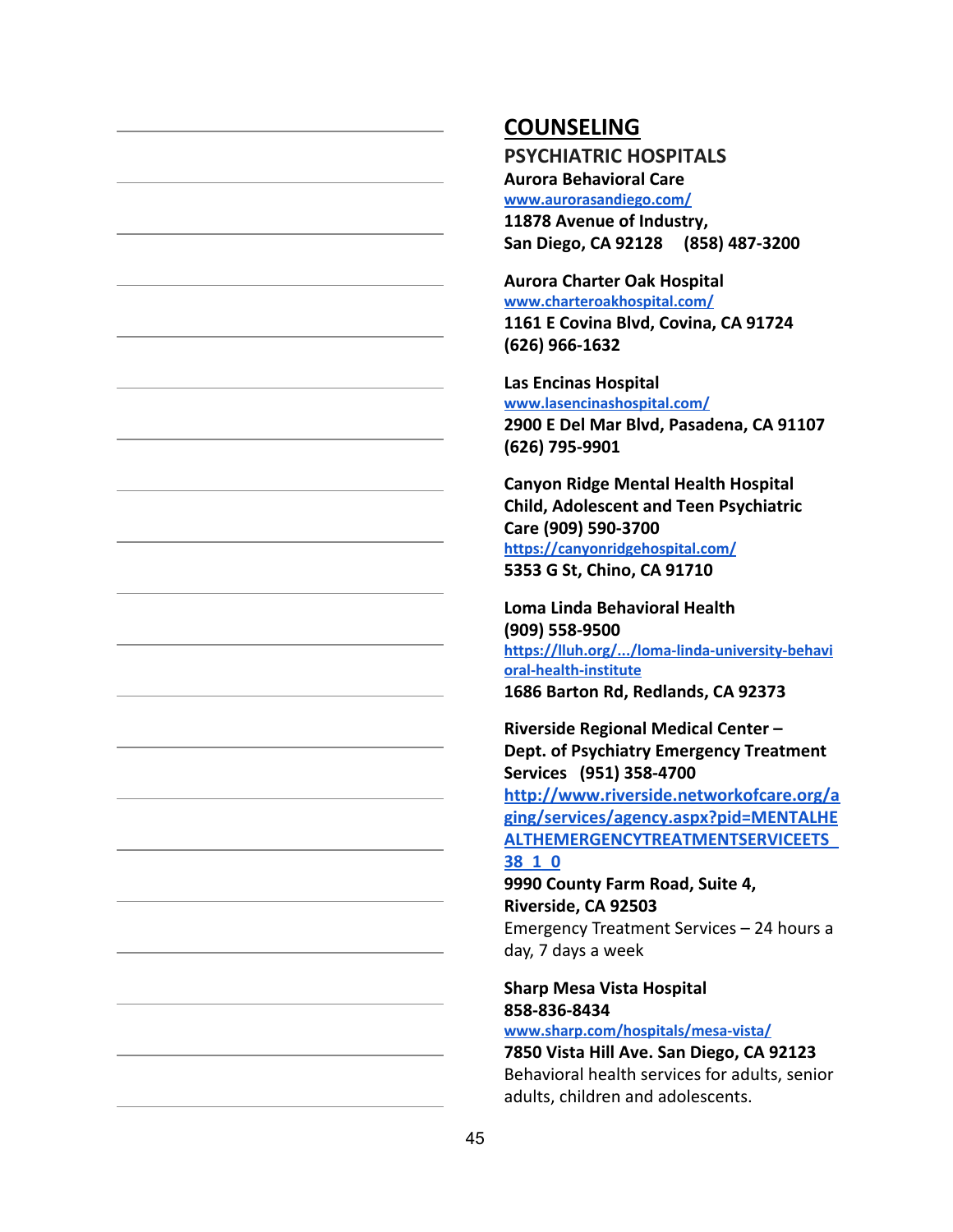# COUNSELING

## PSYCHIATRIC HOSPITALS

**Aurora Behavioral Care**
www.aurorasandiego.com/
**11878 Avenue of Industry,**
**San Diego, CA 92128 (858) 487-3200**

**Aurora Charter Oak Hospital**
www.charteroakhospital.com/
**1161 E Covina Blvd, Covina, CA 91724**
**(626) 966-1632**

**Las Encinas Hospital**
www.lasencinashospital.com/
**2900 E Del Mar Blvd, Pasadena, CA 91107**
**(626) 795-9901**

**Canyon Ridge Mental Health Hospital**
**Child, Adolescent and Teen Psychiatric Care (909) 590-3700**
https://canyonridgehospital.com/
**5353 G St, Chino, CA 91710**

**Loma Linda Behavioral Health**
**(909) 558-9500**
https://lluh.org/.../loma-linda-university-behavioral-health-institute
**1686 Barton Rd, Redlands, CA 92373**

**Riverside Regional Medical Center – Dept. of Psychiatry Emergency Treatment Services (951) 358-4700**
http://www.riverside.networkofcare.org/aging/services/agency.aspx?pid=MENTALHEALTHEMERGENCYTREATMENTSERVICEETS_38_1_0
**9990 County Farm Road, Suite 4,**
**Riverside, CA 92503**
Emergency Treatment Services – 24 hours a day, 7 days a week

**Sharp Mesa Vista Hospital**
**858-836-8434**
www.sharp.com/hospitals/mesa-vista/
**7850 Vista Hill Ave. San Diego, CA 92123**
Behavioral health services for adults, senior adults, children and adolescents.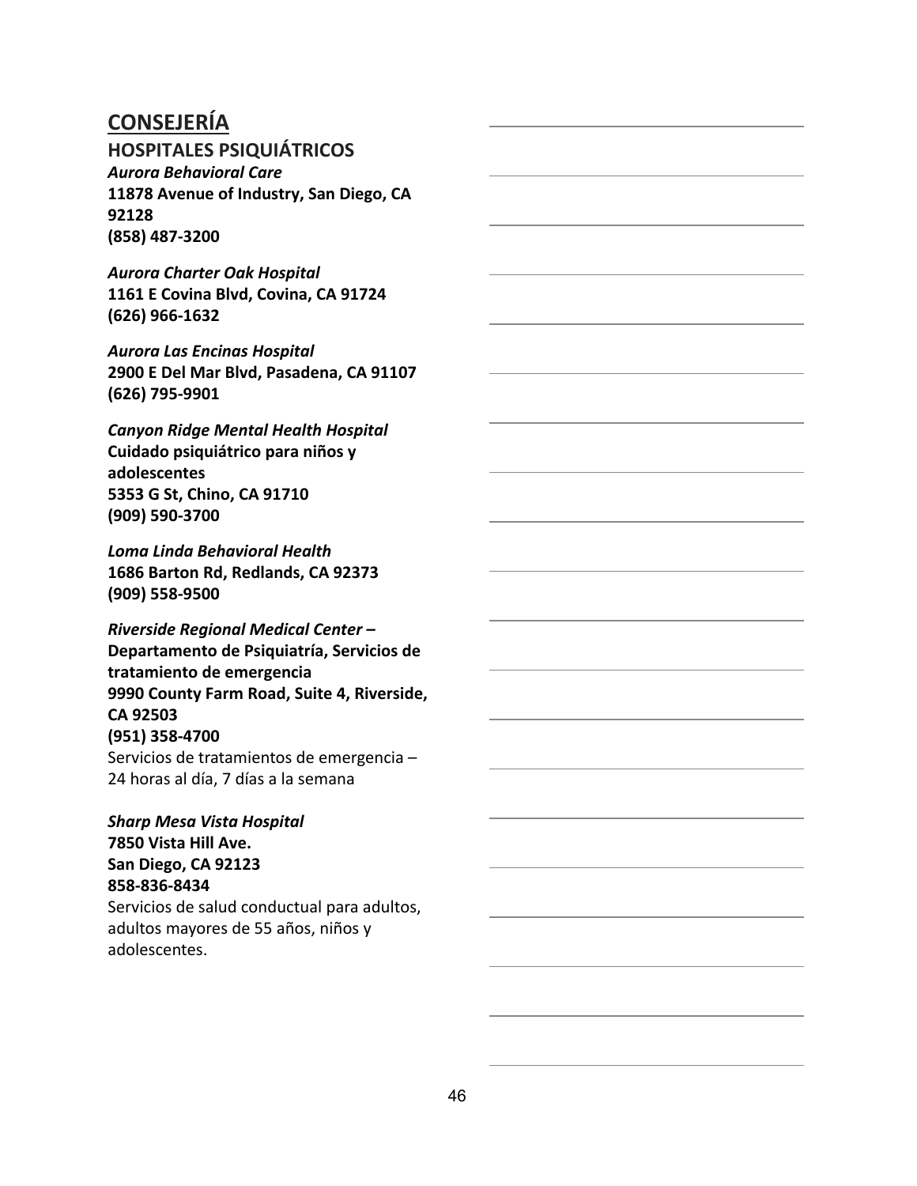## CONSEJERÍA

### HOSPITALES PSIQUIÁTRICOS

***Aurora Behavioral Care***
**11878 Avenue of Industry, San Diego, CA 92128**
**(858) 487-3200**

***Aurora Charter Oak Hospital***
**1161 E Covina Blvd, Covina, CA 91724**
**(626) 966-1632**

***Aurora Las Encinas Hospital***
**2900 E Del Mar Blvd, Pasadena, CA 91107**
**(626) 795-9901**

***Canyon Ridge Mental Health Hospital***
**Cuidado psiquiátrico para niños y adolescentes**
**5353 G St, Chino, CA 91710**
**(909) 590-3700**

***Loma Linda Behavioral Health***
**1686 Barton Rd, Redlands, CA 92373**
**(909) 558-9500**

***Riverside Regional Medical Center –***
**Departamento de Psiquiatría, Servicios de tratamiento de emergencia**
**9990 County Farm Road, Suite 4, Riverside, CA 92503**
**(951) 358-4700**
Servicios de tratamientos de emergencia – 24 horas al día, 7 días a la semana

***Sharp Mesa Vista Hospital***
**7850 Vista Hill Ave.**
**San Diego, CA 92123**
**858-836-8434**
Servicios de salud conductual para adultos, adultos mayores de 55 años, niños y adolescentes.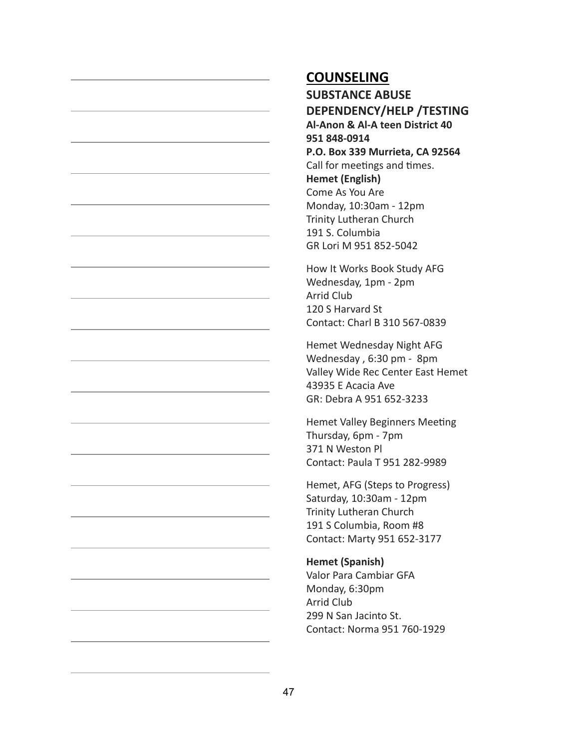## COUNSELING

### SUBSTANCE ABUSE DEPENDENCY/HELP /TESTING

**Al-Anon & Al-A teen District 40**
**951 848-0914**
**P.O. Box 339 Murrieta, CA 92564**
Call for meetings and times.

**Hemet (English)**

Come As You Are
Monday, 10:30am - 12pm
Trinity Lutheran Church
191 S. Columbia
GR Lori M 951 852-5042

How It Works Book Study AFG
Wednesday, 1pm - 2pm
Arrid Club
120 S Harvard St
Contact: Charl B 310 567-0839

Hemet Wednesday Night AFG
Wednesday , 6:30 pm - 8pm
Valley Wide Rec Center East Hemet
43935 E Acacia Ave
GR: Debra A 951 652-3233

Hemet Valley Beginners Meeting
Thursday, 6pm - 7pm
371 N Weston Pl
Contact: Paula T 951 282-9989

Hemet, AFG (Steps to Progress)
Saturday, 10:30am - 12pm
Trinity Lutheran Church
191 S Columbia, Room #8
Contact: Marty 951 652-3177

**Hemet (Spanish)**

Valor Para Cambiar GFA
Monday, 6:30pm
Arrid Club
299 N San Jacinto St.
Contact: Norma 951 760-1929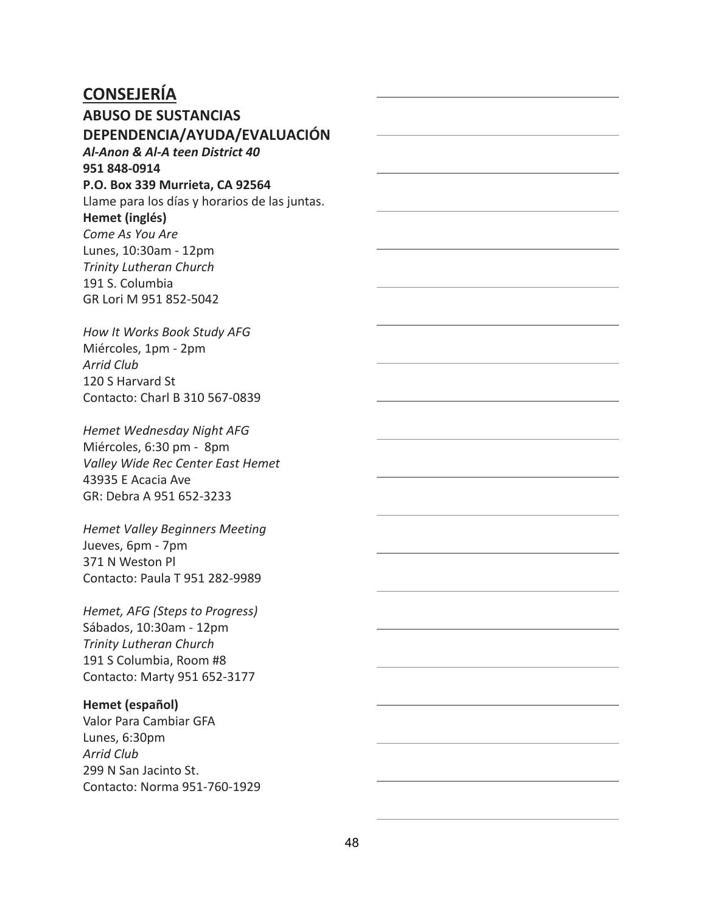## CONSEJERÍA

### ABUSO DE SUSTANCIAS DEPENDENCIA/AYUDA/EVALUACIÓN

***Al-Anon & Al-A teen District 40***
**951 848-0914**
**P.O. Box 339 Murrieta, CA 92564**
Llame para los días y horarios de las juntas.

**Hemet (inglés)**

*Come As You Are*
Lunes, 10:30am - 12pm
*Trinity Lutheran Church*
191 S. Columbia
GR Lori M 951 852-5042

*How It Works Book Study AFG*
Miércoles, 1pm - 2pm
*Arrid Club*
120 S Harvard St
Contacto: Charl B 310 567-0839

*Hemet Wednesday Night AFG*
Miércoles, 6:30 pm - 8pm
*Valley Wide Rec Center East Hemet*
43935 E Acacia Ave
GR: Debra A 951 652-3233

*Hemet Valley Beginners Meeting*
Jueves, 6pm - 7pm
371 N Weston Pl
Contacto: Paula T 951 282-9989

*Hemet, AFG (Steps to Progress)*
Sábados, 10:30am - 12pm
*Trinity Lutheran Church*
191 S Columbia, Room #8
Contacto: Marty 951 652-3177

**Hemet (español)**

Valor Para Cambiar GFA
Lunes, 6:30pm
*Arrid Club*
299 N San Jacinto St.
Contacto: Norma 951-760-1929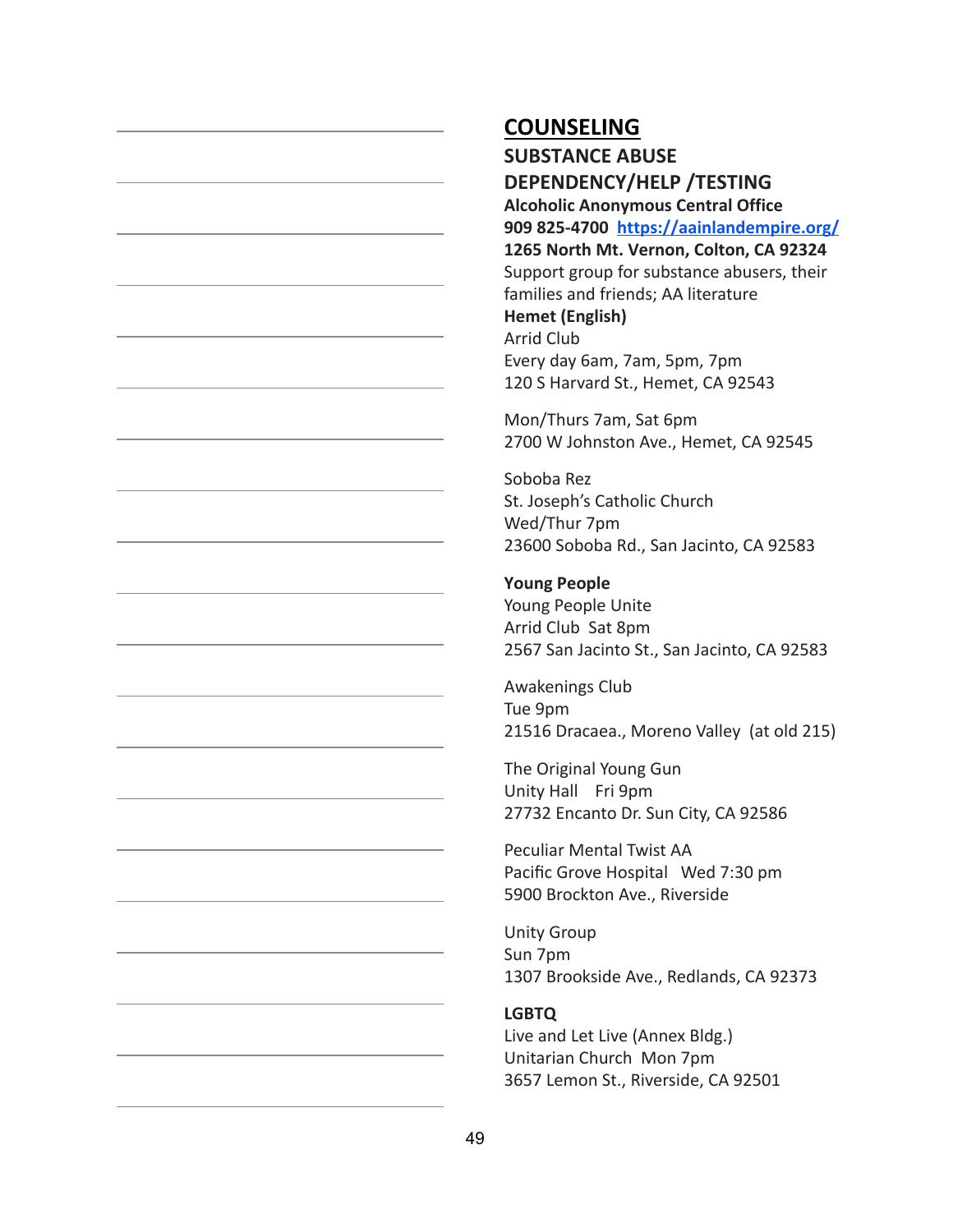# COUNSELING

## SUBSTANCE ABUSE DEPENDENCY/HELP /TESTING

**Alcoholic Anonymous Central Office**
**909 825-4700 [https://aainlandempire.org/](https://aainlandempire.org/)**
**1265 North Mt. Vernon, Colton, CA 92324**
Support group for substance abusers, their families and friends; AA literature

**Hemet (English)**
Arrid Club
Every day 6am, 7am, 5pm, 7pm
120 S Harvard St., Hemet, CA 92543

Mon/Thurs 7am, Sat 6pm
2700 W Johnston Ave., Hemet, CA 92545

Soboba Rez
St. Joseph's Catholic Church
Wed/Thur 7pm
23600 Soboba Rd., San Jacinto, CA 92583

**Young People**
Young People Unite
Arrid Club Sat 8pm
2567 San Jacinto St., San Jacinto, CA 92583

Awakenings Club
Tue 9pm
21516 Dracaea., Moreno Valley (at old 215)

The Original Young Gun
Unity Hall Fri 9pm
27732 Encanto Dr. Sun City, CA 92586

Peculiar Mental Twist AA
Pacific Grove Hospital Wed 7:30 pm
5900 Brockton Ave., Riverside

Unity Group
Sun 7pm
1307 Brookside Ave., Redlands, CA 92373

**LGBTQ**
Live and Let Live (Annex Bldg.)
Unitarian Church Mon 7pm
3657 Lemon St., Riverside, CA 92501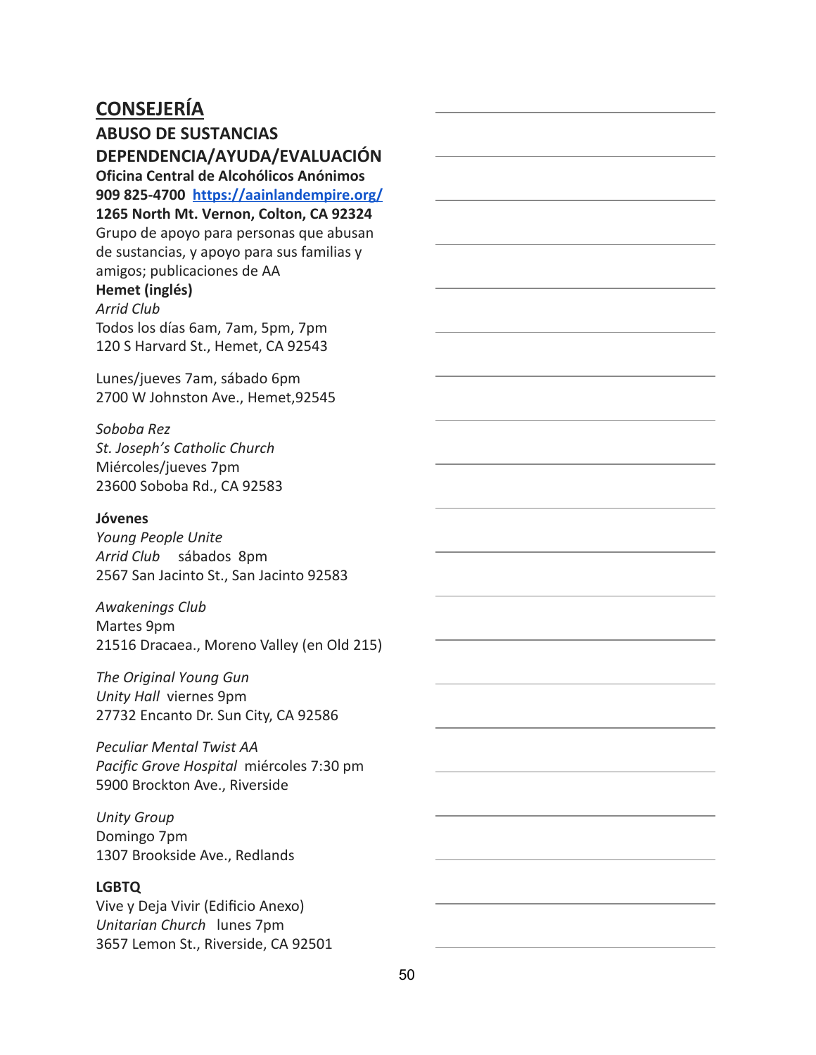## CONSEJERÍA

### ABUSO DE SUSTANCIAS

### DEPENDENCIA/AYUDA/EVALUACIÓN

**Oficina Central de Alcohólicos Anónimos**
**909 825-4700 [https://aainlandempire.org/](https://aainlandempire.org/)**
**1265 North Mt. Vernon, Colton, CA 92324**
Grupo de apoyo para personas que abusan de sustancias, y apoyo para sus familias y amigos; publicaciones de AA

**Hemet (inglés)**
*Arrid Club*
Todos los días 6am, 7am, 5pm, 7pm
120 S Harvard St., Hemet, CA 92543

Lunes/jueves 7am, sábado 6pm
2700 W Johnston Ave., Hemet,92545

*Soboba Rez*
*St. Joseph's Catholic Church*
Miércoles/jueves 7pm
23600 Soboba Rd., CA 92583

**Jóvenes**
*Young People Unite*
*Arrid Club* sábados 8pm
2567 San Jacinto St., San Jacinto 92583

*Awakenings Club*
Martes 9pm
21516 Dracaea., Moreno Valley (en Old 215)

*The Original Young Gun*
*Unity Hall* viernes 9pm
27732 Encanto Dr. Sun City, CA 92586

*Peculiar Mental Twist AA*
*Pacific Grove Hospital* miércoles 7:30 pm
5900 Brockton Ave., Riverside

*Unity Group*
Domingo 7pm
1307 Brookside Ave., Redlands

**LGBTQ**
Vive y Deja Vivir (Edificio Anexo)
*Unitarian Church* lunes 7pm
3657 Lemon St., Riverside, CA 92501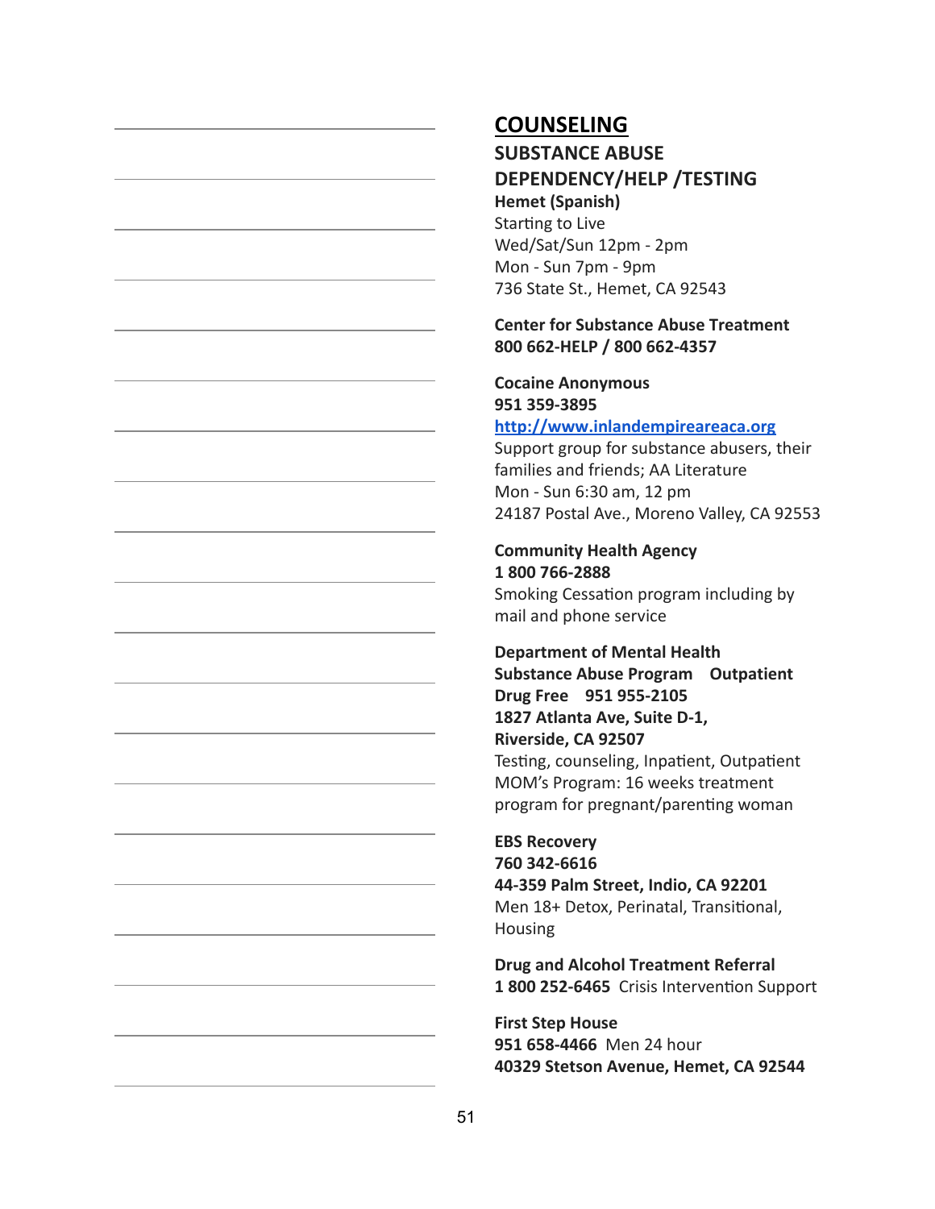# COUNSELING

## SUBSTANCE ABUSE DEPENDENCY/HELP /TESTING

**Hemet (Spanish)**
Starting to Live
Wed/Sat/Sun 12pm - 2pm
Mon - Sun 7pm - 9pm
736 State St., Hemet, CA 92543

**Center for Substance Abuse Treatment**
**800 662-HELP / 800 662-4357**

**Cocaine Anonymous**
**951 359-3895**
**http://www.inlandempireareaca.org**
Support group for substance abusers, their families and friends; AA Literature
Mon - Sun 6:30 am, 12 pm
24187 Postal Ave., Moreno Valley, CA 92553

**Community Health Agency**
**1 800 766-2888**
Smoking Cessation program including by mail and phone service

**Department of Mental Health**
**Substance Abuse Program Outpatient Drug Free 951 955-2105**
**1827 Atlanta Ave, Suite D-1, Riverside, CA 92507**
Testing, counseling, Inpatient, Outpatient
MOM's Program: 16 weeks treatment program for pregnant/parenting woman

**EBS Recovery**
**760 342-6616**
**44-359 Palm Street, Indio, CA 92201**
Men 18+ Detox, Perinatal, Transitional, Housing

**Drug and Alcohol Treatment Referral**
**1 800 252-6465** Crisis Intervention Support

**First Step House**
**951 658-4466** Men 24 hour
**40329 Stetson Avenue, Hemet, CA 92544**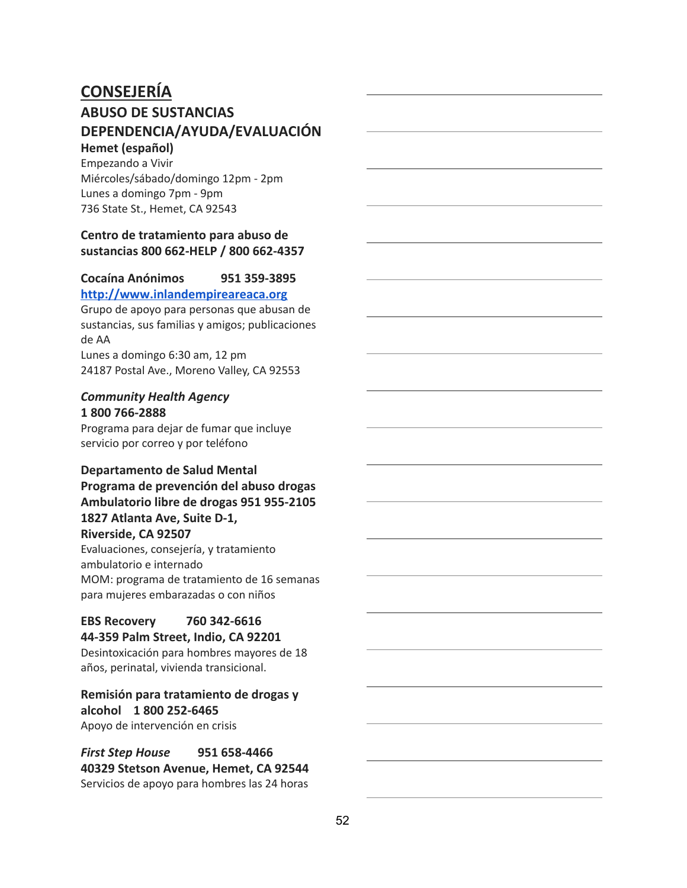# CONSEJERÍA

## ABUSO DE SUSTANCIAS DEPENDENCIA/AYUDA/EVALUACIÓN

**Hemet (español)**
Empezando a Vivir
Miércoles/sábado/domingo 12pm - 2pm
Lunes a domingo 7pm - 9pm
736 State St., Hemet, CA 92543

**Centro de tratamiento para abuso de sustancias 800 662-HELP / 800 662-4357**

**Cocaína Anónimos 951 359-3895**
**http://www.inlandempireareaca.org**
Grupo de apoyo para personas que abusan de sustancias, sus familias y amigos; publicaciones de AA
Lunes a domingo 6:30 am, 12 pm
24187 Postal Ave., Moreno Valley, CA 92553

***Community Health Agency***
**1 800 766-2888**
Programa para dejar de fumar que incluye servicio por correo y por teléfono

**Departamento de Salud Mental**
**Programa de prevención del abuso drogas**
**Ambulatorio libre de drogas 951 955-2105**
**1827 Atlanta Ave, Suite D-1,**
**Riverside, CA 92507**
Evaluaciones, consejería, y tratamiento ambulatorio e internado
MOM: programa de tratamiento de 16 semanas para mujeres embarazadas o con niños

**EBS Recovery 760 342-6616**
**44-359 Palm Street, Indio, CA 92201**
Desintoxicación para hombres mayores de 18 años, perinatal, vivienda transicional.

**Remisión para tratamiento de drogas y alcohol 1 800 252-6465**
Apoyo de intervención en crisis

***First Step House*** **951 658-4466**
**40329 Stetson Avenue, Hemet, CA 92544**
Servicios de apoyo para hombres las 24 horas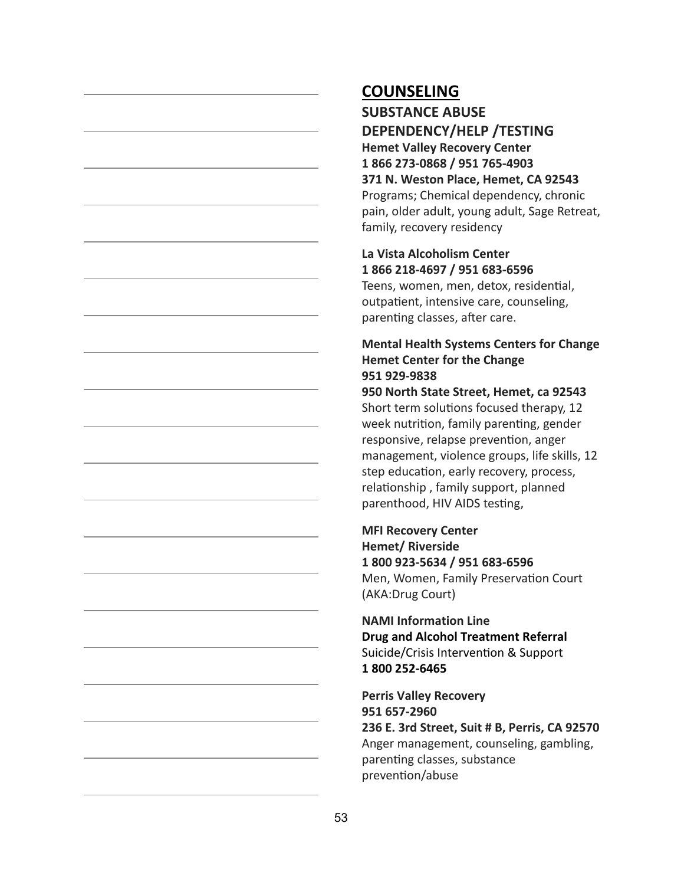## COUNSELING

### SUBSTANCE ABUSE DEPENDENCY/HELP /TESTING

**Hemet Valley Recovery Center**
**1 866 273-0868 / 951 765-4903**
**371 N. Weston Place, Hemet, CA 92543**
Programs; Chemical dependency, chronic pain, older adult, young adult, Sage Retreat, family, recovery residency

**La Vista Alcoholism Center**
**1 866 218-4697 / 951 683-6596**
Teens, women, men, detox, residential, outpatient, intensive care, counseling, parenting classes, after care.

**Mental Health Systems Centers for Change**
**Hemet Center for the Change**
**951 929-9838**
**950 North State Street, Hemet, ca 92543**
Short term solutions focused therapy, 12 week nutrition, family parenting, gender responsive, relapse prevention, anger management, violence groups, life skills, 12 step education, early recovery, process, relationship , family support, planned parenthood, HIV AIDS testing,

**MFI Recovery Center**
**Hemet/ Riverside**
**1 800 923-5634 / 951 683-6596**
Men, Women, Family Preservation Court (AKA:Drug Court)

**NAMI Information Line**
**Drug and Alcohol Treatment Referral**
Suicide/Crisis Intervention & Support
**1 800 252-6465**

**Perris Valley Recovery**
**951 657-2960**
**236 E. 3rd Street, Suit # B, Perris, CA 92570**
Anger management, counseling, gambling, parenting classes, substance prevention/abuse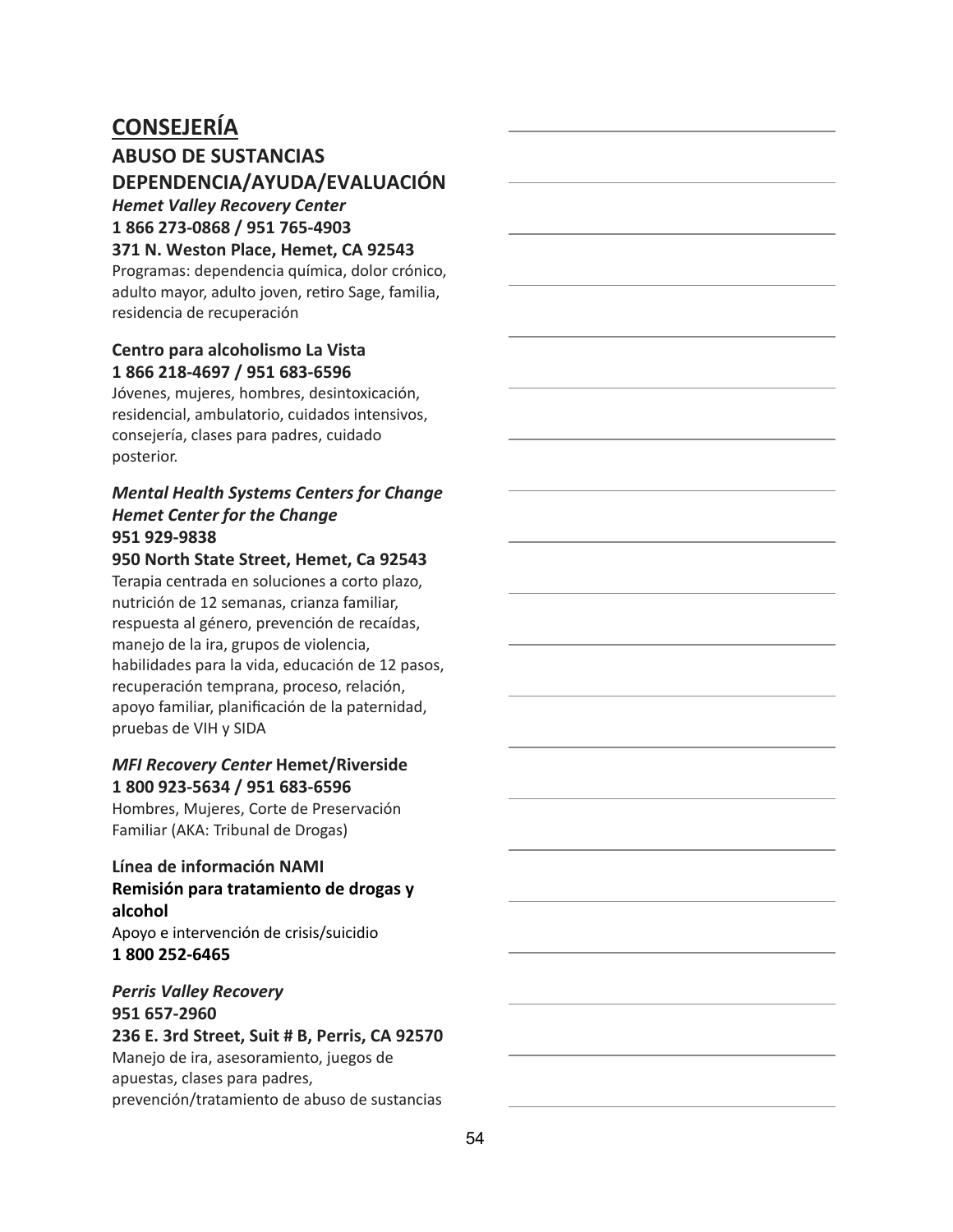## CONSEJERÍA

### ABUSO DE SUSTANCIAS DEPENDENCIA/AYUDA/EVALUACIÓN

***Hemet Valley Recovery Center***
**1 866 273-0868 / 951 765-4903**
**371 N. Weston Place, Hemet, CA 92543**
Programas: dependencia química, dolor crónico, adulto mayor, adulto joven, retiro Sage, familia, residencia de recuperación

**Centro para alcoholismo La Vista**
**1 866 218-4697 / 951 683-6596**
Jóvenes, mujeres, hombres, desintoxicación, residencial, ambulatorio, cuidados intensivos, consejería, clases para padres, cuidado posterior.

***Mental Health Systems Centers for Change***
***Hemet Center for the Change***
**951 929-9838**
**950 North State Street, Hemet, Ca 92543**
Terapia centrada en soluciones a corto plazo, nutrición de 12 semanas, crianza familiar, respuesta al género, prevención de recaídas, manejo de la ira, grupos de violencia, habilidades para la vida, educación de 12 pasos, recuperación temprana, proceso, relación, apoyo familiar, planificación de la paternidad, pruebas de VIH y SIDA

***MFI Recovery Center*** **Hemet/Riverside**
**1 800 923-5634 / 951 683-6596**
Hombres, Mujeres, Corte de Preservación Familiar (AKA: Tribunal de Drogas)

**Línea de información NAMI**
**Remisión para tratamiento de drogas y alcohol**
Apoyo e intervención de crisis/suicidio
**1 800 252-6465**

***Perris Valley Recovery***
**951 657-2960**
**236 E. 3rd Street, Suit # B, Perris, CA 92570**
Manejo de ira, asesoramiento, juegos de apuestas, clases para padres, prevención/tratamiento de abuso de sustancias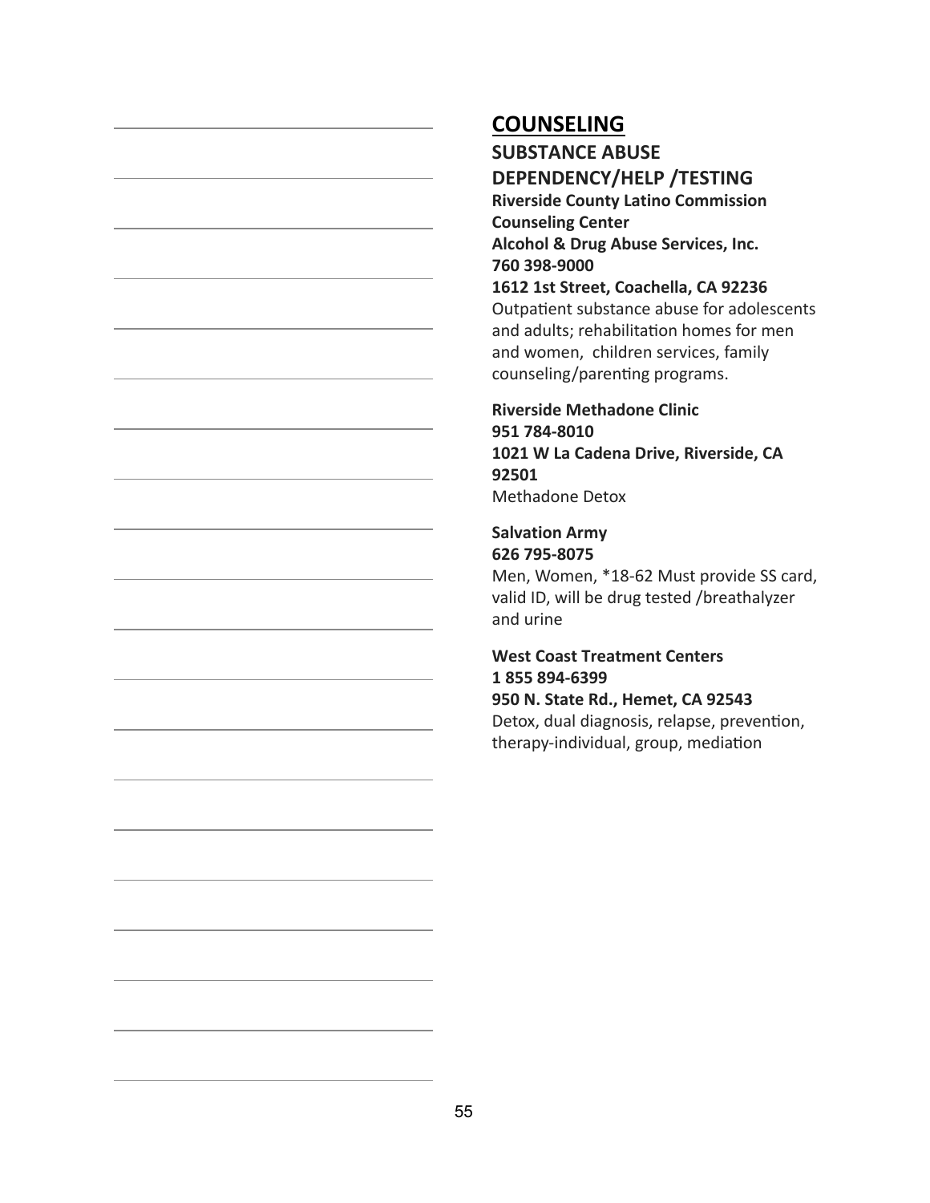# COUNSELING

## SUBSTANCE ABUSE DEPENDENCY/HELP /TESTING

**Riverside County Latino Commission Counseling Center**
**Alcohol & Drug Abuse Services, Inc.**
**760 398-9000**
**1612 1st Street, Coachella, CA 92236**
Outpatient substance abuse for adolescents and adults; rehabilitation homes for men and women, children services, family counseling/parenting programs.

**Riverside Methadone Clinic**
**951 784-8010**
**1021 W La Cadena Drive, Riverside, CA 92501**
Methadone Detox

**Salvation Army**
**626 795-8075**
Men, Women, *18-62 Must provide SS card, valid ID, will be drug tested /breathalyzer and urine

**West Coast Treatment Centers**
**1 855 894-6399**
**950 N. State Rd., Hemet, CA 92543**
Detox, dual diagnosis, relapse, prevention, therapy-individual, group, mediation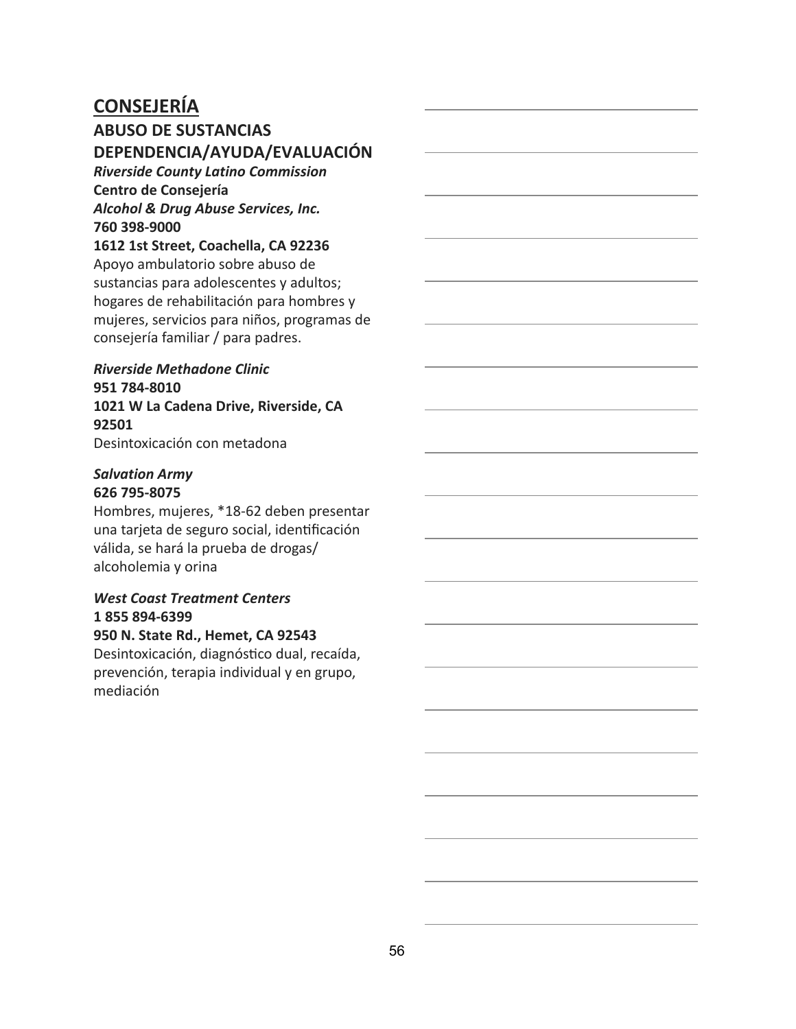# CONSEJERÍA

## ABUSO DE SUSTANCIAS DEPENDENCIA/AYUDA/EVALUACIÓN

***Riverside County Latino Commission***
**Centro de Consejería**
***Alcohol & Drug Abuse Services, Inc.***
**760 398-9000**
**1612 1st Street, Coachella, CA 92236**
Apoyo ambulatorio sobre abuso de sustancias para adolescentes y adultos; hogares de rehabilitación para hombres y mujeres, servicios para niños, programas de consejería familiar / para padres.

***Riverside Methadone Clinic***
**951 784-8010**
**1021 W La Cadena Drive, Riverside, CA 92501**
Desintoxicación con metadona

***Salvation Army***
**626 795-8075**
Hombres, mujeres, *18-62 deben presentar una tarjeta de seguro social, identificación válida, se hará la prueba de drogas/ alcoholemia y orina

***West Coast Treatment Centers***
**1 855 894-6399**
**950 N. State Rd., Hemet, CA 92543**
Desintoxicación, diagnóstico dual, recaída, prevención, terapia individual y en grupo, mediación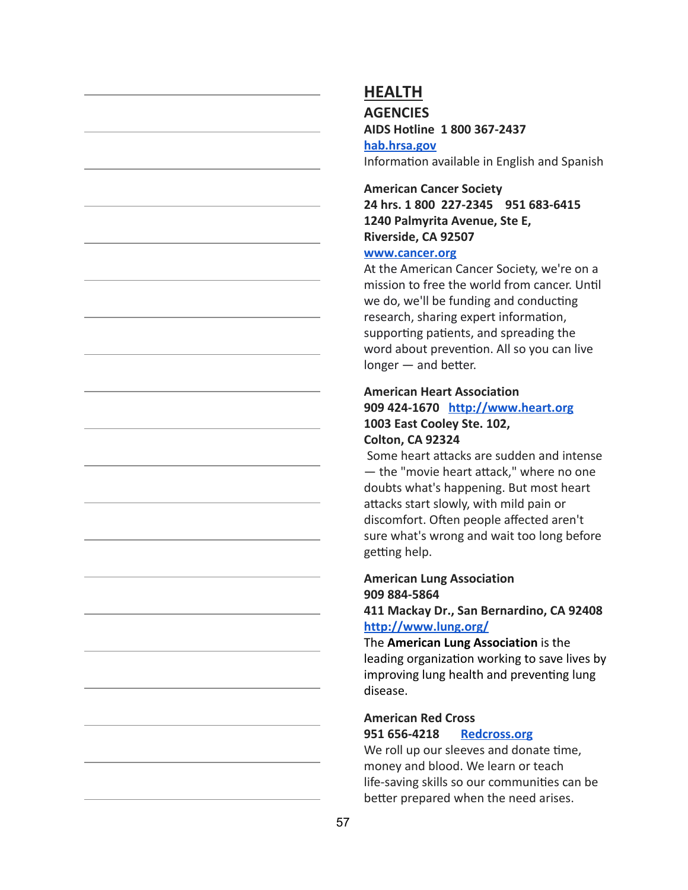# HEALTH

## AGENCIES

**AIDS Hotline  1 800 367-2437**
[hab.hrsa.gov](hab.hrsa.gov)
Information available in English and Spanish

**American Cancer Society**
**24 hrs. 1 800  227-2345    951 683-6415**
**1240 Palmyrita Avenue, Ste E,**
**Riverside, CA 92507**
[www.cancer.org](www.cancer.org)
At the American Cancer Society, we're on a mission to free the world from cancer. Until we do, we'll be funding and conducting research, sharing expert information, supporting patients, and spreading the word about prevention. All so you can live longer — and better.

**American Heart Association**
**909 424-1670**   [http://www.heart.org](http://www.heart.org)
**1003 East Cooley Ste. 102,**
**Colton, CA 92324**
Some heart attacks are sudden and intense — the "movie heart attack," where no one doubts what's happening. But most heart attacks start slowly, with mild pain or discomfort. Often people affected aren't sure what's wrong and wait too long before getting help.

**American Lung Association**
**909 884-5864**
**411 Mackay Dr., San Bernardino, CA 92408**
[http://www.lung.org/](http://www.lung.org/)
The **American Lung Association** is the leading organization working to save lives by improving lung health and preventing lung disease.

**American Red Cross**
**951 656-4218**      [Redcross.org](Redcross.org)
We roll up our sleeves and donate time, money and blood. We learn or teach life-saving skills so our communities can be better prepared when the need arises.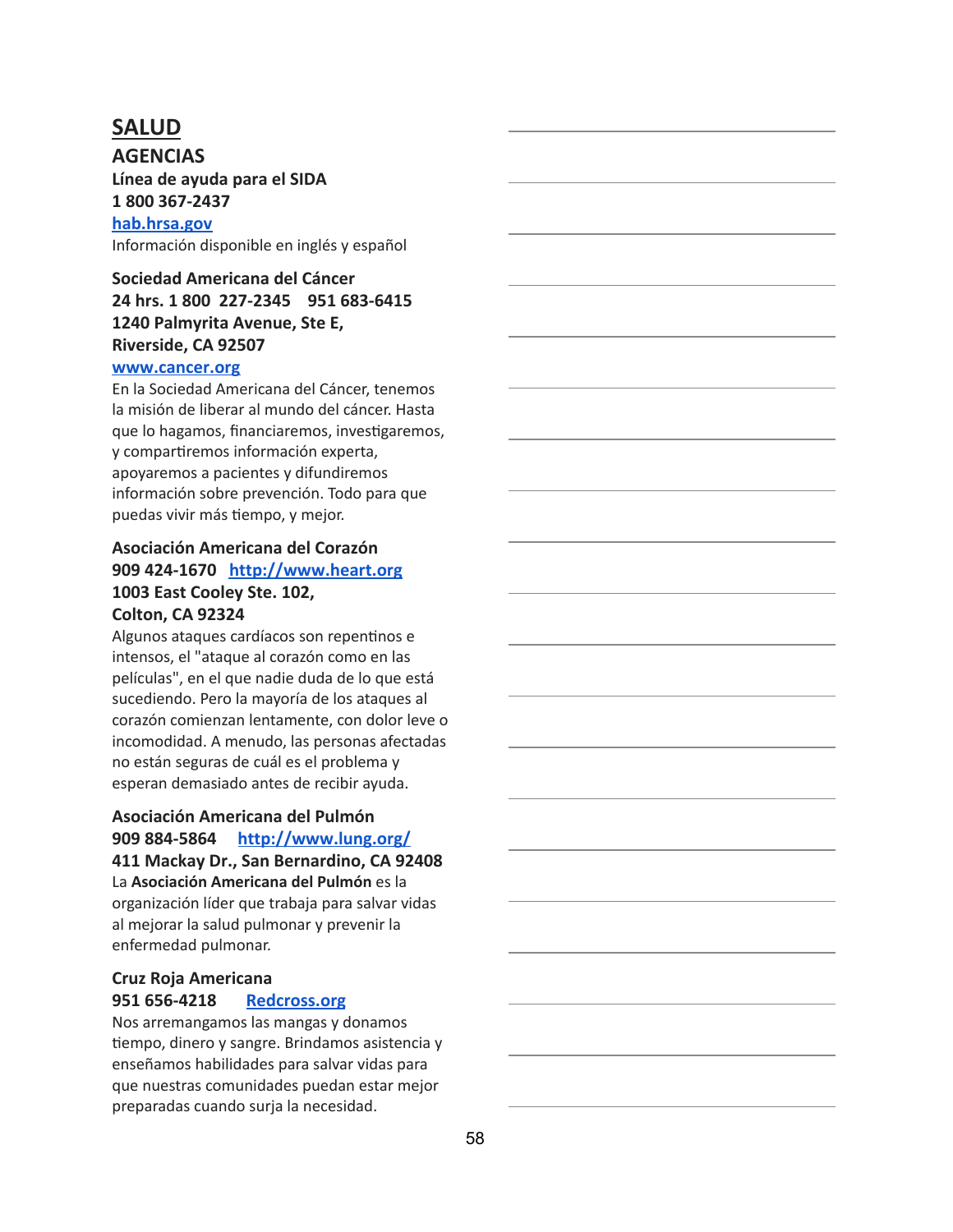# SALUD

## AGENCIAS

**Línea de ayuda para el SIDA**
**1 800 367-2437**
**[hab.hrsa.gov](hab.hrsa.gov)**
Información disponible en inglés y español

**Sociedad Americana del Cáncer**
**24 hrs. 1 800 227-2345 951 683-6415**
**1240 Palmyrita Avenue, Ste E,**
**Riverside, CA 92507**
**[www.cancer.org](www.cancer.org)**
En la Sociedad Americana del Cáncer, tenemos la misión de liberar al mundo del cáncer. Hasta que lo hagamos, financiaremos, investigaremos, y compartiremos información experta, apoyaremos a pacientes y difundiremos información sobre prevención. Todo para que puedas vivir más tiempo, y mejor.

**Asociación Americana del Corazón**
**909 424-1670 [http://www.heart.org](http://www.heart.org)**
**1003 East Cooley Ste. 102,**
**Colton, CA 92324**
Algunos ataques cardíacos son repentinos e intensos, el "ataque al corazón como en las películas", en el que nadie duda de lo que está sucediendo. Pero la mayoría de los ataques al corazón comienzan lentamente, con dolor leve o incomodidad. A menudo, las personas afectadas no están seguras de cuál es el problema y esperan demasiado antes de recibir ayuda.

**Asociación Americana del Pulmón**
**909 884-5864 [http://www.lung.org/](http://www.lung.org/)**
**411 Mackay Dr., San Bernardino, CA 92408**
La **Asociación Americana del Pulmón** es la organización líder que trabaja para salvar vidas al mejorar la salud pulmonar y prevenir la enfermedad pulmonar.

**Cruz Roja Americana**
**951 656-4218 [Redcross.org](Redcross.org)**
Nos arremangamos las mangas y donamos tiempo, dinero y sangre. Brindamos asistencia y enseñamos habilidades para salvar vidas para que nuestras comunidades puedan estar mejor preparadas cuando surja la necesidad.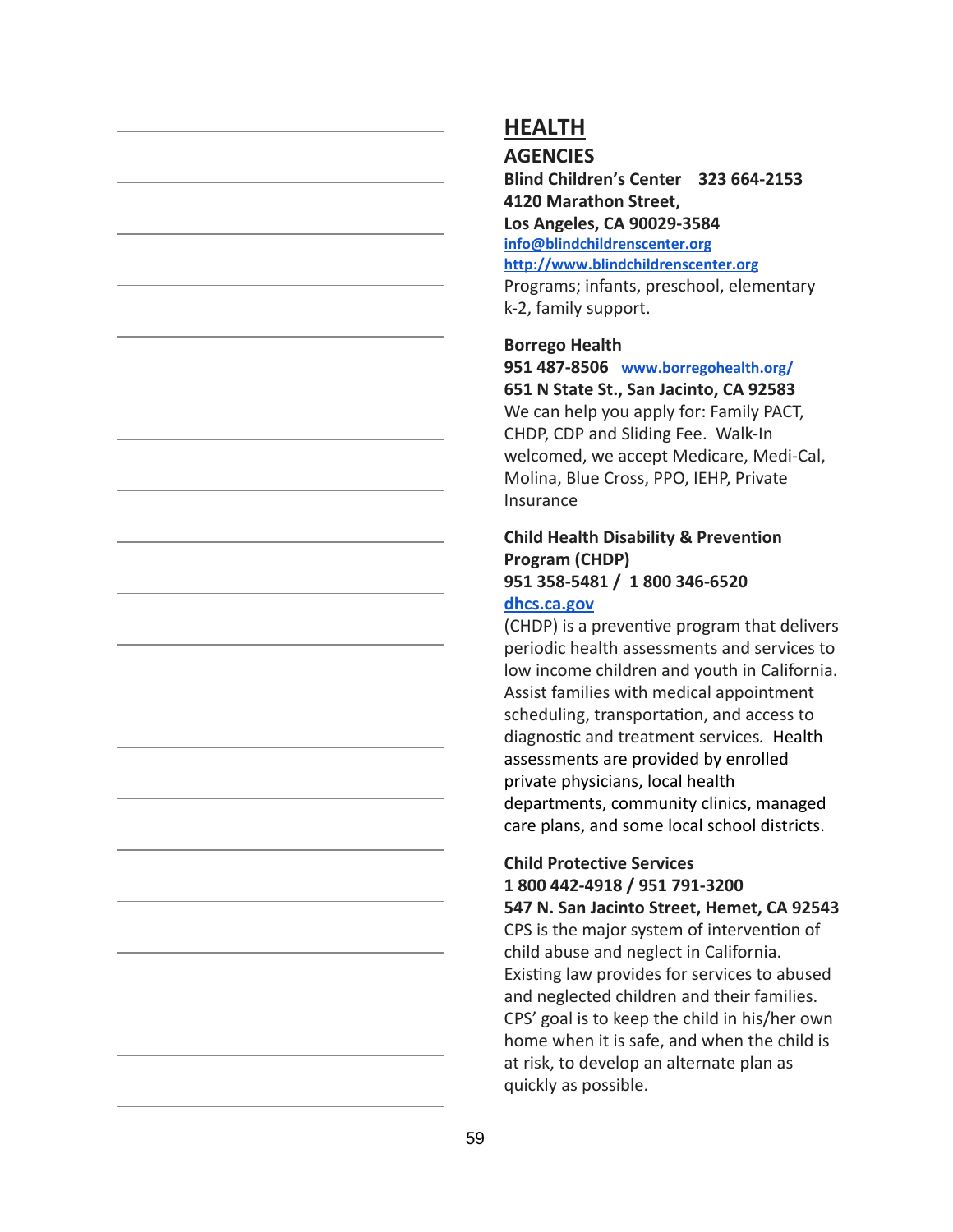# HEALTH

## AGENCIES

**Blind Children's Center 323 664-2153**
**4120 Marathon Street,**
**Los Angeles, CA 90029-3584**
info@blindchildrenscenter.org
http://www.blindchildrenscenter.org
Programs; infants, preschool, elementary k-2, family support.

**Borrego Health**
**951 487-8506** www.borregohealth.org/
**651 N State St., San Jacinto, CA 92583**
We can help you apply for: Family PACT, CHDP, CDP and Sliding Fee. Walk-In welcomed, we accept Medicare, Medi-Cal, Molina, Blue Cross, PPO, IEHP, Private Insurance

**Child Health Disability & Prevention Program (CHDP)**
**951 358-5481 / 1 800 346-6520**
dhcs.ca.gov
(CHDP) is a preventive program that delivers periodic health assessments and services to low income children and youth in California. Assist families with medical appointment scheduling, transportation, and access to diagnostic and treatment services. Health assessments are provided by enrolled private physicians, local health departments, community clinics, managed care plans, and some local school districts.

**Child Protective Services**
**1 800 442-4918 / 951 791-3200**
**547 N. San Jacinto Street, Hemet, CA 92543**
CPS is the major system of intervention of child abuse and neglect in California. Existing law provides for services to abused and neglected children and their families. CPS' goal is to keep the child in his/her own home when it is safe, and when the child is at risk, to develop an alternate plan as quickly as possible.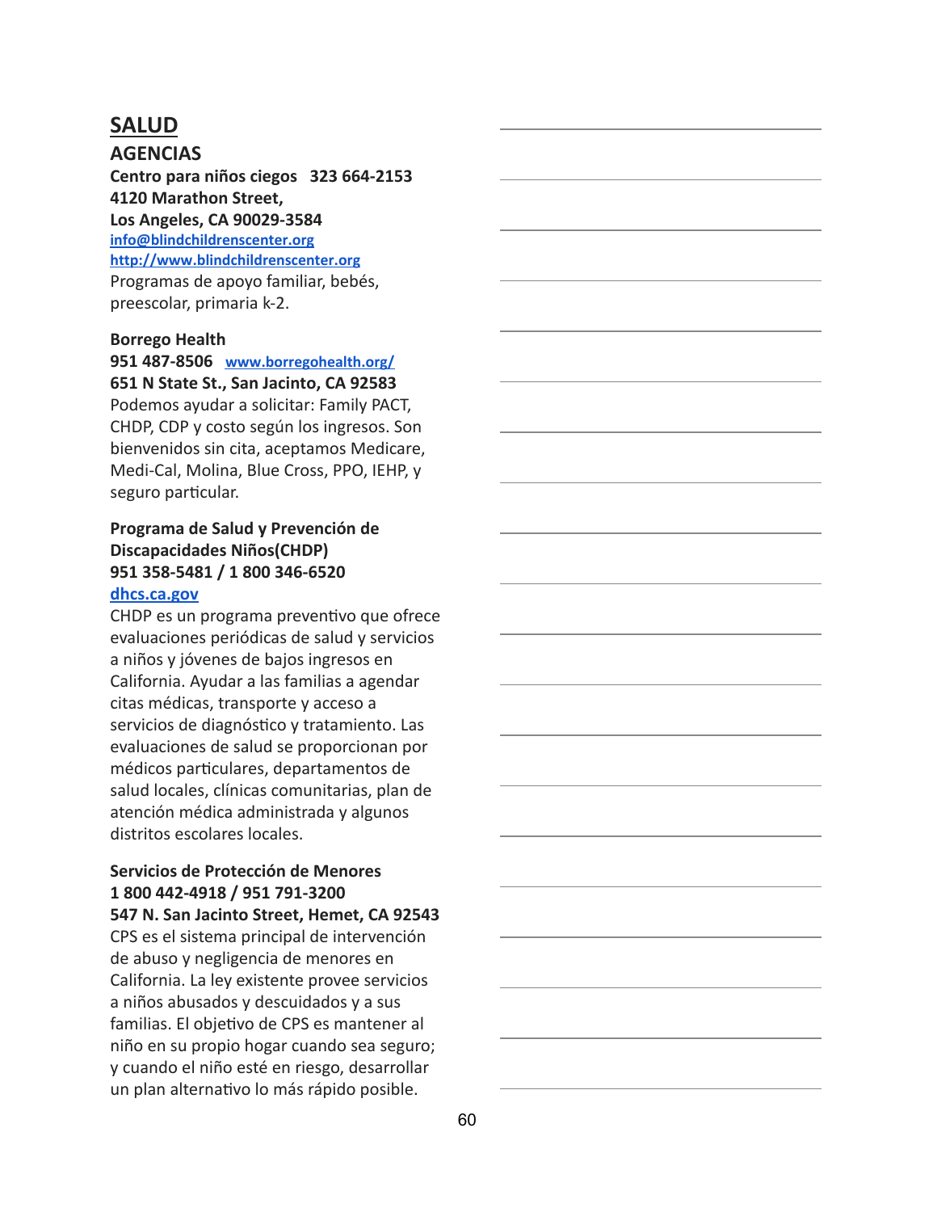# SALUD

## AGENCIAS

**Centro para niños ciegos   323 664-2153**
**4120 Marathon Street,**
**Los Angeles, CA 90029-3584**
**info@blindchildrenscenter.org**
**http://www.blindchildrenscenter.org**
Programas de apoyo familiar, bebés, preescolar, primaria k-2.

**Borrego Health**
**951 487-8506**   **www.borregohealth.org/**
**651 N State St., San Jacinto, CA 92583**
Podemos ayudar a solicitar: Family PACT, CHDP, CDP y costo según los ingresos. Son bienvenidos sin cita, aceptamos Medicare, Medi-Cal, Molina, Blue Cross, PPO, IEHP, y seguro particular.

**Programa de Salud y Prevención de Discapacidades Niños(CHDP)**
**951 358-5481 / 1 800 346-6520**
**dhcs.ca.gov**
CHDP es un programa preventivo que ofrece evaluaciones periódicas de salud y servicios a niños y jóvenes de bajos ingresos en California. Ayudar a las familias a agendar citas médicas, transporte y acceso a servicios de diagnóstico y tratamiento. Las evaluaciones de salud se proporcionan por médicos particulares, departamentos de salud locales, clínicas comunitarias, plan de atención médica administrada y algunos distritos escolares locales.

**Servicios de Protección de Menores**
**1 800 442-4918 / 951 791-3200**
**547 N. San Jacinto Street, Hemet, CA 92543**
CPS es el sistema principal de intervención de abuso y negligencia de menores en California. La ley existente provee servicios a niños abusados y descuidados y a sus familias. El objetivo de CPS es mantener al niño en su propio hogar cuando sea seguro; y cuando el niño esté en riesgo, desarrollar un plan alternativo lo más rápido posible.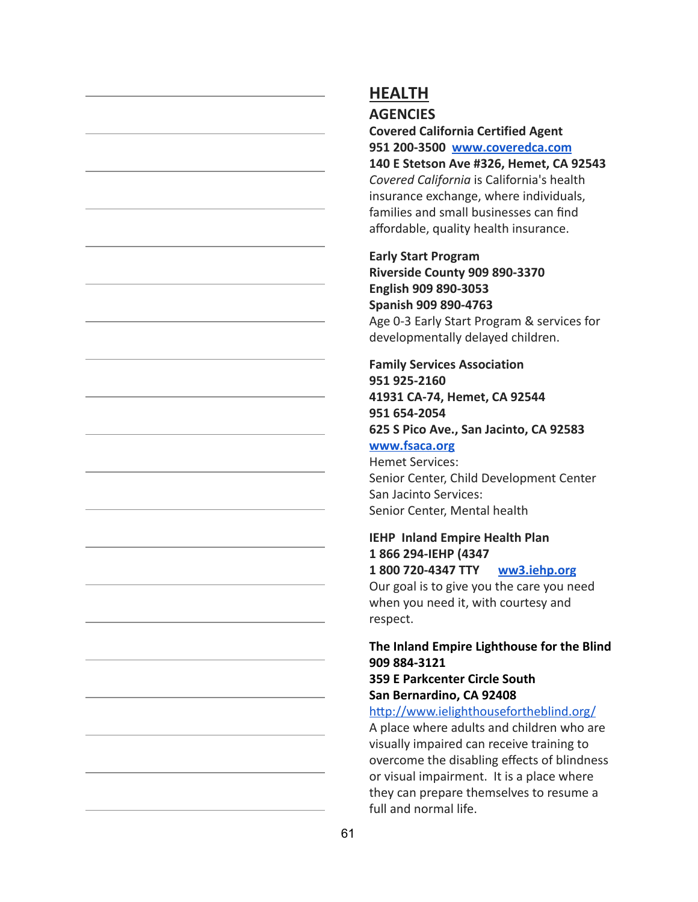# HEALTH

## AGENCIES

**Covered California Certified Agent**
**951 200-3500 [www.coveredca.com](http://www.coveredca.com)**
**140 E Stetson Ave #326, Hemet, CA 92543**
*Covered California* is California's health insurance exchange, where individuals, families and small businesses can find affordable, quality health insurance.

**Early Start Program**
**Riverside County 909 890-3370**
**English 909 890-3053**
**Spanish 909 890-4763**
Age 0-3 Early Start Program & services for developmentally delayed children.

**Family Services Association**
**951 925-2160**
**41931 CA-74, Hemet, CA 92544**
**951 654-2054**
**625 S Pico Ave., San Jacinto, CA 92583**
**[www.fsaca.org](http://www.fsaca.org)**
Hemet Services:
Senior Center, Child Development Center
San Jacinto Services:
Senior Center, Mental health

**IEHP Inland Empire Health Plan**
**1 866 294-IEHP (4347**
**1 800 720-4347 TTY [ww3.iehp.org](http://ww3.iehp.org)**
Our goal is to give you the care you need when you need it, with courtesy and respect.

**The Inland Empire Lighthouse for the Blind**
**909 884-3121**
**359 E Parkcenter Circle South**
**San Bernardino, CA 92408**
http://www.ielighthousefortheblind.org/
A place where adults and children who are visually impaired can receive training to overcome the disabling effects of blindness or visual impairment. It is a place where they can prepare themselves to resume a full and normal life.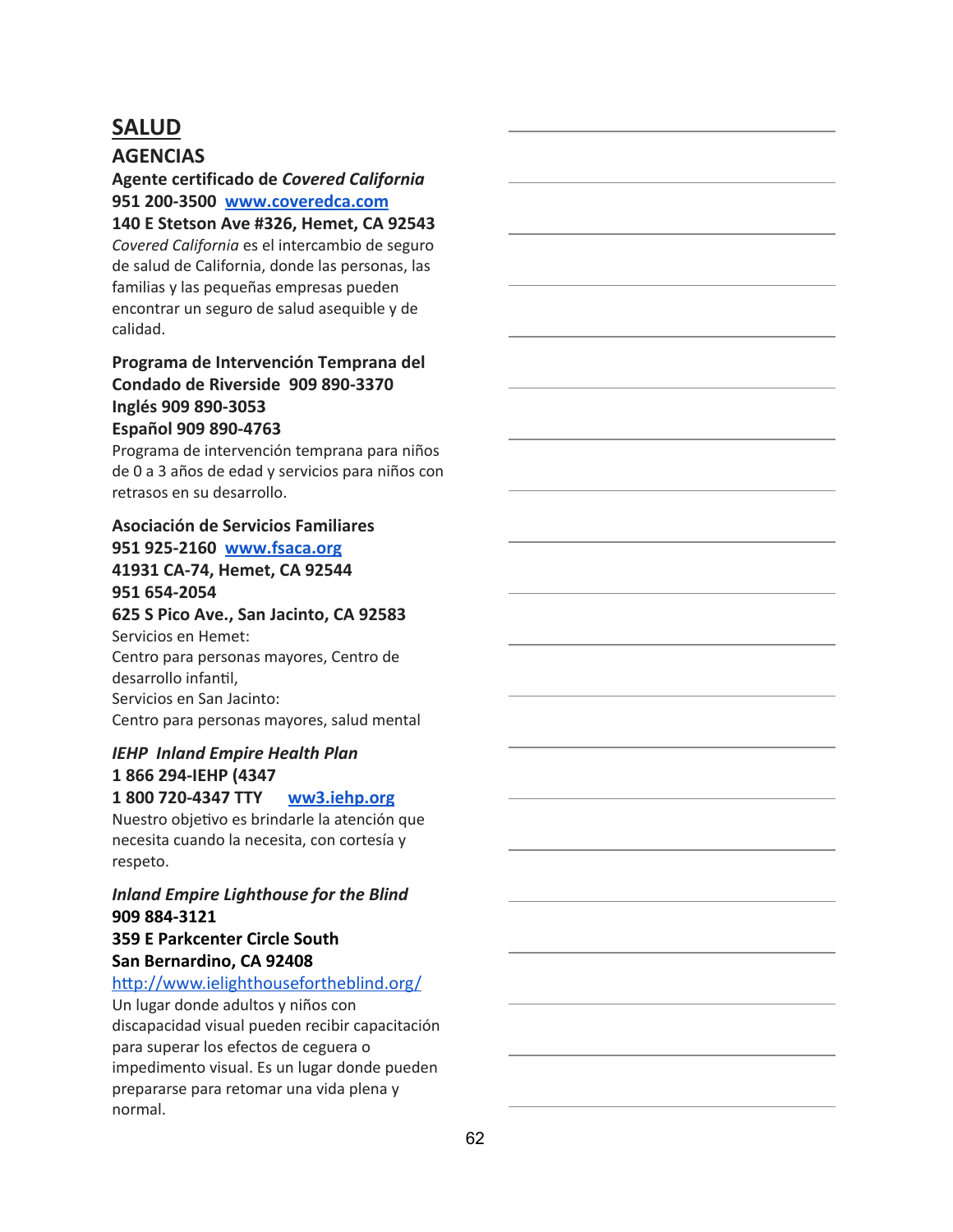# SALUD

## AGENCIAS

**Agente certificado de *Covered California***
**951 200-3500 www.coveredca.com**
**140 E Stetson Ave #326, Hemet, CA 92543**
*Covered California* es el intercambio de seguro de salud de California, donde las personas, las familias y las pequeñas empresas pueden encontrar un seguro de salud asequible y de calidad.

**Programa de Intervención Temprana del Condado de Riverside 909 890-3370**
**Inglés 909 890-3053**
**Español 909 890-4763**
Programa de intervención temprana para niños de 0 a 3 años de edad y servicios para niños con retrasos en su desarrollo.

**Asociación de Servicios Familiares**
**951 925-2160 www.fsaca.org**
**41931 CA-74, Hemet, CA 92544**
**951 654-2054**
**625 S Pico Ave., San Jacinto, CA 92583**
Servicios en Hemet:
Centro para personas mayores, Centro de desarrollo infantil,
Servicios en San Jacinto:
Centro para personas mayores, salud mental

***IEHP Inland Empire Health Plan***
**1 866 294-IEHP (4347**
**1 800 720-4347 TTY ww3.iehp.org**
Nuestro objetivo es brindarle la atención que necesita cuando la necesita, con cortesía y respeto.

***Inland Empire Lighthouse for the Blind***
**909 884-3121**
**359 E Parkcenter Circle South**
**San Bernardino, CA 92408**
http://www.ielighthousefortheblind.org/
Un lugar donde adultos y niños con discapacidad visual pueden recibir capacitación para superar los efectos de ceguera o impedimento visual. Es un lugar donde pueden prepararse para retomar una vida plena y normal.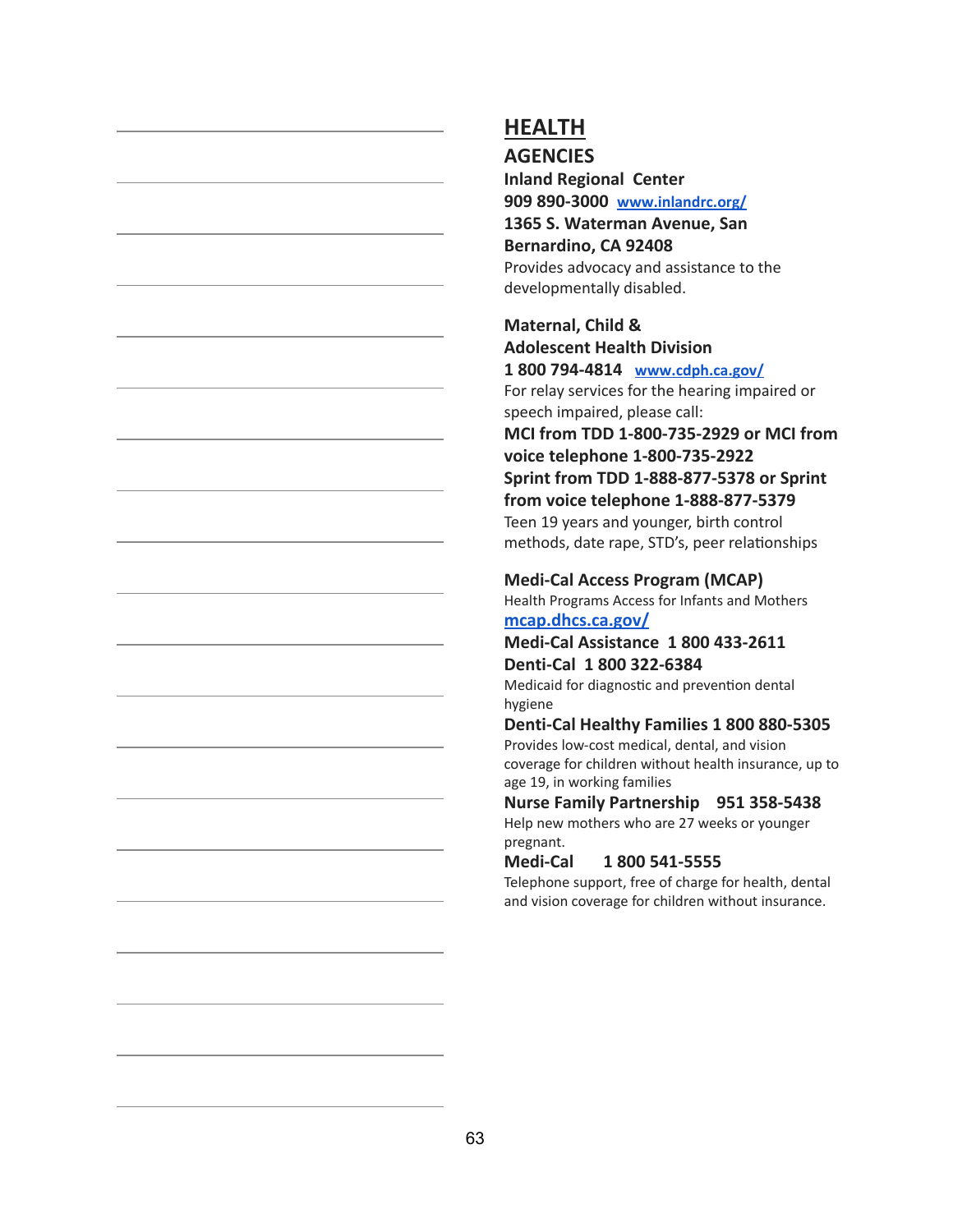# HEALTH

## AGENCIES

**Inland Regional Center**
**909 890-3000** [www.inlandrc.org/](http://www.inlandrc.org/)
**1365 S. Waterman Avenue, San Bernardino, CA 92408**
Provides advocacy and assistance to the developmentally disabled.

**Maternal, Child & Adolescent Health Division**
**1 800 794-4814** [www.cdph.ca.gov/](http://www.cdph.ca.gov/)
For relay services for the hearing impaired or speech impaired, please call:
**MCI from TDD 1-800-735-2929 or MCI from voice telephone 1-800-735-2922**
**Sprint from TDD 1-888-877-5378 or Sprint from voice telephone 1-888-877-5379**
Teen 19 years and younger, birth control methods, date rape, STD's, peer relationships

**Medi-Cal Access Program (MCAP)**
Health Programs Access for Infants and Mothers
[mcap.dhcs.ca.gov/](http://mcap.dhcs.ca.gov/)
**Medi-Cal Assistance 1 800 433-2611**
**Denti-Cal 1 800 322-6384**
Medicaid for diagnostic and prevention dental hygiene
**Denti-Cal Healthy Families 1 800 880-5305**
Provides low-cost medical, dental, and vision coverage for children without health insurance, up to age 19, in working families
**Nurse Family Partnership 951 358-5438**
Help new mothers who are 27 weeks or younger pregnant.
**Medi-Cal 1 800 541-5555**
Telephone support, free of charge for health, dental and vision coverage for children without insurance.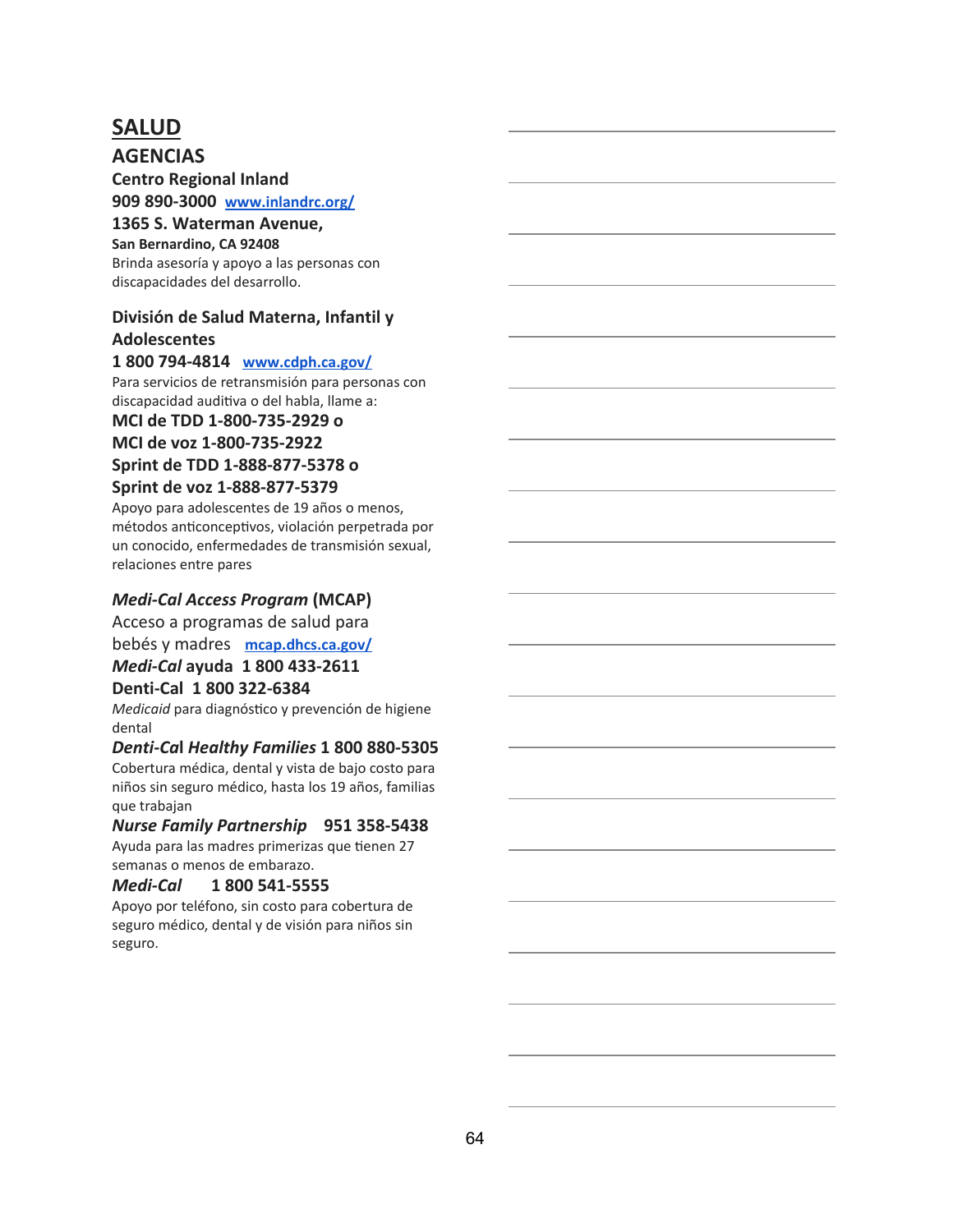# SALUD

## AGENCIAS

**Centro Regional Inland**
**909 890-3000** [www.inlandrc.org/](http://www.inlandrc.org/)
**1365 S. Waterman Avenue,**
**San Bernardino, CA 92408**
Brinda asesoría y apoyo a las personas con discapacidades del desarrollo.

**División de Salud Materna, Infantil y Adolescentes**
**1 800 794-4814** [www.cdph.ca.gov/](http://www.cdph.ca.gov/)
Para servicios de retransmisión para personas con discapacidad auditiva o del habla, llame a:
**MCI de TDD 1-800-735-2929 o**
**MCI de voz 1-800-735-2922**
**Sprint de TDD 1-888-877-5378 o**
**Sprint de voz 1-888-877-5379**
Apoyo para adolescentes de 19 años o menos, métodos anticonceptivos, violación perpetrada por un conocido, enfermedades de transmisión sexual, relaciones entre pares

***Medi-Cal Access Program*** **(MCAP)**
Acceso a programas de salud para bebés y madres [mcap.dhcs.ca.gov/](http://mcap.dhcs.ca.gov/)
***Medi-Cal*** **ayuda 1 800 433-2611**
**Denti-Cal 1 800 322-6384**
*Medicaid* para diagnóstico y prevención de higiene dental
***Denti-Ca*****l** ***Healthy Families*** **1 800 880-5305**
Cobertura médica, dental y vista de bajo costo para niños sin seguro médico, hasta los 19 años, familias que trabajan
***Nurse Family Partnership*** **951 358-5438**
Ayuda para las madres primerizas que tienen 27 semanas o menos de embarazo.
***Medi-Cal*** **1 800 541-5555**
Apoyo por teléfono, sin costo para cobertura de seguro médico, dental y de visión para niños sin seguro.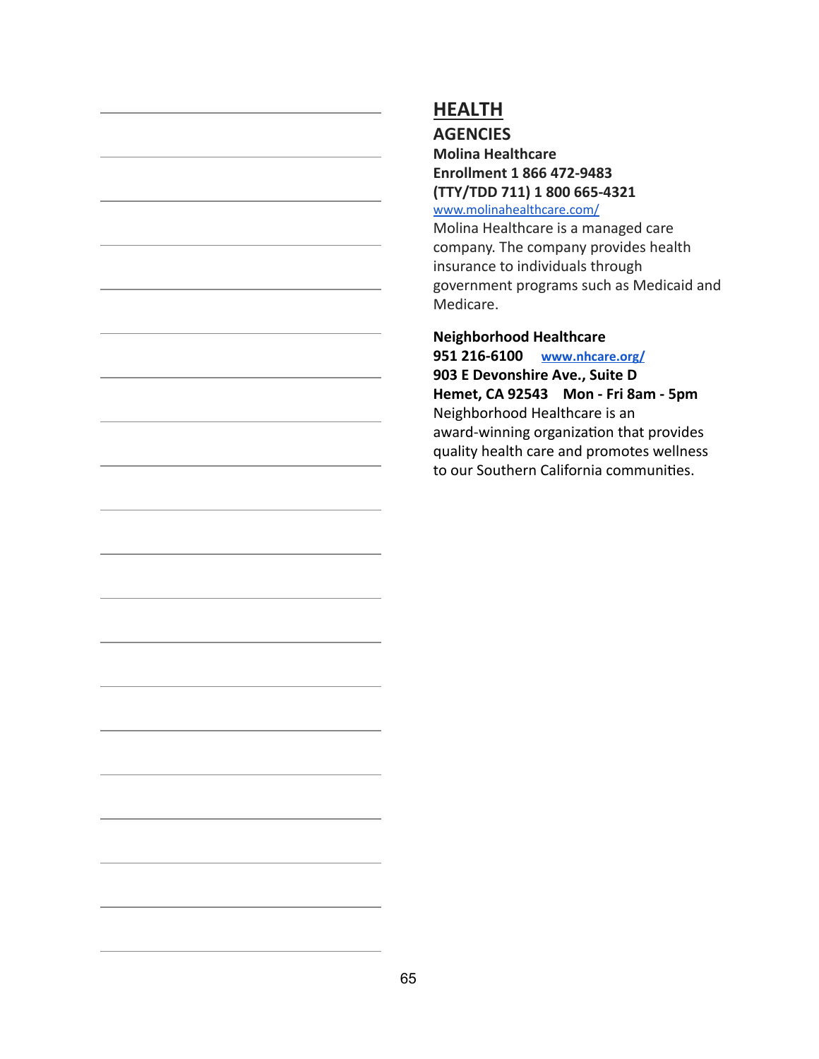# HEALTH

## AGENCIES

**Molina Healthcare**
**Enrollment 1 866 472-9483**
**(TTY/TDD 711) 1 800 665-4321**
www.molinahealthcare.com/
Molina Healthcare is a managed care company. The company provides health insurance to individuals through government programs such as Medicaid and Medicare.

**Neighborhood Healthcare**
**951 216-6100** **www.nhcare.org/**
**903 E Devonshire Ave., Suite D**
**Hemet, CA 92543 Mon - Fri 8am - 5pm**
Neighborhood Healthcare is an award-winning organization that provides quality health care and promotes wellness to our Southern California communities.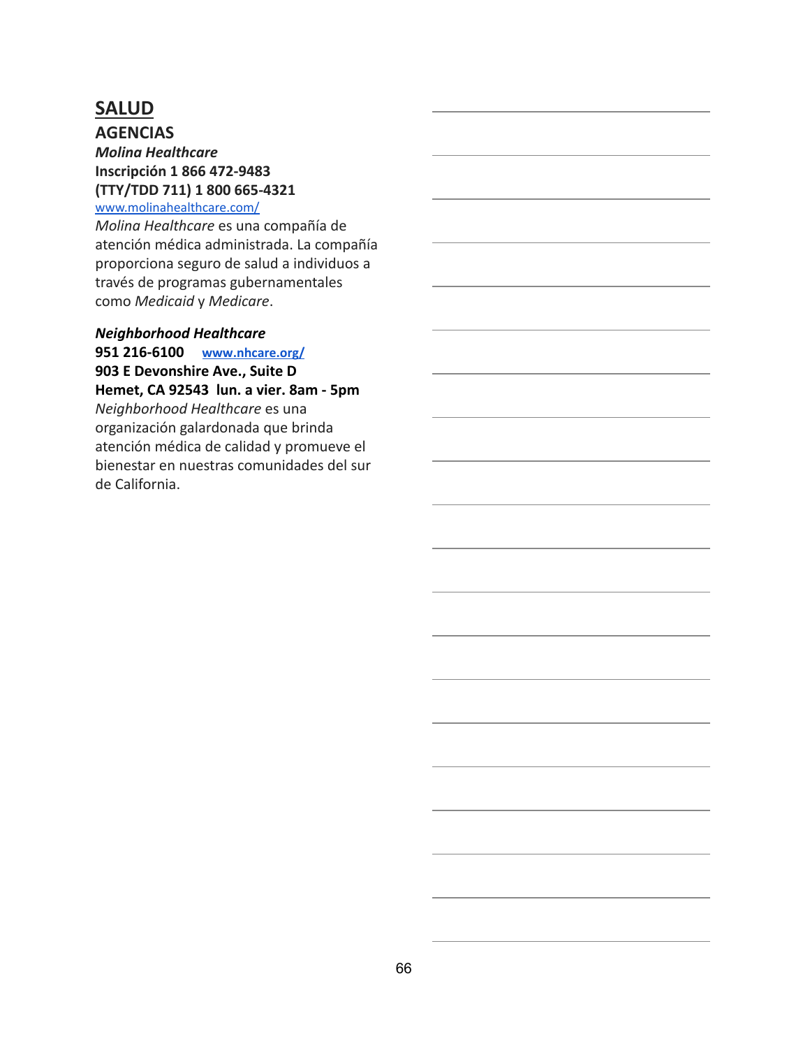# SALUD

## AGENCIAS

***Molina Healthcare***
**Inscripción 1 866 472-9483**
**(TTY/TDD 711) 1 800 665-4321**
www.molinahealthcare.com/

*Molina Healthcare* es una compañía de atención médica administrada. La compañía proporciona seguro de salud a individuos a través de programas gubernamentales como *Medicaid* y *Medicare*.

***Neighborhood Healthcare***
**951 216-6100** **www.nhcare.org/**
**903 E Devonshire Ave., Suite D**
**Hemet, CA 92543 lun. a vier. 8am - 5pm**

*Neighborhood Healthcare* es una organización galardonada que brinda atención médica de calidad y promueve el bienestar en nuestras comunidades del sur de California.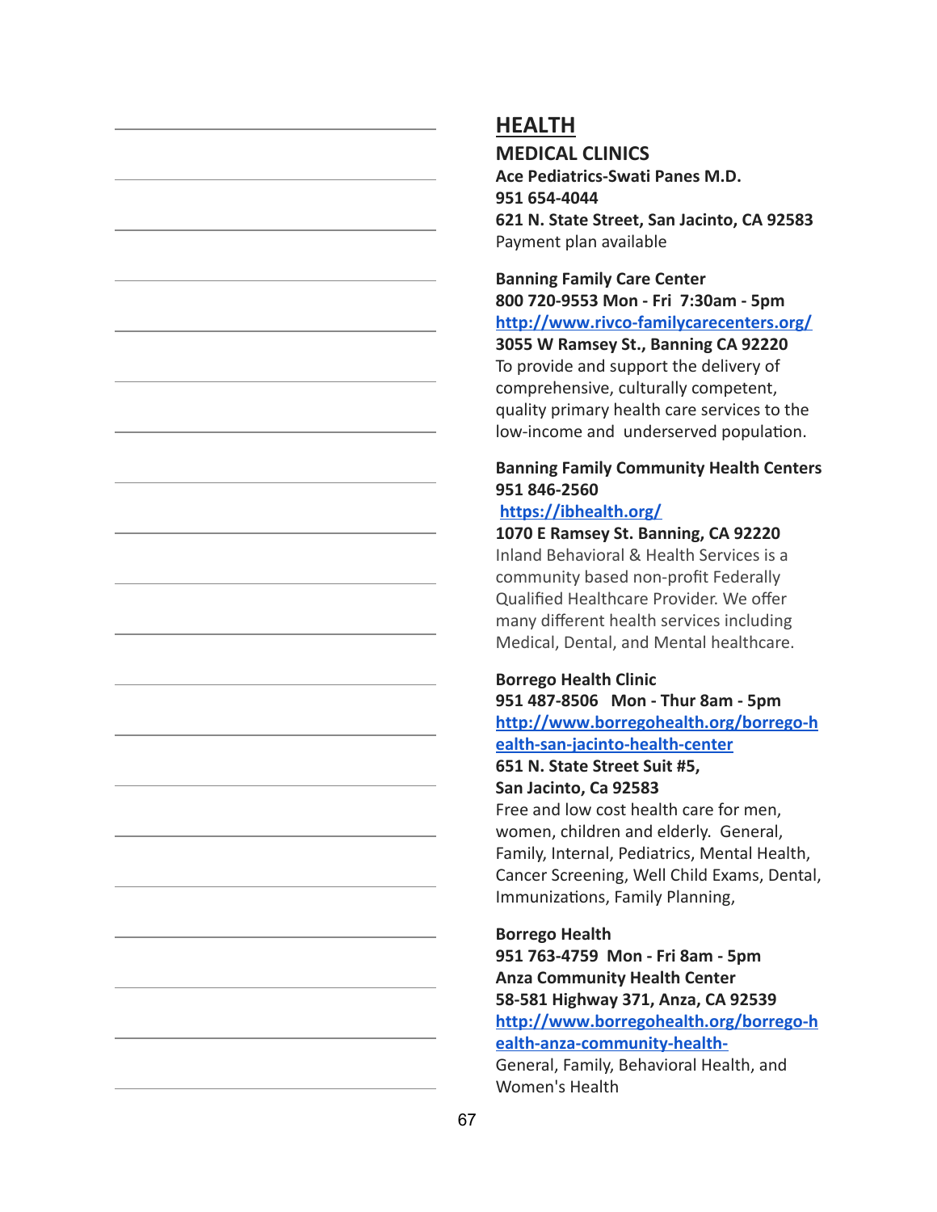## HEALTH

### MEDICAL CLINICS

**Ace Pediatrics-Swati Panes M.D.**
**951 654-4044**
**621 N. State Street, San Jacinto, CA 92583**
Payment plan available

**Banning Family Care Center**
**800 720-9553 Mon - Fri 7:30am - 5pm**
**http://www.rivco-familycarecenters.org/**
**3055 W Ramsey St., Banning CA 92220**
To provide and support the delivery of comprehensive, culturally competent, quality primary health care services to the low-income and underserved population.

**Banning Family Community Health Centers**
**951 846-2560**
**https://ibhealth.org/**
**1070 E Ramsey St. Banning, CA 92220**
Inland Behavioral & Health Services is a community based non-profit Federally Qualified Healthcare Provider. We offer many different health services including Medical, Dental, and Mental healthcare.

**Borrego Health Clinic**
**951 487-8506 Mon - Thur 8am - 5pm**
**http://www.borregohealth.org/borrego-health-san-jacinto-health-center**
**651 N. State Street Suit #5,**
**San Jacinto, Ca 92583**
Free and low cost health care for men, women, children and elderly. General, Family, Internal, Pediatrics, Mental Health, Cancer Screening, Well Child Exams, Dental, Immunizations, Family Planning,

**Borrego Health**
**951 763-4759 Mon - Fri 8am - 5pm**
**Anza Community Health Center**
**58-581 Highway 371, Anza, CA 92539**
**http://www.borregohealth.org/borrego-health-anza-community-health-**
General, Family, Behavioral Health, and Women's Health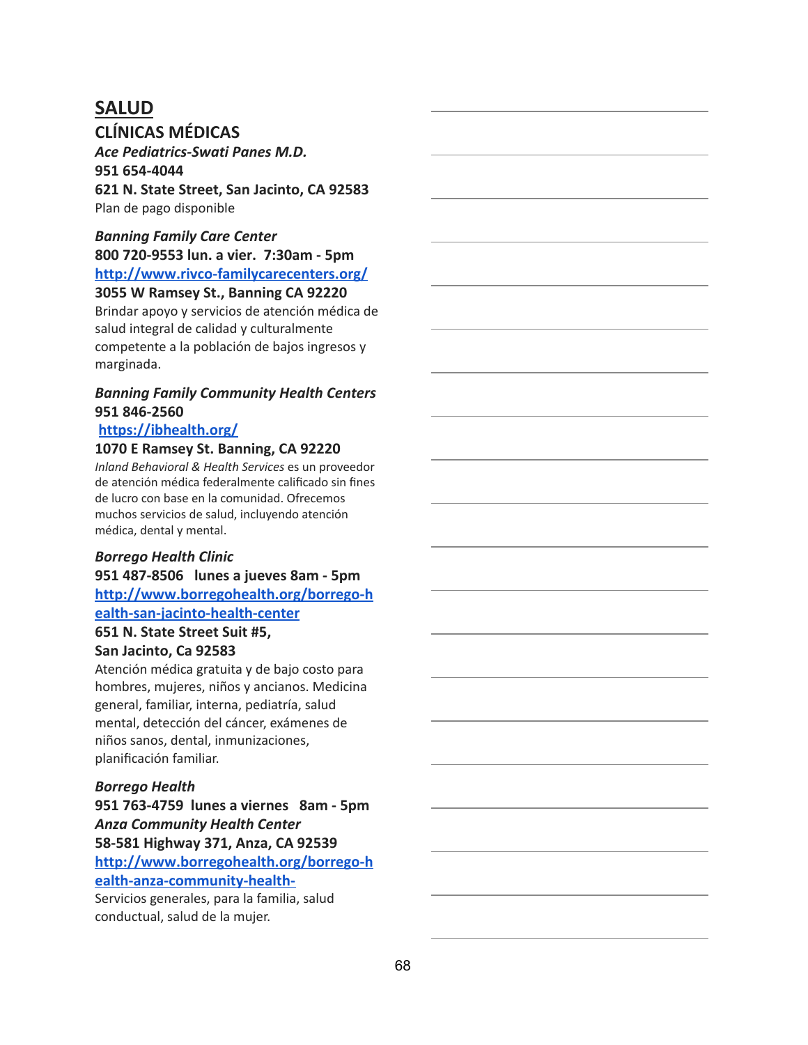# SALUD

## CLÍNICAS MÉDICAS

***Ace Pediatrics-Swati Panes M.D.***
**951 654-4044**
**621 N. State Street, San Jacinto, CA 92583**
Plan de pago disponible

***Banning Family Care Center***
**800 720-9553 lun. a vier. 7:30am - 5pm**
**http://www.rivco-familycarecenters.org/**
**3055 W Ramsey St., Banning CA 92220**
Brindar apoyo y servicios de atención médica de salud integral de calidad y culturalmente competente a la población de bajos ingresos y marginada.

***Banning Family Community Health Centers***
**951 846-2560**
**https://ibhealth.org/**
**1070 E Ramsey St. Banning, CA 92220**
*Inland Behavioral & Health Services* es un proveedor de atención médica federalmente calificado sin fines de lucro con base en la comunidad. Ofrecemos muchos servicios de salud, incluyendo atención médica, dental y mental.

***Borrego Health Clinic***
**951 487-8506 lunes a jueves 8am - 5pm**
**http://www.borregohealth.org/borrego-health-san-jacinto-health-center**
**651 N. State Street Suit #5,**
**San Jacinto, Ca 92583**
Atención médica gratuita y de bajo costo para hombres, mujeres, niños y ancianos. Medicina general, familiar, interna, pediatría, salud mental, detección del cáncer, exámenes de niños sanos, dental, inmunizaciones, planificación familiar.

***Borrego Health***
**951 763-4759 lunes a viernes 8am - 5pm**
***Anza Community Health Center***
**58-581 Highway 371, Anza, CA 92539**
**http://www.borregohealth.org/borrego-health-anza-community-health-**
Servicios generales, para la familia, salud conductual, salud de la mujer.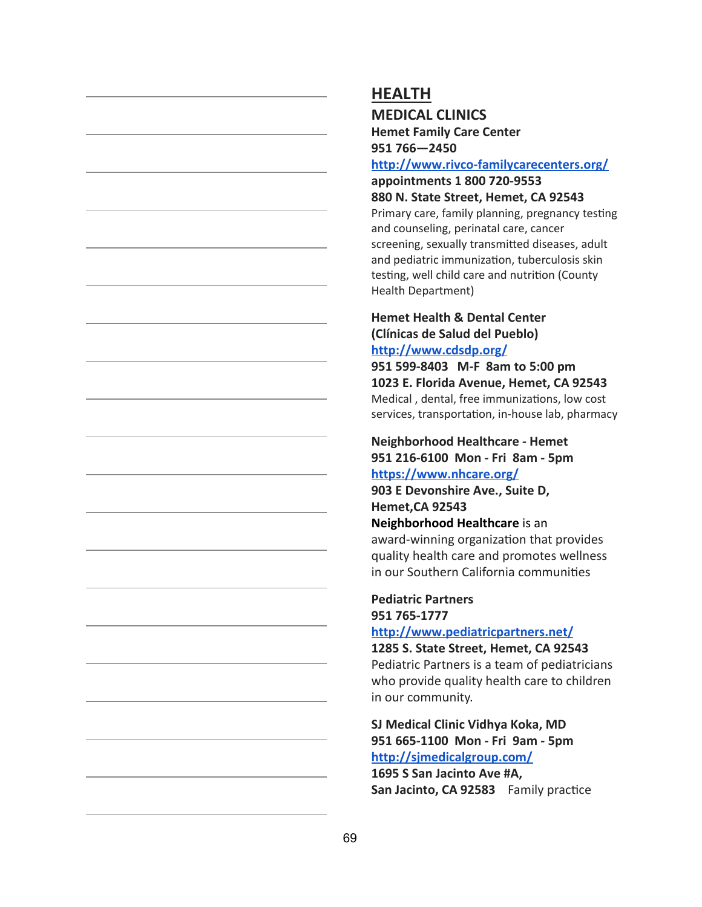# HEALTH

## MEDICAL CLINICS

**Hemet Family Care Center**
**951 766—2450**
**http://www.rivco-familycarecenters.org/**
**appointments 1 800 720-9553**
**880 N. State Street, Hemet, CA 92543**
Primary care, family planning, pregnancy testing and counseling, perinatal care, cancer screening, sexually transmitted diseases, adult and pediatric immunization, tuberculosis skin testing, well child care and nutrition (County Health Department)

**Hemet Health & Dental Center**
**(Clínicas de Salud del Pueblo)**
**http://www.cdsdp.org/**
**951 599-8403 M-F 8am to 5:00 pm**
**1023 E. Florida Avenue, Hemet, CA 92543**
Medical , dental, free immunizations, low cost services, transportation, in-house lab, pharmacy

**Neighborhood Healthcare - Hemet**
**951 216-6100 Mon - Fri 8am - 5pm**
**https://www.nhcare.org/**
**903 E Devonshire Ave., Suite D,**
**Hemet,CA 92543**
**Neighborhood Healthcare** is an award-winning organization that provides quality health care and promotes wellness in our Southern California communities

**Pediatric Partners**
**951 765-1777**
**http://www.pediatricpartners.net/**
**1285 S. State Street, Hemet, CA 92543**
Pediatric Partners is a team of pediatricians who provide quality health care to children in our community.

**SJ Medical Clinic Vidhya Koka, MD**
**951 665-1100 Mon - Fri 9am - 5pm**
**http://sjmedicalgroup.com/**
**1695 S San Jacinto Ave #A,**
**San Jacinto, CA 92583** Family practice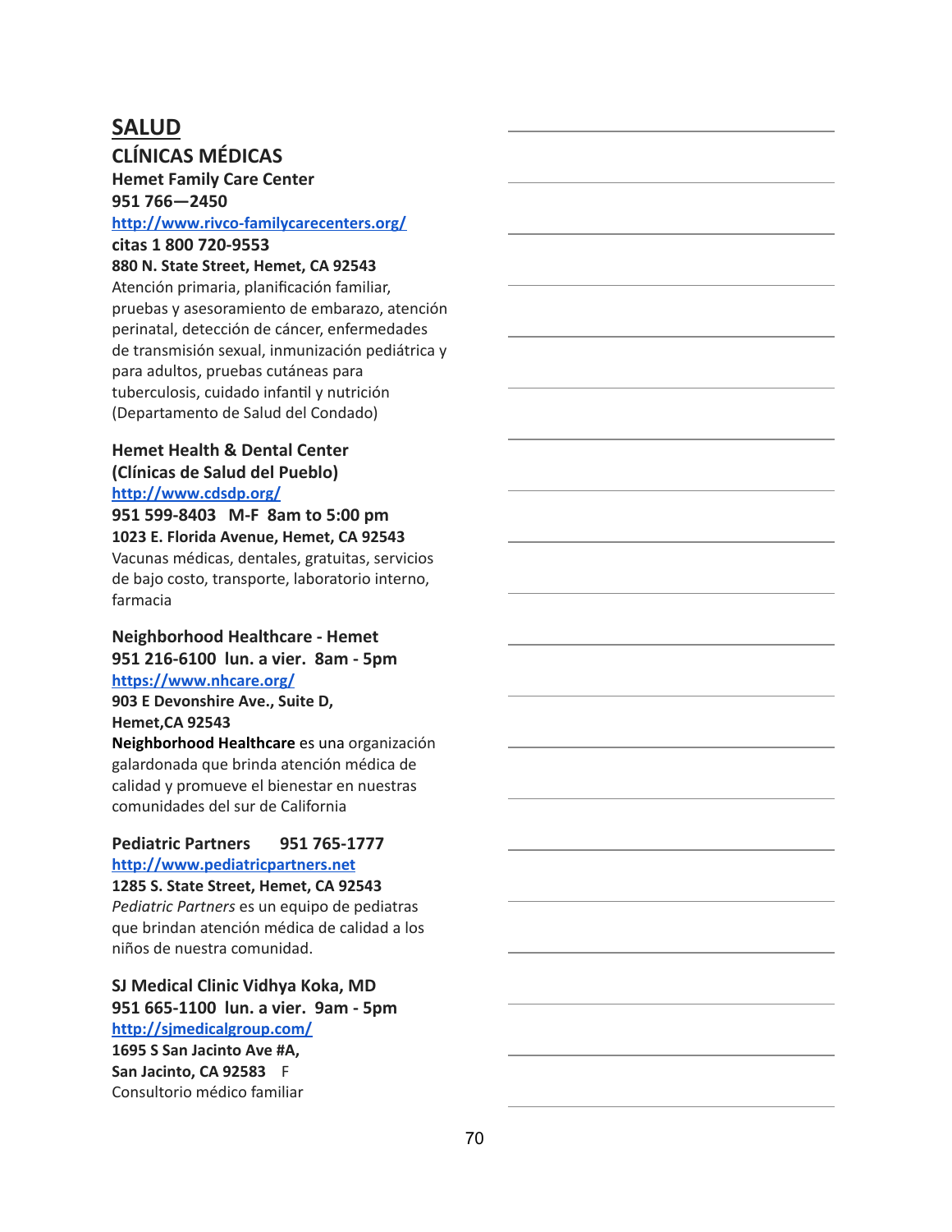# SALUD

## CLÍNICAS MÉDICAS

**Hemet Family Care Center**
**951 766—2450**
[http://www.rivco-familycarecenters.org/](http://www.rivco-familycarecenters.org/)
**citas 1 800 720-9553**
**880 N. State Street, Hemet, CA 92543**
Atención primaria, planificación familiar, pruebas y asesoramiento de embarazo, atención perinatal, detección de cáncer, enfermedades de transmisión sexual, inmunización pediátrica y para adultos, pruebas cutáneas para tuberculosis, cuidado infantil y nutrición (Departamento de Salud del Condado)

**Hemet Health & Dental Center (Clínicas de Salud del Pueblo)**
[http://www.cdsdp.org/](http://www.cdsdp.org/)
**951 599-8403 M-F 8am to 5:00 pm**
**1023 E. Florida Avenue, Hemet, CA 92543**
Vacunas médicas, dentales, gratuitas, servicios de bajo costo, transporte, laboratorio interno, farmacia

**Neighborhood Healthcare - Hemet**
**951 216-6100 lun. a vier. 8am - 5pm**
[https://www.nhcare.org/](https://www.nhcare.org/)
**903 E Devonshire Ave., Suite D,**
**Hemet,CA 92543**
**Neighborhood Healthcare** es una organización galardonada que brinda atención médica de calidad y promueve el bienestar en nuestras comunidades del sur de California

**Pediatric Partners 951 765-1777**
[http://www.pediatricpartners.net](http://www.pediatricpartners.net)
**1285 S. State Street, Hemet, CA 92543**
*Pediatric Partners* es un equipo de pediatras que brindan atención médica de calidad a los niños de nuestra comunidad.

**SJ Medical Clinic Vidhya Koka, MD**
**951 665-1100 lun. a vier. 9am - 5pm**
[http://sjmedicalgroup.com/](http://sjmedicalgroup.com/)
**1695 S San Jacinto Ave #A,**
**San Jacinto, CA 92583** F
Consultorio médico familiar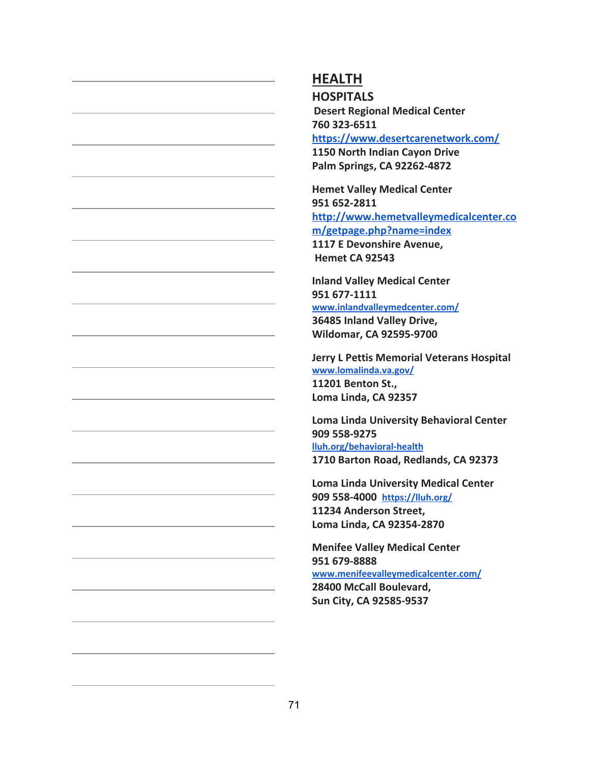# HEALTH

## HOSPITALS

**Desert Regional Medical Center**
**760 323-6511**
**https://www.desertcarenetwork.com/**
**1150 North Indian Cayon Drive**
**Palm Springs, CA 92262-4872**

**Hemet Valley Medical Center**
**951 652-2811**
**http://www.hemetvalleymedicalcenter.com/getpage.php?name=index**
**1117 E Devonshire Avenue,**
**Hemet CA 92543**

**Inland Valley Medical Center**
**951 677-1111**
**www.inlandvalleymedcenter.com/**
**36485 Inland Valley Drive,**
**Wildomar, CA 92595-9700**

**Jerry L Pettis Memorial Veterans Hospital**
**www.lomalinda.va.gov/**
**11201 Benton St.,**
**Loma Linda, CA 92357**

**Loma Linda University Behavioral Center**
**909 558-9275**
**lluh.org/behavioral-health**
**1710 Barton Road, Redlands, CA 92373**

**Loma Linda University Medical Center**
**909 558-4000** **https://lluh.org/**
**11234 Anderson Street,**
**Loma Linda, CA 92354-2870**

**Menifee Valley Medical Center**
**951 679-8888**
**www.menifeevalleymedicalcenter.com/**
**28400 McCall Boulevard,**
**Sun City, CA 92585-9537**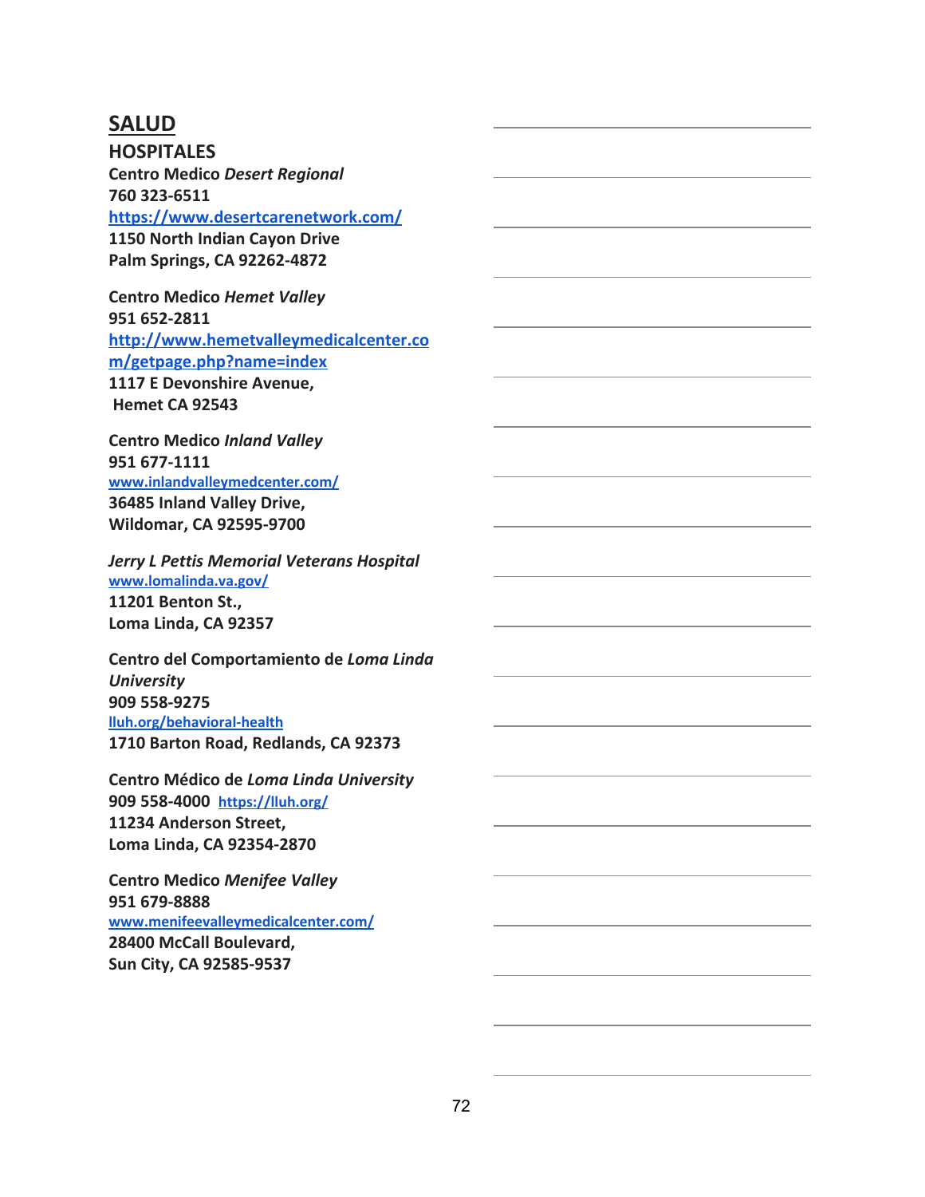## SALUD

### HOSPITALES

**Centro Medico *Desert Regional***
**760 323-6511**
**https://www.desertcarenetwork.com/**
**1150 North Indian Cayon Drive**
**Palm Springs, CA 92262-4872**

**Centro Medico *Hemet Valley***
**951 652-2811**
**http://www.hemetvalleymedicalcenter.com/getpage.php?name=index**
**1117 E Devonshire Avenue,**
**Hemet CA 92543**

**Centro Medico *Inland Valley***
**951 677-1111**
**www.inlandvalleymedcenter.com/**
**36485 Inland Valley Drive,**
**Wildomar, CA 92595-9700**

***Jerry L Pettis Memorial Veterans Hospital***
**www.lomalinda.va.gov/**
**11201 Benton St.,**
**Loma Linda, CA 92357**

**Centro del Comportamiento de *Loma Linda University***
**909 558-9275**
**lluh.org/behavioral-health**
**1710 Barton Road, Redlands, CA 92373**

**Centro Médico de *Loma Linda University***
**909 558-4000 https://lluh.org/**
**11234 Anderson Street,**
**Loma Linda, CA 92354-2870**

**Centro Medico *Menifee Valley***
**951 679-8888**
**www.menifeevalleymedicalcenter.com/**
**28400 McCall Boulevard,**
**Sun City, CA 92585-9537**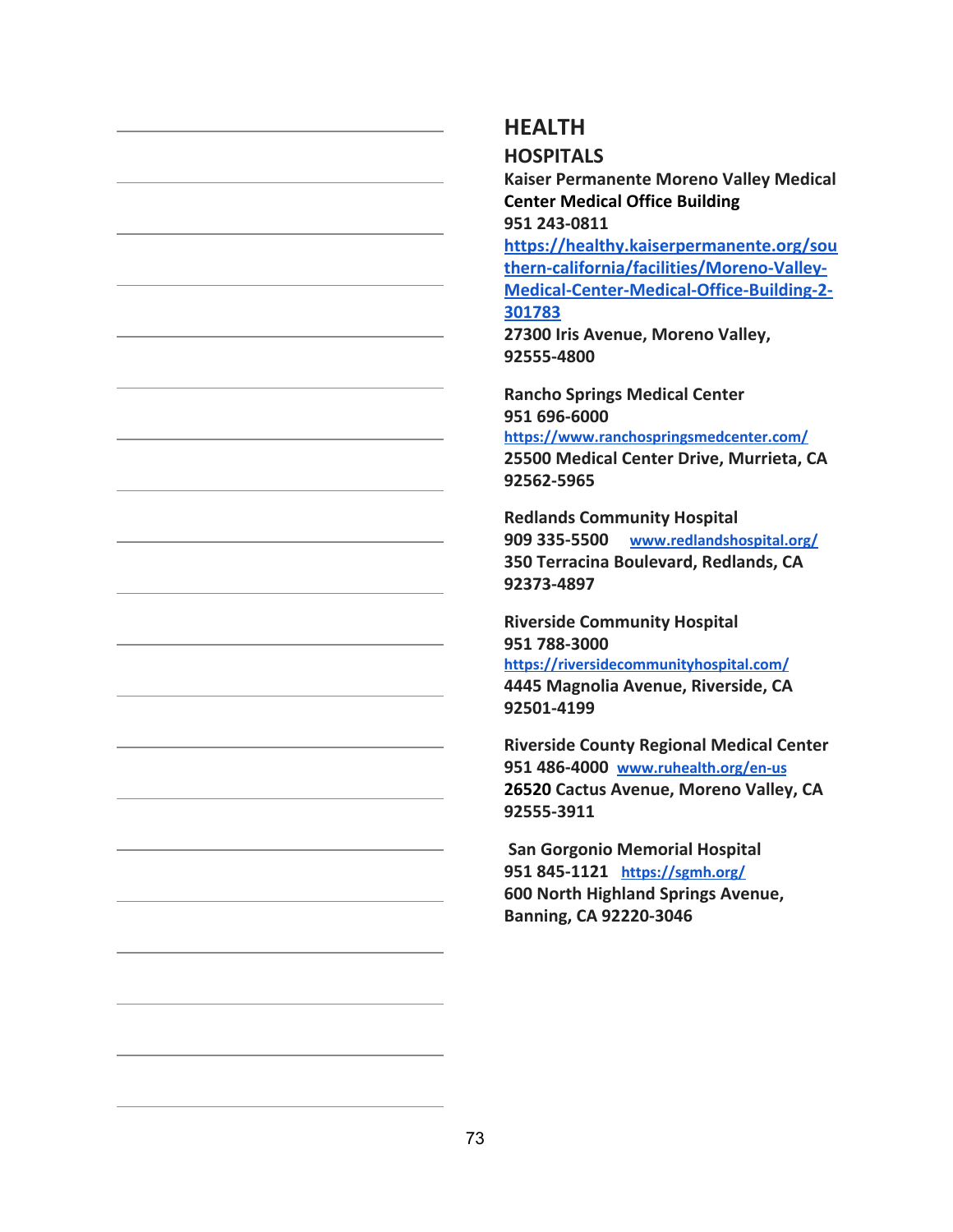# HEALTH

## HOSPITALS

**Kaiser Permanente Moreno Valley Medical Center Medical Office Building**
**951 243-0811**
**https://healthy.kaiserpermanente.org/southern-california/facilities/Moreno-Valley-Medical-Center-Medical-Office-Building-2-301783**
**27300 Iris Avenue, Moreno Valley, 92555-4800**

**Rancho Springs Medical Center**
**951 696-6000**
**https://www.ranchospringsmedcenter.com/**
**25500 Medical Center Drive, Murrieta, CA 92562-5965**

**Redlands Community Hospital**
**909 335-5500** **www.redlandshospital.org/**
**350 Terracina Boulevard, Redlands, CA 92373-4897**

**Riverside Community Hospital**
**951 788-3000**
**https://riversidecommunityhospital.com/**
**4445 Magnolia Avenue, Riverside, CA 92501-4199**

**Riverside County Regional Medical Center**
**951 486-4000** **www.ruhealth.org/en-us**
**26520 Cactus Avenue, Moreno Valley, CA 92555-3911**

**San Gorgonio Memorial Hospital**
**951 845-1121** **https://sgmh.org/**
**600 North Highland Springs Avenue, Banning, CA 92220-3046**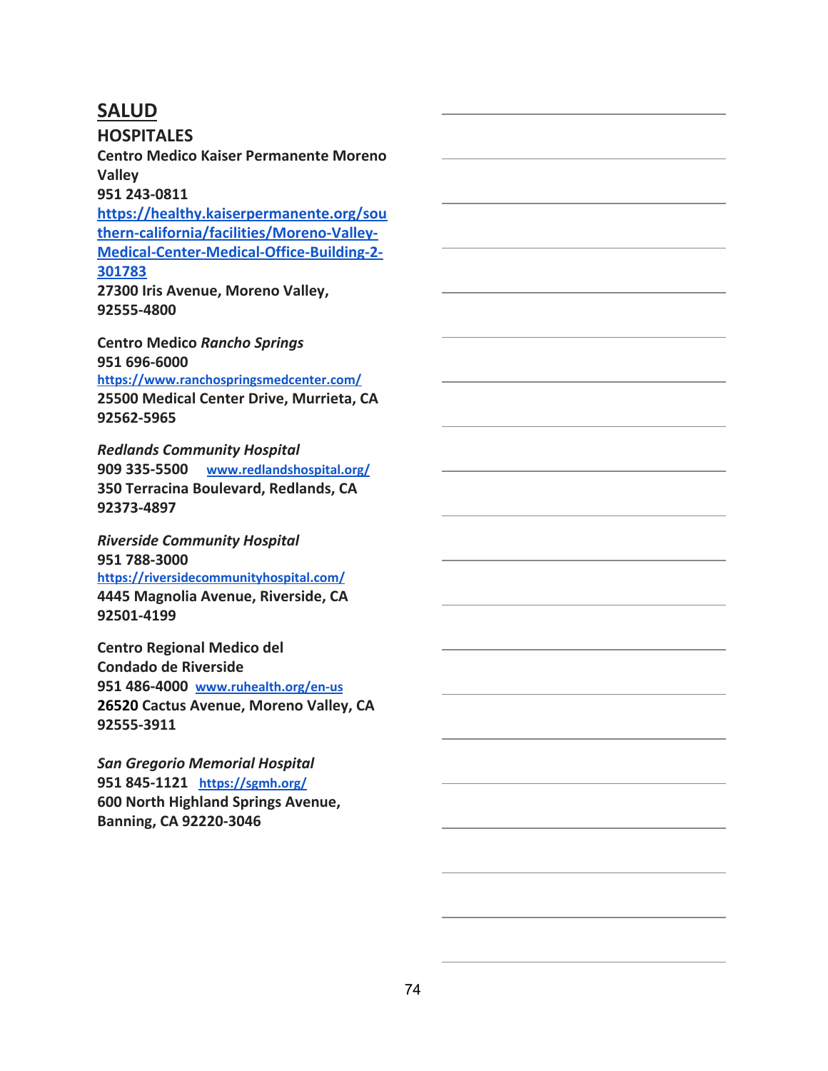## SALUD

### HOSPITALES

**Centro Medico Kaiser Permanente Moreno Valley**
**951 243-0811**
**https://healthy.kaiserpermanente.org/southern-california/facilities/Moreno-Valley-Medical-Center-Medical-Office-Building-2-301783**
**27300 Iris Avenue, Moreno Valley, 92555-4800**

**Centro Medico *Rancho Springs***
**951 696-6000**
**https://www.ranchospringsmedcenter.com/**
**25500 Medical Center Drive, Murrieta, CA 92562-5965**

***Redlands Community Hospital***
**909 335-5500** **www.redlandshospital.org/**
**350 Terracina Boulevard, Redlands, CA 92373-4897**

***Riverside Community Hospital***
**951 788-3000**
**https://riversidecommunityhospital.com/**
**4445 Magnolia Avenue, Riverside, CA 92501-4199**

**Centro Regional Medico del Condado de Riverside**
**951 486-4000** **www.ruhealth.org/en-us**
**26520 Cactus Avenue, Moreno Valley, CA 92555-3911**

***San Gregorio Memorial Hospital***
**951 845-1121** **https://sgmh.org/**
**600 North Highland Springs Avenue, Banning, CA 92220-3046**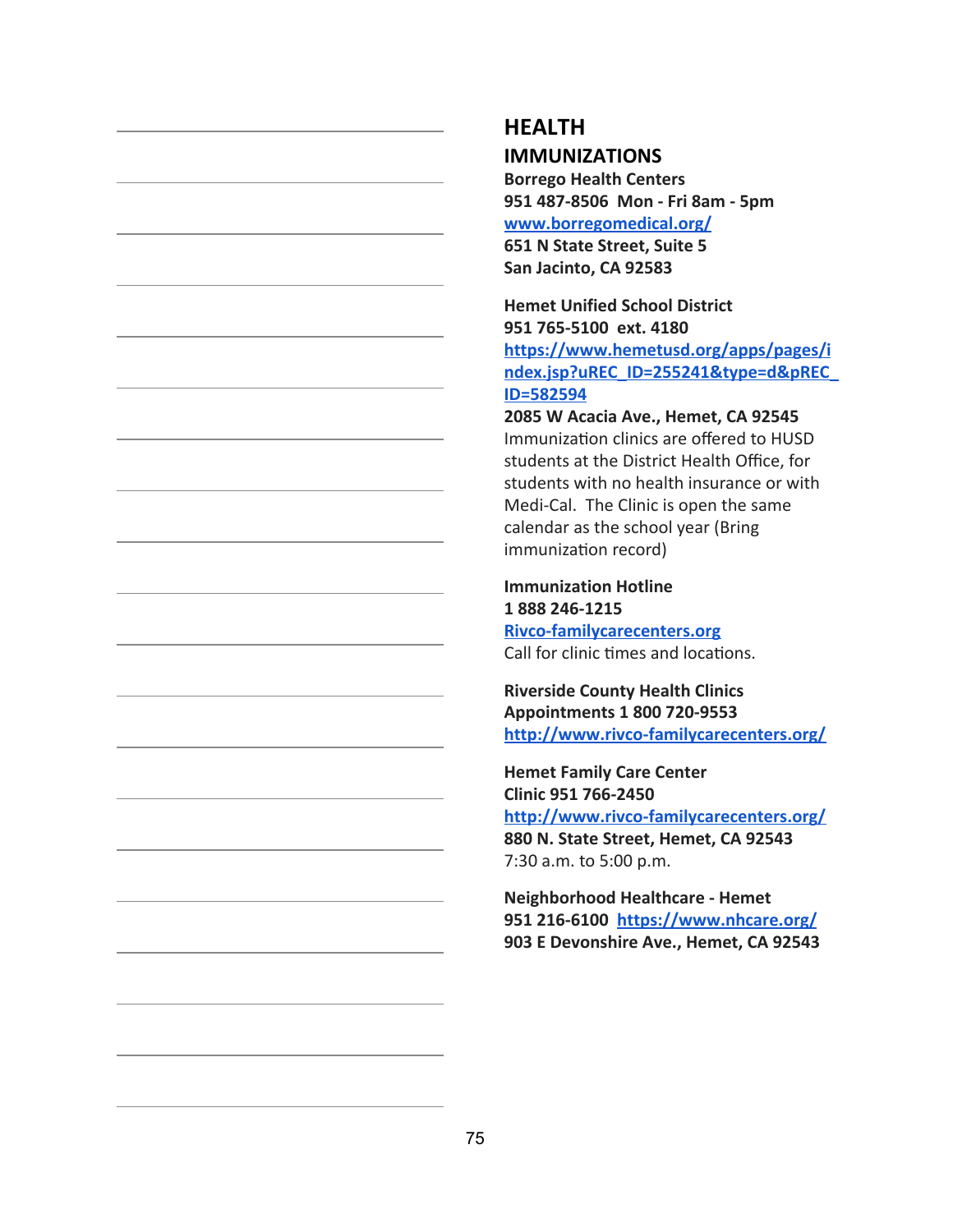# HEALTH

## IMMUNIZATIONS

**Borrego Health Centers**
**951 487-8506 Mon - Fri 8am - 5pm**
**www.borregomedical.org/**
**651 N State Street, Suite 5**
**San Jacinto, CA 92583**

**Hemet Unified School District**
**951 765-5100 ext. 4180**
**https://www.hemetusd.org/apps/pages/index.jsp?uREC_ID=255241&type=d&pREC_ID=582594**
**2085 W Acacia Ave., Hemet, CA 92545**
Immunization clinics are offered to HUSD students at the District Health Office, for students with no health insurance or with Medi-Cal. The Clinic is open the same calendar as the school year (Bring immunization record)

**Immunization Hotline**
**1 888 246-1215**
**Rivco-familycarecenters.org**
Call for clinic times and locations.

**Riverside County Health Clinics**
**Appointments 1 800 720-9553**
**http://www.rivco-familycarecenters.org/**

**Hemet Family Care Center**
**Clinic 951 766-2450**
**http://www.rivco-familycarecenters.org/**
**880 N. State Street, Hemet, CA 92543**
7:30 a.m. to 5:00 p.m.

**Neighborhood Healthcare - Hemet**
**951 216-6100 https://www.nhcare.org/**
**903 E Devonshire Ave., Hemet, CA 92543**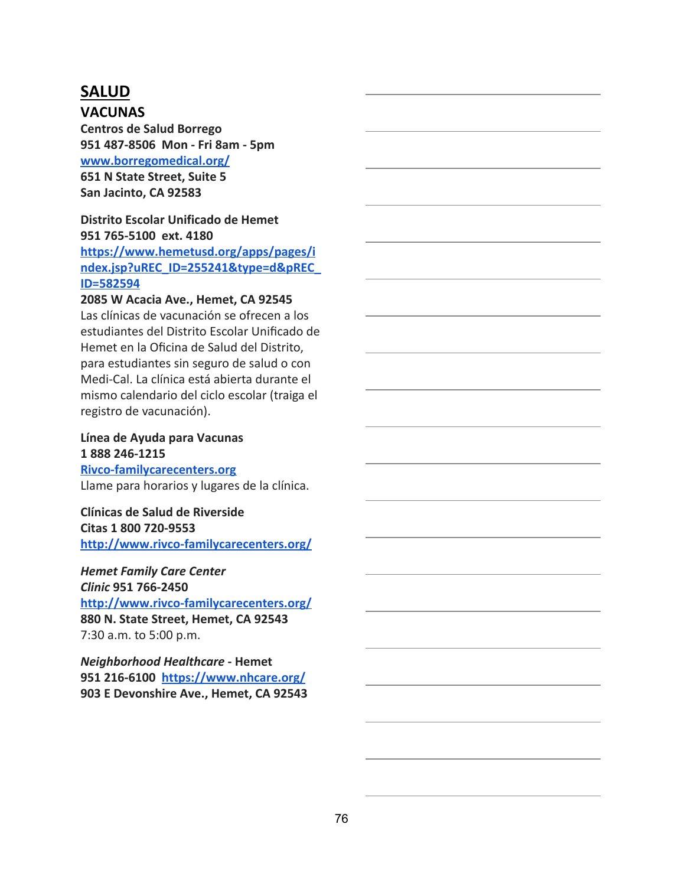# SALUD

## VACUNAS

**Centros de Salud Borrego**
**951 487-8506 Mon - Fri 8am - 5pm**
**www.borregomedical.org/**
**651 N State Street, Suite 5**
**San Jacinto, CA 92583**

**Distrito Escolar Unificado de Hemet**
**951 765-5100 ext. 4180**
**https://www.hemetusd.org/apps/pages/index.jsp?uREC_ID=255241&type=d&pREC_ID=582594**
**2085 W Acacia Ave., Hemet, CA 92545**
Las clínicas de vacunación se ofrecen a los estudiantes del Distrito Escolar Unificado de Hemet en la Oficina de Salud del Distrito, para estudiantes sin seguro de salud o con Medi-Cal. La clínica está abierta durante el mismo calendario del ciclo escolar (traiga el registro de vacunación).

**Línea de Ayuda para Vacunas**
**1 888 246-1215**
**Rivco-familycarecenters.org**
Llame para horarios y lugares de la clínica.

**Clínicas de Salud de Riverside**
**Citas 1 800 720-9553**
**http://www.rivco-familycarecenters.org/**

***Hemet Family Care Center***
***Clinic* 951 766-2450**
**http://www.rivco-familycarecenters.org/**
**880 N. State Street, Hemet, CA 92543**
7:30 a.m. to 5:00 p.m.

***Neighborhood Healthcare* - Hemet**
**951 216-6100 https://www.nhcare.org/**
**903 E Devonshire Ave., Hemet, CA 92543**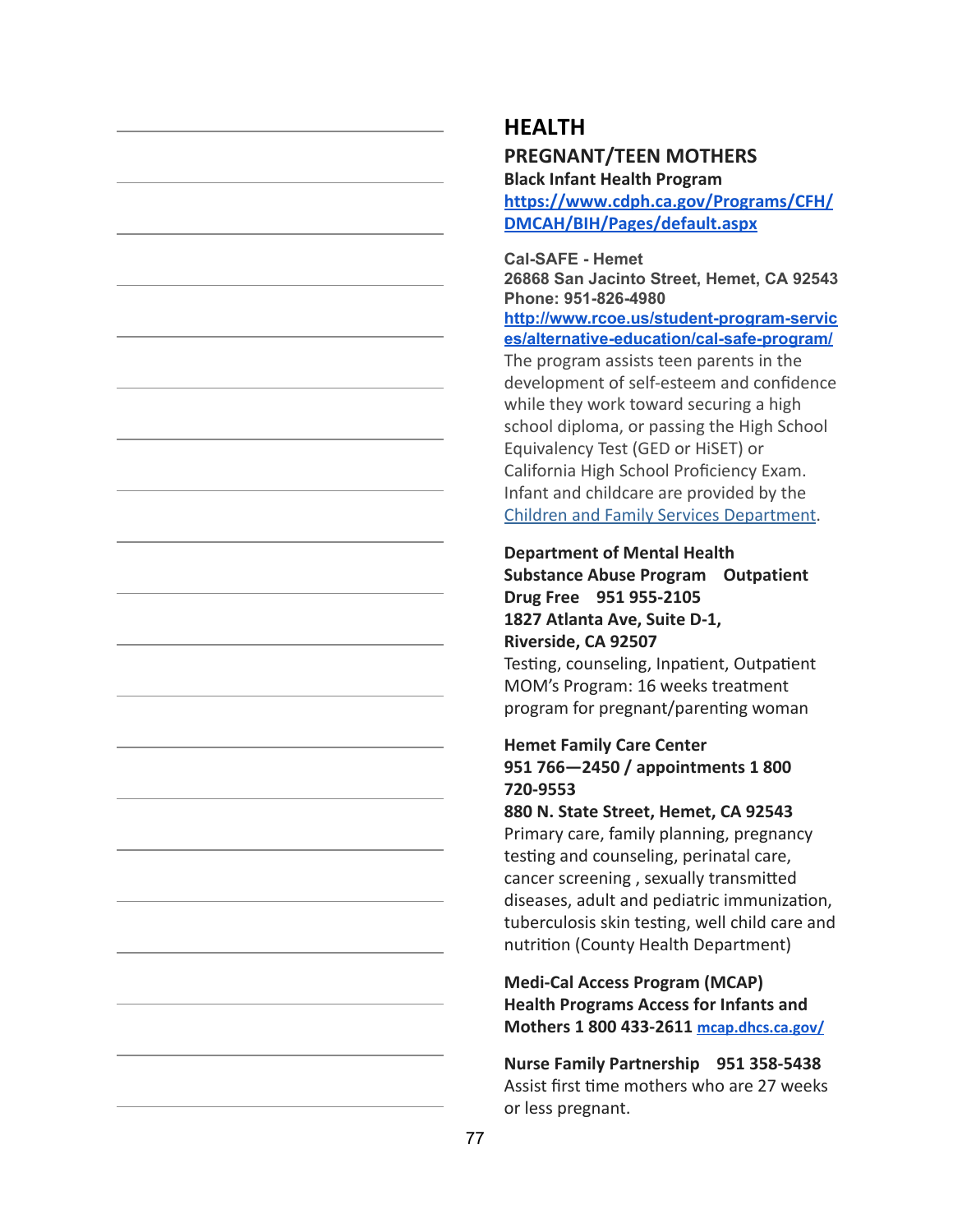# HEALTH

## PREGNANT/TEEN MOTHERS

**Black Infant Health Program**
[https://www.cdph.ca.gov/Programs/CFH/DMCAH/BIH/Pages/default.aspx](https://www.cdph.ca.gov/Programs/CFH/DMCAH/BIH/Pages/default.aspx)

**Cal-SAFE - Hemet**
**26868 San Jacinto Street, Hemet, CA 92543**
**Phone: 951-826-4980**
[http://www.rcoe.us/student-program-services/alternative-education/cal-safe-program/](http://www.rcoe.us/student-program-services/alternative-education/cal-safe-program/)
The program assists teen parents in the development of self-esteem and confidence while they work toward securing a high school diploma, or passing the High School Equivalency Test (GED or HiSET) or California High School Proficiency Exam. Infant and childcare are provided by the Children and Family Services Department.

**Department of Mental Health**
**Substance Abuse Program Outpatient Drug Free 951 955-2105**
**1827 Atlanta Ave, Suite D-1, Riverside, CA 92507**
Testing, counseling, Inpatient, Outpatient
MOM's Program: 16 weeks treatment program for pregnant/parenting woman

**Hemet Family Care Center**
**951 766—2450 / appointments 1 800 720-9553**
**880 N. State Street, Hemet, CA 92543**
Primary care, family planning, pregnancy testing and counseling, perinatal care, cancer screening , sexually transmitted diseases, adult and pediatric immunization, tuberculosis skin testing, well child care and nutrition (County Health Department)

**Medi-Cal Access Program (MCAP)**
**Health Programs Access for Infants and Mothers 1 800 433-2611** [mcap.dhcs.ca.gov/](mcap.dhcs.ca.gov/)

**Nurse Family Partnership 951 358-5438**
Assist first time mothers who are 27 weeks or less pregnant.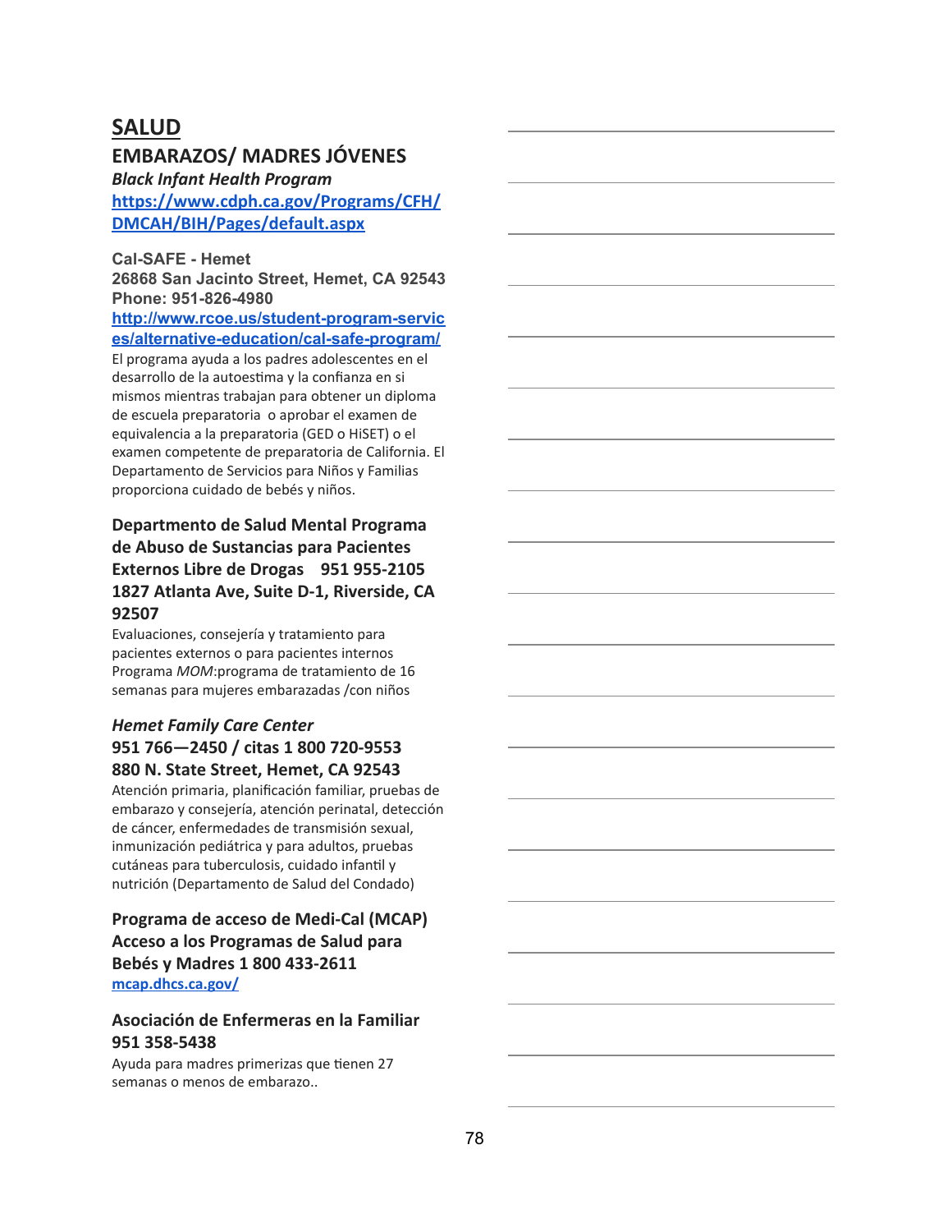# SALUD

## EMBARAZOS/ MADRES JÓVENES

***Black Infant Health Program***

**https://www.cdph.ca.gov/Programs/CFH/DMCAH/BIH/Pages/default.aspx**

**Cal-SAFE - Hemet**
**26868 San Jacinto Street, Hemet, CA 92543**
**Phone: 951-826-4980**
**http://www.rcoe.us/student-program-services/alternative-education/cal-safe-program/**

El programa ayuda a los padres adolescentes en el desarrollo de la autoestima y la confianza en si mismos mientras trabajan para obtener un diploma de escuela preparatoria o aprobar el examen de equivalencia a la preparatoria (GED o HiSET) o el examen competente de preparatoria de California. El Departamento de Servicios para Niños y Familias proporciona cuidado de bebés y niños.

**Departmento de Salud Mental Programa de Abuso de Sustancias para Pacientes Externos Libre de Drogas 951 955-2105**
**1827 Atlanta Ave, Suite D-1, Riverside, CA 92507**

Evaluaciones, consejería y tratamiento para pacientes externos o para pacientes internos Programa *MOM*:programa de tratamiento de 16 semanas para mujeres embarazadas /con niños

***Hemet Family Care Center***
**951 766—2450 / citas 1 800 720-9553**
**880 N. State Street, Hemet, CA 92543**

Atención primaria, planificación familiar, pruebas de embarazo y consejería, atención perinatal, detección de cáncer, enfermedades de transmisión sexual, inmunización pediátrica y para adultos, pruebas cutáneas para tuberculosis, cuidado infantil y nutrición (Departamento de Salud del Condado)

**Programa de acceso de Medi-Cal (MCAP) Acceso a los Programas de Salud para Bebés y Madres 1 800 433-2611**
**mcap.dhcs.ca.gov/**

**Asociación de Enfermeras en la Familiar 951 358-5438**

Ayuda para madres primerizas que tienen 27 semanas o menos de embarazo..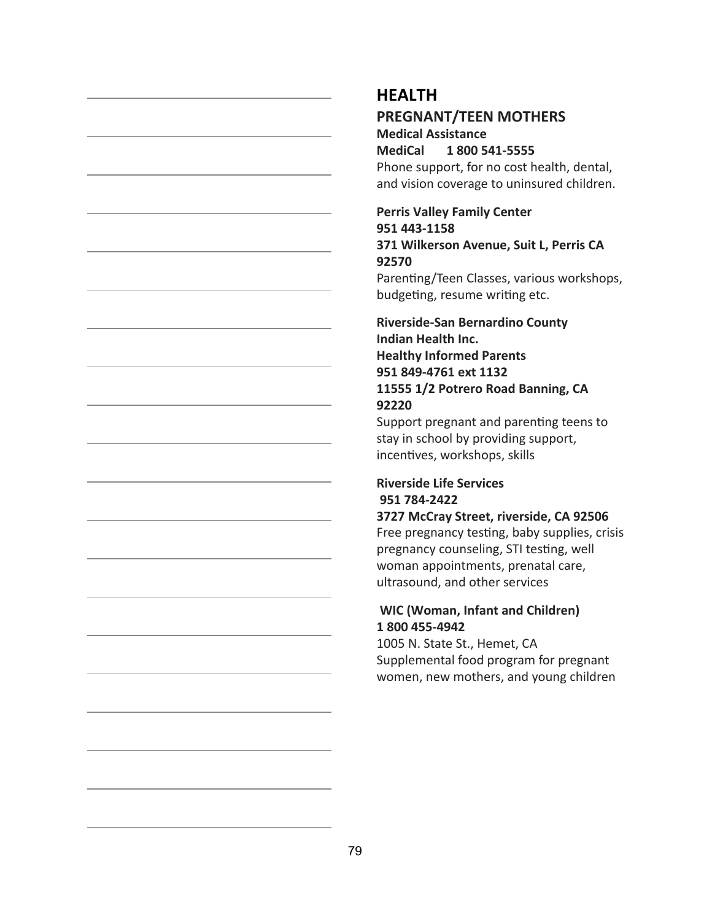## HEALTH

### PREGNANT/TEEN MOTHERS

**Medical Assistance**
**MediCal 1 800 541-5555**
Phone support, for no cost health, dental, and vision coverage to uninsured children.

**Perris Valley Family Center**
**951 443-1158**
**371 Wilkerson Avenue, Suit L, Perris CA 92570**
Parenting/Teen Classes, various workshops, budgeting, resume writing etc.

**Riverside-San Bernardino County Indian Health Inc.**
**Healthy Informed Parents**
**951 849-4761 ext 1132**
**11555 1/2 Potrero Road Banning, CA 92220**
Support pregnant and parenting teens to stay in school by providing support, incentives, workshops, skills

**Riverside Life Services**
**951 784-2422**
**3727 McCray Street, riverside, CA 92506**
Free pregnancy testing, baby supplies, crisis pregnancy counseling, STI testing, well woman appointments, prenatal care, ultrasound, and other services

**WIC (Woman, Infant and Children)**
**1 800 455-4942**
1005 N. State St., Hemet, CA
Supplemental food program for pregnant women, new mothers, and young children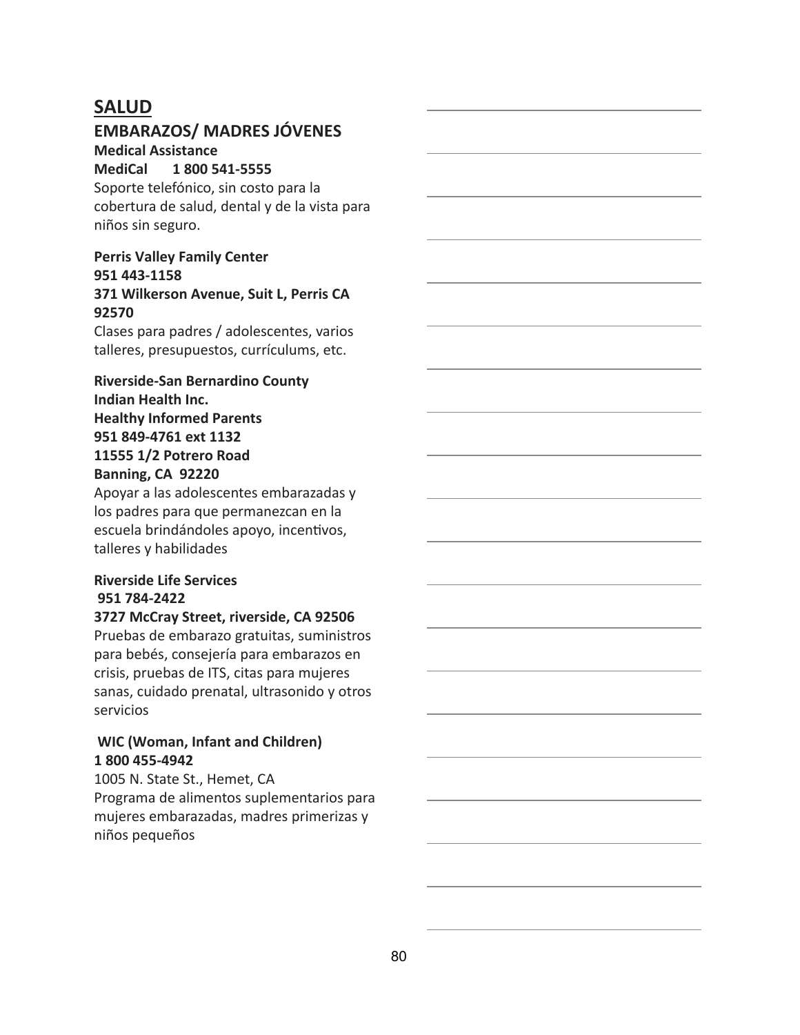# SALUD

## EMBARAZOS/ MADRES JÓVENES

**Medical Assistance**
**MediCal 1 800 541-5555**
Soporte telefónico, sin costo para la cobertura de salud, dental y de la vista para niños sin seguro.

**Perris Valley Family Center**
**951 443-1158**
**371 Wilkerson Avenue, Suit L, Perris CA 92570**
Clases para padres / adolescentes, varios talleres, presupuestos, currículums, etc.

**Riverside-San Bernardino County Indian Health Inc.**
**Healthy Informed Parents**
**951 849-4761 ext 1132**
**11555 1/2 Potrero Road**
**Banning, CA 92220**
Apoyar a las adolescentes embarazadas y los padres para que permanezcan en la escuela brindándoles apoyo, incentivos, talleres y habilidades

**Riverside Life Services**
**951 784-2422**
**3727 McCray Street, riverside, CA 92506**
Pruebas de embarazo gratuitas, suministros para bebés, consejería para embarazos en crisis, pruebas de ITS, citas para mujeres sanas, cuidado prenatal, ultrasonido y otros servicios

**WIC (Woman, Infant and Children)**
**1 800 455-4942**
1005 N. State St., Hemet, CA
Programa de alimentos suplementarios para mujeres embarazadas, madres primerizas y niños pequeños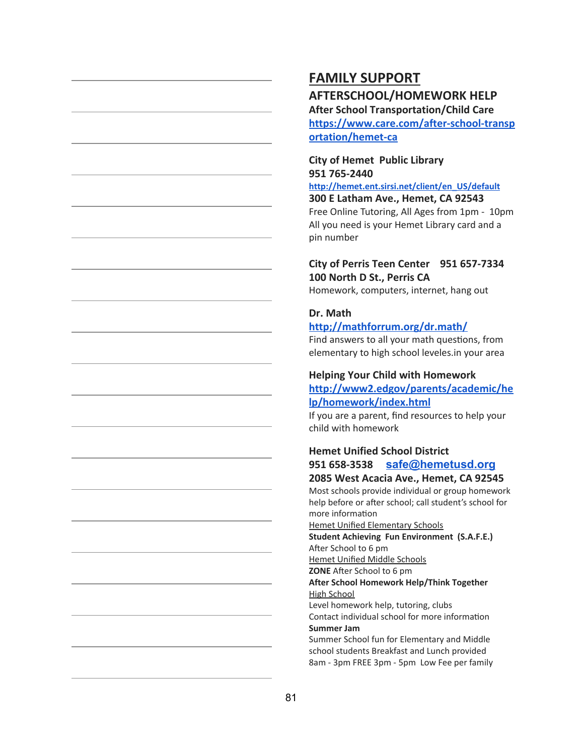# FAMILY SUPPORT

## AFTERSCHOOL/HOMEWORK HELP

**After School Transportation/Child Care**
https://www.care.com/after-school-transportation/hemet-ca

**City of Hemet Public Library**
**951 765-2440**
http://hemet.ent.sirsi.net/client/en_US/default
**300 E Latham Ave., Hemet, CA 92543**
Free Online Tutoring, All Ages from 1pm - 10pm
All you need is your Hemet Library card and a pin number

**City of Perris Teen Center 951 657-7334**
**100 North D St., Perris CA**
Homework, computers, internet, hang out

**Dr. Math**
http;//mathforrum.org/dr.math/
Find answers to all your math questions, from elementary to high school leveles.in your area

**Helping Your Child with Homework**
http://www2.edgov/parents/academic/help/homework/index.html
If you are a parent, find resources to help your child with homework

**Hemet Unified School District**
**951 658-3538** safe@hemetusd.org
**2085 West Acacia Ave., Hemet, CA 92545**
Most schools provide individual or group homework help before or after school; call student's school for more information
Hemet Unified Elementary Schools
**Student Achieving Fun Environment (S.A.F.E.)**
After School to 6 pm
Hemet Unified Middle Schools
**ZONE** After School to 6 pm
**After School Homework Help/Think Together**
High School
Level homework help, tutoring, clubs
Contact individual school for more information
**Summer Jam**
Summer School fun for Elementary and Middle school students Breakfast and Lunch provided
8am - 3pm FREE 3pm - 5pm Low Fee per family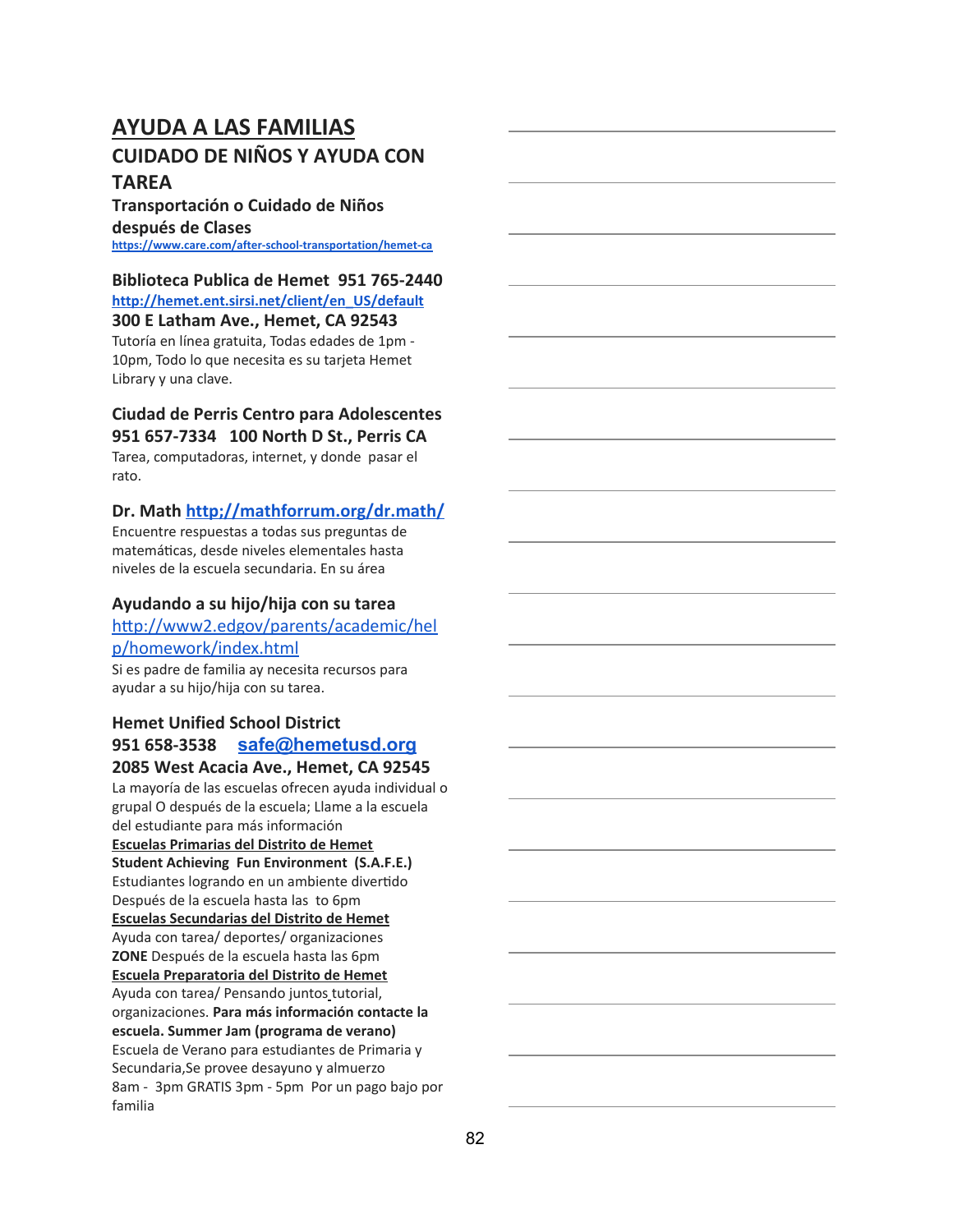## AYUDA A LAS FAMILIAS

### CUIDADO DE NIÑOS Y AYUDA CON TAREA

**Transportación o Cuidado de Niños después de Clases**
https://www.care.com/after-school-transportation/hemet-ca

**Biblioteca Publica de Hemet 951 765-2440**
http://hemet.ent.sirsi.net/client/en_US/default
**300 E Latham Ave., Hemet, CA 92543**
Tutoría en línea gratuita, Todas edades de 1pm - 10pm, Todo lo que necesita es su tarjeta Hemet Library y una clave.

**Ciudad de Perris Centro para Adolescentes**
**951 657-7334 100 North D St., Perris CA**
Tarea, computadoras, internet, y donde pasar el rato.

**Dr. Math** http://mathforrum.org/dr.math/
Encuentre respuestas a todas sus preguntas de matemáticas, desde niveles elementales hasta niveles de la escuela secundaria. En su área

**Ayudando a su hijo/hija con su tarea**
http://www2.edgov/parents/academic/help/homework/index.html
Si es padre de familia ay necesita recursos para ayudar a su hijo/hija con su tarea.

**Hemet Unified School District**
**951 658-3538** safe@hemetusd.org
**2085 West Acacia Ave., Hemet, CA 92545**
La mayoría de las escuelas ofrecen ayuda individual o grupal O después de la escuela; Llame a la escuela del estudiante para más información
**Escuelas Primarias del Distrito de Hemet**
**Student Achieving Fun Environment (S.A.F.E.)**
Estudiantes logrando en un ambiente divertido
Después de la escuela hasta las to 6pm
**Escuelas Secundarias del Distrito de Hemet**
Ayuda con tarea/ deportes/ organizaciones
**ZONE** Después de la escuela hasta las 6pm
**Escuela Preparatoria del Distrito de Hemet**
Ayuda con tarea/ Pensando juntos tutorial, organizaciones. **Para más información contacte la escuela. Summer Jam (programa de verano)**
Escuela de Verano para estudiantes de Primaria y Secundaria,Se provee desayuno y almuerzo
8am - 3pm GRATIS 3pm - 5pm Por un pago bajo por familia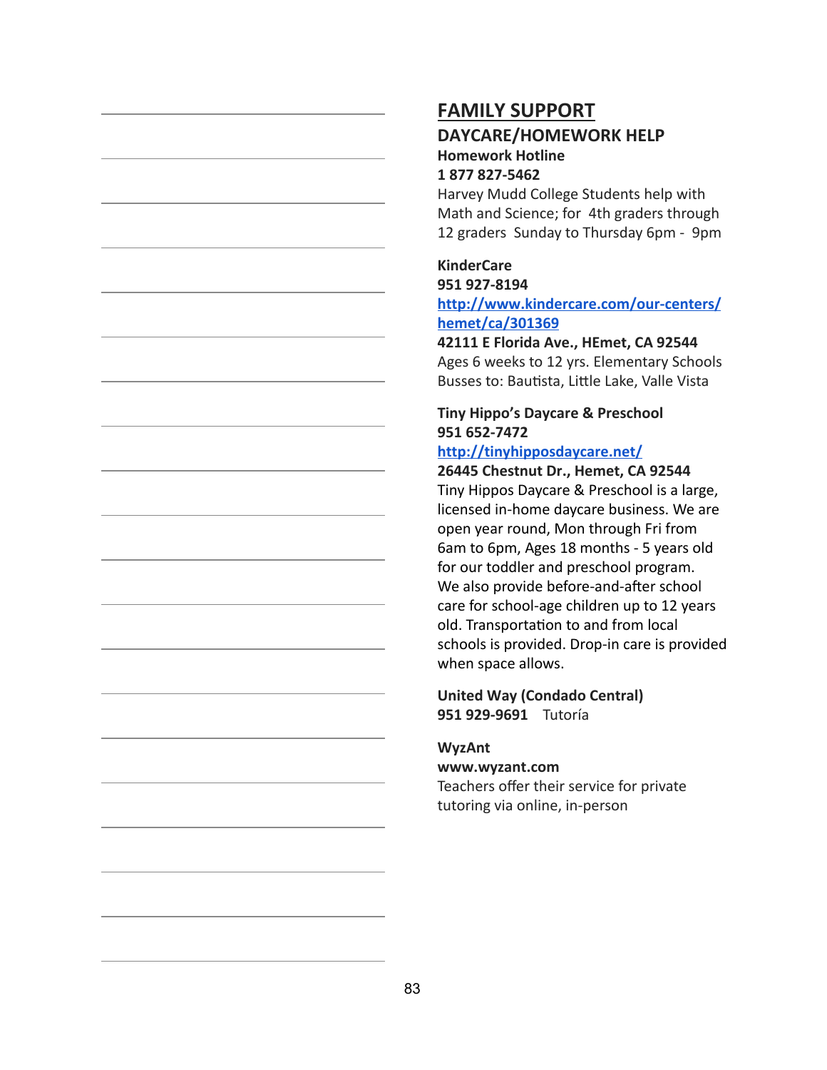# FAMILY SUPPORT

## DAYCARE/HOMEWORK HELP

**Homework Hotline**
**1 877 827-5462**
Harvey Mudd College Students help with Math and Science; for 4th graders through 12 graders Sunday to Thursday 6pm - 9pm

**KinderCare**
**951 927-8194**
**[http://www.kindercare.com/our-centers/hemet/ca/301369](http://www.kindercare.com/our-centers/hemet/ca/301369)**
**42111 E Florida Ave., HEmet, CA 92544**
Ages 6 weeks to 12 yrs. Elementary Schools Busses to: Bautista, Little Lake, Valle Vista

**Tiny Hippo's Daycare & Preschool**
**951 652-7472**
**[http://tinyhipposdaycare.net/](http://tinyhipposdaycare.net/)**
**26445 Chestnut Dr., Hemet, CA 92544**
Tiny Hippos Daycare & Preschool is a large, licensed in-home daycare business. We are open year round, Mon through Fri from 6am to 6pm, Ages 18 months - 5 years old for our toddler and preschool program. We also provide before-and-after school care for school-age children up to 12 years old. Transportation to and from local schools is provided. Drop-in care is provided when space allows.

**United Way (Condado Central)**
**951 929-9691** Tutoría

**WyzAnt**
**www.wyzant.com**
Teachers offer their service for private tutoring via online, in-person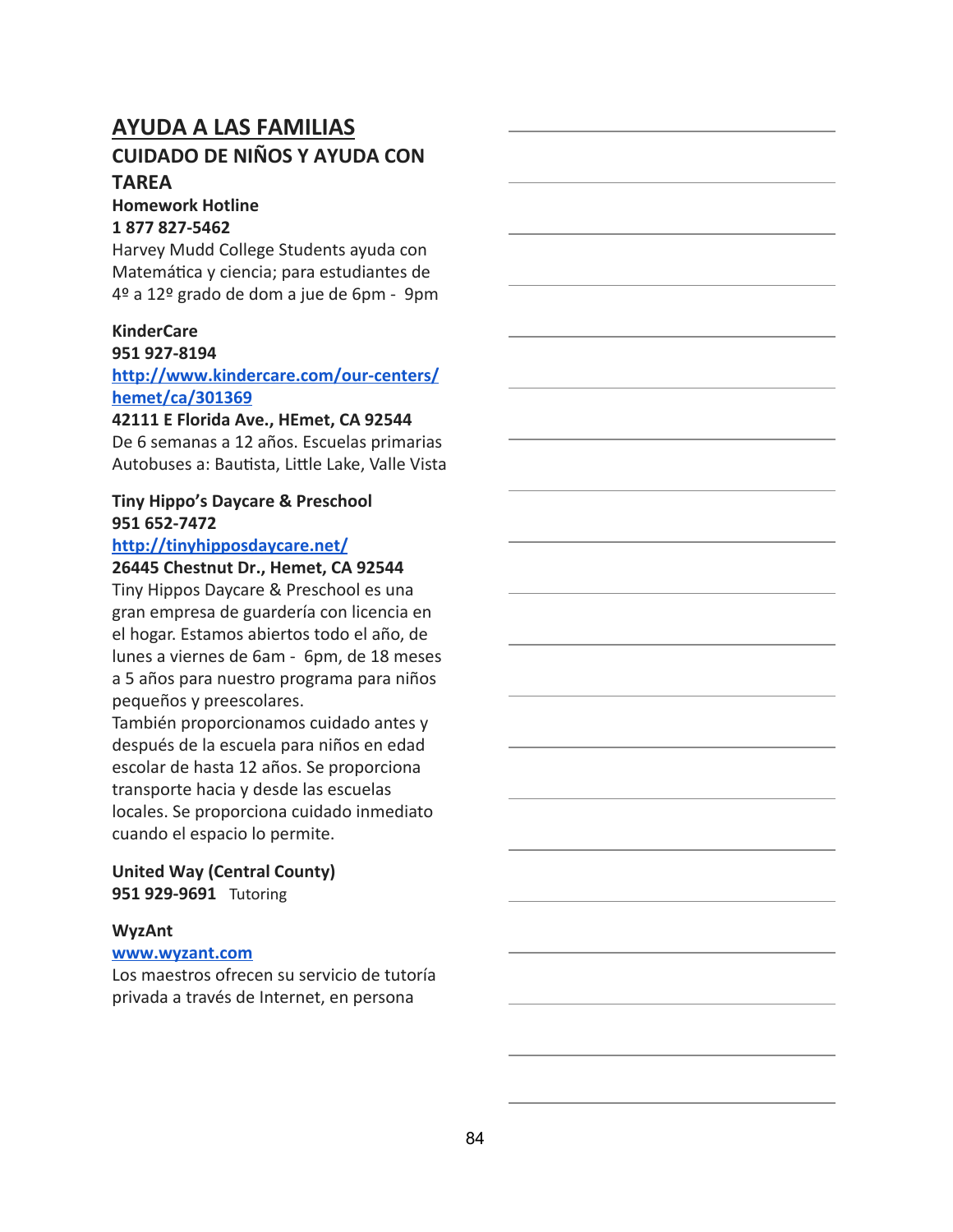## AYUDA A LAS FAMILIAS

### CUIDADO DE NIÑOS Y AYUDA CON TAREA

**Homework Hotline**
**1 877 827-5462**
Harvey Mudd College Students ayuda con Matemática y ciencia; para estudiantes de 4º a 12º grado de dom a jue de 6pm - 9pm

**KinderCare**
**951 927-8194**
**http://www.kindercare.com/our-centers/hemet/ca/301369**
**42111 E Florida Ave., HEmet, CA 92544**
De 6 semanas a 12 años. Escuelas primarias Autobuses a: Bautista, Little Lake, Valle Vista

**Tiny Hippo's Daycare & Preschool**
**951 652-7472**
**http://tinyhipposdaycare.net/**
**26445 Chestnut Dr., Hemet, CA 92544**
Tiny Hippos Daycare & Preschool es una gran empresa de guardería con licencia en el hogar. Estamos abiertos todo el año, de lunes a viernes de 6am - 6pm, de 18 meses a 5 años para nuestro programa para niños pequeños y preescolares.
También proporcionamos cuidado antes y después de la escuela para niños en edad escolar de hasta 12 años. Se proporciona transporte hacia y desde las escuelas locales. Se proporciona cuidado inmediato cuando el espacio lo permite.

**United Way (Central County)**
**951 929-9691** Tutoring

**WyzAnt**
**www.wyzant.com**
Los maestros ofrecen su servicio de tutoría privada a través de Internet, en persona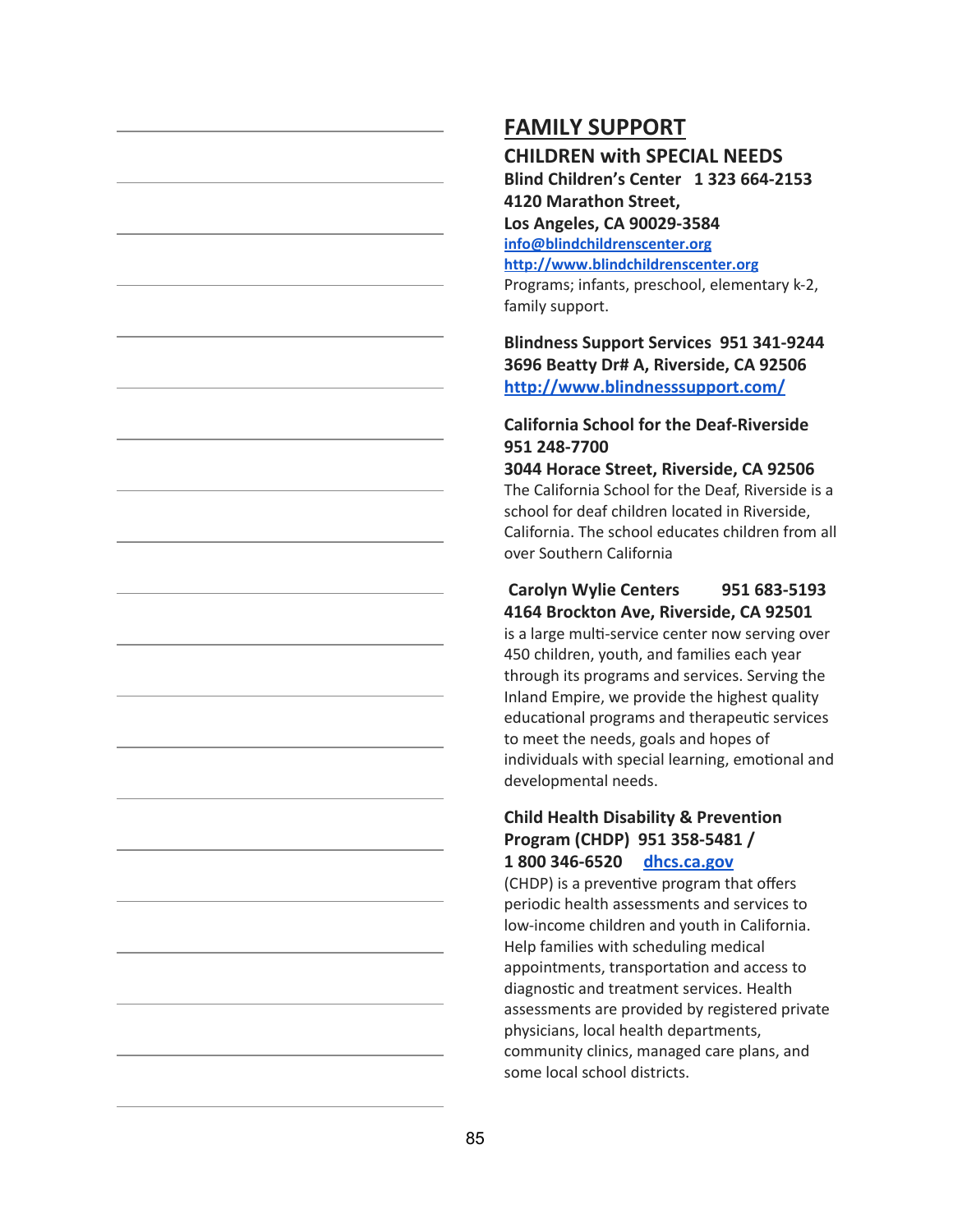# FAMILY SUPPORT

## CHILDREN with SPECIAL NEEDS

**Blind Children's Center 1 323 664-2153**
**4120 Marathon Street,**
**Los Angeles, CA 90029-3584**
info@blindchildrenscenter.org
http://www.blindchildrenscenter.org
Programs; infants, preschool, elementary k-2, family support.

**Blindness Support Services 951 341-9244**
**3696 Beatty Dr# A, Riverside, CA 92506**
**http://www.blindnesssupport.com/**

**California School for the Deaf-Riverside 951 248-7700**
**3044 Horace Street, Riverside, CA 92506**
The California School for the Deaf, Riverside is a school for deaf children located in Riverside, California. The school educates children from all over Southern California

**Carolyn Wylie Centers 951 683-5193**
**4164 Brockton Ave, Riverside, CA 92501**
is a large multi-service center now serving over 450 children, youth, and families each year through its programs and services. Serving the Inland Empire, we provide the highest quality educational programs and therapeutic services to meet the needs, goals and hopes of individuals with special learning, emotional and developmental needs.

**Child Health Disability & Prevention Program (CHDP) 951 358-5481 / 1 800 346-6520 dhcs.ca.gov**
(CHDP) is a preventive program that offers periodic health assessments and services to low-income children and youth in California. Help families with scheduling medical appointments, transportation and access to diagnostic and treatment services. Health assessments are provided by registered private physicians, local health departments, community clinics, managed care plans, and some local school districts.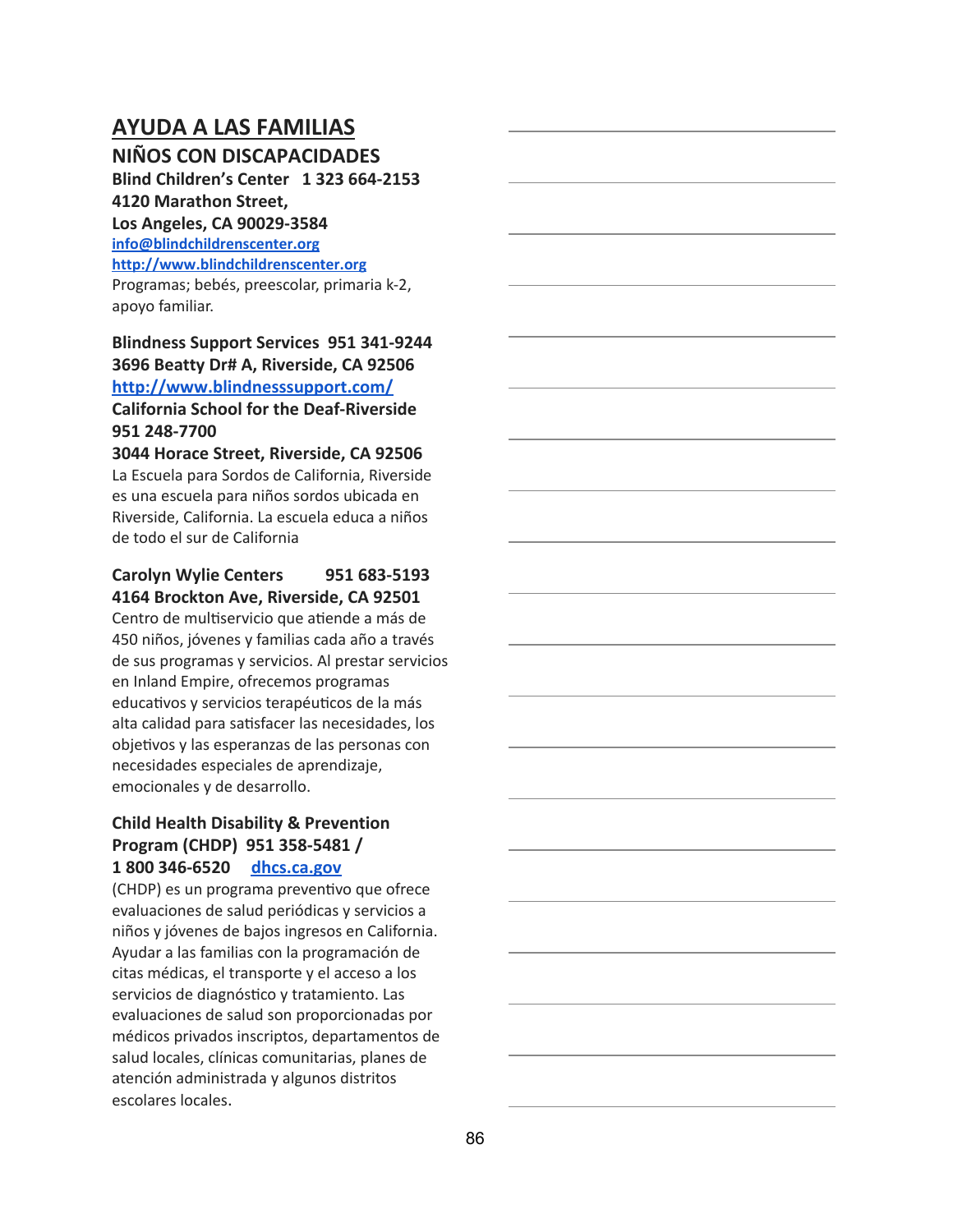## AYUDA A LAS FAMILIAS

### NIÑOS CON DISCAPACIDADES

**Blind Children's Center 1 323 664-2153**
**4120 Marathon Street,**
**Los Angeles, CA 90029-3584**
**info@blindchildrenscenter.org**
**http://www.blindchildrenscenter.org**
Programas; bebés, preescolar, primaria k-2, apoyo familiar.

**Blindness Support Services 951 341-9244**
**3696 Beatty Dr# A, Riverside, CA 92506**
**http://www.blindnesssupport.com/**

**California School for the Deaf-Riverside**
**951 248-7700**
**3044 Horace Street, Riverside, CA 92506**
La Escuela para Sordos de California, Riverside es una escuela para niños sordos ubicada en Riverside, California. La escuela educa a niños de todo el sur de California

**Carolyn Wylie Centers 951 683-5193**
**4164 Brockton Ave, Riverside, CA 92501**
Centro de multiservicio que atiende a más de 450 niños, jóvenes y familias cada año a través de sus programas y servicios. Al prestar servicios en Inland Empire, ofrecemos programas educativos y servicios terapéuticos de la más alta calidad para satisfacer las necesidades, los objetivos y las esperanzas de las personas con necesidades especiales de aprendizaje, emocionales y de desarrollo.

**Child Health Disability & Prevention Program (CHDP) 951 358-5481 /**
**1 800 346-6520 dhcs.ca.gov**
(CHDP) es un programa preventivo que ofrece evaluaciones de salud periódicas y servicios a niños y jóvenes de bajos ingresos en California. Ayudar a las familias con la programación de citas médicas, el transporte y el acceso a los servicios de diagnóstico y tratamiento. Las evaluaciones de salud son proporcionadas por médicos privados inscriptos, departamentos de salud locales, clínicas comunitarias, planes de atención administrada y algunos distritos escolares locales.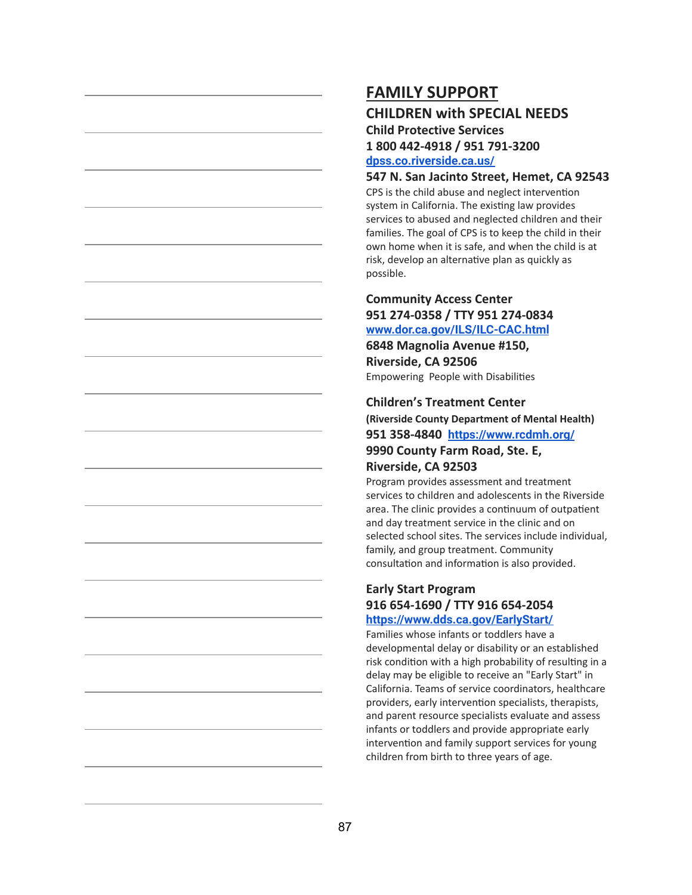# FAMILY SUPPORT

## CHILDREN with SPECIAL NEEDS

### Child Protective Services

**1 800 442-4918 / 951 791-3200**

[dpss.co.riverside.ca.us/](dpss.co.riverside.ca.us/)

**547 N. San Jacinto Street, Hemet, CA 92543**

CPS is the child abuse and neglect intervention system in California. The existing law provides services to abused and neglected children and their families. The goal of CPS is to keep the child in their own home when it is safe, and when the child is at risk, develop an alternative plan as quickly as possible.

### Community Access Center

**951 274-0358 / TTY 951 274-0834**

[www.dor.ca.gov/ILS/ILC-CAC.html](www.dor.ca.gov/ILS/ILC-CAC.html)

**6848 Magnolia Avenue #150,**
**Riverside, CA 92506**

Empowering People with Disabilities

### Children's Treatment Center

**(Riverside County Department of Mental Health)**

**951 358-4840** [https://www.rcdmh.org/](https://www.rcdmh.org/)

**9990 County Farm Road, Ste. E,**
**Riverside, CA 92503**

Program provides assessment and treatment services to children and adolescents in the Riverside area. The clinic provides a continuum of outpatient and day treatment service in the clinic and on selected school sites. The services include individual, family, and group treatment. Community consultation and information is also provided.

### Early Start Program

**916 654-1690 / TTY 916 654-2054**

[https://www.dds.ca.gov/EarlyStart/](https://www.dds.ca.gov/EarlyStart/)

Families whose infants or toddlers have a developmental delay or disability or an established risk condition with a high probability of resulting in a delay may be eligible to receive an "Early Start" in California. Teams of service coordinators, healthcare providers, early intervention specialists, therapists, and parent resource specialists evaluate and assess infants or toddlers and provide appropriate early intervention and family support services for young children from birth to three years of age.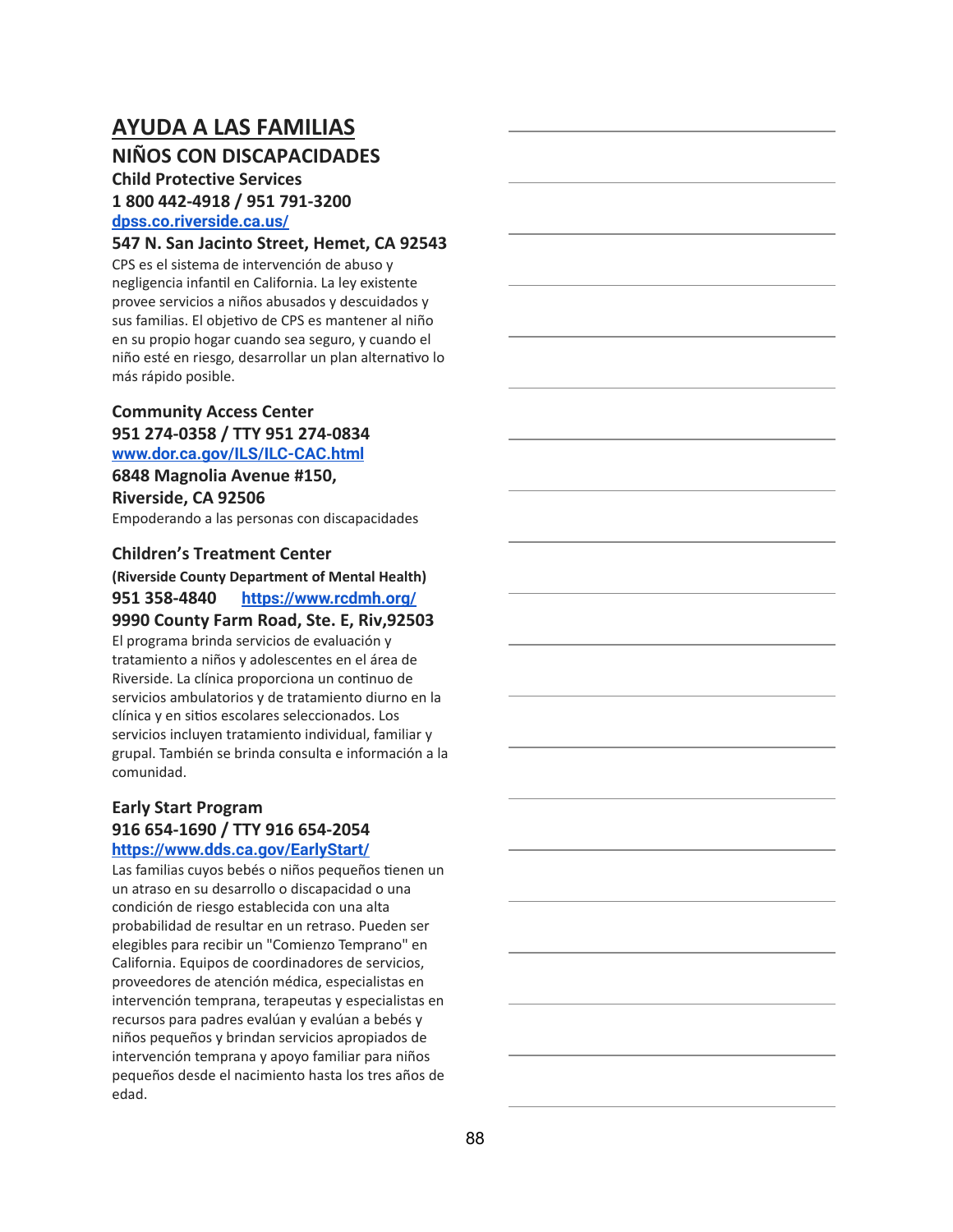# AYUDA A LAS FAMILIAS

## NIÑOS CON DISCAPACIDADES

**Child Protective Services**
**1 800 442-4918 / 951 791-3200**
**dpss.co.riverside.ca.us/**
**547 N. San Jacinto Street, Hemet, CA 92543**

CPS es el sistema de intervención de abuso y negligencia infantil en California. La ley existente provee servicios a niños abusados y descuidados y sus familias. El objetivo de CPS es mantener al niño en su propio hogar cuando sea seguro, y cuando el niño esté en riesgo, desarrollar un plan alternativo lo más rápido posible.

**Community Access Center**
**951 274-0358 / TTY 951 274-0834**
**www.dor.ca.gov/ILS/ILC-CAC.html**
**6848 Magnolia Avenue #150,**
**Riverside, CA 92506**

Empoderando a las personas con discapacidades

**Children's Treatment Center**
**(Riverside County Department of Mental Health)**
**951 358-4840** **https://www.rcdmh.org/**
**9990 County Farm Road, Ste. E, Riv,92503**

El programa brinda servicios de evaluación y tratamiento a niños y adolescentes en el área de Riverside. La clínica proporciona un continuo de servicios ambulatorios y de tratamiento diurno en la clínica y en sitios escolares seleccionados. Los servicios incluyen tratamiento individual, familiar y grupal. También se brinda consulta e información a la comunidad.

**Early Start Program**
**916 654-1690 / TTY 916 654-2054**
**https://www.dds.ca.gov/EarlyStart/**

Las familias cuyos bebés o niños pequeños tienen un un atraso en su desarrollo o discapacidad o una condición de riesgo establecida con una alta probabilidad de resultar en un retraso. Pueden ser elegibles para recibir un "Comienzo Temprano" en California. Equipos de coordinadores de servicios, proveedores de atención médica, especialistas en intervención temprana, terapeutas y especialistas en recursos para padres evalúan y evalúan a bebés y niños pequeños y brindan servicios apropiados de intervención temprana y apoyo familiar para niños pequeños desde el nacimiento hasta los tres años de edad.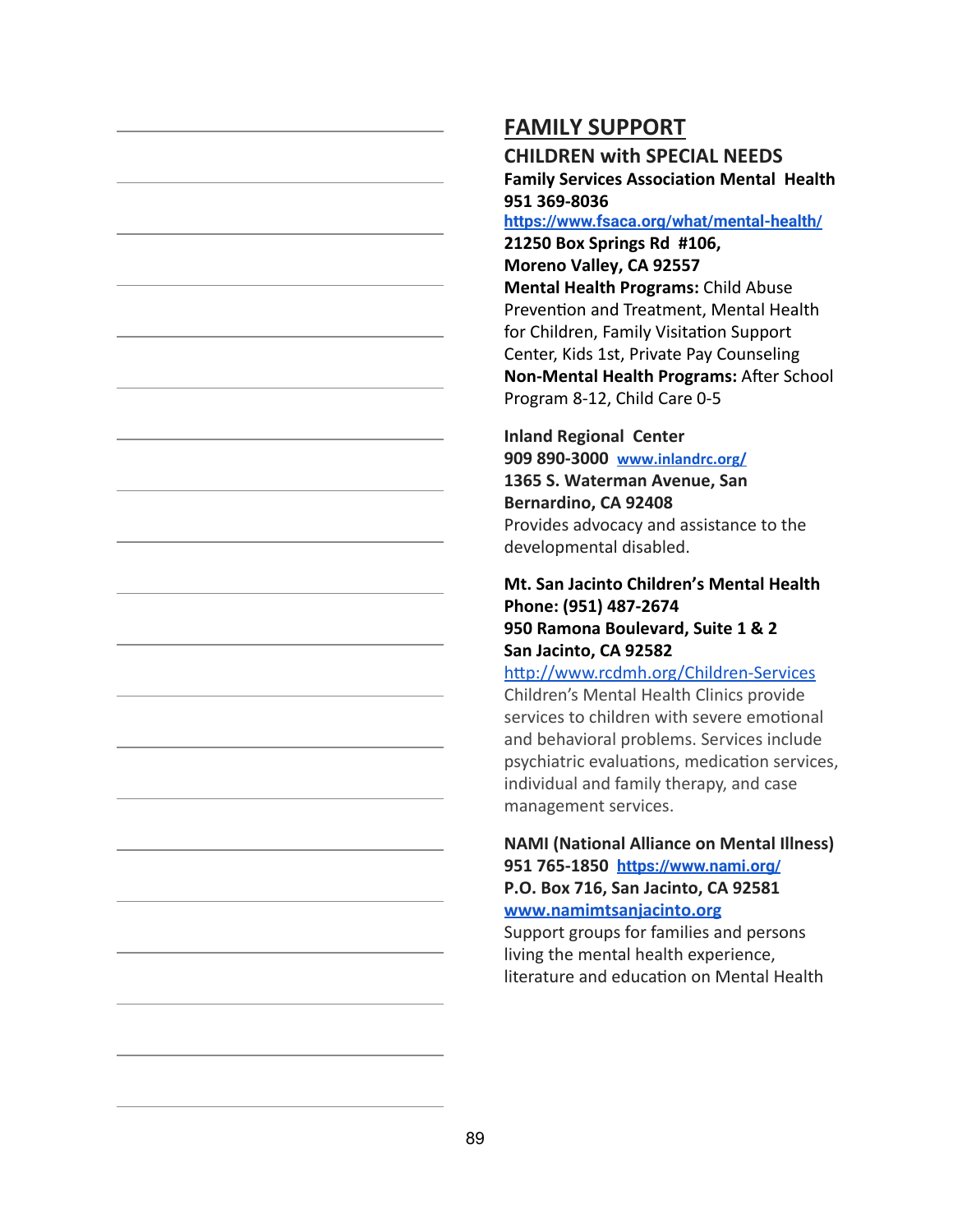# FAMILY SUPPORT

## CHILDREN with SPECIAL NEEDS

**Family Services Association Mental Health**
**951 369-8036**
[https://www.fsaca.org/what/mental-health/](https://www.fsaca.org/what/mental-health/)
**21250 Box Springs Rd #106,**
**Moreno Valley, CA 92557**
**Mental Health Programs:** Child Abuse Prevention and Treatment, Mental Health for Children, Family Visitation Support Center, Kids 1st, Private Pay Counseling
**Non-Mental Health Programs:** After School Program 8-12, Child Care 0-5

**Inland Regional Center**
**909 890-3000** [www.inlandrc.org/](www.inlandrc.org/)
**1365 S. Waterman Avenue, San Bernardino, CA 92408**
Provides advocacy and assistance to the developmental disabled.

**Mt. San Jacinto Children's Mental Health**
**Phone: (951) 487-2674**
**950 Ramona Boulevard, Suite 1 & 2**
**San Jacinto, CA 92582**
[http://www.rcdmh.org/Children-Services](http://www.rcdmh.org/Children-Services)
Children's Mental Health Clinics provide services to children with severe emotional and behavioral problems. Services include psychiatric evaluations, medication services, individual and family therapy, and case management services.

**NAMI (National Alliance on Mental Illness)**
**951 765-1850** [https://www.nami.org/](https://www.nami.org/)
**P.O. Box 716, San Jacinto, CA 92581**
[www.namimtsanjacinto.org](www.namimtsanjacinto.org)
Support groups for families and persons living the mental health experience, literature and education on Mental Health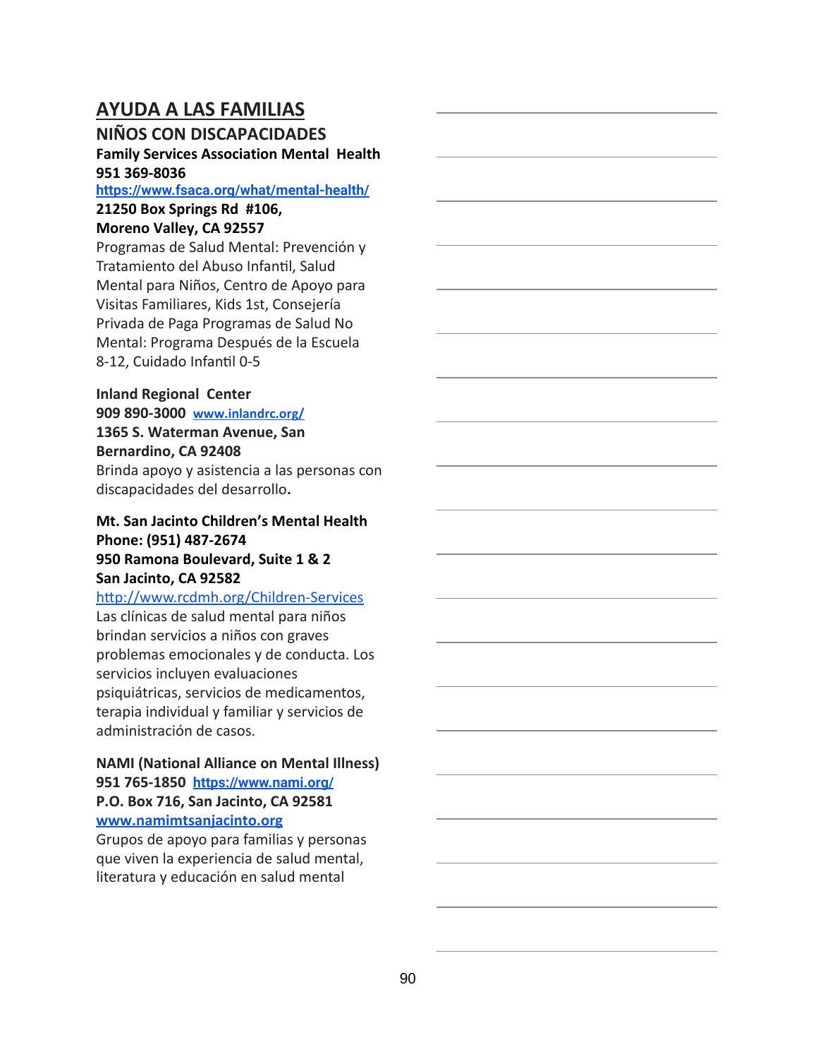## AYUDA A LAS FAMILIAS

### NIÑOS CON DISCAPACIDADES

**Family Services Association Mental Health**
**951 369-8036**
https://www.fsaca.org/what/mental-health/
**21250 Box Springs Rd #106,**
**Moreno Valley, CA 92557**
Programas de Salud Mental: Prevención y Tratamiento del Abuso Infantil, Salud Mental para Niños, Centro de Apoyo para Visitas Familiares, Kids 1st, Consejería Privada de Paga Programas de Salud No Mental: Programa Después de la Escuela 8-12, Cuidado Infantil 0-5

**Inland Regional Center**
**909 890-3000** www.inlandrc.org/
**1365 S. Waterman Avenue, San Bernardino, CA 92408**
Brinda apoyo y asistencia a las personas con discapacidades del desarrollo**.**

**Mt. San Jacinto Children's Mental Health**
**Phone: (951) 487-2674**
**950 Ramona Boulevard, Suite 1 & 2**
**San Jacinto, CA 92582**
http://www.rcdmh.org/Children-Services
Las clínicas de salud mental para niños brindan servicios a niños con graves problemas emocionales y de conducta. Los servicios incluyen evaluaciones psiquiátricas, servicios de medicamentos, terapia individual y familiar y servicios de administración de casos.

**NAMI (National Alliance on Mental Illness)**
**951 765-1850** https://www.nami.org/
**P.O. Box 716, San Jacinto, CA 92581**
www.namimtsanjacinto.org
Grupos de apoyo para familias y personas que viven la experiencia de salud mental, literatura y educación en salud mental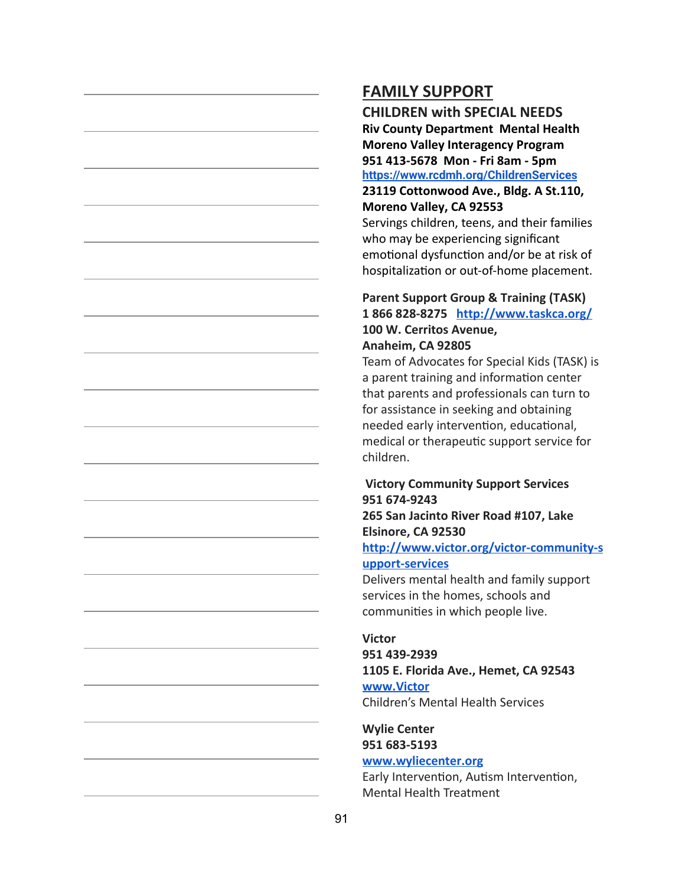# FAMILY SUPPORT

## CHILDREN with SPECIAL NEEDS

**Riv County Department Mental Health**
**Moreno Valley Interagency Program**
**951 413-5678 Mon - Fri 8am - 5pm**
https://www.rcdmh.org/ChildrenServices
**23119 Cottonwood Ave., Bldg. A St.110,**
**Moreno Valley, CA 92553**
Servings children, teens, and their families who may be experiencing significant emotional dysfunction and/or be at risk of hospitalization or out-of-home placement.

**Parent Support Group & Training (TASK)**
**1 866 828-8275** http://www.taskca.org/
**100 W. Cerritos Avenue,**
**Anaheim, CA 92805**
Team of Advocates for Special Kids (TASK) is a parent training and information center that parents and professionals can turn to for assistance in seeking and obtaining needed early intervention, educational, medical or therapeutic support service for children.

**Victory Community Support Services**
**951 674-9243**
**265 San Jacinto River Road #107, Lake Elsinore, CA 92530**
http://www.victor.org/victor-community-support-services
Delivers mental health and family support services in the homes, schools and communities in which people live.

**Victor**
**951 439-2939**
**1105 E. Florida Ave., Hemet, CA 92543**
www.Victor
Children's Mental Health Services

**Wylie Center**
**951 683-5193**
www.wyliecenter.org
Early Intervention, Autism Intervention, Mental Health Treatment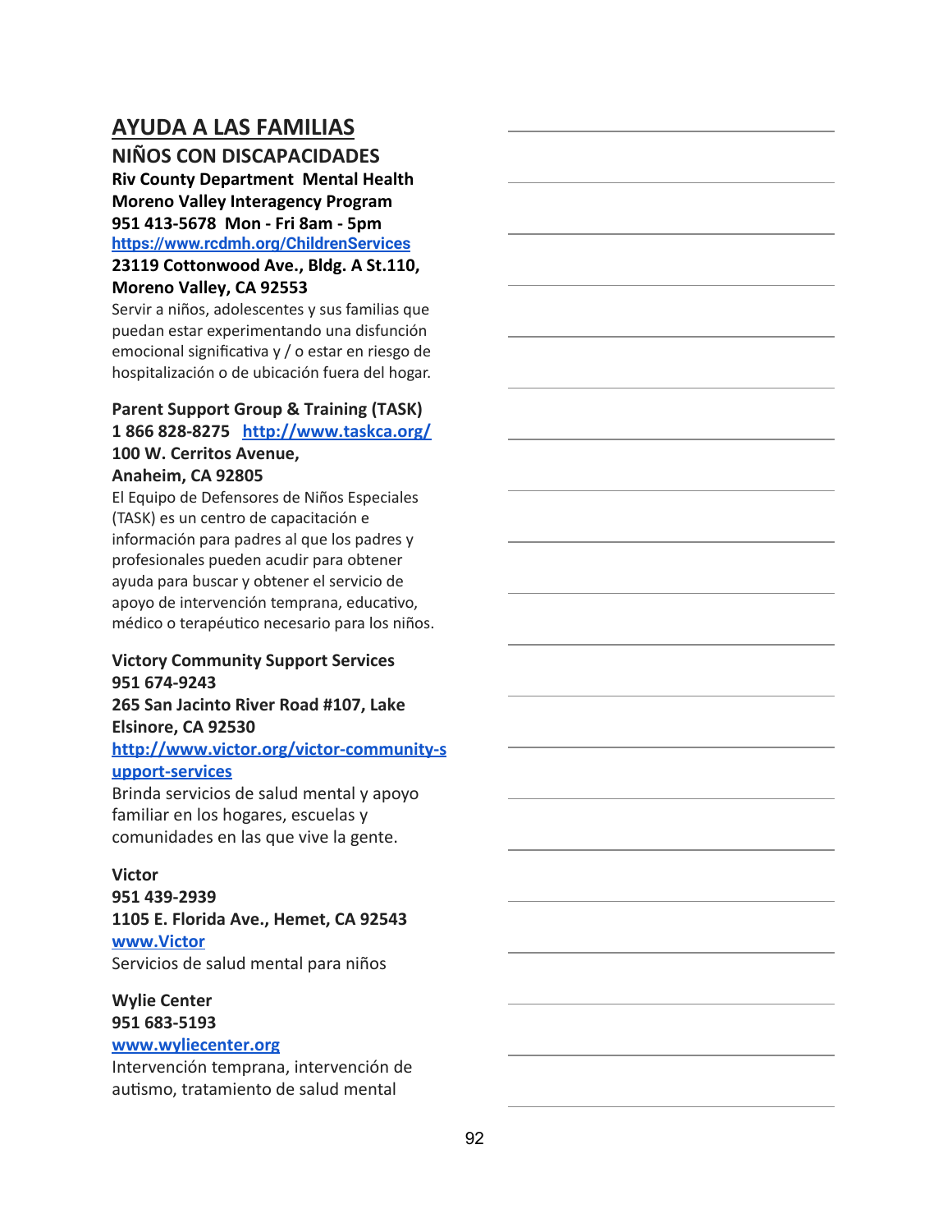## AYUDA A LAS FAMILIAS

### NIÑOS CON DISCAPACIDADES

**Riv County Department Mental Health**
**Moreno Valley Interagency Program**
**951 413-5678 Mon - Fri 8am - 5pm**
https://www.rcdmh.org/ChildrenServices
**23119 Cottonwood Ave., Bldg. A St.110,**
**Moreno Valley, CA 92553**
Servir a niños, adolescentes y sus familias que puedan estar experimentando una disfunción emocional significativa y / o estar en riesgo de hospitalización o de ubicación fuera del hogar.

**Parent Support Group & Training (TASK)**
**1 866 828-8275** http://www.taskca.org/
**100 W. Cerritos Avenue,**
**Anaheim, CA 92805**
El Equipo de Defensores de Niños Especiales (TASK) es un centro de capacitación e información para padres al que los padres y profesionales pueden acudir para obtener ayuda para buscar y obtener el servicio de apoyo de intervención temprana, educativo, médico o terapéutico necesario para los niños.

**Victory Community Support Services**
**951 674-9243**
**265 San Jacinto River Road #107, Lake Elsinore, CA 92530**
http://www.victor.org/victor-community-support-services
Brinda servicios de salud mental y apoyo familiar en los hogares, escuelas y comunidades en las que vive la gente.

**Victor**
**951 439-2939**
**1105 E. Florida Ave., Hemet, CA 92543**
www.Victor
Servicios de salud mental para niños

**Wylie Center**
**951 683-5193**
www.wyliecenter.org
Intervención temprana, intervención de autismo, tratamiento de salud mental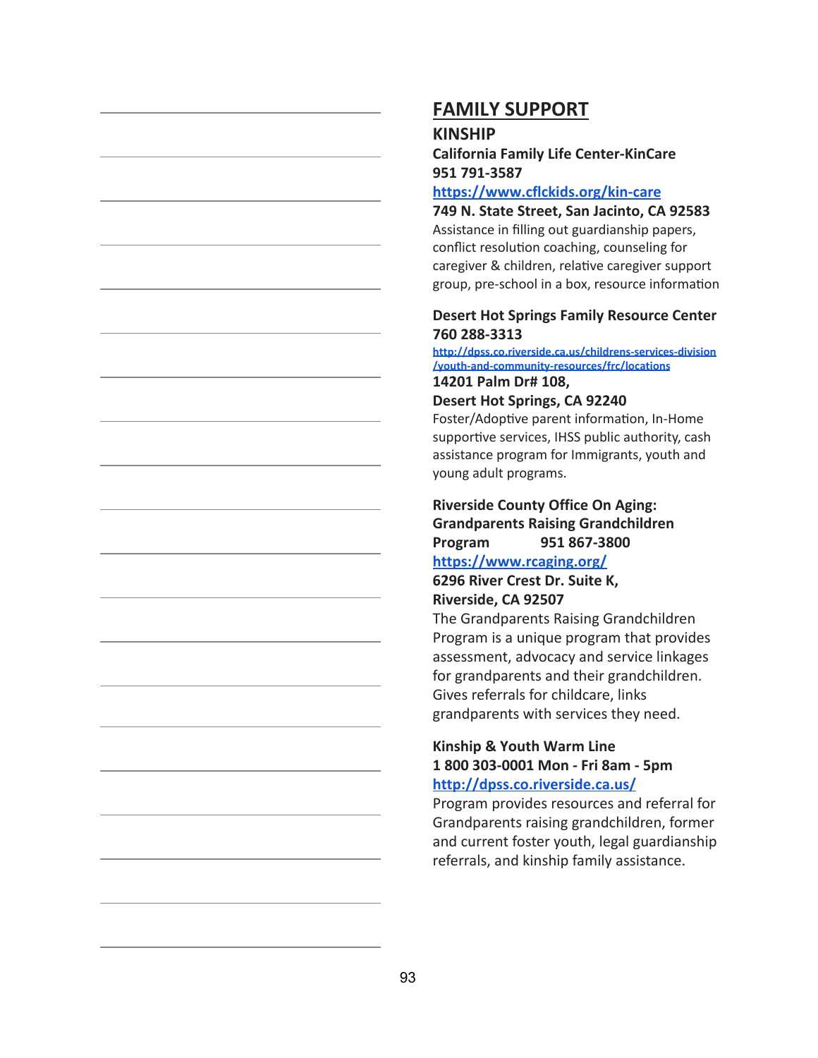# FAMILY SUPPORT

## KINSHIP

**California Family Life Center-KinCare**
**951 791-3587**
[https://www.cflckids.org/kin-care](https://www.cflckids.org/kin-care)
**749 N. State Street, San Jacinto, CA 92583**
Assistance in filling out guardianship papers, conflict resolution coaching, counseling for caregiver & children, relative caregiver support group, pre-school in a box, resource information

**Desert Hot Springs Family Resource Center**
**760 288-3313**
[http://dpss.co.riverside.ca.us/childrens-services-division/youth-and-community-resources/frc/locations](http://dpss.co.riverside.ca.us/childrens-services-division/youth-and-community-resources/frc/locations)
**14201 Palm Dr# 108,**
**Desert Hot Springs, CA 92240**
Foster/Adoptive parent information, In-Home supportive services, IHSS public authority, cash assistance program for Immigrants, youth and young adult programs.

**Riverside County Office On Aging: Grandparents Raising Grandchildren Program 951 867-3800**
[https://www.rcaging.org/](https://www.rcaging.org/)
**6296 River Crest Dr. Suite K,**
**Riverside, CA 92507**
The Grandparents Raising Grandchildren Program is a unique program that provides assessment, advocacy and service linkages for grandparents and their grandchildren. Gives referrals for childcare, links grandparents with services they need.

**Kinship & Youth Warm Line**
**1 800 303-0001 Mon - Fri 8am - 5pm**
[http://dpss.co.riverside.ca.us/](http://dpss.co.riverside.ca.us/)
Program provides resources and referral for Grandparents raising grandchildren, former and current foster youth, legal guardianship referrals, and kinship family assistance.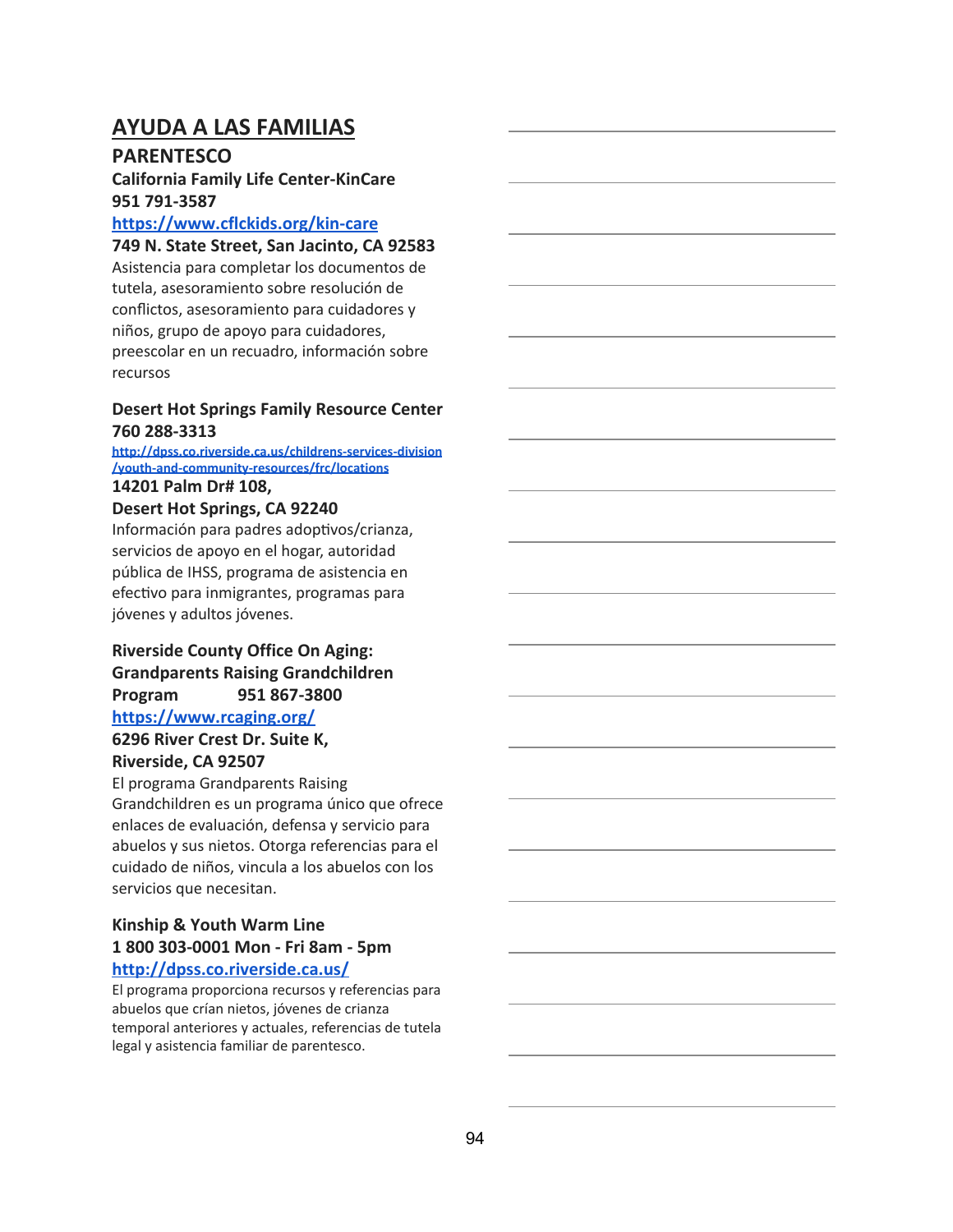## AYUDA A LAS FAMILIAS

### PARENTESCO

**California Family Life Center-KinCare**
**951 791-3587**
**https://www.cflckids.org/kin-care**
**749 N. State Street, San Jacinto, CA 92583**
Asistencia para completar los documentos de tutela, asesoramiento sobre resolución de conflictos, asesoramiento para cuidadores y niños, grupo de apoyo para cuidadores, preescolar en un recuadro, información sobre recursos

**Desert Hot Springs Family Resource Center**
**760 288-3313**
**http://dpss.co.riverside.ca.us/childrens-services-division/youth-and-community-resources/frc/locations**
**14201 Palm Dr# 108,**
**Desert Hot Springs, CA 92240**
Información para padres adoptivos/crianza, servicios de apoyo en el hogar, autoridad pública de IHSS, programa de asistencia en efectivo para inmigrantes, programas para jóvenes y adultos jóvenes.

**Riverside County Office On Aging: Grandparents Raising Grandchildren Program 951 867-3800**
**https://www.rcaging.org/**
**6296 River Crest Dr. Suite K,**
**Riverside, CA 92507**
El programa Grandparents Raising Grandchildren es un programa único que ofrece enlaces de evaluación, defensa y servicio para abuelos y sus nietos. Otorga referencias para el cuidado de niños, vincula a los abuelos con los servicios que necesitan.

**Kinship & Youth Warm Line**
**1 800 303-0001 Mon - Fri 8am - 5pm**
**http://dpss.co.riverside.ca.us/**
El programa proporciona recursos y referencias para abuelos que crían nietos, jóvenes de crianza temporal anteriores y actuales, referencias de tutela legal y asistencia familiar de parentesco.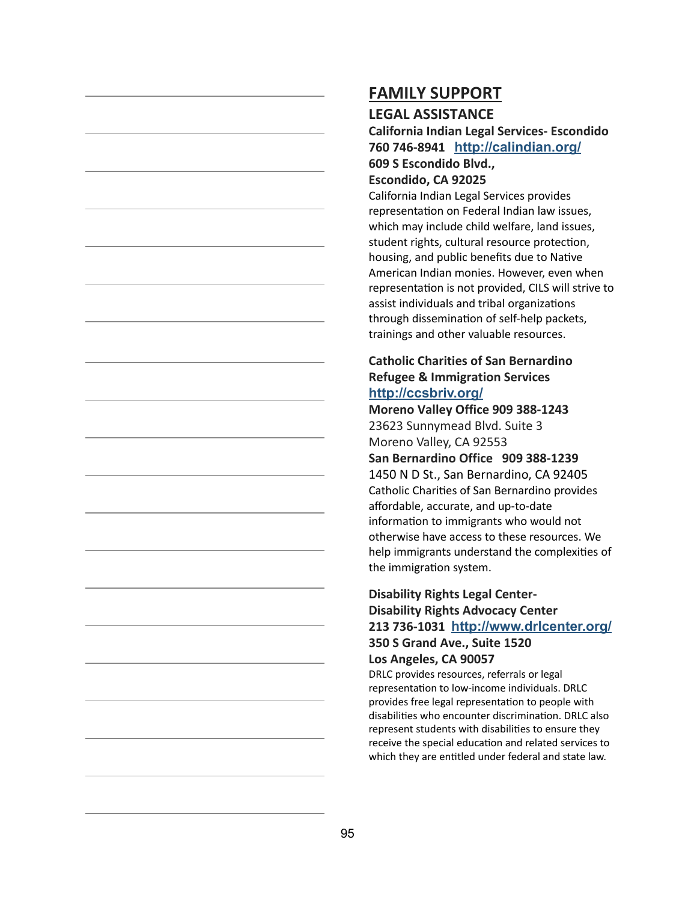# FAMILY SUPPORT

## LEGAL ASSISTANCE

**California Indian Legal Services- Escondido**
**760 746-8941** http://calindian.org/
**609 S Escondido Blvd.,**
**Escondido, CA 92025**

California Indian Legal Services provides representation on Federal Indian law issues, which may include child welfare, land issues, student rights, cultural resource protection, housing, and public benefits due to Native American Indian monies. However, even when representation is not provided, CILS will strive to assist individuals and tribal organizations through dissemination of self-help packets, trainings and other valuable resources.

**Catholic Charities of San Bernardino Refugee & Immigration Services**
http://ccsbriv.org/
**Moreno Valley Office 909 388-1243**
23623 Sunnymead Blvd. Suite 3
Moreno Valley, CA 92553
**San Bernardino Office 909 388-1239**
1450 N D St., San Bernardino, CA 92405

Catholic Charities of San Bernardino provides affordable, accurate, and up-to-date information to immigrants who would not otherwise have access to these resources. We help immigrants understand the complexities of the immigration system.

**Disability Rights Legal Center- Disability Rights Advocacy Center**
**213 736-1031** http://www.drlcenter.org/
**350 S Grand Ave., Suite 1520**
**Los Angeles, CA 90057**

DRLC provides resources, referrals or legal representation to low-income individuals. DRLC provides free legal representation to people with disabilities who encounter discrimination. DRLC also represent students with disabilities to ensure they receive the special education and related services to which they are entitled under federal and state law.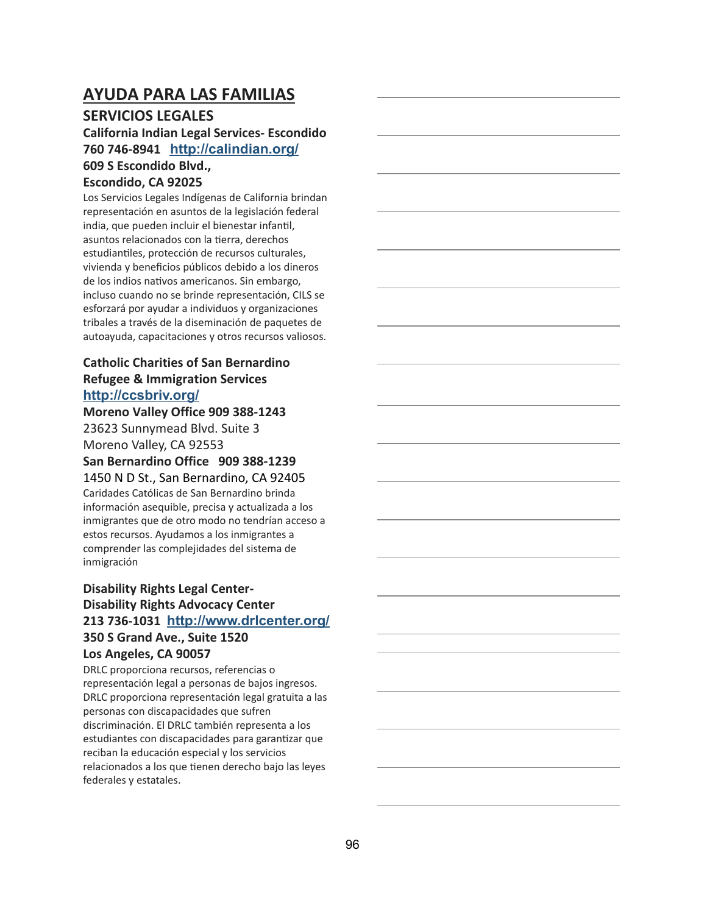# AYUDA PARA LAS FAMILIAS

## SERVICIOS LEGALES

**California Indian Legal Services- Escondido**
**760 746-8941** **http://calindian.org/**
**609 S Escondido Blvd.,**
**Escondido, CA 92025**

Los Servicios Legales Indígenas de California brindan representación en asuntos de la legislación federal india, que pueden incluir el bienestar infantil, asuntos relacionados con la tierra, derechos estudiantiles, protección de recursos culturales, vivienda y beneficios públicos debido a los dineros de los indios nativos americanos. Sin embargo, incluso cuando no se brinde representación, CILS se esforzará por ayudar a individuos y organizaciones tribales a través de la diseminación de paquetes de autoayuda, capacitaciones y otros recursos valiosos.

**Catholic Charities of San Bernardino**
**Refugee & Immigration Services**
**http://ccsbriv.org/**
**Moreno Valley Office 909 388-1243**
23623 Sunnymead Blvd. Suite 3
Moreno Valley, CA 92553
**San Bernardino Office 909 388-1239**
1450 N D St., San Bernardino, CA 92405

Caridades Católicas de San Bernardino brinda información asequible, precisa y actualizada a los inmigrantes que de otro modo no tendrían acceso a estos recursos. Ayudamos a los inmigrantes a comprender las complejidades del sistema de inmigración

**Disability Rights Legal Center-**
**Disability Rights Advocacy Center**
**213 736-1031** **http://www.drlcenter.org/**
**350 S Grand Ave., Suite 1520**
**Los Angeles, CA 90057**

DRLC proporciona recursos, referencias o representación legal a personas de bajos ingresos. DRLC proporciona representación legal gratuita a las personas con discapacidades que sufren discriminación. El DRLC también representa a los estudiantes con discapacidades para garantizar que reciban la educación especial y los servicios relacionados a los que tienen derecho bajo las leyes federales y estatales.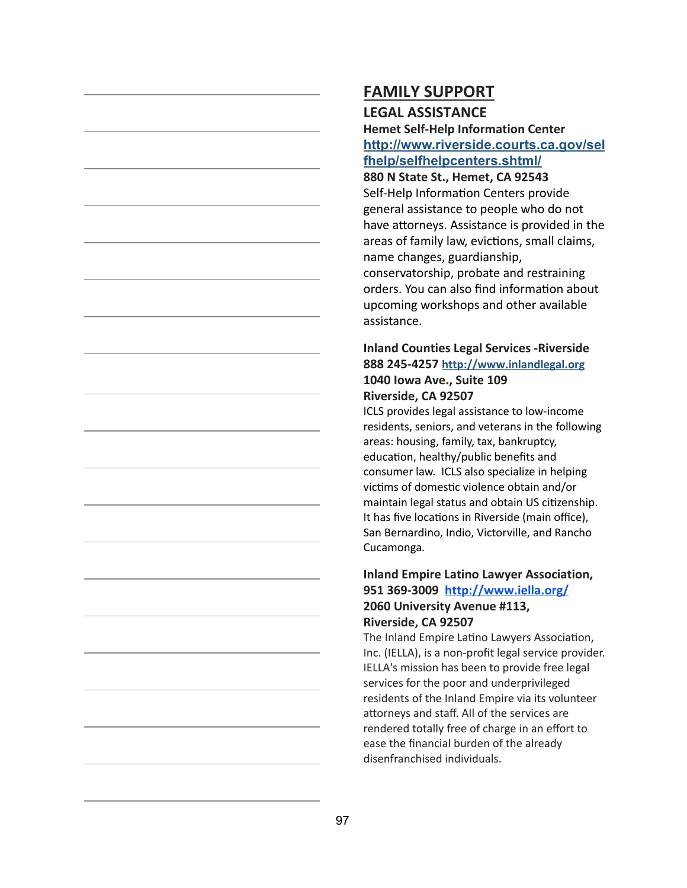# FAMILY SUPPORT

## LEGAL ASSISTANCE

**Hemet Self-Help Information Center**
**http://www.riverside.courts.ca.gov/selfhelp/selfhelpcenters.shtml/**
**880 N State St., Hemet, CA 92543**
Self-Help Information Centers provide general assistance to people who do not have attorneys. Assistance is provided in the areas of family law, evictions, small claims, name changes, guardianship, conservatorship, probate and restraining orders. You can also find information about upcoming workshops and other available assistance.

**Inland Counties Legal Services -Riverside**
**888 245-4257 http://www.inlandlegal.org**
**1040 Iowa Ave., Suite 109**
**Riverside, CA 92507**
ICLS provides legal assistance to low-income residents, seniors, and veterans in the following areas: housing, family, tax, bankruptcy, education, healthy/public benefits and consumer law. ICLS also specialize in helping victims of domestic violence obtain and/or maintain legal status and obtain US citizenship. It has five locations in Riverside (main office), San Bernardino, Indio, Victorville, and Rancho Cucamonga.

**Inland Empire Latino Lawyer Association,**
**951 369-3009 http://www.iella.org/**
**2060 University Avenue #113,**
**Riverside, CA 92507**
The Inland Empire Latino Lawyers Association, Inc. (IELLA), is a non-profit legal service provider. IELLA's mission has been to provide free legal services for the poor and underprivileged residents of the Inland Empire via its volunteer attorneys and staff. All of the services are rendered totally free of charge in an effort to ease the financial burden of the already disenfranchised individuals.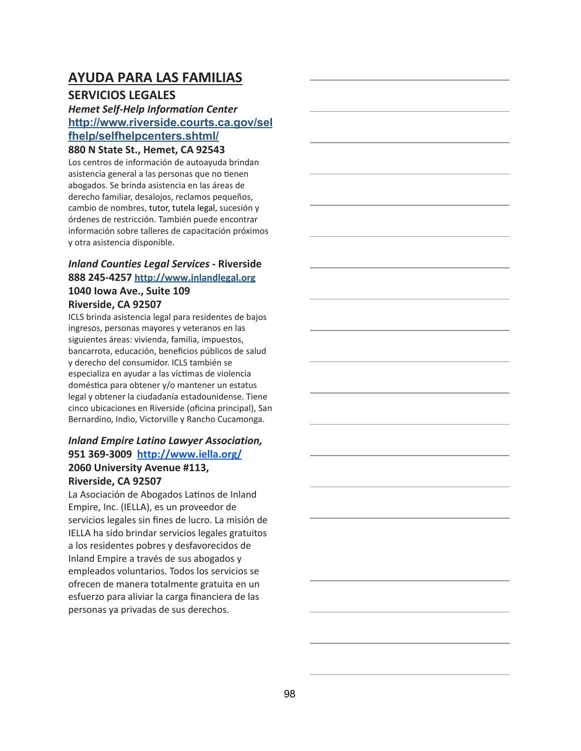# AYUDA PARA LAS FAMILIAS

## SERVICIOS LEGALES

***Hemet Self-Help Information Center***
**http://www.riverside.courts.ca.gov/selfhelp/selfhelpcenters.shtml/**
**880 N State St., Hemet, CA 92543**
Los centros de información de autoayuda brindan asistencia general a las personas que no tienen abogados. Se brinda asistencia en las áreas de derecho familiar, desalojos, reclamos pequeños, cambio de nombres, tutor, tutela legal, sucesión y órdenes de restricción. También puede encontrar información sobre talleres de capacitación próximos y otra asistencia disponible.

***Inland Counties Legal Services* - Riverside**
**888 245-4257 http://www.inlandlegal.org**
**1040 Iowa Ave., Suite 109**
**Riverside, CA 92507**
ICLS brinda asistencia legal para residentes de bajos ingresos, personas mayores y veteranos en las siguientes áreas: vivienda, familia, impuestos, bancarrota, educación, beneficios públicos de salud y derecho del consumidor. ICLS también se especializa en ayudar a las víctimas de violencia doméstica para obtener y/o mantener un estatus legal y obtener la ciudadanía estadounidense. Tiene cinco ubicaciones en Riverside (oficina principal), San Bernardino, Indio, Victorville y Rancho Cucamonga.

***Inland Empire Latino Lawyer Association,***
**951 369-3009 http://www.iella.org/**
**2060 University Avenue #113,**
**Riverside, CA 92507**
La Asociación de Abogados Latinos de Inland Empire, Inc. (IELLA), es un proveedor de servicios legales sin fines de lucro. La misión de IELLA ha sido brindar servicios legales gratuitos a los residentes pobres y desfavorecidos de Inland Empire a través de sus abogados y empleados voluntarios. Todos los servicios se ofrecen de manera totalmente gratuita en un esfuerzo para aliviar la carga financiera de las personas ya privadas de sus derechos.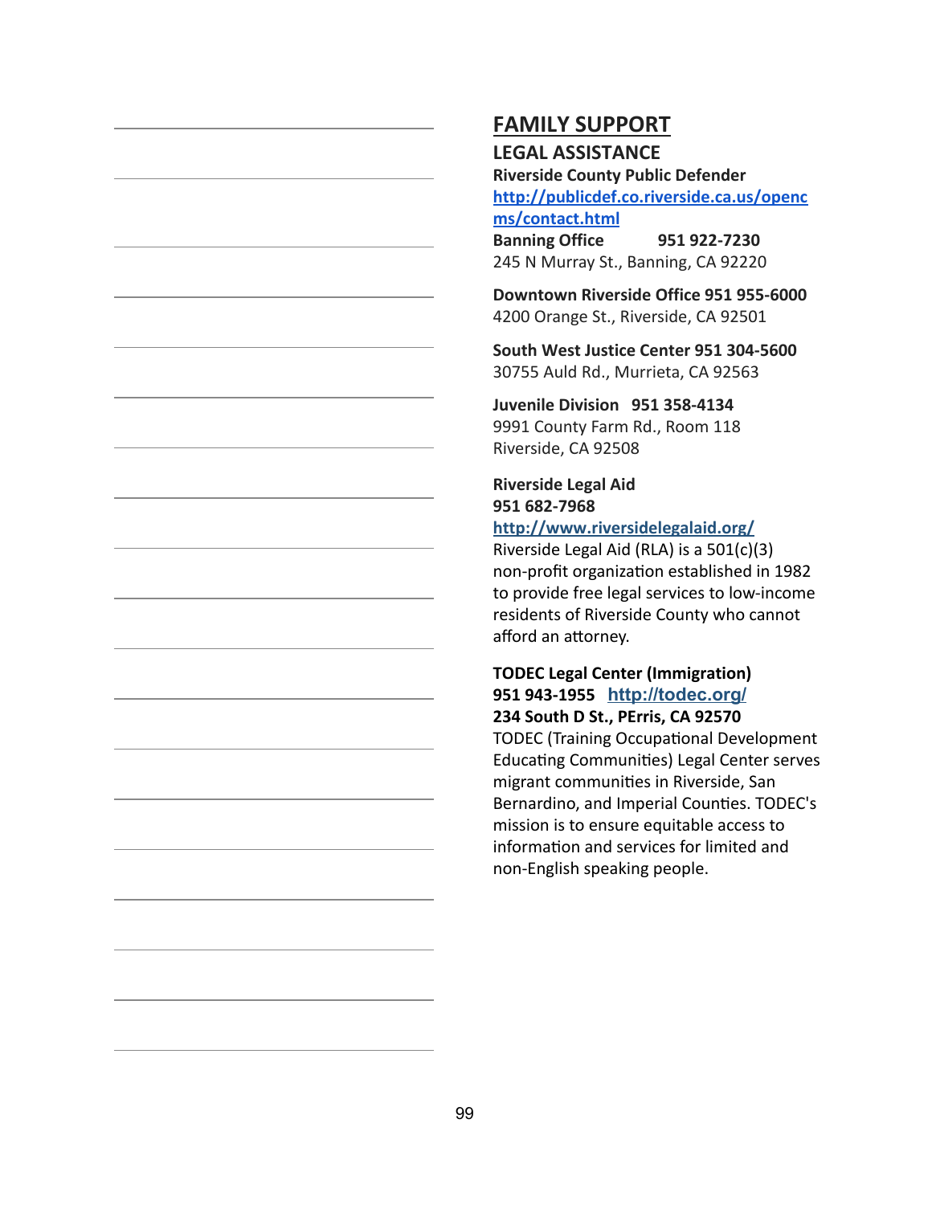## FAMILY SUPPORT

### LEGAL ASSISTANCE

**Riverside County Public Defender**
**http://publicdef.co.riverside.ca.us/opencms/contact.html**

**Banning Office 951 922-7230**
245 N Murray St., Banning, CA 92220

**Downtown Riverside Office 951 955-6000**
4200 Orange St., Riverside, CA 92501

**South West Justice Center 951 304-5600**
30755 Auld Rd., Murrieta, CA 92563

**Juvenile Division 951 358-4134**
9991 County Farm Rd., Room 118
Riverside, CA 92508

**Riverside Legal Aid**
**951 682-7968**
**http://www.riversidelegalaid.org/**
Riverside Legal Aid (RLA) is a 501(c)(3) non-profit organization established in 1982 to provide free legal services to low-income residents of Riverside County who cannot afford an attorney.

**TODEC Legal Center (Immigration)**
**951 943-1955** **http://todec.org/**
**234 South D St., PErris, CA 92570**
TODEC (Training Occupational Development Educating Communities) Legal Center serves migrant communities in Riverside, San Bernardino, and Imperial Counties. TODEC's mission is to ensure equitable access to information and services for limited and non-English speaking people.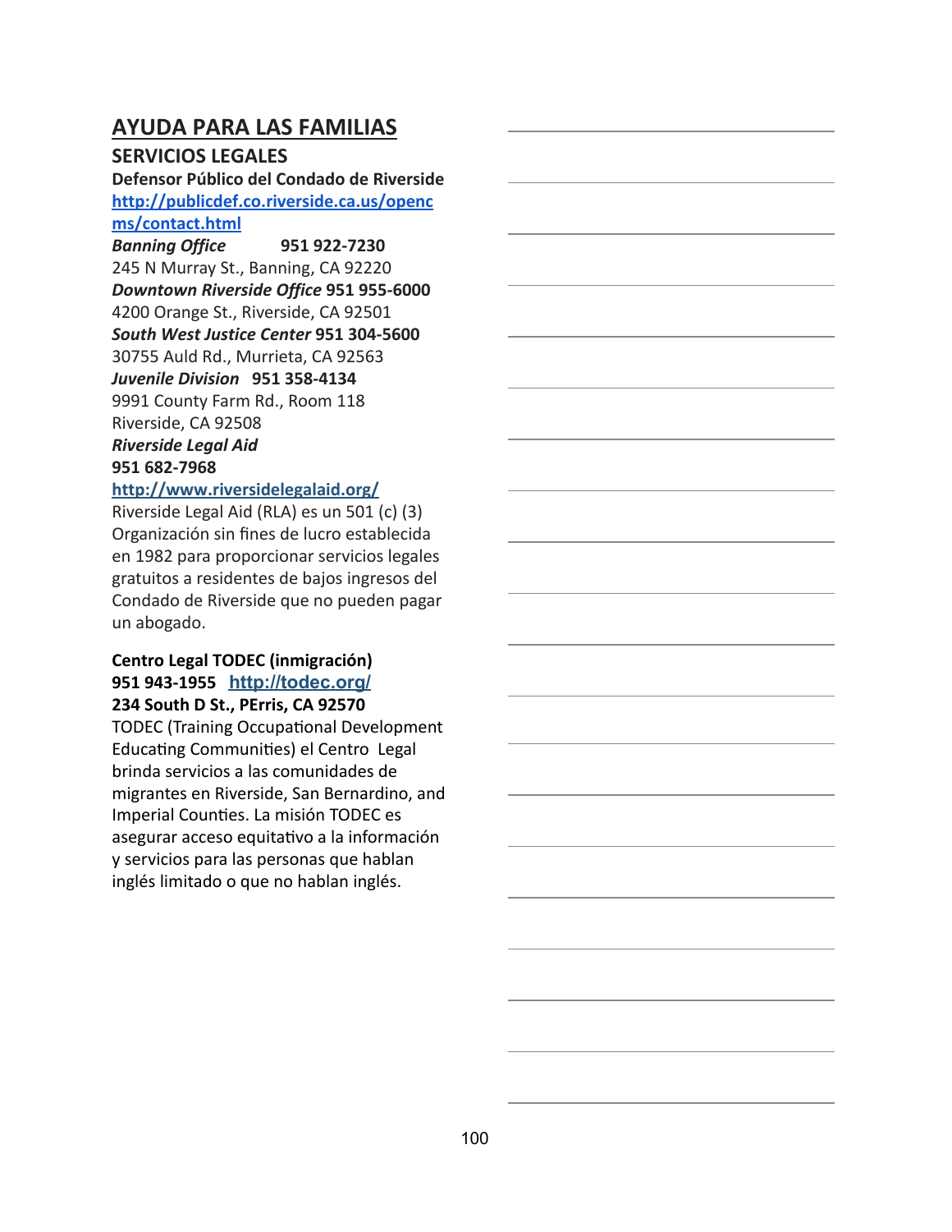# AYUDA PARA LAS FAMILIAS

## SERVICIOS LEGALES

**Defensor Público del Condado de Riverside**
**http://publicdef.co.riverside.ca.us/opencms/contact.html**

***Banning Office*** **951 922-7230**
245 N Murray St., Banning, CA 92220

***Downtown Riverside Office*** **951 955-6000**
4200 Orange St., Riverside, CA 92501

***South West Justice Center*** **951 304-5600**
30755 Auld Rd., Murrieta, CA 92563

***Juvenile Division*** **951 358-4134**
9991 County Farm Rd., Room 118
Riverside, CA 92508

***Riverside Legal Aid***
**951 682-7968**
**http://www.riversidelegalaid.org/**
Riverside Legal Aid (RLA) es un 501 (c) (3) Organización sin fines de lucro establecida en 1982 para proporcionar servicios legales gratuitos a residentes de bajos ingresos del Condado de Riverside que no pueden pagar un abogado.

**Centro Legal TODEC (inmigración)**
**951 943-1955** **http://todec.org/**
**234 South D St., PErris, CA 92570**
TODEC (Training Occupational Development Educating Communities) el Centro Legal brinda servicios a las comunidades de migrantes en Riverside, San Bernardino, and Imperial Counties. La misión TODEC es asegurar acceso equitativo a la información y servicios para las personas que hablan inglés limitado o que no hablan inglés.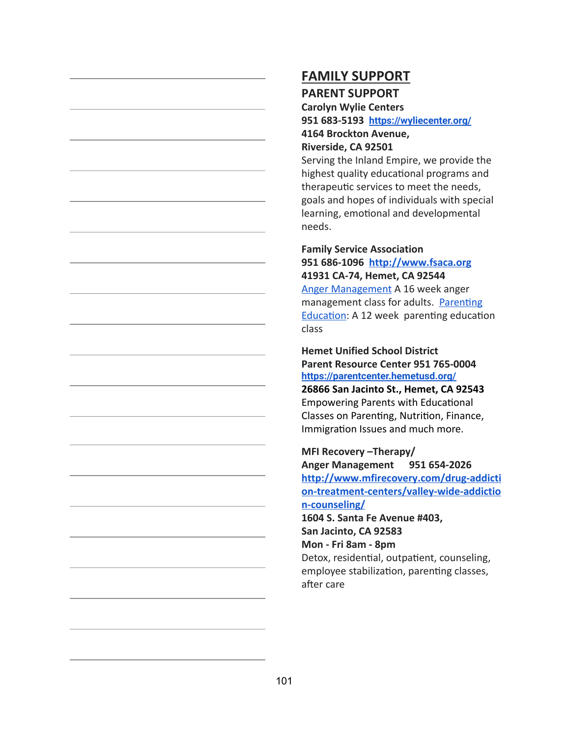# FAMILY SUPPORT

## PARENT SUPPORT

**Carolyn Wylie Centers**
**951 683-5193** [https://wyliecenter.org/](https://wyliecenter.org/)
**4164 Brockton Avenue,**
**Riverside, CA 92501**
Serving the Inland Empire, we provide the highest quality educational programs and therapeutic services to meet the needs, goals and hopes of individuals with special learning, emotional and developmental needs.

**Family Service Association**
**951 686-1096** [http://www.fsaca.org](http://www.fsaca.org)
**41931 CA-74, Hemet, CA 92544**
Anger Management A 16 week anger management class for adults. Parenting Education: A 12 week parenting education class

**Hemet Unified School District**
**Parent Resource Center 951 765-0004**
[https://parentcenter.hemetusd.org/](https://parentcenter.hemetusd.org/)
**26866 San Jacinto St., Hemet, CA 92543**
Empowering Parents with Educational Classes on Parenting, Nutrition, Finance, Immigration Issues and much more.

**MFI Recovery –Therapy/**
**Anger Management 951 654-2026**
[http://www.mfirecovery.com/drug-addiction-treatment-centers/valley-wide-addiction-counseling/](http://www.mfirecovery.com/drug-addiction-treatment-centers/valley-wide-addiction-counseling/)
**1604 S. Santa Fe Avenue #403,**
**San Jacinto, CA 92583**
**Mon - Fri 8am - 8pm**
Detox, residential, outpatient, counseling, employee stabilization, parenting classes, after care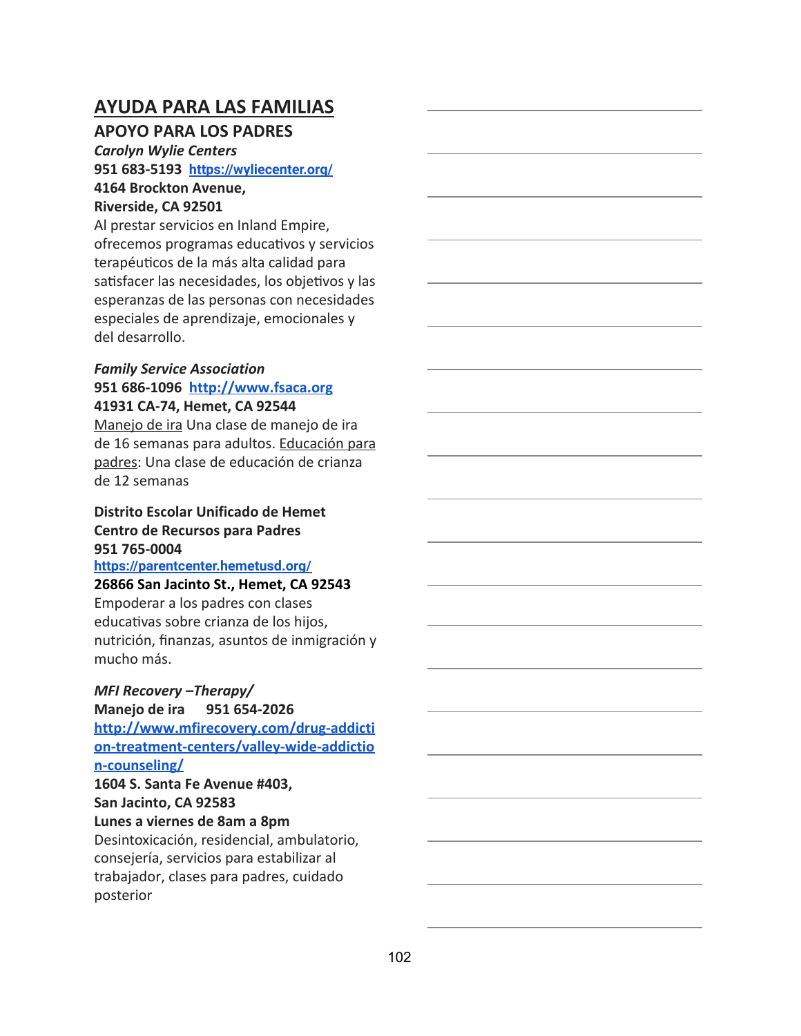# AYUDA PARA LAS FAMILIAS

## APOYO PARA LOS PADRES

***Carolyn Wylie Centers***
**951 683-5193** **https://wyliecenter.org/**
**4164 Brockton Avenue,**
**Riverside, CA 92501**
Al prestar servicios en Inland Empire, ofrecemos programas educativos y servicios terapéuticos de la más alta calidad para satisfacer las necesidades, los objetivos y las esperanzas de las personas con necesidades especiales de aprendizaje, emocionales y del desarrollo.

***Family Service Association***
**951 686-1096** **http://www.fsaca.org**
**41931 CA-74, Hemet, CA 92544**
Manejo de ira Una clase de manejo de ira de 16 semanas para adultos. Educación para padres: Una clase de educación de crianza de 12 semanas

**Distrito Escolar Unificado de Hemet**
**Centro de Recursos para Padres**
**951 765-0004**
**https://parentcenter.hemetusd.org/**
**26866 San Jacinto St., Hemet, CA 92543**
Empoderar a los padres con clases educativas sobre crianza de los hijos, nutrición, finanzas, asuntos de inmigración y mucho más.

***MFI Recovery –Therapy/***
**Manejo de ira** **951 654-2026**
**http://www.mfirecovery.com/drug-addiction-treatment-centers/valley-wide-addiction-counseling/**
**1604 S. Santa Fe Avenue #403,**
**San Jacinto, CA 92583**
**Lunes a viernes de 8am a 8pm**
Desintoxicación, residencial, ambulatorio, consejería, servicios para estabilizar al trabajador, clases para padres, cuidado posterior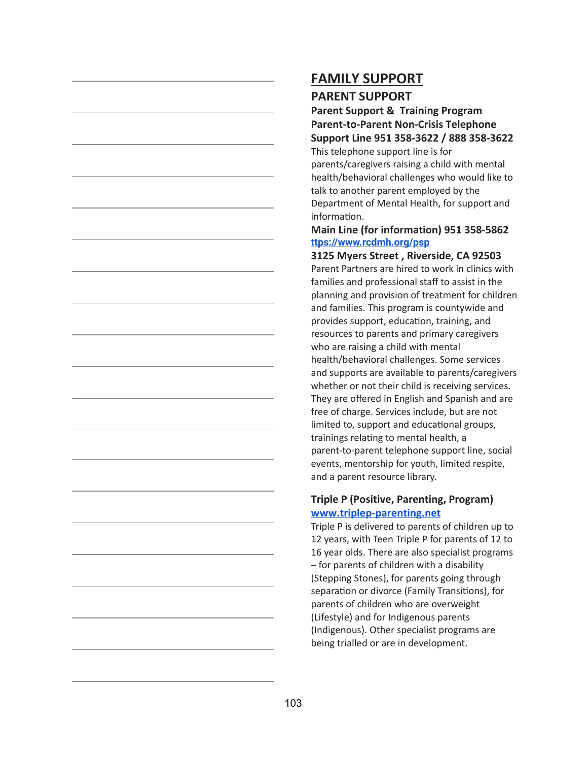# FAMILY SUPPORT

## PARENT SUPPORT

### Parent Support & Training Program

**Parent-to-Parent Non-Crisis Telephone Support Line 951 358-3622 / 888 358-3622**

This telephone support line is for parents/caregivers raising a child with mental health/behavioral challenges who would like to talk to another parent employed by the Department of Mental Health, for support and information.

**Main Line (for information) 951 358-5862**

ttps://www.rcdmh.org/psp

**3125 Myers Street , Riverside, CA 92503**

Parent Partners are hired to work in clinics with families and professional staff to assist in the planning and provision of treatment for children and families. This program is countywide and provides support, education, training, and resources to parents and primary caregivers who are raising a child with mental health/behavioral challenges. Some services and supports are available to parents/caregivers whether or not their child is receiving services. They are offered in English and Spanish and are free of charge. Services include, but are not limited to, support and educational groups, trainings relating to mental health, a parent-to-parent telephone support line, social events, mentorship for youth, limited respite, and a parent resource library.

### Triple P (Positive, Parenting, Program)

www.triplep-parenting.net

Triple P is delivered to parents of children up to 12 years, with Teen Triple P for parents of 12 to 16 year olds. There are also specialist programs – for parents of children with a disability (Stepping Stones), for parents going through separation or divorce (Family Transitions), for parents of children who are overweight (Lifestyle) and for Indigenous parents (Indigenous). Other specialist programs are being trialled or are in development.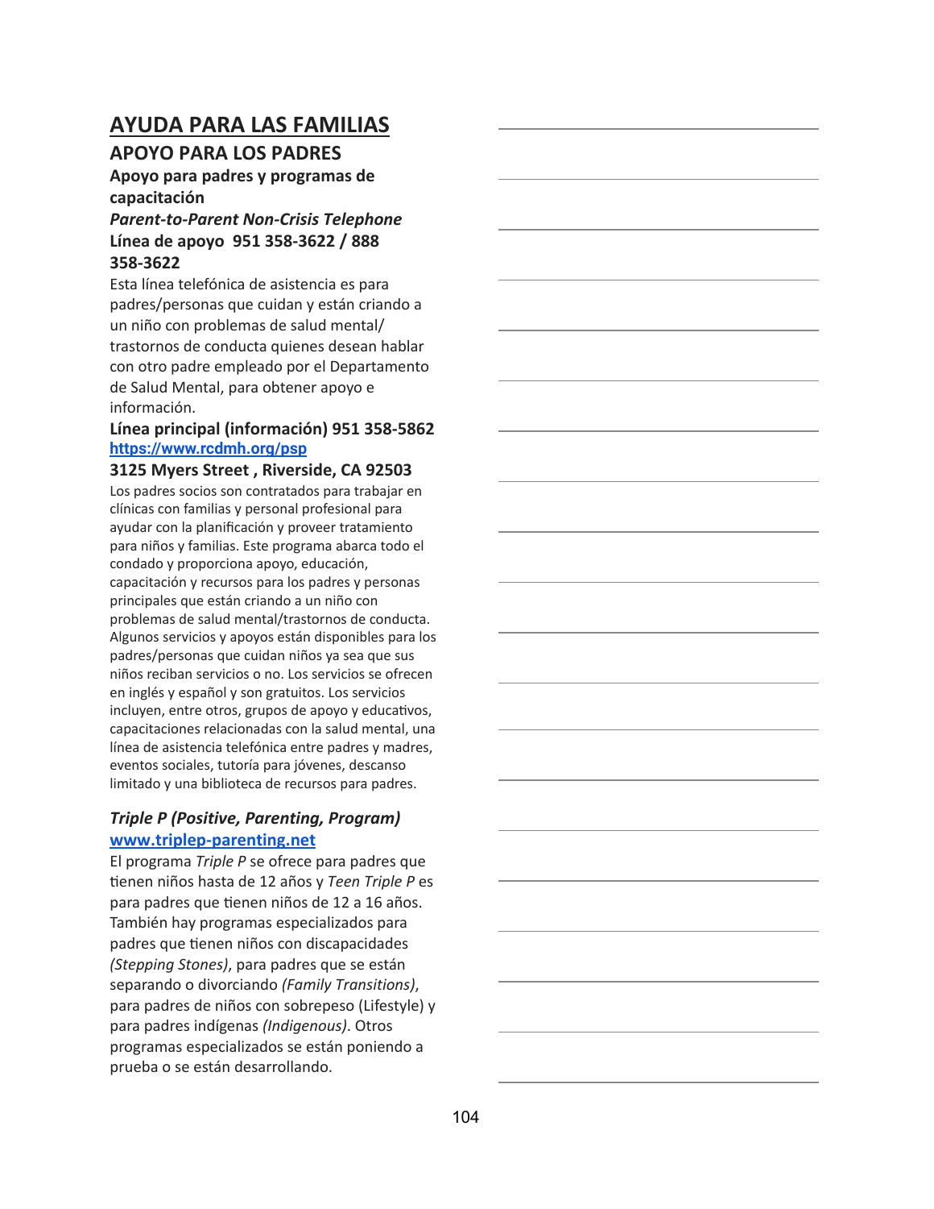# AYUDA PARA LAS FAMILIAS

## APOYO PARA LOS PADRES

### Apoyo para padres y programas de capacitación

***Parent-to-Parent Non-Crisis Telephone***
**Línea de apoyo 951 358-3622 / 888 358-3622**

Esta línea telefónica de asistencia es para padres/personas que cuidan y están criando a un niño con problemas de salud mental/ trastornos de conducta quienes desean hablar con otro padre empleado por el Departamento de Salud Mental, para obtener apoyo e información.

**Línea principal (información) 951 358-5862**
**https://www.rcdmh.org/psp**

**3125 Myers Street , Riverside, CA 92503**

Los padres socios son contratados para trabajar en clínicas con familias y personal profesional para ayudar con la planificación y proveer tratamiento para niños y familias. Este programa abarca todo el condado y proporciona apoyo, educación, capacitación y recursos para los padres y personas principales que están criando a un niño con problemas de salud mental/trastornos de conducta. Algunos servicios y apoyos están disponibles para los padres/personas que cuidan niños ya sea que sus niños reciban servicios o no. Los servicios se ofrecen en inglés y español y son gratuitos. Los servicios incluyen, entre otros, grupos de apoyo y educativos, capacitaciones relacionadas con la salud mental, una línea de asistencia telefónica entre padres y madres, eventos sociales, tutoría para jóvenes, descanso limitado y una biblioteca de recursos para padres.

***Triple P (Positive, Parenting, Program)***
**www.triplep-parenting.net**

El programa *Triple P* se ofrece para padres que tienen niños hasta de 12 años y *Teen Triple P* es para padres que tienen niños de 12 a 16 años. También hay programas especializados para padres que tienen niños con discapacidades *(Stepping Stones)*, para padres que se están separando o divorciando *(Family Transitions)*, para padres de niños con sobrepeso (Lifestyle) y para padres indígenas *(Indigenous)*. Otros programas especializados se están poniendo a prueba o se están desarrollando.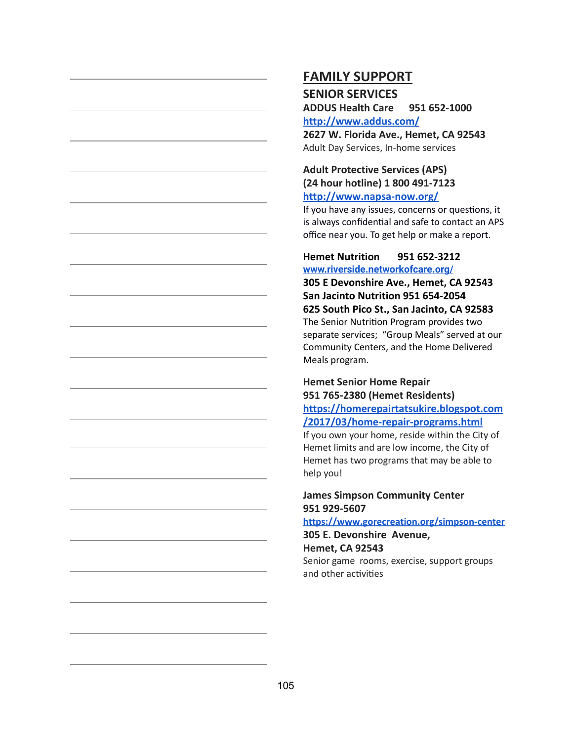# FAMILY SUPPORT

## SENIOR SERVICES

**ADDUS Health Care 951 652-1000**
**http://www.addus.com/**
**2627 W. Florida Ave., Hemet, CA 92543**
Adult Day Services, In-home services

**Adult Protective Services (APS)**
**(24 hour hotline) 1 800 491-7123**
**http://www.napsa-now.org/**
If you have any issues, concerns or questions, it is always confidential and safe to contact an APS office near you. To get help or make a report.

**Hemet Nutrition 951 652-3212**
**www.riverside.networkofcare.org/**
**305 E Devonshire Ave., Hemet, CA 92543**
**San Jacinto Nutrition 951 654-2054**
**625 South Pico St., San Jacinto, CA 92583**
The Senior Nutrition Program provides two separate services; "Group Meals" served at our Community Centers, and the Home Delivered Meals program.

**Hemet Senior Home Repair**
**951 765-2380 (Hemet Residents)**
**https://homerepairtatsukire.blogspot.com/2017/03/home-repair-programs.html**
If you own your home, reside within the City of Hemet limits and are low income, the City of Hemet has two programs that may be able to help you!

**James Simpson Community Center**
**951 929-5607**
**https://www.gorecreation.org/simpson-center**
**305 E. Devonshire Avenue,**
**Hemet, CA 92543**
Senior game rooms, exercise, support groups and other activities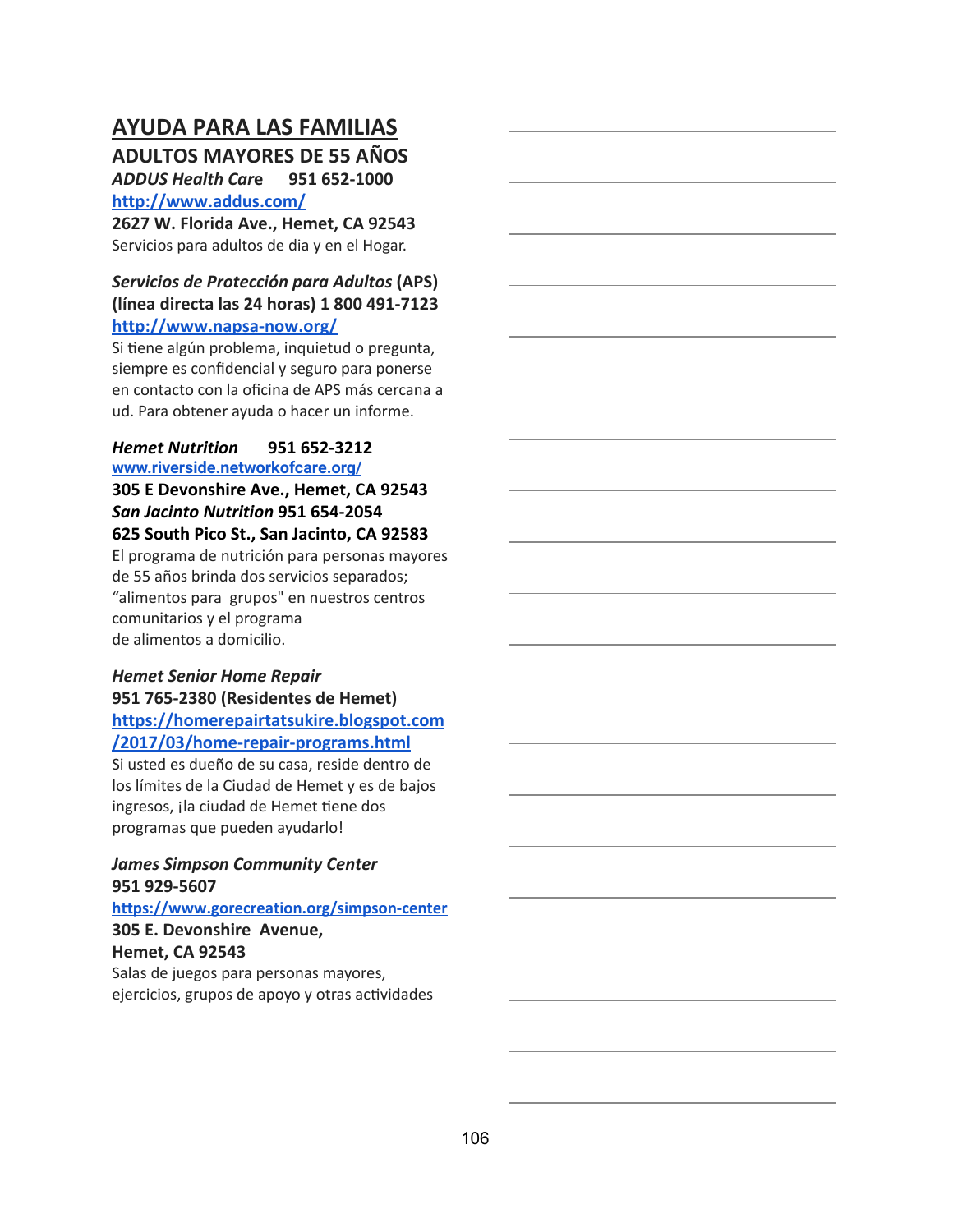## AYUDA PARA LAS FAMILIAS

### ADULTOS MAYORES DE 55 AÑOS

***ADDUS Health Care*** **951 652-1000**
**http://www.addus.com/**
**2627 W. Florida Ave., Hemet, CA 92543**
Servicios para adultos de dia y en el Hogar.

***Servicios de Protección para Adultos*** **(APS) (línea directa las 24 horas) 1 800 491-7123**
**http://www.napsa-now.org/**
Si tiene algún problema, inquietud o pregunta, siempre es confidencial y seguro para ponerse en contacto con la oficina de APS más cercana a ud. Para obtener ayuda o hacer un informe.

***Hemet Nutrition*** **951 652-3212**
**www.riverside.networkofcare.org/**
**305 E Devonshire Ave., Hemet, CA 92543**
***San Jacinto Nutrition*** **951 654-2054**
**625 South Pico St., San Jacinto, CA 92583**
El programa de nutrición para personas mayores de 55 años brinda dos servicios separados; "alimentos para grupos" en nuestros centros comunitarios y el programa de alimentos a domicilio.

***Hemet Senior Home Repair***
**951 765-2380 (Residentes de Hemet)**
**https://homerepairtatsukire.blogspot.com/2017/03/home-repair-programs.html**
Si usted es dueño de su casa, reside dentro de los límites de la Ciudad de Hemet y es de bajos ingresos, ¡la ciudad de Hemet tiene dos programas que pueden ayudarlo!

***James Simpson Community Center***
**951 929-5607**
**https://www.gorecreation.org/simpson-center**
**305 E. Devonshire Avenue, Hemet, CA 92543**
Salas de juegos para personas mayores, ejercicios, grupos de apoyo y otras actividades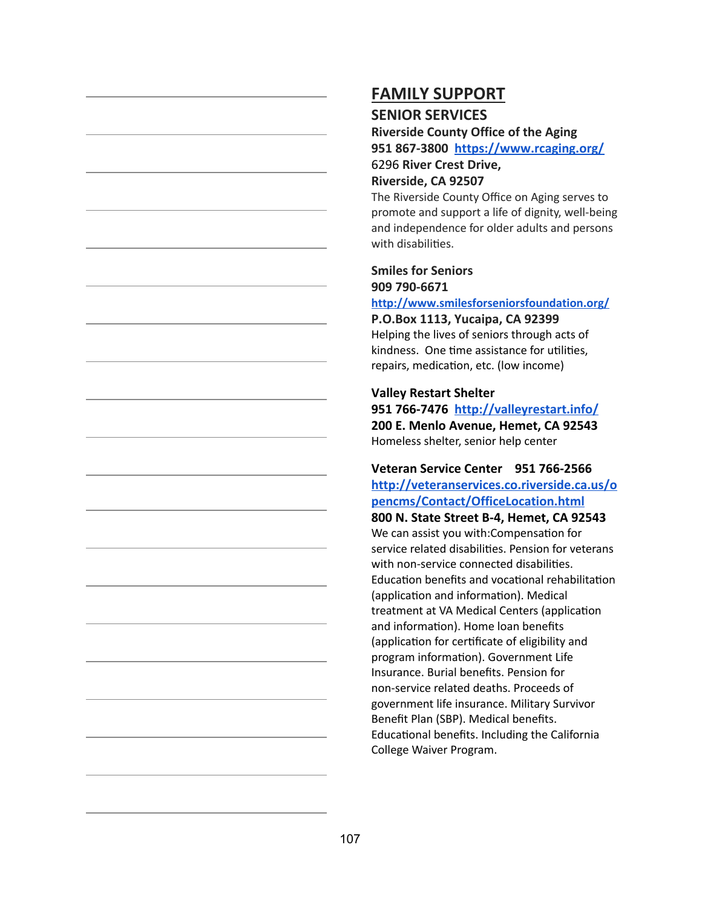# FAMILY SUPPORT

## SENIOR SERVICES

**Riverside County Office of the Aging**
**951 867-3800** **https://www.rcaging.org/**
6296 **River Crest Drive,**
**Riverside, CA 92507**
The Riverside County Office on Aging serves to promote and support a life of dignity, well-being and independence for older adults and persons with disabilities.

**Smiles for Seniors**
**909 790-6671**
**http://www.smilesforseniorsfoundation.org/**
**P.O.Box 1113, Yucaipa, CA 92399**
Helping the lives of seniors through acts of kindness. One time assistance for utilities, repairs, medication, etc. (low income)

**Valley Restart Shelter**
**951 766-7476** **http://valleyrestart.info/**
**200 E. Menlo Avenue, Hemet, CA 92543**
Homeless shelter, senior help center

**Veteran Service Center 951 766-2566**
**http://veteranservices.co.riverside.ca.us/opencms/Contact/OfficeLocation.html**
**800 N. State Street B-4, Hemet, CA 92543**
We can assist you with:Compensation for service related disabilities. Pension for veterans with non-service connected disabilities. Education benefits and vocational rehabilitation (application and information). Medical treatment at VA Medical Centers (application and information). Home loan benefits (application for certificate of eligibility and program information). Government Life Insurance. Burial benefits. Pension for non-service related deaths. Proceeds of government life insurance. Military Survivor Benefit Plan (SBP). Medical benefits. Educational benefits. Including the California College Waiver Program.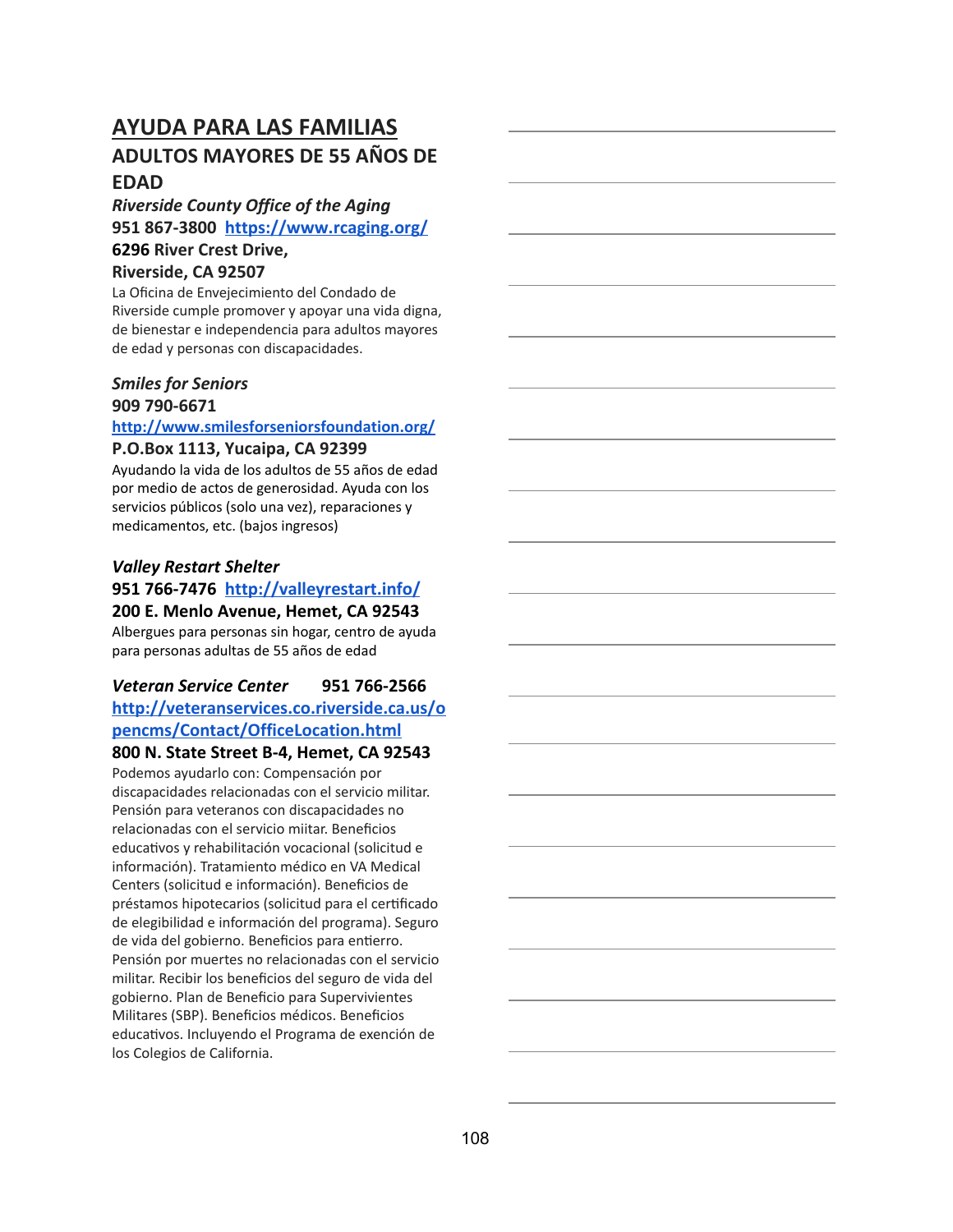# AYUDA PARA LAS FAMILIAS

## ADULTOS MAYORES DE 55 AÑOS DE EDAD

***Riverside County Office of the Aging***

**951 867-3800** **https://www.rcaging.org/**

**6296 River Crest Drive,**
**Riverside, CA 92507**

La Oficina de Envejecimiento del Condado de Riverside cumple promover y apoyar una vida digna, de bienestar e independencia para adultos mayores de edad y personas con discapacidades.

***Smiles for Seniors***

**909 790-6671**

**http://www.smilesforseniorsfoundation.org/**

**P.O.Box 1113, Yucaipa, CA 92399**

Ayudando la vida de los adultos de 55 años de edad por medio de actos de generosidad. Ayuda con los servicios públicos (solo una vez), reparaciones y medicamentos, etc. (bajos ingresos)

***Valley Restart Shelter***

**951 766-7476** **http://valleyrestart.info/**

**200 E. Menlo Avenue, Hemet, CA 92543**

Albergues para personas sin hogar, centro de ayuda para personas adultas de 55 años de edad

***Veteran Service Center*** **951 766-2566**

**http://veteranservices.co.riverside.ca.us/opencms/Contact/OfficeLocation.html**

**800 N. State Street B-4, Hemet, CA 92543**

Podemos ayudarlo con: Compensación por discapacidades relacionadas con el servicio militar. Pensión para veteranos con discapacidades no relacionadas con el servicio miitar. Beneficios educativos y rehabilitación vocacional (solicitud e información). Tratamiento médico en VA Medical Centers (solicitud e información). Beneficios de préstamos hipotecarios (solicitud para el certificado de elegibilidad e información del programa). Seguro de vida del gobierno. Beneficios para entierro. Pensión por muertes no relacionadas con el servicio militar. Recibir los beneficios del seguro de vida del gobierno. Plan de Beneficio para Supervivientes Militares (SBP). Beneficios médicos. Beneficios educativos. Incluyendo el Programa de exención de los Colegios de California.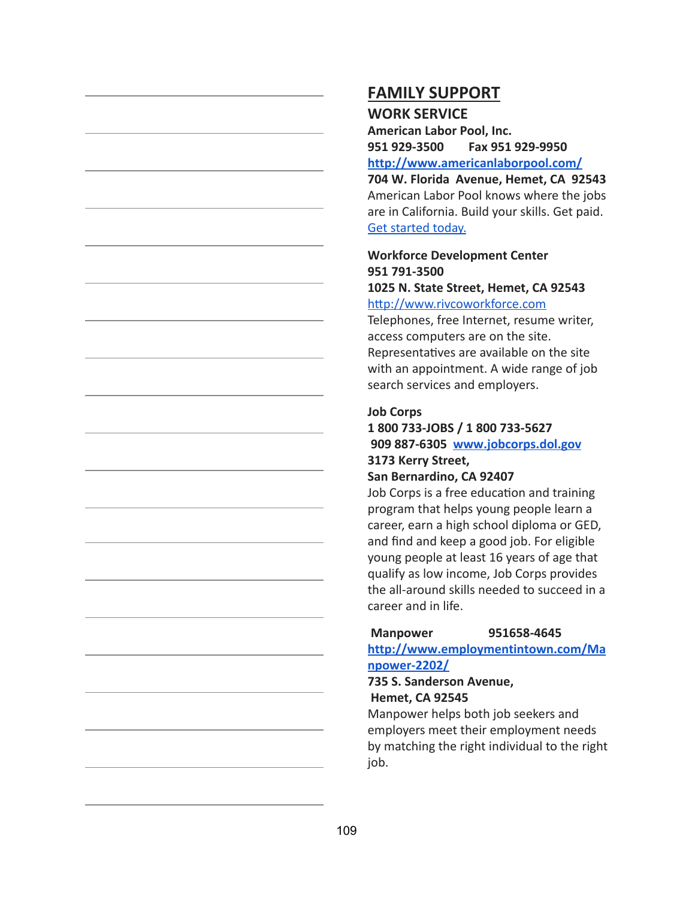# FAMILY SUPPORT

## WORK SERVICE

**American Labor Pool, Inc.**
**951 929-3500      Fax 951 929-9950**
**http://www.americanlaborpool.com/**
**704 W. Florida Avenue, Hemet, CA 92543**
American Labor Pool knows where the jobs are in California. Build your skills. Get paid. Get started today.

**Workforce Development Center**
**951 791-3500**
**1025 N. State Street, Hemet, CA 92543**
http://www.rivcoworkforce.com
Telephones, free Internet, resume writer, access computers are on the site. Representatives are available on the site with an appointment. A wide range of job search services and employers.

**Job Corps**
**1 800 733-JOBS / 1 800 733-5627**
**909 887-6305 www.jobcorps.dol.gov**
**3173 Kerry Street,**
**San Bernardino, CA 92407**
Job Corps is a free education and training program that helps young people learn a career, earn a high school diploma or GED, and find and keep a good job. For eligible young people at least 16 years of age that qualify as low income, Job Corps provides the all-around skills needed to succeed in a career and in life.

**Manpower      951658-4645**
**http://www.employmentintown.com/Manpower-2202/**
**735 S. Sanderson Avenue,**
**Hemet, CA 92545**
Manpower helps both job seekers and employers meet their employment needs by matching the right individual to the right job.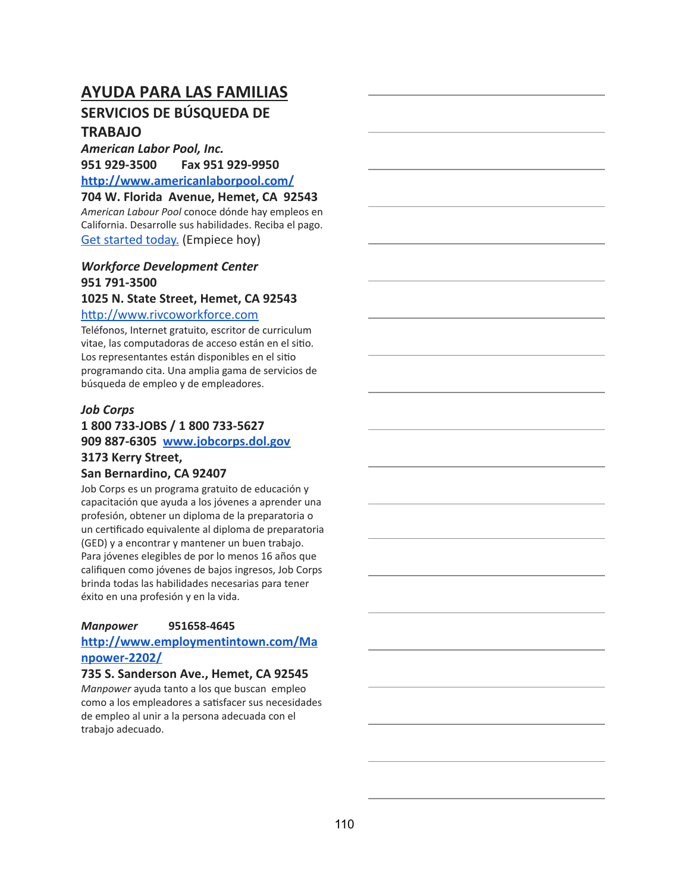# AYUDA PARA LAS FAMILIAS

## SERVICIOS DE BÚSQUEDA DE TRABAJO

***American Labor Pool, Inc.***
**951 929-3500 Fax 951 929-9950**
**http://www.americanlaborpool.com/**
**704 W. Florida Avenue, Hemet, CA 92543**
*American Labour Pool* conoce dónde hay empleos en California. Desarrolle sus habilidades. Reciba el pago. Get started today. (Empiece hoy)

***Workforce Development Center***
**951 791-3500**
**1025 N. State Street, Hemet, CA 92543**
http://www.rivcoworkforce.com
Teléfonos, Internet gratuito, escritor de curriculum vitae, las computadoras de acceso están en el sitio. Los representantes están disponibles en el sitio programando cita. Una amplia gama de servicios de búsqueda de empleo y de empleadores.

***Job Corps***
**1 800 733-JOBS / 1 800 733-5627**
**909 887-6305 www.jobcorps.dol.gov**
**3173 Kerry Street,**
**San Bernardino, CA 92407**
Job Corps es un programa gratuito de educación y capacitación que ayuda a los jóvenes a aprender una profesión, obtener un diploma de la preparatoria o un certificado equivalente al diploma de preparatoria (GED) y a encontrar y mantener un buen trabajo. Para jóvenes elegibles de por lo menos 16 años que califiquen como jóvenes de bajos ingresos, Job Corps brinda todas las habilidades necesarias para tener éxito en una profesión y en la vida.

***Manpower*** **951658-4645**
**http://www.employmentintown.com/Manpower-2202/**
**735 S. Sanderson Ave., Hemet, CA 92545**
*Manpower* ayuda tanto a los que buscan empleo como a los empleadores a satisfacer sus necesidades de empleo al unir a la persona adecuada con el trabajo adecuado.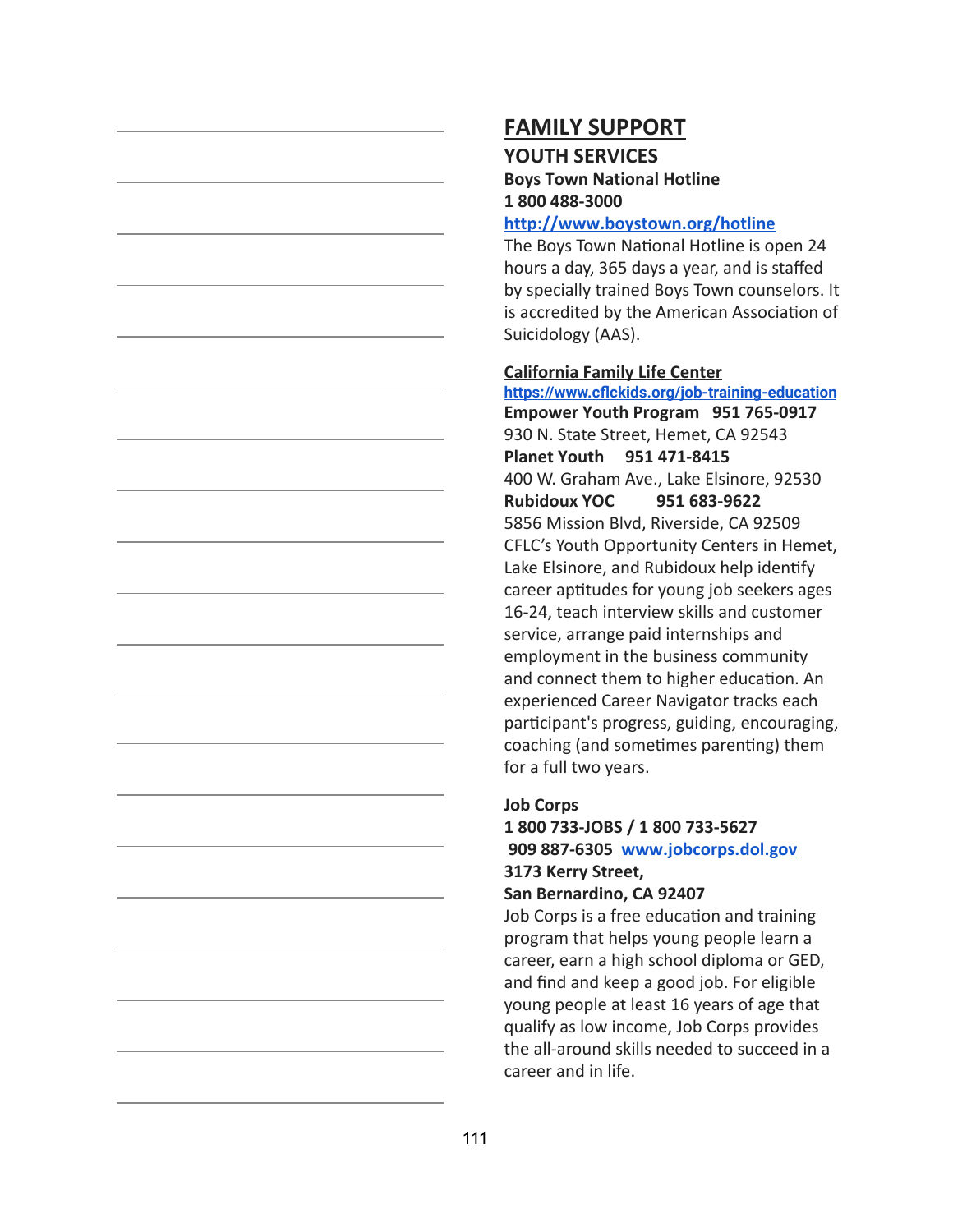# FAMILY SUPPORT

## YOUTH SERVICES

**Boys Town National Hotline**
**1 800 488-3000**
**http://www.boystown.org/hotline**

The Boys Town National Hotline is open 24 hours a day, 365 days a year, and is staffed by specially trained Boys Town counselors. It is accredited by the American Association of Suicidology (AAS).

**California Family Life Center**
**https://www.cflckids.org/job-training-education**

**Empower Youth Program 951 765-0917**
930 N. State Street, Hemet, CA 92543

**Planet Youth 951 471-8415**
400 W. Graham Ave., Lake Elsinore, 92530

**Rubidoux YOC 951 683-9622**
5856 Mission Blvd, Riverside, CA 92509

CFLC's Youth Opportunity Centers in Hemet, Lake Elsinore, and Rubidoux help identify career aptitudes for young job seekers ages 16-24, teach interview skills and customer service, arrange paid internships and employment in the business community and connect them to higher education. An experienced Career Navigator tracks each participant's progress, guiding, encouraging, coaching (and sometimes parenting) them for a full two years.

**Job Corps**
**1 800 733-JOBS / 1 800 733-5627**
**909 887-6305 www.jobcorps.dol.gov**
**3173 Kerry Street,**
**San Bernardino, CA 92407**

Job Corps is a free education and training program that helps young people learn a career, earn a high school diploma or GED, and find and keep a good job. For eligible young people at least 16 years of age that qualify as low income, Job Corps provides the all-around skills needed to succeed in a career and in life.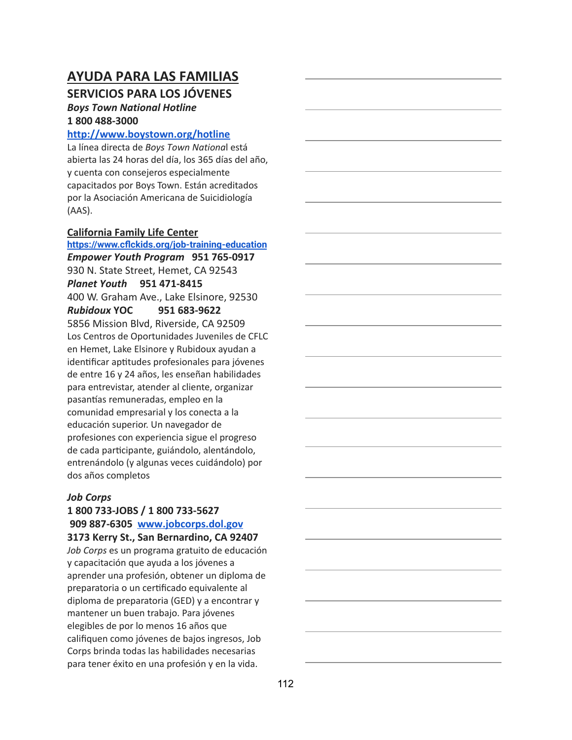# AYUDA PARA LAS FAMILIAS

## SERVICIOS PARA LOS JÓVENES

***Boys Town National Hotline***
**1 800 488-3000**
**http://www.boystown.org/hotline**

La línea directa de *Boys Town National* está abierta las 24 horas del día, los 365 días del año, y cuenta con consejeros especialmente capacitados por Boys Town. Están acreditados por la Asociación Americana de Suicidiología (AAS).

**California Family Life Center**
**https://www.cflckids.org/job-training-education**

***Empower Youth Program*** **951 765-0917**
930 N. State Street, Hemet, CA 92543

***Planet Youth*** **951 471-8415**
400 W. Graham Ave., Lake Elsinore, 92530

***Rubidoux* YOC** **951 683-9622**
5856 Mission Blvd, Riverside, CA 92509

Los Centros de Oportunidades Juveniles de CFLC en Hemet, Lake Elsinore y Rubidoux ayudan a identificar aptitudes profesionales para jóvenes de entre 16 y 24 años, les enseñan habilidades para entrevistar, atender al cliente, organizar pasantías remuneradas, empleo en la comunidad empresarial y los conecta a la educación superior. Un navegador de profesiones con experiencia sigue el progreso de cada participante, guiándolo, alentándolo, entrenándolo (y algunas veces cuidándolo) por dos años completos

***Job Corps***
**1 800 733-JOBS / 1 800 733-5627**
**909 887-6305** **www.jobcorps.dol.gov**
**3173 Kerry St., San Bernardino, CA 92407**

*Job Corps* es un programa gratuito de educación y capacitación que ayuda a los jóvenes a aprender una profesión, obtener un diploma de preparatoria o un certificado equivalente al diploma de preparatoria (GED) y a encontrar y mantener un buen trabajo. Para jóvenes elegibles de por lo menos 16 años que califiquen como jóvenes de bajos ingresos, Job Corps brinda todas las habilidades necesarias para tener éxito en una profesión y en la vida.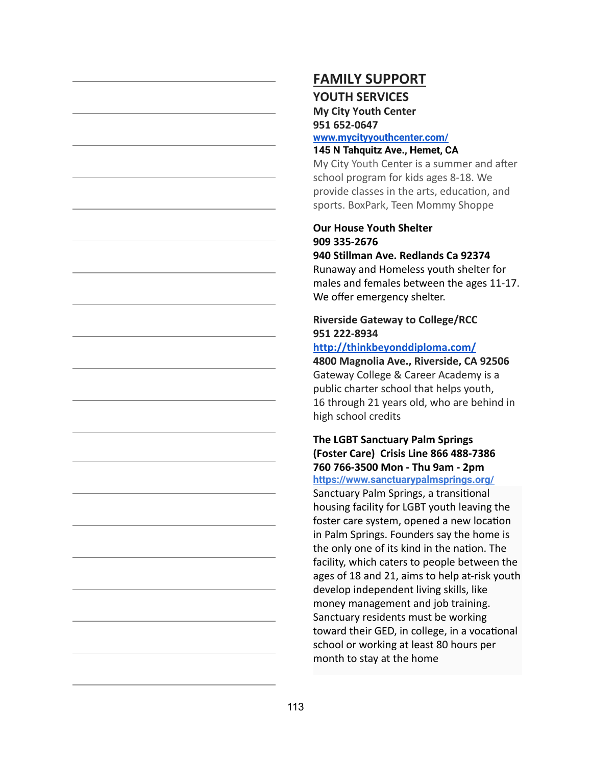# FAMILY SUPPORT

## YOUTH SERVICES

**My City Youth Center**
**951 652-0647**
[www.mycityyouthcenter.com/](www.mycityyouthcenter.com/)
**145 N Tahquitz Ave., Hemet, CA**
My City Youth Center is a summer and after school program for kids ages 8-18. We provide classes in the arts, education, and sports. BoxPark, Teen Mommy Shoppe

**Our House Youth Shelter**
**909 335-2676**
**940 Stillman Ave. Redlands Ca 92374**
Runaway and Homeless youth shelter for males and females between the ages 11-17. We offer emergency shelter.

**Riverside Gateway to College/RCC**
**951 222-8934**
[http://thinkbeyonddiploma.com/](http://thinkbeyonddiploma.com/)
**4800 Magnolia Ave., Riverside, CA 92506**
Gateway College & Career Academy is a public charter school that helps youth, 16 through 21 years old, who are behind in high school credits

**The LGBT Sanctuary Palm Springs**
**(Foster Care) Crisis Line 866 488-7386**
**760 766-3500 Mon - Thu 9am - 2pm**
[https://www.sanctuarypalmsprings.org/](https://www.sanctuarypalmsprings.org/)
Sanctuary Palm Springs, a transitional housing facility for LGBT youth leaving the foster care system, opened a new location in Palm Springs. Founders say the home is the only one of its kind in the nation. The facility, which caters to people between the ages of 18 and 21, aims to help at-risk youth develop independent living skills, like money management and job training. Sanctuary residents must be working toward their GED, in college, in a vocational school or working at least 80 hours per month to stay at the home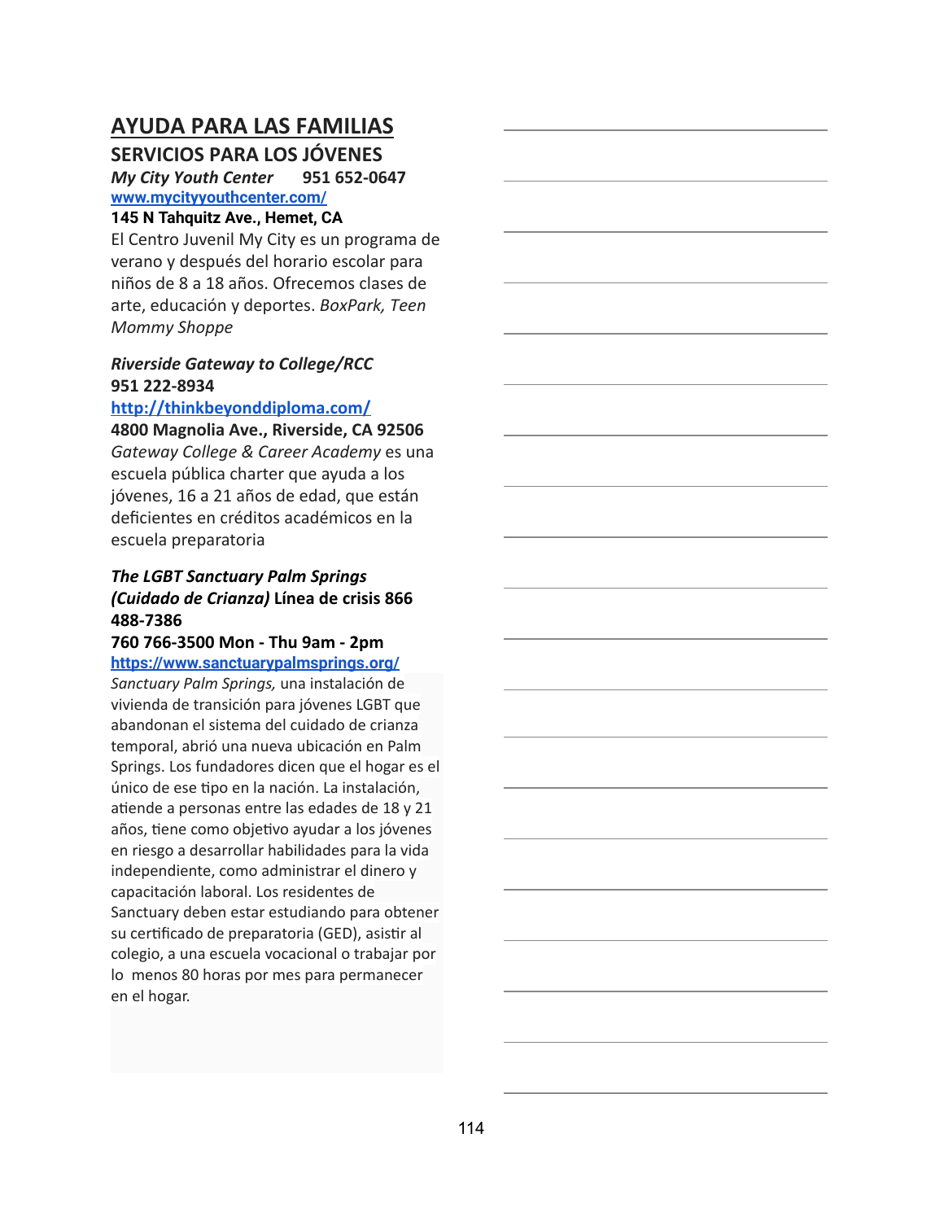# AYUDA PARA LAS FAMILIAS

## SERVICIOS PARA LOS JÓVENES

***My City Youth Center*** **951 652-0647**
**www.mycityyouthcenter.com/**
**145 N Tahquitz Ave., Hemet, CA**
El Centro Juvenil My City es un programa de verano y después del horario escolar para niños de 8 a 18 años. Ofrecemos clases de arte, educación y deportes. *BoxPark, Teen Mommy Shoppe*

***Riverside Gateway to College/RCC***
**951 222-8934**
**http://thinkbeyonddiploma.com/**
**4800 Magnolia Ave., Riverside, CA 92506**
*Gateway College & Career Academy* es una escuela pública charter que ayuda a los jóvenes, 16 a 21 años de edad, que están deficientes en créditos académicos en la escuela preparatoria

***The LGBT Sanctuary Palm Springs (Cuidado de Crianza)*** **Línea de crisis 866 488-7386**
**760 766-3500 Mon - Thu 9am - 2pm**
**https://www.sanctuarypalmsprings.org/**
*Sanctuary Palm Springs,* una instalación de vivienda de transición para jóvenes LGBT que abandonan el sistema del cuidado de crianza temporal, abrió una nueva ubicación en Palm Springs. Los fundadores dicen que el hogar es el único de ese tipo en la nación. La instalación, atiende a personas entre las edades de 18 y 21 años, tiene como objetivo ayudar a los jóvenes en riesgo a desarrollar habilidades para la vida independiente, como administrar el dinero y capacitación laboral. Los residentes de Sanctuary deben estar estudiando para obtener su certificado de preparatoria (GED), asistir al colegio, a una escuela vocacional o trabajar por lo menos 80 horas por mes para permanecer en el hogar.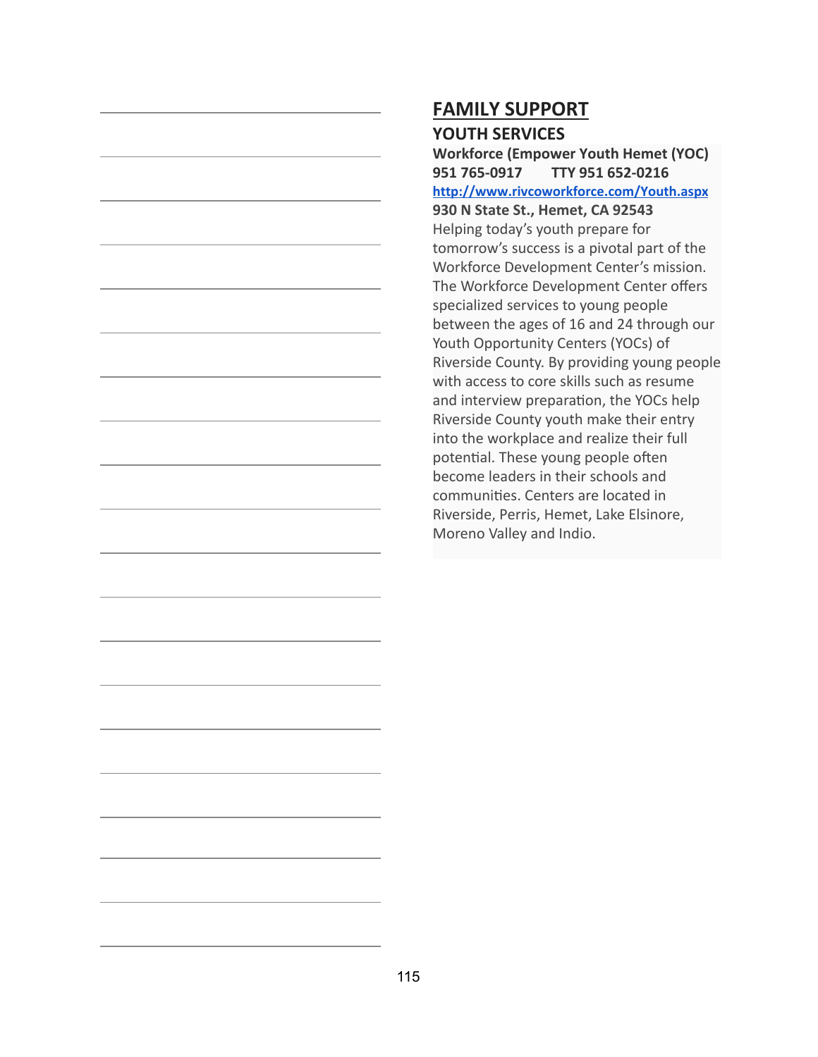## FAMILY SUPPORT

### YOUTH SERVICES

**Workforce (Empower Youth Hemet (YOC)**
**951 765-0917 TTY 951 652-0216**
**http://www.rivcoworkforce.com/Youth.aspx**
**930 N State St., Hemet, CA 92543**

Helping today's youth prepare for tomorrow's success is a pivotal part of the Workforce Development Center's mission. The Workforce Development Center offers specialized services to young people between the ages of 16 and 24 through our Youth Opportunity Centers (YOCs) of Riverside County. By providing young people with access to core skills such as resume and interview preparation, the YOCs help Riverside County youth make their entry into the workplace and realize their full potential. These young people often become leaders in their schools and communities. Centers are located in Riverside, Perris, Hemet, Lake Elsinore, Moreno Valley and Indio.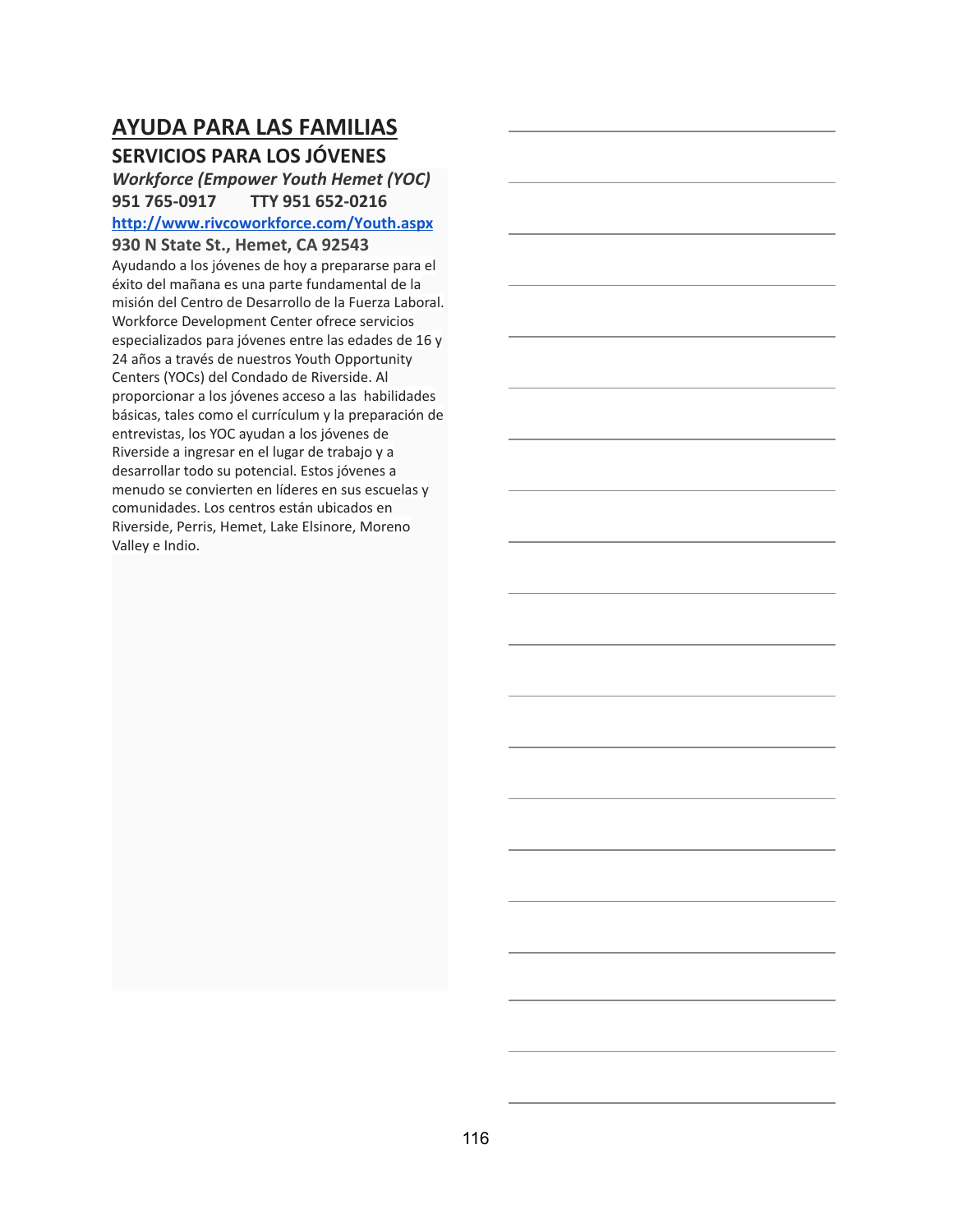## AYUDA PARA LAS FAMILIAS

### SERVICIOS PARA LOS JÓVENES

***Workforce (Empower Youth Hemet (YOC)***

**951 765-0917 TTY 951 652-0216**

**http://www.rivcoworkforce.com/Youth.aspx**

**930 N State St., Hemet, CA 92543**

Ayudando a los jóvenes de hoy a prepararse para el éxito del mañana es una parte fundamental de la misión del Centro de Desarrollo de la Fuerza Laboral. Workforce Development Center ofrece servicios especializados para jóvenes entre las edades de 16 y 24 años a través de nuestros Youth Opportunity Centers (YOCs) del Condado de Riverside. Al proporcionar a los jóvenes acceso a las habilidades básicas, tales como el currículum y la preparación de entrevistas, los YOC ayudan a los jóvenes de Riverside a ingresar en el lugar de trabajo y a desarrollar todo su potencial. Estos jóvenes a menudo se convierten en líderes en sus escuelas y comunidades. Los centros están ubicados en Riverside, Perris, Hemet, Lake Elsinore, Moreno Valley e Indio.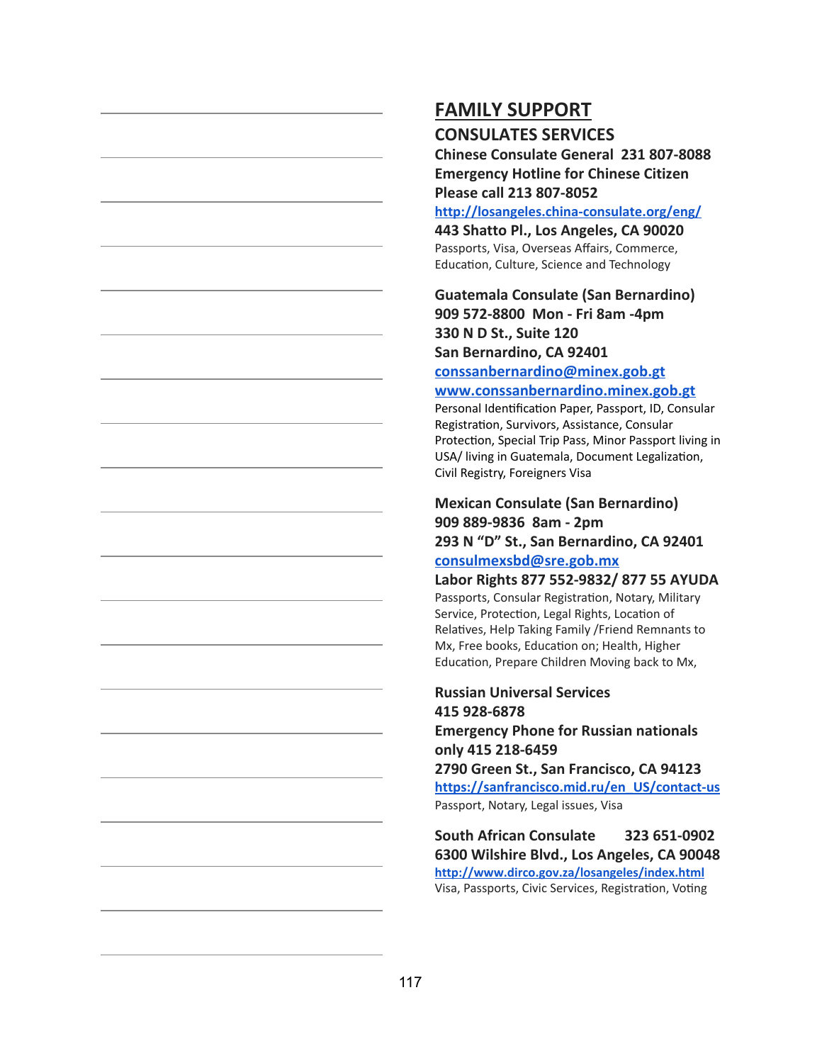# FAMILY SUPPORT

## CONSULATES SERVICES

**Chinese Consulate General 231 807-8088**
**Emergency Hotline for Chinese Citizen**
**Please call 213 807-8052**
**http://losangeles.china-consulate.org/eng/**
**443 Shatto Pl., Los Angeles, CA 90020**
Passports, Visa, Overseas Affairs, Commerce, Education, Culture, Science and Technology

**Guatemala Consulate (San Bernardino)**
**909 572-8800 Mon - Fri 8am -4pm**
**330 N D St., Suite 120**
**San Bernardino, CA 92401**
**conssanbernardino@minex.gob.gt**
**www.conssanbernardino.minex.gob.gt**
Personal Identification Paper, Passport, ID, Consular Registration, Survivors, Assistance, Consular Protection, Special Trip Pass, Minor Passport living in USA/ living in Guatemala, Document Legalization, Civil Registry, Foreigners Visa

**Mexican Consulate (San Bernardino)**
**909 889-9836 8am - 2pm**
**293 N "D" St., San Bernardino, CA 92401**
**consulmexsbd@sre.gob.mx**
**Labor Rights 877 552-9832/ 877 55 AYUDA**
Passports, Consular Registration, Notary, Military Service, Protection, Legal Rights, Location of Relatives, Help Taking Family /Friend Remnants to Mx, Free books, Education on; Health, Higher Education, Prepare Children Moving back to Mx,

**Russian Universal Services**
**415 928-6878**
**Emergency Phone for Russian nationals only 415 218-6459**
**2790 Green St., San Francisco, CA 94123**
**https://sanfrancisco.mid.ru/en_US/contact-us**
Passport, Notary, Legal issues, Visa

**South African Consulate 323 651-0902**
**6300 Wilshire Blvd., Los Angeles, CA 90048**
**http://www.dirco.gov.za/losangeles/index.html**
Visa, Passports, Civic Services, Registration, Voting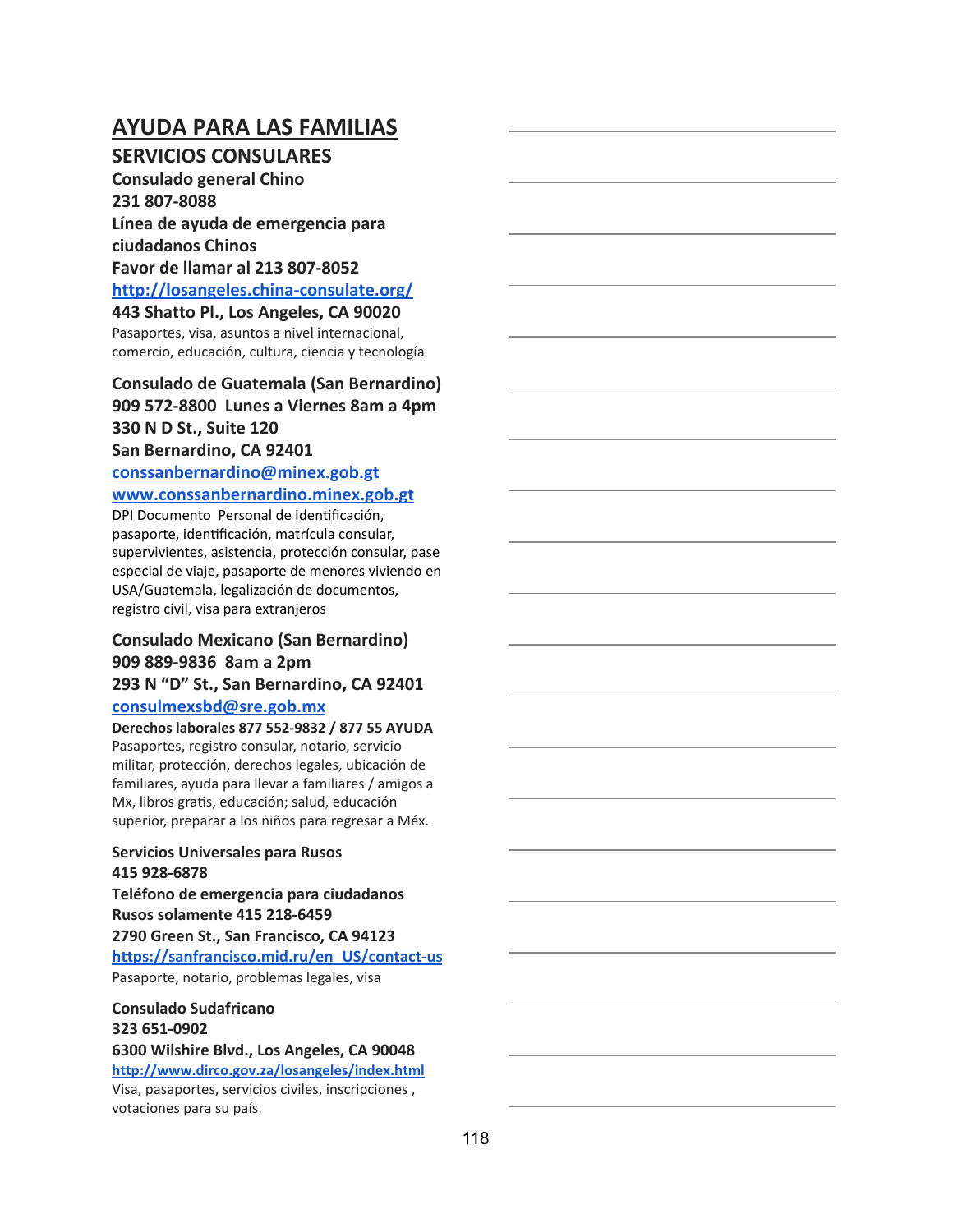# AYUDA PARA LAS FAMILIAS

## SERVICIOS CONSULARES

**Consulado general Chino**
**231 807-8088**
**Línea de ayuda de emergencia para ciudadanos Chinos**
**Favor de llamar al 213 807-8052**
**http://losangeles.china-consulate.org/**
**443 Shatto Pl., Los Angeles, CA 90020**
Pasaportes, visa, asuntos a nivel internacional, comercio, educación, cultura, ciencia y tecnología

**Consulado de Guatemala (San Bernardino)**
**909 572-8800 Lunes a Viernes 8am a 4pm**
**330 N D St., Suite 120**
**San Bernardino, CA 92401**
**conssanbernardino@minex.gob.gt**
**www.conssanbernardino.minex.gob.gt**
DPI Documento Personal de Identificación, pasaporte, identificación, matrícula consular, supervivientes, asistencia, protección consular, pase especial de viaje, pasaporte de menores viviendo en USA/Guatemala, legalización de documentos, registro civil, visa para extranjeros

**Consulado Mexicano (San Bernardino)**
**909 889-9836 8am a 2pm**
**293 N "D" St., San Bernardino, CA 92401**
**consulmexsbd@sre.gob.mx**
**Derechos laborales 877 552-9832 / 877 55 AYUDA**
Pasaportes, registro consular, notario, servicio militar, protección, derechos legales, ubicación de familiares, ayuda para llevar a familiares / amigos a Mx, libros gratis, educación; salud, educación superior, preparar a los niños para regresar a Méx.

**Servicios Universales para Rusos**
**415 928-6878**
**Teléfono de emergencia para ciudadanos Rusos solamente 415 218-6459**
**2790 Green St., San Francisco, CA 94123**
**https://sanfrancisco.mid.ru/en_US/contact-us**
Pasaporte, notario, problemas legales, visa

**Consulado Sudafricano**
**323 651-0902**
**6300 Wilshire Blvd., Los Angeles, CA 90048**
**http://www.dirco.gov.za/losangeles/index.html**
Visa, pasaportes, servicios civiles, inscripciones , votaciones para su país.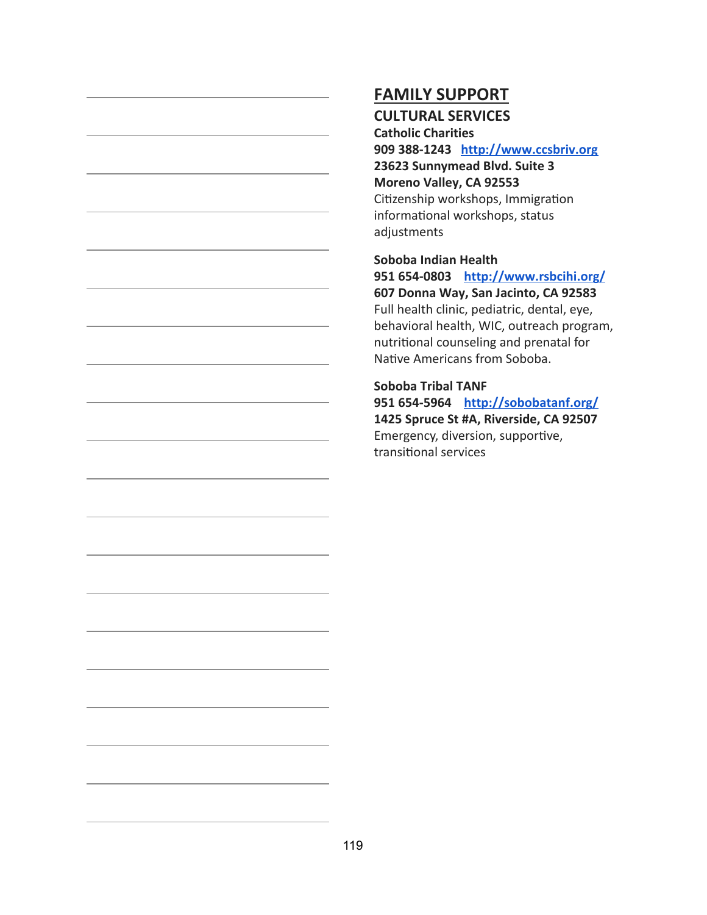# FAMILY SUPPORT

## CULTURAL SERVICES

**Catholic Charities**
**909 388-1243** **http://www.ccsbriv.org**
**23623 Sunnymead Blvd. Suite 3**
**Moreno Valley, CA 92553**
Citizenship workshops, Immigration informational workshops, status adjustments

**Soboba Indian Health**
**951 654-0803** **http://www.rsbcihi.org/**
**607 Donna Way, San Jacinto, CA 92583**
Full health clinic, pediatric, dental, eye, behavioral health, WIC, outreach program, nutritional counseling and prenatal for Native Americans from Soboba.

**Soboba Tribal TANF**
**951 654-5964** **http://sobobatanf.org/**
**1425 Spruce St #A, Riverside, CA 92507**
Emergency, diversion, supportive, transitional services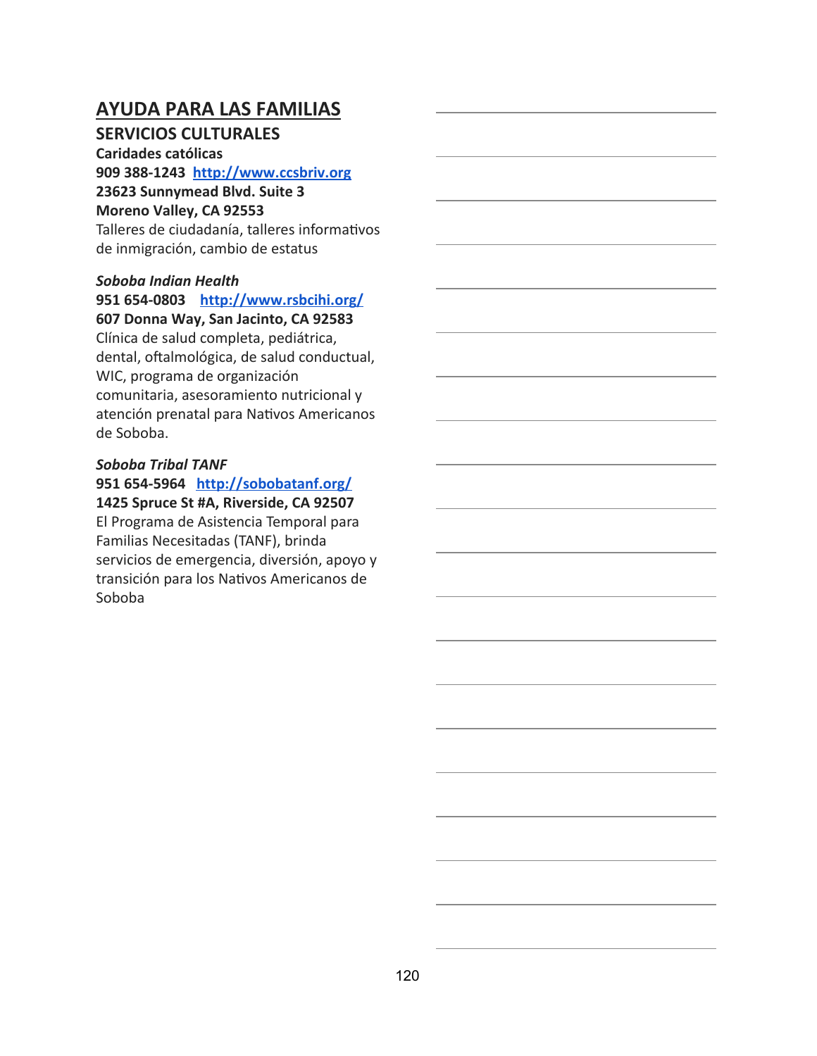## AYUDA PARA LAS FAMILIAS

### SERVICIOS CULTURALES

**Caridades católicas**
**909 388-1243** [http://www.ccsbriv.org](http://www.ccsbriv.org)
**23623 Sunnymead Blvd. Suite 3**
**Moreno Valley, CA 92553**
Talleres de ciudadanía, talleres informativos de inmigración, cambio de estatus

***Soboba Indian Health***
**951 654-0803** [http://www.rsbcihi.org/](http://www.rsbcihi.org/)
**607 Donna Way, San Jacinto, CA 92583**
Clínica de salud completa, pediátrica, dental, oftalmológica, de salud conductual, WIC, programa de organización comunitaria, asesoramiento nutricional y atención prenatal para Nativos Americanos de Soboba.

***Soboba Tribal TANF***
**951 654-5964** [http://sobobatanf.org/](http://sobobatanf.org/)
**1425 Spruce St #A, Riverside, CA 92507**
El Programa de Asistencia Temporal para Familias Necesitadas (TANF), brinda servicios de emergencia, diversión, apoyo y transición para los Nativos Americanos de Soboba